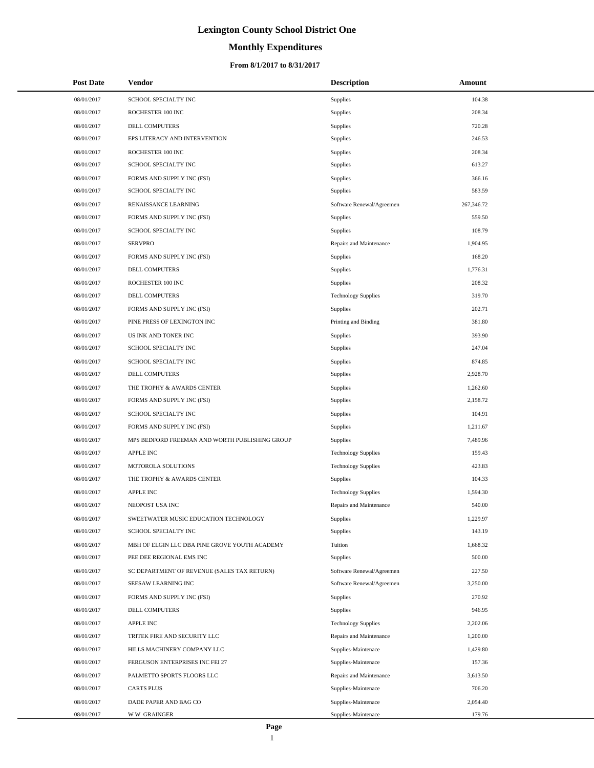# Lexington County School District One

## Monthly Expenditures

### From 8/1/2017 to 8/31/2017

| Post Date | Vendor | Description | Amount |
|---|---|---|---|
| 08/01/2017 | SCHOOL SPECIALTY INC | Supplies | 104.38 |
| 08/01/2017 | ROCHESTER 100 INC | Supplies | 208.34 |
| 08/01/2017 | DELL COMPUTERS | Supplies | 720.28 |
| 08/01/2017 | EPS LITERACY AND INTERVENTION | Supplies | 246.53 |
| 08/01/2017 | ROCHESTER 100 INC | Supplies | 208.34 |
| 08/01/2017 | SCHOOL SPECIALTY INC | Supplies | 613.27 |
| 08/01/2017 | FORMS AND SUPPLY INC (FSI) | Supplies | 366.16 |
| 08/01/2017 | SCHOOL SPECIALTY INC | Supplies | 583.59 |
| 08/01/2017 | RENAISSANCE LEARNING | Software Renewal/Agreemen | 267,346.72 |
| 08/01/2017 | FORMS AND SUPPLY INC (FSI) | Supplies | 559.50 |
| 08/01/2017 | SCHOOL SPECIALTY INC | Supplies | 108.79 |
| 08/01/2017 | SERVPRO | Repairs and Maintenance | 1,904.95 |
| 08/01/2017 | FORMS AND SUPPLY INC (FSI) | Supplies | 168.20 |
| 08/01/2017 | DELL COMPUTERS | Supplies | 1,776.31 |
| 08/01/2017 | ROCHESTER 100 INC | Supplies | 208.32 |
| 08/01/2017 | DELL COMPUTERS | Technology Supplies | 319.70 |
| 08/01/2017 | FORMS AND SUPPLY INC (FSI) | Supplies | 202.71 |
| 08/01/2017 | PINE PRESS OF LEXINGTON INC | Printing and Binding | 381.80 |
| 08/01/2017 | US INK AND TONER INC | Supplies | 393.90 |
| 08/01/2017 | SCHOOL SPECIALTY INC | Supplies | 247.04 |
| 08/01/2017 | SCHOOL SPECIALTY INC | Supplies | 874.85 |
| 08/01/2017 | DELL COMPUTERS | Supplies | 2,928.70 |
| 08/01/2017 | THE TROPHY & AWARDS CENTER | Supplies | 1,262.60 |
| 08/01/2017 | FORMS AND SUPPLY INC (FSI) | Supplies | 2,158.72 |
| 08/01/2017 | SCHOOL SPECIALTY INC | Supplies | 104.91 |
| 08/01/2017 | FORMS AND SUPPLY INC (FSI) | Supplies | 1,211.67 |
| 08/01/2017 | MPS BEDFORD FREEMAN AND WORTH PUBLISHING GROUP | Supplies | 7,489.96 |
| 08/01/2017 | APPLE INC | Technology Supplies | 159.43 |
| 08/01/2017 | MOTOROLA SOLUTIONS | Technology Supplies | 423.83 |
| 08/01/2017 | THE TROPHY & AWARDS CENTER | Supplies | 104.33 |
| 08/01/2017 | APPLE INC | Technology Supplies | 1,594.30 |
| 08/01/2017 | NEOPOST USA INC | Repairs and Maintenance | 540.00 |
| 08/01/2017 | SWEETWATER MUSIC EDUCATION TECHNOLOGY | Supplies | 1,229.97 |
| 08/01/2017 | SCHOOL SPECIALTY INC | Supplies | 143.19 |
| 08/01/2017 | MBH OF ELGIN LLC DBA PINE GROVE YOUTH ACADEMY | Tuition | 1,668.32 |
| 08/01/2017 | PEE DEE REGIONAL EMS INC | Supplies | 500.00 |
| 08/01/2017 | SC DEPARTMENT OF REVENUE (SALES TAX RETURN) | Software Renewal/Agreemen | 227.50 |
| 08/01/2017 | SEESAW LEARNING INC | Software Renewal/Agreemen | 3,250.00 |
| 08/01/2017 | FORMS AND SUPPLY INC (FSI) | Supplies | 270.92 |
| 08/01/2017 | DELL COMPUTERS | Supplies | 946.95 |
| 08/01/2017 | APPLE INC | Technology Supplies | 2,202.06 |
| 08/01/2017 | TRITEK FIRE AND SECURITY LLC | Repairs and Maintenance | 1,200.00 |
| 08/01/2017 | HILLS MACHINERY COMPANY LLC | Supplies-Maintenace | 1,429.80 |
| 08/01/2017 | FERGUSON ENTERPRISES INC FEI 27 | Supplies-Maintenace | 157.36 |
| 08/01/2017 | PALMETTO SPORTS FLOORS LLC | Repairs and Maintenance | 3,613.50 |
| 08/01/2017 | CARTS PLUS | Supplies-Maintenace | 706.20 |
| 08/01/2017 | DADE PAPER AND BAG CO | Supplies-Maintenace | 2,054.40 |
| 08/01/2017 | W W GRAINGER | Supplies-Maintenace | 179.76 |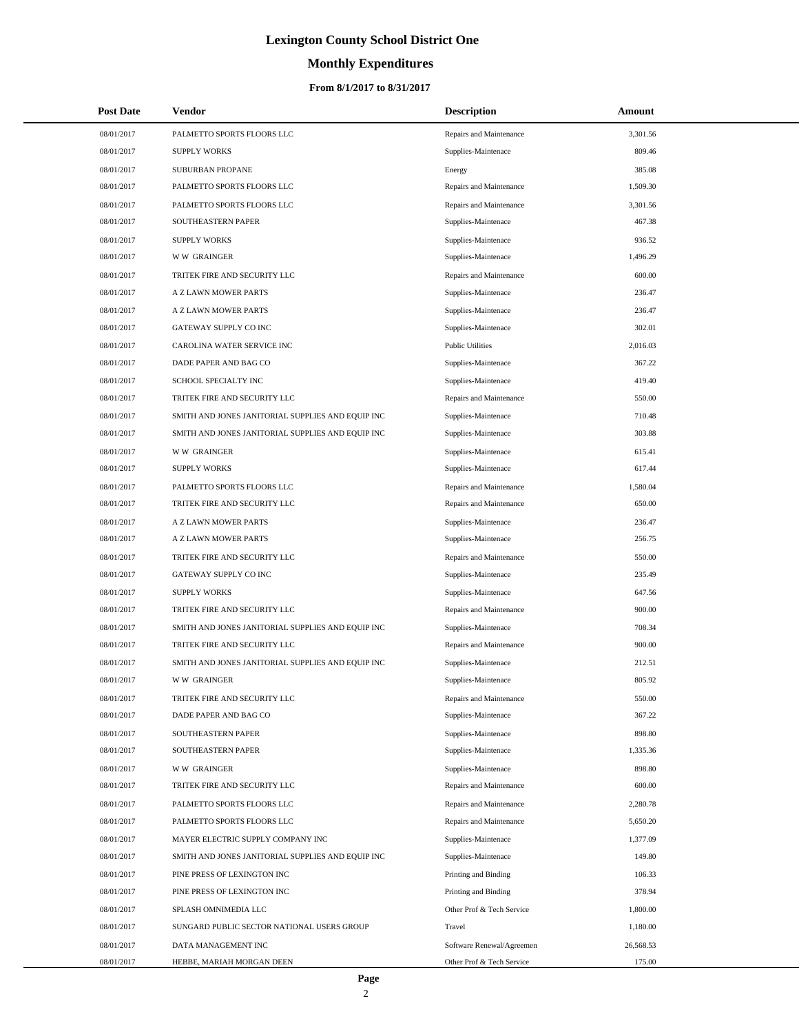# Lexington County School District One

## Monthly Expenditures

### From 8/1/2017 to 8/31/2017

| Post Date | Vendor | Description | Amount |
|---|---|---|---|
| 08/01/2017 | PALMETTO SPORTS FLOORS LLC | Repairs and Maintenance | 3,301.56 |
| 08/01/2017 | SUPPLY WORKS | Supplies-Maintenace | 809.46 |
| 08/01/2017 | SUBURBAN PROPANE | Energy | 385.08 |
| 08/01/2017 | PALMETTO SPORTS FLOORS LLC | Repairs and Maintenance | 1,509.30 |
| 08/01/2017 | PALMETTO SPORTS FLOORS LLC | Repairs and Maintenance | 3,301.56 |
| 08/01/2017 | SOUTHEASTERN PAPER | Supplies-Maintenace | 467.38 |
| 08/01/2017 | SUPPLY WORKS | Supplies-Maintenace | 936.52 |
| 08/01/2017 | W W GRAINGER | Supplies-Maintenace | 1,496.29 |
| 08/01/2017 | TRITEK FIRE AND SECURITY LLC | Repairs and Maintenance | 600.00 |
| 08/01/2017 | A Z LAWN MOWER PARTS | Supplies-Maintenace | 236.47 |
| 08/01/2017 | A Z LAWN MOWER PARTS | Supplies-Maintenace | 236.47 |
| 08/01/2017 | GATEWAY SUPPLY CO INC | Supplies-Maintenace | 302.01 |
| 08/01/2017 | CAROLINA WATER SERVICE INC | Public Utilities | 2,016.03 |
| 08/01/2017 | DADE PAPER AND BAG CO | Supplies-Maintenace | 367.22 |
| 08/01/2017 | SCHOOL SPECIALTY INC | Supplies-Maintenace | 419.40 |
| 08/01/2017 | TRITEK FIRE AND SECURITY LLC | Repairs and Maintenance | 550.00 |
| 08/01/2017 | SMITH AND JONES JANITORIAL SUPPLIES AND EQUIP INC | Supplies-Maintenace | 710.48 |
| 08/01/2017 | SMITH AND JONES JANITORIAL SUPPLIES AND EQUIP INC | Supplies-Maintenace | 303.88 |
| 08/01/2017 | W W GRAINGER | Supplies-Maintenace | 615.41 |
| 08/01/2017 | SUPPLY WORKS | Supplies-Maintenace | 617.44 |
| 08/01/2017 | PALMETTO SPORTS FLOORS LLC | Repairs and Maintenance | 1,580.04 |
| 08/01/2017 | TRITEK FIRE AND SECURITY LLC | Repairs and Maintenance | 650.00 |
| 08/01/2017 | A Z LAWN MOWER PARTS | Supplies-Maintenace | 236.47 |
| 08/01/2017 | A Z LAWN MOWER PARTS | Supplies-Maintenace | 256.75 |
| 08/01/2017 | TRITEK FIRE AND SECURITY LLC | Repairs and Maintenance | 550.00 |
| 08/01/2017 | GATEWAY SUPPLY CO INC | Supplies-Maintenace | 235.49 |
| 08/01/2017 | SUPPLY WORKS | Supplies-Maintenace | 647.56 |
| 08/01/2017 | TRITEK FIRE AND SECURITY LLC | Repairs and Maintenance | 900.00 |
| 08/01/2017 | SMITH AND JONES JANITORIAL SUPPLIES AND EQUIP INC | Supplies-Maintenace | 708.34 |
| 08/01/2017 | TRITEK FIRE AND SECURITY LLC | Repairs and Maintenance | 900.00 |
| 08/01/2017 | SMITH AND JONES JANITORIAL SUPPLIES AND EQUIP INC | Supplies-Maintenace | 212.51 |
| 08/01/2017 | W W GRAINGER | Supplies-Maintenace | 805.92 |
| 08/01/2017 | TRITEK FIRE AND SECURITY LLC | Repairs and Maintenance | 550.00 |
| 08/01/2017 | DADE PAPER AND BAG CO | Supplies-Maintenace | 367.22 |
| 08/01/2017 | SOUTHEASTERN PAPER | Supplies-Maintenace | 898.80 |
| 08/01/2017 | SOUTHEASTERN PAPER | Supplies-Maintenace | 1,335.36 |
| 08/01/2017 | W W GRAINGER | Supplies-Maintenace | 898.80 |
| 08/01/2017 | TRITEK FIRE AND SECURITY LLC | Repairs and Maintenance | 600.00 |
| 08/01/2017 | PALMETTO SPORTS FLOORS LLC | Repairs and Maintenance | 2,280.78 |
| 08/01/2017 | PALMETTO SPORTS FLOORS LLC | Repairs and Maintenance | 5,650.20 |
| 08/01/2017 | MAYER ELECTRIC SUPPLY COMPANY INC | Supplies-Maintenace | 1,377.09 |
| 08/01/2017 | SMITH AND JONES JANITORIAL SUPPLIES AND EQUIP INC | Supplies-Maintenace | 149.80 |
| 08/01/2017 | PINE PRESS OF LEXINGTON INC | Printing and Binding | 106.33 |
| 08/01/2017 | PINE PRESS OF LEXINGTON INC | Printing and Binding | 378.94 |
| 08/01/2017 | SPLASH OMNIMEDIA LLC | Other Prof & Tech Service | 1,800.00 |
| 08/01/2017 | SUNGARD PUBLIC SECTOR NATIONAL USERS GROUP | Travel | 1,180.00 |
| 08/01/2017 | DATA MANAGEMENT INC | Software Renewal/Agreemen | 26,568.53 |
| 08/01/2017 | HEBBE, MARIAH MORGAN DEEN | Other Prof & Tech Service | 175.00 |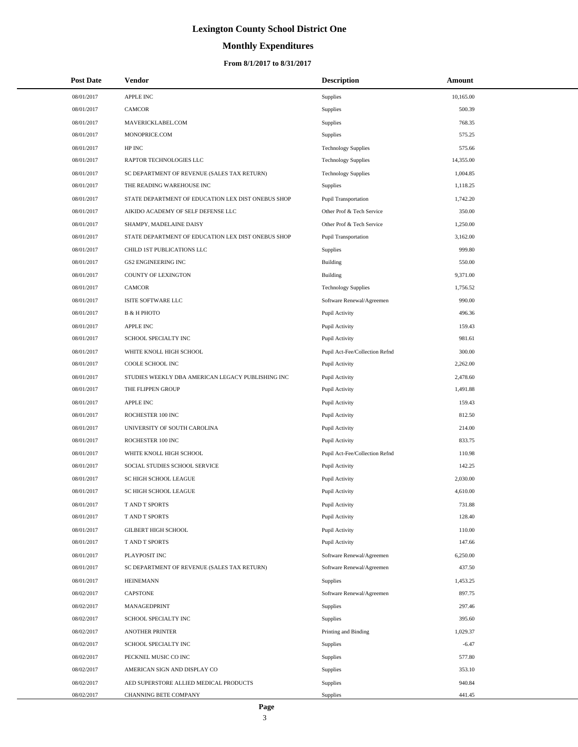# Lexington County School District One

## Monthly Expenditures

### From 8/1/2017 to 8/31/2017

| Post Date | Vendor | Description | Amount |
|---|---|---|---|
| 08/01/2017 | APPLE INC | Supplies | 10,165.00 |
| 08/01/2017 | CAMCOR | Supplies | 500.39 |
| 08/01/2017 | MAVERICKLABEL.COM | Supplies | 768.35 |
| 08/01/2017 | MONOPRICE.COM | Supplies | 575.25 |
| 08/01/2017 | HP INC | Technology Supplies | 575.66 |
| 08/01/2017 | RAPTOR TECHNOLOGIES LLC | Technology Supplies | 14,355.00 |
| 08/01/2017 | SC DEPARTMENT OF REVENUE (SALES TAX RETURN) | Technology Supplies | 1,004.85 |
| 08/01/2017 | THE READING WAREHOUSE INC | Supplies | 1,118.25 |
| 08/01/2017 | STATE DEPARTMENT OF EDUCATION LEX DIST ONEBUS SHOP | Pupil Transportation | 1,742.20 |
| 08/01/2017 | AIKIDO ACADEMY OF SELF DEFENSE LLC | Other Prof & Tech Service | 350.00 |
| 08/01/2017 | SHAMPY, MADELAINE DAISY | Other Prof & Tech Service | 1,250.00 |
| 08/01/2017 | STATE DEPARTMENT OF EDUCATION LEX DIST ONEBUS SHOP | Pupil Transportation | 3,162.00 |
| 08/01/2017 | CHILD 1ST PUBLICATIONS LLC | Supplies | 999.80 |
| 08/01/2017 | GS2 ENGINEERING INC | Building | 550.00 |
| 08/01/2017 | COUNTY OF LEXINGTON | Building | 9,371.00 |
| 08/01/2017 | CAMCOR | Technology Supplies | 1,756.52 |
| 08/01/2017 | ISITE SOFTWARE LLC | Software Renewal/Agreemen | 990.00 |
| 08/01/2017 | B & H PHOTO | Pupil Activity | 496.36 |
| 08/01/2017 | APPLE INC | Pupil Activity | 159.43 |
| 08/01/2017 | SCHOOL SPECIALTY INC | Pupil Activity | 981.61 |
| 08/01/2017 | WHITE KNOLL HIGH SCHOOL | Pupil Act-Fee/Collection Refnd | 300.00 |
| 08/01/2017 | COOLE SCHOOL INC | Pupil Activity | 2,262.00 |
| 08/01/2017 | STUDIES WEEKLY DBA AMERICAN LEGACY PUBLISHING INC | Pupil Activity | 2,478.60 |
| 08/01/2017 | THE FLIPPEN GROUP | Pupil Activity | 1,491.88 |
| 08/01/2017 | APPLE INC | Pupil Activity | 159.43 |
| 08/01/2017 | ROCHESTER 100 INC | Pupil Activity | 812.50 |
| 08/01/2017 | UNIVERSITY OF SOUTH CAROLINA | Pupil Activity | 214.00 |
| 08/01/2017 | ROCHESTER 100 INC | Pupil Activity | 833.75 |
| 08/01/2017 | WHITE KNOLL HIGH SCHOOL | Pupil Act-Fee/Collection Refnd | 110.98 |
| 08/01/2017 | SOCIAL STUDIES SCHOOL SERVICE | Pupil Activity | 142.25 |
| 08/01/2017 | SC HIGH SCHOOL LEAGUE | Pupil Activity | 2,030.00 |
| 08/01/2017 | SC HIGH SCHOOL LEAGUE | Pupil Activity | 4,610.00 |
| 08/01/2017 | T AND T SPORTS | Pupil Activity | 731.88 |
| 08/01/2017 | T AND T SPORTS | Pupil Activity | 128.40 |
| 08/01/2017 | GILBERT HIGH SCHOOL | Pupil Activity | 110.00 |
| 08/01/2017 | T AND T SPORTS | Pupil Activity | 147.66 |
| 08/01/2017 | PLAYPOSIT INC | Software Renewal/Agreemen | 6,250.00 |
| 08/01/2017 | SC DEPARTMENT OF REVENUE (SALES TAX RETURN) | Software Renewal/Agreemen | 437.50 |
| 08/01/2017 | HEINEMANN | Supplies | 1,453.25 |
| 08/02/2017 | CAPSTONE | Software Renewal/Agreemen | 897.75 |
| 08/02/2017 | MANAGEDPRINT | Supplies | 297.46 |
| 08/02/2017 | SCHOOL SPECIALTY INC | Supplies | 395.60 |
| 08/02/2017 | ANOTHER PRINTER | Printing and Binding | 1,029.37 |
| 08/02/2017 | SCHOOL SPECIALTY INC | Supplies | -6.47 |
| 08/02/2017 | PECKNEL MUSIC CO INC | Supplies | 577.80 |
| 08/02/2017 | AMERICAN SIGN AND DISPLAY CO | Supplies | 353.10 |
| 08/02/2017 | AED SUPERSTORE ALLIED MEDICAL PRODUCTS | Supplies | 940.84 |
| 08/02/2017 | CHANNING BETE COMPANY | Supplies | 441.45 |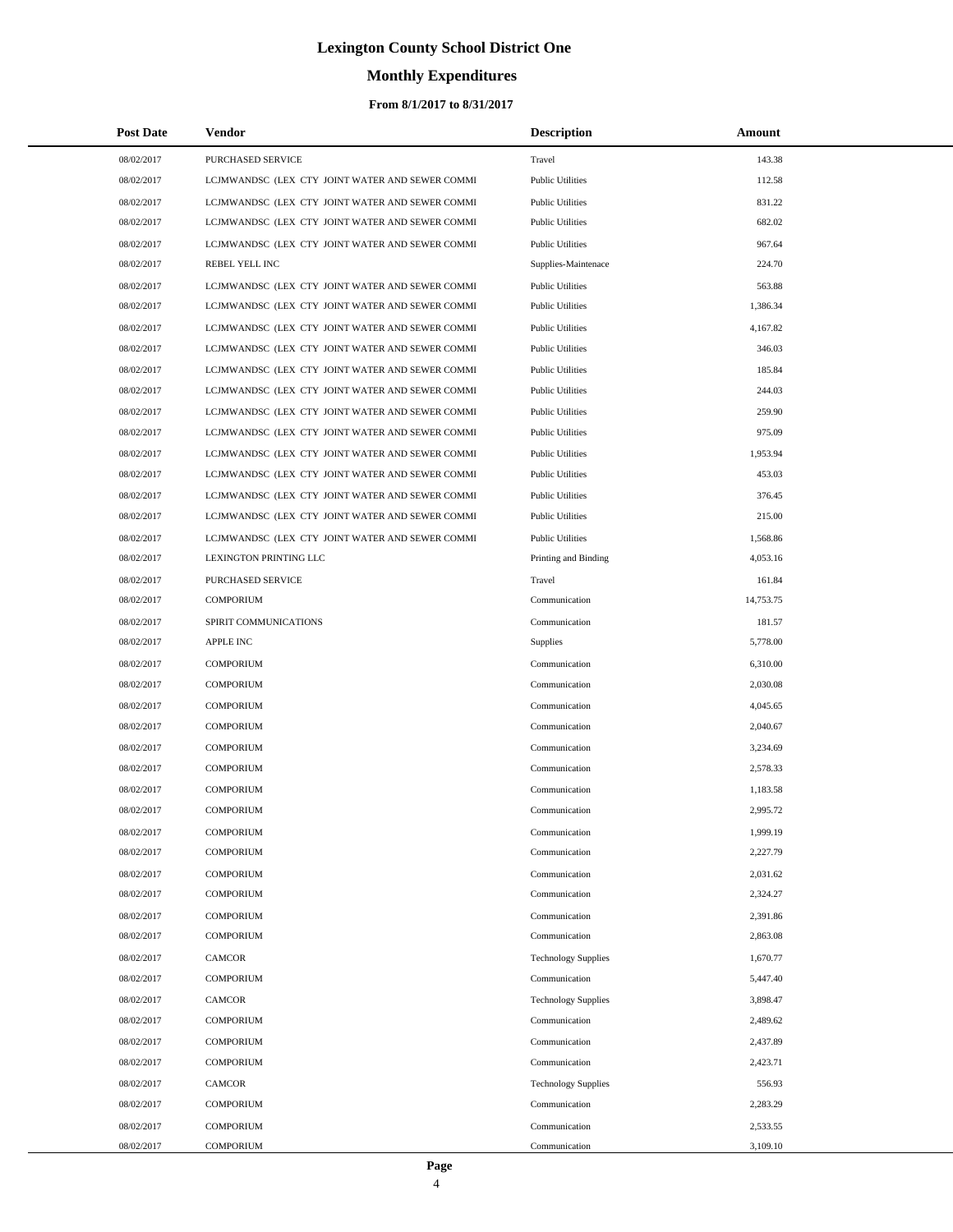# Lexington County School District One

## Monthly Expenditures

### From 8/1/2017 to 8/31/2017

| Post Date | Vendor | Description | Amount |
|---|---|---|---|
| 08/02/2017 | PURCHASED SERVICE | Travel | 143.38 |
| 08/02/2017 | LCJMWANDSC (LEX CTY JOINT WATER AND SEWER COMMI | Public Utilities | 112.58 |
| 08/02/2017 | LCJMWANDSC (LEX CTY JOINT WATER AND SEWER COMMI | Public Utilities | 831.22 |
| 08/02/2017 | LCJMWANDSC (LEX CTY JOINT WATER AND SEWER COMMI | Public Utilities | 682.02 |
| 08/02/2017 | LCJMWANDSC (LEX CTY JOINT WATER AND SEWER COMMI | Public Utilities | 967.64 |
| 08/02/2017 | REBEL YELL INC | Supplies-Maintenace | 224.70 |
| 08/02/2017 | LCJMWANDSC (LEX CTY JOINT WATER AND SEWER COMMI | Public Utilities | 563.88 |
| 08/02/2017 | LCJMWANDSC (LEX CTY JOINT WATER AND SEWER COMMI | Public Utilities | 1,386.34 |
| 08/02/2017 | LCJMWANDSC (LEX CTY JOINT WATER AND SEWER COMMI | Public Utilities | 4,167.82 |
| 08/02/2017 | LCJMWANDSC (LEX CTY JOINT WATER AND SEWER COMMI | Public Utilities | 346.03 |
| 08/02/2017 | LCJMWANDSC (LEX CTY JOINT WATER AND SEWER COMMI | Public Utilities | 185.84 |
| 08/02/2017 | LCJMWANDSC (LEX CTY JOINT WATER AND SEWER COMMI | Public Utilities | 244.03 |
| 08/02/2017 | LCJMWANDSC (LEX CTY JOINT WATER AND SEWER COMMI | Public Utilities | 259.90 |
| 08/02/2017 | LCJMWANDSC (LEX CTY JOINT WATER AND SEWER COMMI | Public Utilities | 975.09 |
| 08/02/2017 | LCJMWANDSC (LEX CTY JOINT WATER AND SEWER COMMI | Public Utilities | 1,953.94 |
| 08/02/2017 | LCJMWANDSC (LEX CTY JOINT WATER AND SEWER COMMI | Public Utilities | 453.03 |
| 08/02/2017 | LCJMWANDSC (LEX CTY JOINT WATER AND SEWER COMMI | Public Utilities | 376.45 |
| 08/02/2017 | LCJMWANDSC (LEX CTY JOINT WATER AND SEWER COMMI | Public Utilities | 215.00 |
| 08/02/2017 | LCJMWANDSC (LEX CTY JOINT WATER AND SEWER COMMI | Public Utilities | 1,568.86 |
| 08/02/2017 | LEXINGTON PRINTING LLC | Printing and Binding | 4,053.16 |
| 08/02/2017 | PURCHASED SERVICE | Travel | 161.84 |
| 08/02/2017 | COMPORIUM | Communication | 14,753.75 |
| 08/02/2017 | SPIRIT COMMUNICATIONS | Communication | 181.57 |
| 08/02/2017 | APPLE INC | Supplies | 5,778.00 |
| 08/02/2017 | COMPORIUM | Communication | 6,310.00 |
| 08/02/2017 | COMPORIUM | Communication | 2,030.08 |
| 08/02/2017 | COMPORIUM | Communication | 4,045.65 |
| 08/02/2017 | COMPORIUM | Communication | 2,040.67 |
| 08/02/2017 | COMPORIUM | Communication | 3,234.69 |
| 08/02/2017 | COMPORIUM | Communication | 2,578.33 |
| 08/02/2017 | COMPORIUM | Communication | 1,183.58 |
| 08/02/2017 | COMPORIUM | Communication | 2,995.72 |
| 08/02/2017 | COMPORIUM | Communication | 1,999.19 |
| 08/02/2017 | COMPORIUM | Communication | 2,227.79 |
| 08/02/2017 | COMPORIUM | Communication | 2,031.62 |
| 08/02/2017 | COMPORIUM | Communication | 2,324.27 |
| 08/02/2017 | COMPORIUM | Communication | 2,391.86 |
| 08/02/2017 | COMPORIUM | Communication | 2,863.08 |
| 08/02/2017 | CAMCOR | Technology Supplies | 1,670.77 |
| 08/02/2017 | COMPORIUM | Communication | 5,447.40 |
| 08/02/2017 | CAMCOR | Technology Supplies | 3,898.47 |
| 08/02/2017 | COMPORIUM | Communication | 2,489.62 |
| 08/02/2017 | COMPORIUM | Communication | 2,437.89 |
| 08/02/2017 | COMPORIUM | Communication | 2,423.71 |
| 08/02/2017 | CAMCOR | Technology Supplies | 556.93 |
| 08/02/2017 | COMPORIUM | Communication | 2,283.29 |
| 08/02/2017 | COMPORIUM | Communication | 2,533.55 |
| 08/02/2017 | COMPORIUM | Communication | 3,109.10 |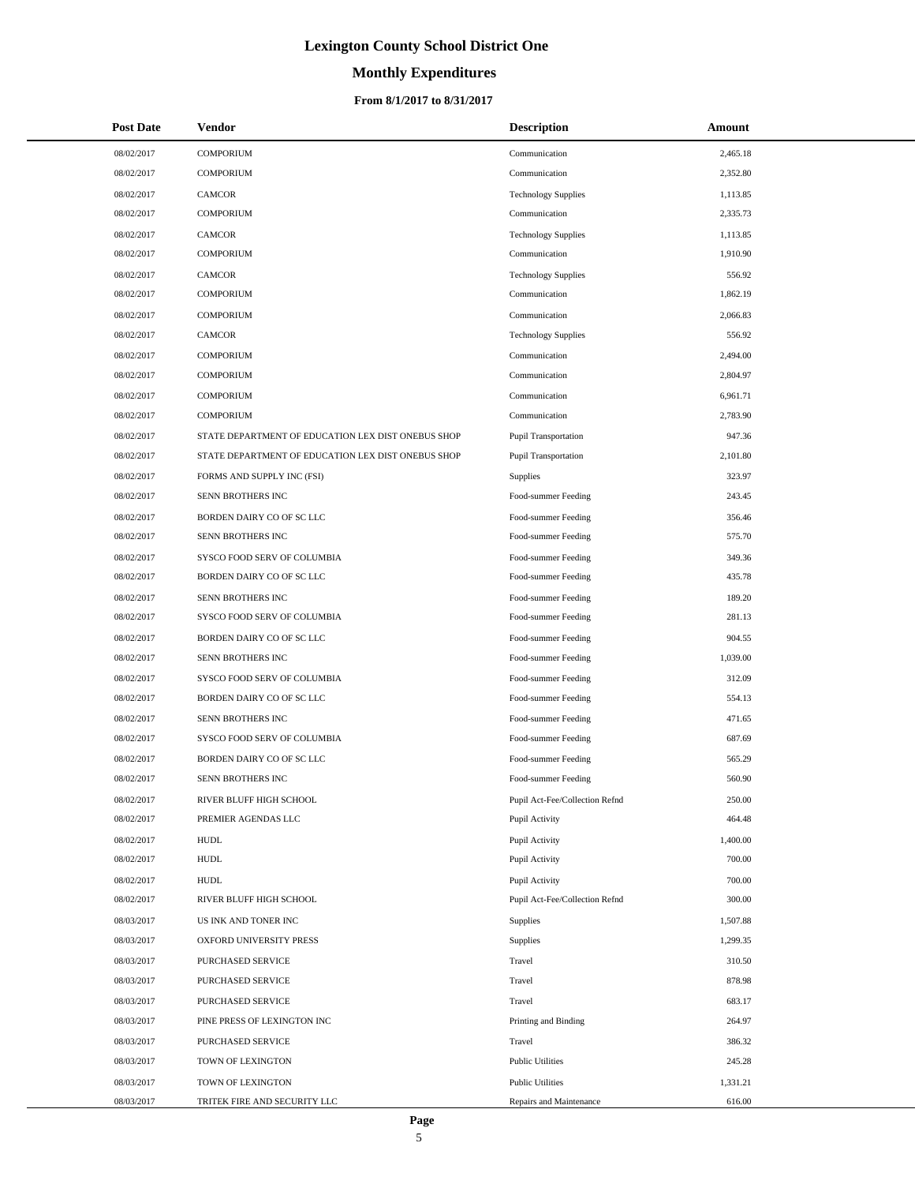# Lexington County School District One

## Monthly Expenditures

### From 8/1/2017 to 8/31/2017

| Post Date | Vendor | Description | Amount |
|---|---|---|---|
| 08/02/2017 | COMPORIUM | Communication | 2,465.18 |
| 08/02/2017 | COMPORIUM | Communication | 2,352.80 |
| 08/02/2017 | CAMCOR | Technology Supplies | 1,113.85 |
| 08/02/2017 | COMPORIUM | Communication | 2,335.73 |
| 08/02/2017 | CAMCOR | Technology Supplies | 1,113.85 |
| 08/02/2017 | COMPORIUM | Communication | 1,910.90 |
| 08/02/2017 | CAMCOR | Technology Supplies | 556.92 |
| 08/02/2017 | COMPORIUM | Communication | 1,862.19 |
| 08/02/2017 | COMPORIUM | Communication | 2,066.83 |
| 08/02/2017 | CAMCOR | Technology Supplies | 556.92 |
| 08/02/2017 | COMPORIUM | Communication | 2,494.00 |
| 08/02/2017 | COMPORIUM | Communication | 2,804.97 |
| 08/02/2017 | COMPORIUM | Communication | 6,961.71 |
| 08/02/2017 | COMPORIUM | Communication | 2,783.90 |
| 08/02/2017 | STATE DEPARTMENT OF EDUCATION LEX DIST ONEBUS SHOP | Pupil Transportation | 947.36 |
| 08/02/2017 | STATE DEPARTMENT OF EDUCATION LEX DIST ONEBUS SHOP | Pupil Transportation | 2,101.80 |
| 08/02/2017 | FORMS AND SUPPLY INC (FSI) | Supplies | 323.97 |
| 08/02/2017 | SENN BROTHERS INC | Food-summer Feeding | 243.45 |
| 08/02/2017 | BORDEN DAIRY CO OF SC LLC | Food-summer Feeding | 356.46 |
| 08/02/2017 | SENN BROTHERS INC | Food-summer Feeding | 575.70 |
| 08/02/2017 | SYSCO FOOD SERV OF COLUMBIA | Food-summer Feeding | 349.36 |
| 08/02/2017 | BORDEN DAIRY CO OF SC LLC | Food-summer Feeding | 435.78 |
| 08/02/2017 | SENN BROTHERS INC | Food-summer Feeding | 189.20 |
| 08/02/2017 | SYSCO FOOD SERV OF COLUMBIA | Food-summer Feeding | 281.13 |
| 08/02/2017 | BORDEN DAIRY CO OF SC LLC | Food-summer Feeding | 904.55 |
| 08/02/2017 | SENN BROTHERS INC | Food-summer Feeding | 1,039.00 |
| 08/02/2017 | SYSCO FOOD SERV OF COLUMBIA | Food-summer Feeding | 312.09 |
| 08/02/2017 | BORDEN DAIRY CO OF SC LLC | Food-summer Feeding | 554.13 |
| 08/02/2017 | SENN BROTHERS INC | Food-summer Feeding | 471.65 |
| 08/02/2017 | SYSCO FOOD SERV OF COLUMBIA | Food-summer Feeding | 687.69 |
| 08/02/2017 | BORDEN DAIRY CO OF SC LLC | Food-summer Feeding | 565.29 |
| 08/02/2017 | SENN BROTHERS INC | Food-summer Feeding | 560.90 |
| 08/02/2017 | RIVER BLUFF HIGH SCHOOL | Pupil Act-Fee/Collection Refnd | 250.00 |
| 08/02/2017 | PREMIER AGENDAS LLC | Pupil Activity | 464.48 |
| 08/02/2017 | HUDL | Pupil Activity | 1,400.00 |
| 08/02/2017 | HUDL | Pupil Activity | 700.00 |
| 08/02/2017 | HUDL | Pupil Activity | 700.00 |
| 08/02/2017 | RIVER BLUFF HIGH SCHOOL | Pupil Act-Fee/Collection Refnd | 300.00 |
| 08/03/2017 | US INK AND TONER INC | Supplies | 1,507.88 |
| 08/03/2017 | OXFORD UNIVERSITY PRESS | Supplies | 1,299.35 |
| 08/03/2017 | PURCHASED SERVICE | Travel | 310.50 |
| 08/03/2017 | PURCHASED SERVICE | Travel | 878.98 |
| 08/03/2017 | PURCHASED SERVICE | Travel | 683.17 |
| 08/03/2017 | PINE PRESS OF LEXINGTON INC | Printing and Binding | 264.97 |
| 08/03/2017 | PURCHASED SERVICE | Travel | 386.32 |
| 08/03/2017 | TOWN OF LEXINGTON | Public Utilities | 245.28 |
| 08/03/2017 | TOWN OF LEXINGTON | Public Utilities | 1,331.21 |
| 08/03/2017 | TRITEK FIRE AND SECURITY LLC | Repairs and Maintenance | 616.00 |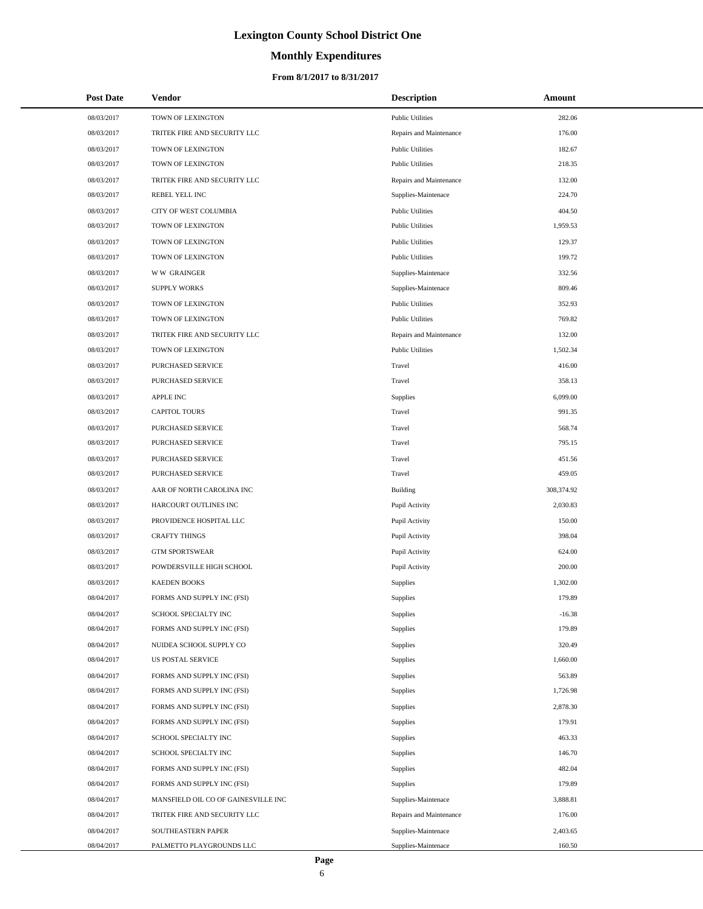# Lexington County School District One

## Monthly Expenditures

### From 8/1/2017 to 8/31/2017

| Post Date | Vendor | Description | Amount |
|---|---|---|---|
| 08/03/2017 | TOWN OF LEXINGTON | Public Utilities | 282.06 |
| 08/03/2017 | TRITEK FIRE AND SECURITY LLC | Repairs and Maintenance | 176.00 |
| 08/03/2017 | TOWN OF LEXINGTON | Public Utilities | 182.67 |
| 08/03/2017 | TOWN OF LEXINGTON | Public Utilities | 218.35 |
| 08/03/2017 | TRITEK FIRE AND SECURITY LLC | Repairs and Maintenance | 132.00 |
| 08/03/2017 | REBEL YELL INC | Supplies-Maintenace | 224.70 |
| 08/03/2017 | CITY OF WEST COLUMBIA | Public Utilities | 404.50 |
| 08/03/2017 | TOWN OF LEXINGTON | Public Utilities | 1,959.53 |
| 08/03/2017 | TOWN OF LEXINGTON | Public Utilities | 129.37 |
| 08/03/2017 | TOWN OF LEXINGTON | Public Utilities | 199.72 |
| 08/03/2017 | W W GRAINGER | Supplies-Maintenace | 332.56 |
| 08/03/2017 | SUPPLY WORKS | Supplies-Maintenace | 809.46 |
| 08/03/2017 | TOWN OF LEXINGTON | Public Utilities | 352.93 |
| 08/03/2017 | TOWN OF LEXINGTON | Public Utilities | 769.82 |
| 08/03/2017 | TRITEK FIRE AND SECURITY LLC | Repairs and Maintenance | 132.00 |
| 08/03/2017 | TOWN OF LEXINGTON | Public Utilities | 1,502.34 |
| 08/03/2017 | PURCHASED SERVICE | Travel | 416.00 |
| 08/03/2017 | PURCHASED SERVICE | Travel | 358.13 |
| 08/03/2017 | APPLE INC | Supplies | 6,099.00 |
| 08/03/2017 | CAPITOL TOURS | Travel | 991.35 |
| 08/03/2017 | PURCHASED SERVICE | Travel | 568.74 |
| 08/03/2017 | PURCHASED SERVICE | Travel | 795.15 |
| 08/03/2017 | PURCHASED SERVICE | Travel | 451.56 |
| 08/03/2017 | PURCHASED SERVICE | Travel | 459.05 |
| 08/03/2017 | AAR OF NORTH CAROLINA INC | Building | 308,374.92 |
| 08/03/2017 | HARCOURT OUTLINES INC | Pupil Activity | 2,030.83 |
| 08/03/2017 | PROVIDENCE HOSPITAL LLC | Pupil Activity | 150.00 |
| 08/03/2017 | CRAFTY THINGS | Pupil Activity | 398.04 |
| 08/03/2017 | GTM SPORTSWEAR | Pupil Activity | 624.00 |
| 08/03/2017 | POWDERSVILLE HIGH SCHOOL | Pupil Activity | 200.00 |
| 08/03/2017 | KAEDEN BOOKS | Supplies | 1,302.00 |
| 08/04/2017 | FORMS AND SUPPLY INC (FSI) | Supplies | 179.89 |
| 08/04/2017 | SCHOOL SPECIALTY INC | Supplies | -16.38 |
| 08/04/2017 | FORMS AND SUPPLY INC (FSI) | Supplies | 179.89 |
| 08/04/2017 | NUIDEA SCHOOL SUPPLY CO | Supplies | 320.49 |
| 08/04/2017 | US POSTAL SERVICE | Supplies | 1,660.00 |
| 08/04/2017 | FORMS AND SUPPLY INC (FSI) | Supplies | 563.89 |
| 08/04/2017 | FORMS AND SUPPLY INC (FSI) | Supplies | 1,726.98 |
| 08/04/2017 | FORMS AND SUPPLY INC (FSI) | Supplies | 2,878.30 |
| 08/04/2017 | FORMS AND SUPPLY INC (FSI) | Supplies | 179.91 |
| 08/04/2017 | SCHOOL SPECIALTY INC | Supplies | 463.33 |
| 08/04/2017 | SCHOOL SPECIALTY INC | Supplies | 146.70 |
| 08/04/2017 | FORMS AND SUPPLY INC (FSI) | Supplies | 482.04 |
| 08/04/2017 | FORMS AND SUPPLY INC (FSI) | Supplies | 179.89 |
| 08/04/2017 | MANSFIELD OIL CO OF GAINESVILLE INC | Supplies-Maintenace | 3,888.81 |
| 08/04/2017 | TRITEK FIRE AND SECURITY LLC | Repairs and Maintenance | 176.00 |
| 08/04/2017 | SOUTHEASTERN PAPER | Supplies-Maintenace | 2,403.65 |
| 08/04/2017 | PALMETTO PLAYGROUNDS LLC | Supplies-Maintenace | 160.50 |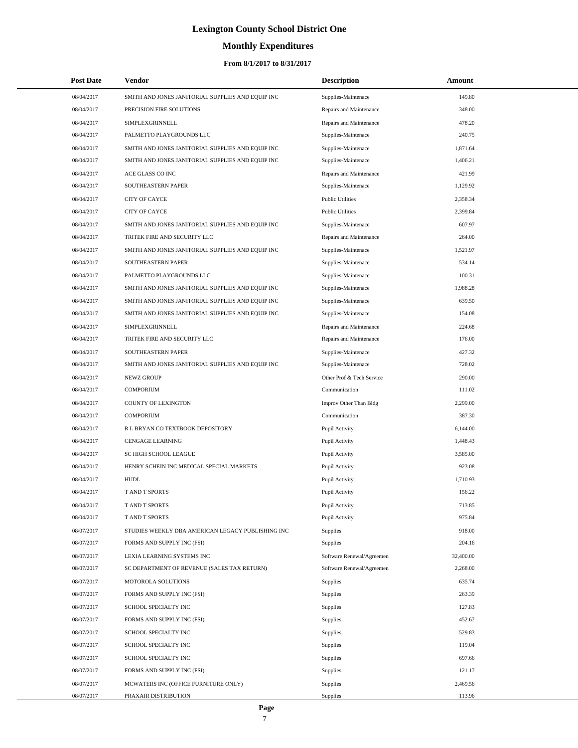# Lexington County School District One

## Monthly Expenditures

### From 8/1/2017 to 8/31/2017

| Post Date | Vendor | Description | Amount |
|---|---|---|---|
| 08/04/2017 | SMITH AND JONES JANITORIAL SUPPLIES AND EQUIP INC | Supplies-Maintenace | 149.80 |
| 08/04/2017 | PRECISION FIRE SOLUTIONS | Repairs and Maintenance | 348.00 |
| 08/04/2017 | SIMPLEXGRINNELL | Repairs and Maintenance | 478.20 |
| 08/04/2017 | PALMETTO PLAYGROUNDS LLC | Supplies-Maintenace | 240.75 |
| 08/04/2017 | SMITH AND JONES JANITORIAL SUPPLIES AND EQUIP INC | Supplies-Maintenace | 1,871.64 |
| 08/04/2017 | SMITH AND JONES JANITORIAL SUPPLIES AND EQUIP INC | Supplies-Maintenace | 1,406.21 |
| 08/04/2017 | ACE GLASS CO INC | Repairs and Maintenance | 421.99 |
| 08/04/2017 | SOUTHEASTERN PAPER | Supplies-Maintenace | 1,129.92 |
| 08/04/2017 | CITY OF CAYCE | Public Utilities | 2,358.34 |
| 08/04/2017 | CITY OF CAYCE | Public Utilities | 2,399.84 |
| 08/04/2017 | SMITH AND JONES JANITORIAL SUPPLIES AND EQUIP INC | Supplies-Maintenace | 607.97 |
| 08/04/2017 | TRITEK FIRE AND SECURITY LLC | Repairs and Maintenance | 264.00 |
| 08/04/2017 | SMITH AND JONES JANITORIAL SUPPLIES AND EQUIP INC | Supplies-Maintenace | 1,521.97 |
| 08/04/2017 | SOUTHEASTERN PAPER | Supplies-Maintenace | 534.14 |
| 08/04/2017 | PALMETTO PLAYGROUNDS LLC | Supplies-Maintenace | 100.31 |
| 08/04/2017 | SMITH AND JONES JANITORIAL SUPPLIES AND EQUIP INC | Supplies-Maintenace | 1,988.28 |
| 08/04/2017 | SMITH AND JONES JANITORIAL SUPPLIES AND EQUIP INC | Supplies-Maintenace | 639.50 |
| 08/04/2017 | SMITH AND JONES JANITORIAL SUPPLIES AND EQUIP INC | Supplies-Maintenace | 154.08 |
| 08/04/2017 | SIMPLEXGRINNELL | Repairs and Maintenance | 224.68 |
| 08/04/2017 | TRITEK FIRE AND SECURITY LLC | Repairs and Maintenance | 176.00 |
| 08/04/2017 | SOUTHEASTERN PAPER | Supplies-Maintenace | 427.32 |
| 08/04/2017 | SMITH AND JONES JANITORIAL SUPPLIES AND EQUIP INC | Supplies-Maintenace | 728.02 |
| 08/04/2017 | NEWZ GROUP | Other Prof & Tech Service | 290.00 |
| 08/04/2017 | COMPORIUM | Communication | 111.02 |
| 08/04/2017 | COUNTY OF LEXINGTON | Improv Other Than Bldg | 2,299.00 |
| 08/04/2017 | COMPORIUM | Communication | 387.30 |
| 08/04/2017 | R L BRYAN CO TEXTBOOK DEPOSITORY | Pupil Activity | 6,144.00 |
| 08/04/2017 | CENGAGE LEARNING | Pupil Activity | 1,448.43 |
| 08/04/2017 | SC HIGH SCHOOL LEAGUE | Pupil Activity | 3,585.00 |
| 08/04/2017 | HENRY SCHEIN INC MEDICAL SPECIAL MARKETS | Pupil Activity | 923.08 |
| 08/04/2017 | HUDL | Pupil Activity | 1,710.93 |
| 08/04/2017 | T AND T SPORTS | Pupil Activity | 156.22 |
| 08/04/2017 | T AND T SPORTS | Pupil Activity | 713.85 |
| 08/04/2017 | T AND T SPORTS | Pupil Activity | 975.84 |
| 08/07/2017 | STUDIES WEEKLY DBA AMERICAN LEGACY PUBLISHING INC | Supplies | 918.00 |
| 08/07/2017 | FORMS AND SUPPLY INC (FSI) | Supplies | 204.16 |
| 08/07/2017 | LEXIA LEARNING SYSTEMS INC | Software Renewal/Agreemen | 32,400.00 |
| 08/07/2017 | SC DEPARTMENT OF REVENUE (SALES TAX RETURN) | Software Renewal/Agreemen | 2,268.00 |
| 08/07/2017 | MOTOROLA SOLUTIONS | Supplies | 635.74 |
| 08/07/2017 | FORMS AND SUPPLY INC (FSI) | Supplies | 263.39 |
| 08/07/2017 | SCHOOL SPECIALTY INC | Supplies | 127.83 |
| 08/07/2017 | FORMS AND SUPPLY INC (FSI) | Supplies | 452.67 |
| 08/07/2017 | SCHOOL SPECIALTY INC | Supplies | 529.83 |
| 08/07/2017 | SCHOOL SPECIALTY INC | Supplies | 119.04 |
| 08/07/2017 | SCHOOL SPECIALTY INC | Supplies | 697.66 |
| 08/07/2017 | FORMS AND SUPPLY INC (FSI) | Supplies | 121.17 |
| 08/07/2017 | MCWATERS INC (OFFICE FURNITURE ONLY) | Supplies | 2,469.56 |
| 08/07/2017 | PRAXAIR DISTRIBUTION | Supplies | 113.96 |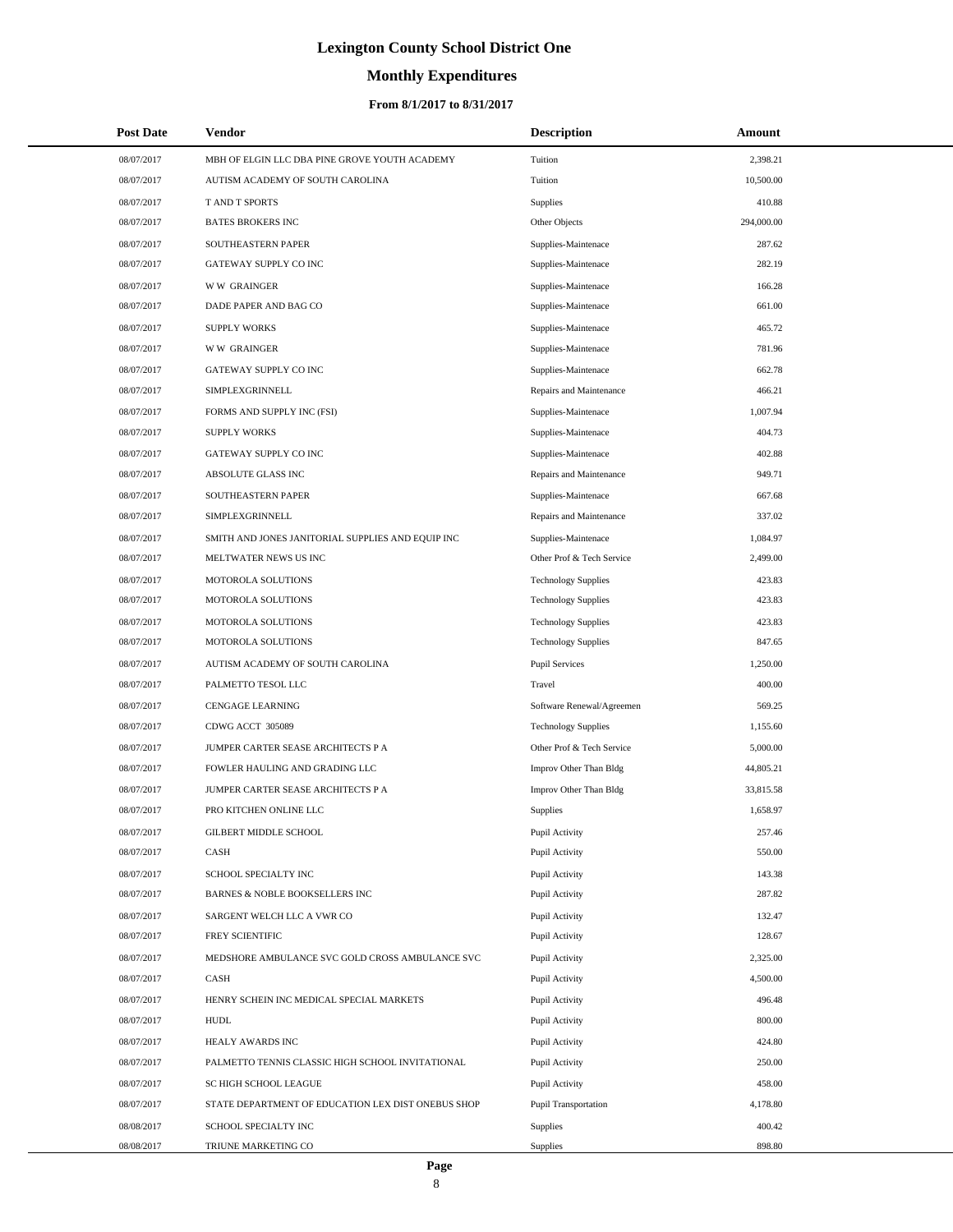# Lexington County School District One

## Monthly Expenditures

### From 8/1/2017 to 8/31/2017

| Post Date | Vendor | Description | Amount |
|---|---|---|---|
| 08/07/2017 | MBH OF ELGIN LLC DBA PINE GROVE YOUTH ACADEMY | Tuition | 2,398.21 |
| 08/07/2017 | AUTISM ACADEMY OF SOUTH CAROLINA | Tuition | 10,500.00 |
| 08/07/2017 | T AND T SPORTS | Supplies | 410.88 |
| 08/07/2017 | BATES BROKERS INC | Other Objects | 294,000.00 |
| 08/07/2017 | SOUTHEASTERN PAPER | Supplies-Maintenace | 287.62 |
| 08/07/2017 | GATEWAY SUPPLY CO INC | Supplies-Maintenace | 282.19 |
| 08/07/2017 | W W GRAINGER | Supplies-Maintenace | 166.28 |
| 08/07/2017 | DADE PAPER AND BAG CO | Supplies-Maintenace | 661.00 |
| 08/07/2017 | SUPPLY WORKS | Supplies-Maintenace | 465.72 |
| 08/07/2017 | W W GRAINGER | Supplies-Maintenace | 781.96 |
| 08/07/2017 | GATEWAY SUPPLY CO INC | Supplies-Maintenace | 662.78 |
| 08/07/2017 | SIMPLEXGRINNELL | Repairs and Maintenance | 466.21 |
| 08/07/2017 | FORMS AND SUPPLY INC (FSI) | Supplies-Maintenace | 1,007.94 |
| 08/07/2017 | SUPPLY WORKS | Supplies-Maintenace | 404.73 |
| 08/07/2017 | GATEWAY SUPPLY CO INC | Supplies-Maintenace | 402.88 |
| 08/07/2017 | ABSOLUTE GLASS INC | Repairs and Maintenance | 949.71 |
| 08/07/2017 | SOUTHEASTERN PAPER | Supplies-Maintenace | 667.68 |
| 08/07/2017 | SIMPLEXGRINNELL | Repairs and Maintenance | 337.02 |
| 08/07/2017 | SMITH AND JONES JANITORIAL SUPPLIES AND EQUIP INC | Supplies-Maintenace | 1,084.97 |
| 08/07/2017 | MELTWATER NEWS US INC | Other Prof & Tech Service | 2,499.00 |
| 08/07/2017 | MOTOROLA SOLUTIONS | Technology Supplies | 423.83 |
| 08/07/2017 | MOTOROLA SOLUTIONS | Technology Supplies | 423.83 |
| 08/07/2017 | MOTOROLA SOLUTIONS | Technology Supplies | 423.83 |
| 08/07/2017 | MOTOROLA SOLUTIONS | Technology Supplies | 847.65 |
| 08/07/2017 | AUTISM ACADEMY OF SOUTH CAROLINA | Pupil Services | 1,250.00 |
| 08/07/2017 | PALMETTO TESOL LLC | Travel | 400.00 |
| 08/07/2017 | CENGAGE LEARNING | Software Renewal/Agreemen | 569.25 |
| 08/07/2017 | CDWG ACCT 305089 | Technology Supplies | 1,155.60 |
| 08/07/2017 | JUMPER CARTER SEASE ARCHITECTS P A | Other Prof & Tech Service | 5,000.00 |
| 08/07/2017 | FOWLER HAULING AND GRADING LLC | Improv Other Than Bldg | 44,805.21 |
| 08/07/2017 | JUMPER CARTER SEASE ARCHITECTS P A | Improv Other Than Bldg | 33,815.58 |
| 08/07/2017 | PRO KITCHEN ONLINE LLC | Supplies | 1,658.97 |
| 08/07/2017 | GILBERT MIDDLE SCHOOL | Pupil Activity | 257.46 |
| 08/07/2017 | CASH | Pupil Activity | 550.00 |
| 08/07/2017 | SCHOOL SPECIALTY INC | Pupil Activity | 143.38 |
| 08/07/2017 | BARNES & NOBLE BOOKSELLERS INC | Pupil Activity | 287.82 |
| 08/07/2017 | SARGENT WELCH LLC A VWR CO | Pupil Activity | 132.47 |
| 08/07/2017 | FREY SCIENTIFIC | Pupil Activity | 128.67 |
| 08/07/2017 | MEDSHORE AMBULANCE SVC GOLD CROSS AMBULANCE SVC | Pupil Activity | 2,325.00 |
| 08/07/2017 | CASH | Pupil Activity | 4,500.00 |
| 08/07/2017 | HENRY SCHEIN INC MEDICAL SPECIAL MARKETS | Pupil Activity | 496.48 |
| 08/07/2017 | HUDL | Pupil Activity | 800.00 |
| 08/07/2017 | HEALY AWARDS INC | Pupil Activity | 424.80 |
| 08/07/2017 | PALMETTO TENNIS CLASSIC HIGH SCHOOL INVITATIONAL | Pupil Activity | 250.00 |
| 08/07/2017 | SC HIGH SCHOOL LEAGUE | Pupil Activity | 458.00 |
| 08/07/2017 | STATE DEPARTMENT OF EDUCATION LEX DIST ONEBUS SHOP | Pupil Transportation | 4,178.80 |
| 08/08/2017 | SCHOOL SPECIALTY INC | Supplies | 400.42 |
| 08/08/2017 | TRIUNE MARKETING CO | Supplies | 898.80 |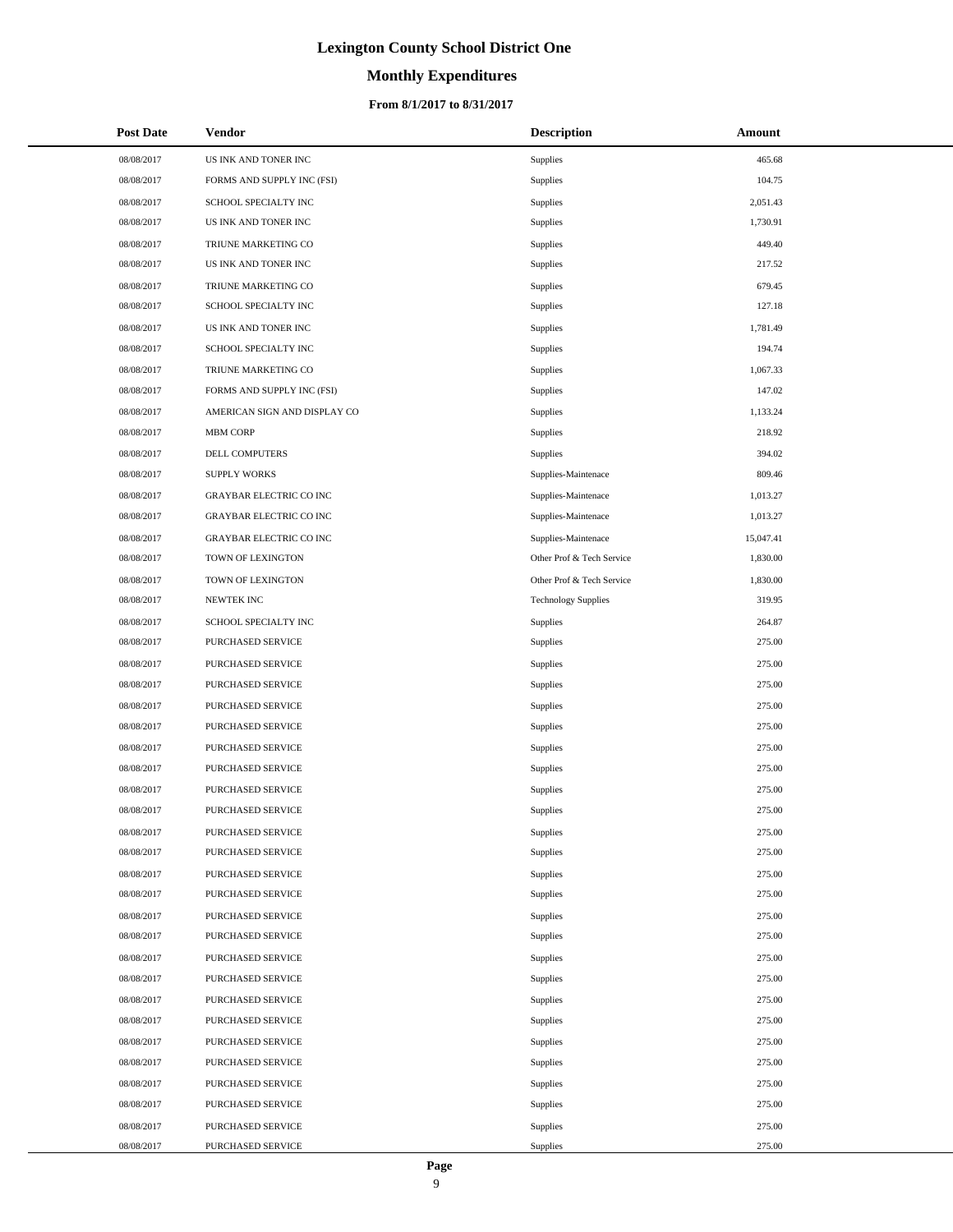# Lexington County School District One

## Monthly Expenditures

### From 8/1/2017 to 8/31/2017

| Post Date | Vendor | Description | Amount |
|---|---|---|---|
| 08/08/2017 | US INK AND TONER INC | Supplies | 465.68 |
| 08/08/2017 | FORMS AND SUPPLY INC (FSI) | Supplies | 104.75 |
| 08/08/2017 | SCHOOL SPECIALTY INC | Supplies | 2,051.43 |
| 08/08/2017 | US INK AND TONER INC | Supplies | 1,730.91 |
| 08/08/2017 | TRIUNE MARKETING CO | Supplies | 449.40 |
| 08/08/2017 | US INK AND TONER INC | Supplies | 217.52 |
| 08/08/2017 | TRIUNE MARKETING CO | Supplies | 679.45 |
| 08/08/2017 | SCHOOL SPECIALTY INC | Supplies | 127.18 |
| 08/08/2017 | US INK AND TONER INC | Supplies | 1,781.49 |
| 08/08/2017 | SCHOOL SPECIALTY INC | Supplies | 194.74 |
| 08/08/2017 | TRIUNE MARKETING CO | Supplies | 1,067.33 |
| 08/08/2017 | FORMS AND SUPPLY INC (FSI) | Supplies | 147.02 |
| 08/08/2017 | AMERICAN SIGN AND DISPLAY CO | Supplies | 1,133.24 |
| 08/08/2017 | MBM CORP | Supplies | 218.92 |
| 08/08/2017 | DELL COMPUTERS | Supplies | 394.02 |
| 08/08/2017 | SUPPLY WORKS | Supplies-Maintenace | 809.46 |
| 08/08/2017 | GRAYBAR ELECTRIC CO INC | Supplies-Maintenace | 1,013.27 |
| 08/08/2017 | GRAYBAR ELECTRIC CO INC | Supplies-Maintenace | 1,013.27 |
| 08/08/2017 | GRAYBAR ELECTRIC CO INC | Supplies-Maintenace | 15,047.41 |
| 08/08/2017 | TOWN OF LEXINGTON | Other Prof & Tech Service | 1,830.00 |
| 08/08/2017 | TOWN OF LEXINGTON | Other Prof & Tech Service | 1,830.00 |
| 08/08/2017 | NEWTEK INC | Technology Supplies | 319.95 |
| 08/08/2017 | SCHOOL SPECIALTY INC | Supplies | 264.87 |
| 08/08/2017 | PURCHASED SERVICE | Supplies | 275.00 |
| 08/08/2017 | PURCHASED SERVICE | Supplies | 275.00 |
| 08/08/2017 | PURCHASED SERVICE | Supplies | 275.00 |
| 08/08/2017 | PURCHASED SERVICE | Supplies | 275.00 |
| 08/08/2017 | PURCHASED SERVICE | Supplies | 275.00 |
| 08/08/2017 | PURCHASED SERVICE | Supplies | 275.00 |
| 08/08/2017 | PURCHASED SERVICE | Supplies | 275.00 |
| 08/08/2017 | PURCHASED SERVICE | Supplies | 275.00 |
| 08/08/2017 | PURCHASED SERVICE | Supplies | 275.00 |
| 08/08/2017 | PURCHASED SERVICE | Supplies | 275.00 |
| 08/08/2017 | PURCHASED SERVICE | Supplies | 275.00 |
| 08/08/2017 | PURCHASED SERVICE | Supplies | 275.00 |
| 08/08/2017 | PURCHASED SERVICE | Supplies | 275.00 |
| 08/08/2017 | PURCHASED SERVICE | Supplies | 275.00 |
| 08/08/2017 | PURCHASED SERVICE | Supplies | 275.00 |
| 08/08/2017 | PURCHASED SERVICE | Supplies | 275.00 |
| 08/08/2017 | PURCHASED SERVICE | Supplies | 275.00 |
| 08/08/2017 | PURCHASED SERVICE | Supplies | 275.00 |
| 08/08/2017 | PURCHASED SERVICE | Supplies | 275.00 |
| 08/08/2017 | PURCHASED SERVICE | Supplies | 275.00 |
| 08/08/2017 | PURCHASED SERVICE | Supplies | 275.00 |
| 08/08/2017 | PURCHASED SERVICE | Supplies | 275.00 |
| 08/08/2017 | PURCHASED SERVICE | Supplies | 275.00 |
| 08/08/2017 | PURCHASED SERVICE | Supplies | 275.00 |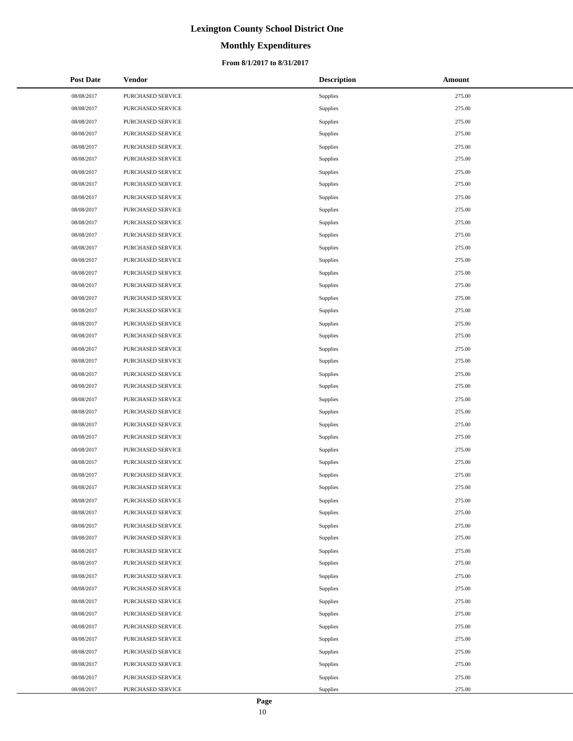# Lexington County School District One

## Monthly Expenditures

### From 8/1/2017 to 8/31/2017

| Post Date | Vendor | Description | Amount |
| --- | --- | --- | --- |
| 08/08/2017 | PURCHASED SERVICE | Supplies | 275.00 |
| 08/08/2017 | PURCHASED SERVICE | Supplies | 275.00 |
| 08/08/2017 | PURCHASED SERVICE | Supplies | 275.00 |
| 08/08/2017 | PURCHASED SERVICE | Supplies | 275.00 |
| 08/08/2017 | PURCHASED SERVICE | Supplies | 275.00 |
| 08/08/2017 | PURCHASED SERVICE | Supplies | 275.00 |
| 08/08/2017 | PURCHASED SERVICE | Supplies | 275.00 |
| 08/08/2017 | PURCHASED SERVICE | Supplies | 275.00 |
| 08/08/2017 | PURCHASED SERVICE | Supplies | 275.00 |
| 08/08/2017 | PURCHASED SERVICE | Supplies | 275.00 |
| 08/08/2017 | PURCHASED SERVICE | Supplies | 275.00 |
| 08/08/2017 | PURCHASED SERVICE | Supplies | 275.00 |
| 08/08/2017 | PURCHASED SERVICE | Supplies | 275.00 |
| 08/08/2017 | PURCHASED SERVICE | Supplies | 275.00 |
| 08/08/2017 | PURCHASED SERVICE | Supplies | 275.00 |
| 08/08/2017 | PURCHASED SERVICE | Supplies | 275.00 |
| 08/08/2017 | PURCHASED SERVICE | Supplies | 275.00 |
| 08/08/2017 | PURCHASED SERVICE | Supplies | 275.00 |
| 08/08/2017 | PURCHASED SERVICE | Supplies | 275.00 |
| 08/08/2017 | PURCHASED SERVICE | Supplies | 275.00 |
| 08/08/2017 | PURCHASED SERVICE | Supplies | 275.00 |
| 08/08/2017 | PURCHASED SERVICE | Supplies | 275.00 |
| 08/08/2017 | PURCHASED SERVICE | Supplies | 275.00 |
| 08/08/2017 | PURCHASED SERVICE | Supplies | 275.00 |
| 08/08/2017 | PURCHASED SERVICE | Supplies | 275.00 |
| 08/08/2017 | PURCHASED SERVICE | Supplies | 275.00 |
| 08/08/2017 | PURCHASED SERVICE | Supplies | 275.00 |
| 08/08/2017 | PURCHASED SERVICE | Supplies | 275.00 |
| 08/08/2017 | PURCHASED SERVICE | Supplies | 275.00 |
| 08/08/2017 | PURCHASED SERVICE | Supplies | 275.00 |
| 08/08/2017 | PURCHASED SERVICE | Supplies | 275.00 |
| 08/08/2017 | PURCHASED SERVICE | Supplies | 275.00 |
| 08/08/2017 | PURCHASED SERVICE | Supplies | 275.00 |
| 08/08/2017 | PURCHASED SERVICE | Supplies | 275.00 |
| 08/08/2017 | PURCHASED SERVICE | Supplies | 275.00 |
| 08/08/2017 | PURCHASED SERVICE | Supplies | 275.00 |
| 08/08/2017 | PURCHASED SERVICE | Supplies | 275.00 |
| 08/08/2017 | PURCHASED SERVICE | Supplies | 275.00 |
| 08/08/2017 | PURCHASED SERVICE | Supplies | 275.00 |
| 08/08/2017 | PURCHASED SERVICE | Supplies | 275.00 |
| 08/08/2017 | PURCHASED SERVICE | Supplies | 275.00 |
| 08/08/2017 | PURCHASED SERVICE | Supplies | 275.00 |
| 08/08/2017 | PURCHASED SERVICE | Supplies | 275.00 |
| 08/08/2017 | PURCHASED SERVICE | Supplies | 275.00 |
| 08/08/2017 | PURCHASED SERVICE | Supplies | 275.00 |
| 08/08/2017 | PURCHASED SERVICE | Supplies | 275.00 |
| 08/08/2017 | PURCHASED SERVICE | Supplies | 275.00 |
| 08/08/2017 | PURCHASED SERVICE | Supplies | 275.00 |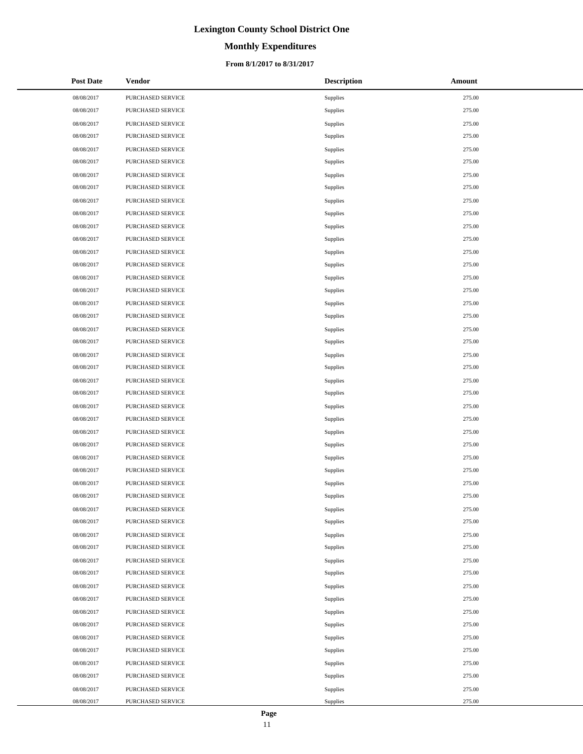# Lexington County School District One

## Monthly Expenditures

### From 8/1/2017 to 8/31/2017

| Post Date | Vendor | Description | Amount |
|---|---|---|---|
| 08/08/2017 | PURCHASED SERVICE | Supplies | 275.00 |
| 08/08/2017 | PURCHASED SERVICE | Supplies | 275.00 |
| 08/08/2017 | PURCHASED SERVICE | Supplies | 275.00 |
| 08/08/2017 | PURCHASED SERVICE | Supplies | 275.00 |
| 08/08/2017 | PURCHASED SERVICE | Supplies | 275.00 |
| 08/08/2017 | PURCHASED SERVICE | Supplies | 275.00 |
| 08/08/2017 | PURCHASED SERVICE | Supplies | 275.00 |
| 08/08/2017 | PURCHASED SERVICE | Supplies | 275.00 |
| 08/08/2017 | PURCHASED SERVICE | Supplies | 275.00 |
| 08/08/2017 | PURCHASED SERVICE | Supplies | 275.00 |
| 08/08/2017 | PURCHASED SERVICE | Supplies | 275.00 |
| 08/08/2017 | PURCHASED SERVICE | Supplies | 275.00 |
| 08/08/2017 | PURCHASED SERVICE | Supplies | 275.00 |
| 08/08/2017 | PURCHASED SERVICE | Supplies | 275.00 |
| 08/08/2017 | PURCHASED SERVICE | Supplies | 275.00 |
| 08/08/2017 | PURCHASED SERVICE | Supplies | 275.00 |
| 08/08/2017 | PURCHASED SERVICE | Supplies | 275.00 |
| 08/08/2017 | PURCHASED SERVICE | Supplies | 275.00 |
| 08/08/2017 | PURCHASED SERVICE | Supplies | 275.00 |
| 08/08/2017 | PURCHASED SERVICE | Supplies | 275.00 |
| 08/08/2017 | PURCHASED SERVICE | Supplies | 275.00 |
| 08/08/2017 | PURCHASED SERVICE | Supplies | 275.00 |
| 08/08/2017 | PURCHASED SERVICE | Supplies | 275.00 |
| 08/08/2017 | PURCHASED SERVICE | Supplies | 275.00 |
| 08/08/2017 | PURCHASED SERVICE | Supplies | 275.00 |
| 08/08/2017 | PURCHASED SERVICE | Supplies | 275.00 |
| 08/08/2017 | PURCHASED SERVICE | Supplies | 275.00 |
| 08/08/2017 | PURCHASED SERVICE | Supplies | 275.00 |
| 08/08/2017 | PURCHASED SERVICE | Supplies | 275.00 |
| 08/08/2017 | PURCHASED SERVICE | Supplies | 275.00 |
| 08/08/2017 | PURCHASED SERVICE | Supplies | 275.00 |
| 08/08/2017 | PURCHASED SERVICE | Supplies | 275.00 |
| 08/08/2017 | PURCHASED SERVICE | Supplies | 275.00 |
| 08/08/2017 | PURCHASED SERVICE | Supplies | 275.00 |
| 08/08/2017 | PURCHASED SERVICE | Supplies | 275.00 |
| 08/08/2017 | PURCHASED SERVICE | Supplies | 275.00 |
| 08/08/2017 | PURCHASED SERVICE | Supplies | 275.00 |
| 08/08/2017 | PURCHASED SERVICE | Supplies | 275.00 |
| 08/08/2017 | PURCHASED SERVICE | Supplies | 275.00 |
| 08/08/2017 | PURCHASED SERVICE | Supplies | 275.00 |
| 08/08/2017 | PURCHASED SERVICE | Supplies | 275.00 |
| 08/08/2017 | PURCHASED SERVICE | Supplies | 275.00 |
| 08/08/2017 | PURCHASED SERVICE | Supplies | 275.00 |
| 08/08/2017 | PURCHASED SERVICE | Supplies | 275.00 |
| 08/08/2017 | PURCHASED SERVICE | Supplies | 275.00 |
| 08/08/2017 | PURCHASED SERVICE | Supplies | 275.00 |
| 08/08/2017 | PURCHASED SERVICE | Supplies | 275.00 |
| 08/08/2017 | PURCHASED SERVICE | Supplies | 275.00 |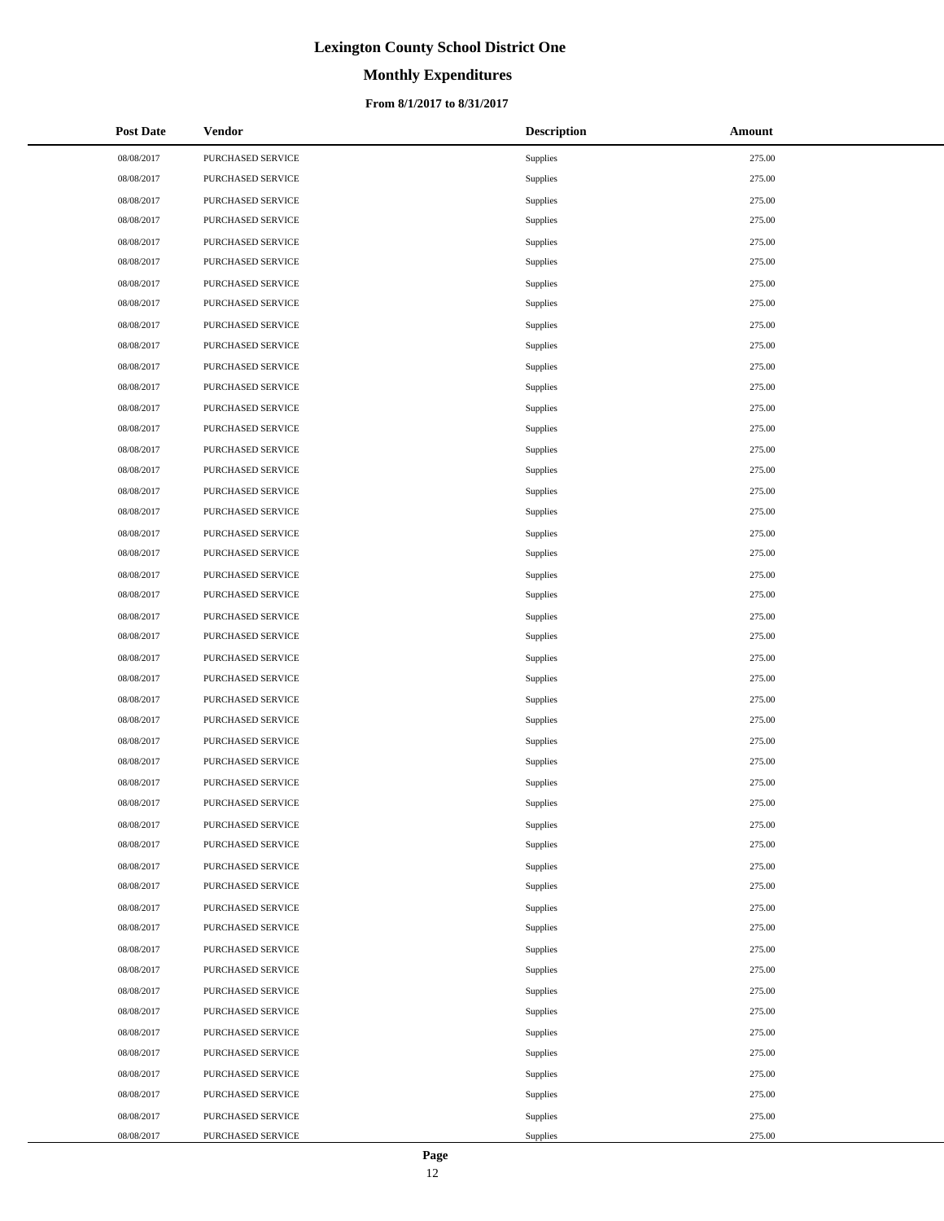# Lexington County School District One

## Monthly Expenditures

### From 8/1/2017 to 8/31/2017

| Post Date | Vendor | Description | Amount |
|---|---|---|---|
| 08/08/2017 | PURCHASED SERVICE | Supplies | 275.00 |
| 08/08/2017 | PURCHASED SERVICE | Supplies | 275.00 |
| 08/08/2017 | PURCHASED SERVICE | Supplies | 275.00 |
| 08/08/2017 | PURCHASED SERVICE | Supplies | 275.00 |
| 08/08/2017 | PURCHASED SERVICE | Supplies | 275.00 |
| 08/08/2017 | PURCHASED SERVICE | Supplies | 275.00 |
| 08/08/2017 | PURCHASED SERVICE | Supplies | 275.00 |
| 08/08/2017 | PURCHASED SERVICE | Supplies | 275.00 |
| 08/08/2017 | PURCHASED SERVICE | Supplies | 275.00 |
| 08/08/2017 | PURCHASED SERVICE | Supplies | 275.00 |
| 08/08/2017 | PURCHASED SERVICE | Supplies | 275.00 |
| 08/08/2017 | PURCHASED SERVICE | Supplies | 275.00 |
| 08/08/2017 | PURCHASED SERVICE | Supplies | 275.00 |
| 08/08/2017 | PURCHASED SERVICE | Supplies | 275.00 |
| 08/08/2017 | PURCHASED SERVICE | Supplies | 275.00 |
| 08/08/2017 | PURCHASED SERVICE | Supplies | 275.00 |
| 08/08/2017 | PURCHASED SERVICE | Supplies | 275.00 |
| 08/08/2017 | PURCHASED SERVICE | Supplies | 275.00 |
| 08/08/2017 | PURCHASED SERVICE | Supplies | 275.00 |
| 08/08/2017 | PURCHASED SERVICE | Supplies | 275.00 |
| 08/08/2017 | PURCHASED SERVICE | Supplies | 275.00 |
| 08/08/2017 | PURCHASED SERVICE | Supplies | 275.00 |
| 08/08/2017 | PURCHASED SERVICE | Supplies | 275.00 |
| 08/08/2017 | PURCHASED SERVICE | Supplies | 275.00 |
| 08/08/2017 | PURCHASED SERVICE | Supplies | 275.00 |
| 08/08/2017 | PURCHASED SERVICE | Supplies | 275.00 |
| 08/08/2017 | PURCHASED SERVICE | Supplies | 275.00 |
| 08/08/2017 | PURCHASED SERVICE | Supplies | 275.00 |
| 08/08/2017 | PURCHASED SERVICE | Supplies | 275.00 |
| 08/08/2017 | PURCHASED SERVICE | Supplies | 275.00 |
| 08/08/2017 | PURCHASED SERVICE | Supplies | 275.00 |
| 08/08/2017 | PURCHASED SERVICE | Supplies | 275.00 |
| 08/08/2017 | PURCHASED SERVICE | Supplies | 275.00 |
| 08/08/2017 | PURCHASED SERVICE | Supplies | 275.00 |
| 08/08/2017 | PURCHASED SERVICE | Supplies | 275.00 |
| 08/08/2017 | PURCHASED SERVICE | Supplies | 275.00 |
| 08/08/2017 | PURCHASED SERVICE | Supplies | 275.00 |
| 08/08/2017 | PURCHASED SERVICE | Supplies | 275.00 |
| 08/08/2017 | PURCHASED SERVICE | Supplies | 275.00 |
| 08/08/2017 | PURCHASED SERVICE | Supplies | 275.00 |
| 08/08/2017 | PURCHASED SERVICE | Supplies | 275.00 |
| 08/08/2017 | PURCHASED SERVICE | Supplies | 275.00 |
| 08/08/2017 | PURCHASED SERVICE | Supplies | 275.00 |
| 08/08/2017 | PURCHASED SERVICE | Supplies | 275.00 |
| 08/08/2017 | PURCHASED SERVICE | Supplies | 275.00 |
| 08/08/2017 | PURCHASED SERVICE | Supplies | 275.00 |
| 08/08/2017 | PURCHASED SERVICE | Supplies | 275.00 |
| 08/08/2017 | PURCHASED SERVICE | Supplies | 275.00 |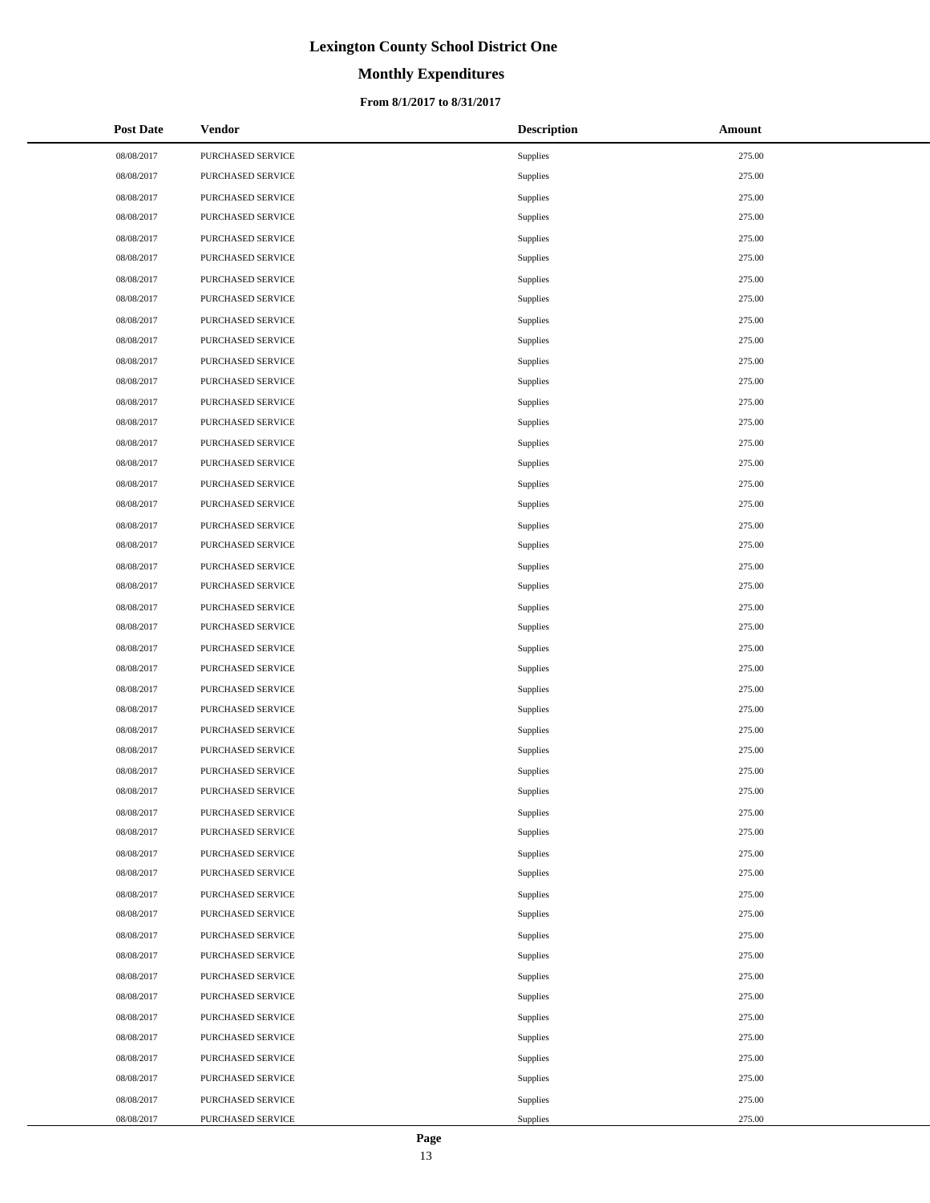# Lexington County School District One

## Monthly Expenditures

### From 8/1/2017 to 8/31/2017

| Post Date | Vendor | Description | Amount |
|---|---|---|---|
| 08/08/2017 | PURCHASED SERVICE | Supplies | 275.00 |
| 08/08/2017 | PURCHASED SERVICE | Supplies | 275.00 |
| 08/08/2017 | PURCHASED SERVICE | Supplies | 275.00 |
| 08/08/2017 | PURCHASED SERVICE | Supplies | 275.00 |
| 08/08/2017 | PURCHASED SERVICE | Supplies | 275.00 |
| 08/08/2017 | PURCHASED SERVICE | Supplies | 275.00 |
| 08/08/2017 | PURCHASED SERVICE | Supplies | 275.00 |
| 08/08/2017 | PURCHASED SERVICE | Supplies | 275.00 |
| 08/08/2017 | PURCHASED SERVICE | Supplies | 275.00 |
| 08/08/2017 | PURCHASED SERVICE | Supplies | 275.00 |
| 08/08/2017 | PURCHASED SERVICE | Supplies | 275.00 |
| 08/08/2017 | PURCHASED SERVICE | Supplies | 275.00 |
| 08/08/2017 | PURCHASED SERVICE | Supplies | 275.00 |
| 08/08/2017 | PURCHASED SERVICE | Supplies | 275.00 |
| 08/08/2017 | PURCHASED SERVICE | Supplies | 275.00 |
| 08/08/2017 | PURCHASED SERVICE | Supplies | 275.00 |
| 08/08/2017 | PURCHASED SERVICE | Supplies | 275.00 |
| 08/08/2017 | PURCHASED SERVICE | Supplies | 275.00 |
| 08/08/2017 | PURCHASED SERVICE | Supplies | 275.00 |
| 08/08/2017 | PURCHASED SERVICE | Supplies | 275.00 |
| 08/08/2017 | PURCHASED SERVICE | Supplies | 275.00 |
| 08/08/2017 | PURCHASED SERVICE | Supplies | 275.00 |
| 08/08/2017 | PURCHASED SERVICE | Supplies | 275.00 |
| 08/08/2017 | PURCHASED SERVICE | Supplies | 275.00 |
| 08/08/2017 | PURCHASED SERVICE | Supplies | 275.00 |
| 08/08/2017 | PURCHASED SERVICE | Supplies | 275.00 |
| 08/08/2017 | PURCHASED SERVICE | Supplies | 275.00 |
| 08/08/2017 | PURCHASED SERVICE | Supplies | 275.00 |
| 08/08/2017 | PURCHASED SERVICE | Supplies | 275.00 |
| 08/08/2017 | PURCHASED SERVICE | Supplies | 275.00 |
| 08/08/2017 | PURCHASED SERVICE | Supplies | 275.00 |
| 08/08/2017 | PURCHASED SERVICE | Supplies | 275.00 |
| 08/08/2017 | PURCHASED SERVICE | Supplies | 275.00 |
| 08/08/2017 | PURCHASED SERVICE | Supplies | 275.00 |
| 08/08/2017 | PURCHASED SERVICE | Supplies | 275.00 |
| 08/08/2017 | PURCHASED SERVICE | Supplies | 275.00 |
| 08/08/2017 | PURCHASED SERVICE | Supplies | 275.00 |
| 08/08/2017 | PURCHASED SERVICE | Supplies | 275.00 |
| 08/08/2017 | PURCHASED SERVICE | Supplies | 275.00 |
| 08/08/2017 | PURCHASED SERVICE | Supplies | 275.00 |
| 08/08/2017 | PURCHASED SERVICE | Supplies | 275.00 |
| 08/08/2017 | PURCHASED SERVICE | Supplies | 275.00 |
| 08/08/2017 | PURCHASED SERVICE | Supplies | 275.00 |
| 08/08/2017 | PURCHASED SERVICE | Supplies | 275.00 |
| 08/08/2017 | PURCHASED SERVICE | Supplies | 275.00 |
| 08/08/2017 | PURCHASED SERVICE | Supplies | 275.00 |
| 08/08/2017 | PURCHASED SERVICE | Supplies | 275.00 |
| 08/08/2017 | PURCHASED SERVICE | Supplies | 275.00 |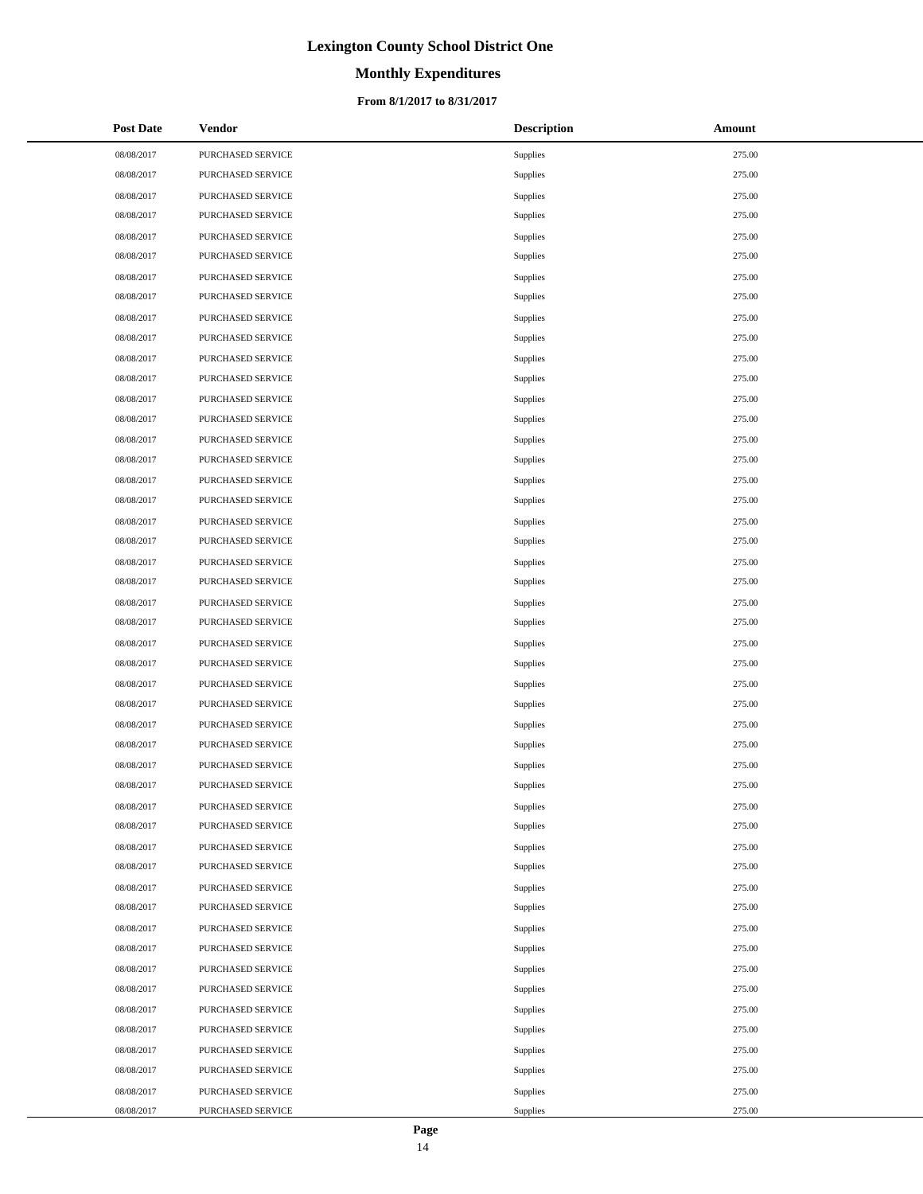# Lexington County School District One

## Monthly Expenditures

### From 8/1/2017 to 8/31/2017

| Post Date | Vendor | Description | Amount |
|---|---|---|---|
| 08/08/2017 | PURCHASED SERVICE | Supplies | 275.00 |
| 08/08/2017 | PURCHASED SERVICE | Supplies | 275.00 |
| 08/08/2017 | PURCHASED SERVICE | Supplies | 275.00 |
| 08/08/2017 | PURCHASED SERVICE | Supplies | 275.00 |
| 08/08/2017 | PURCHASED SERVICE | Supplies | 275.00 |
| 08/08/2017 | PURCHASED SERVICE | Supplies | 275.00 |
| 08/08/2017 | PURCHASED SERVICE | Supplies | 275.00 |
| 08/08/2017 | PURCHASED SERVICE | Supplies | 275.00 |
| 08/08/2017 | PURCHASED SERVICE | Supplies | 275.00 |
| 08/08/2017 | PURCHASED SERVICE | Supplies | 275.00 |
| 08/08/2017 | PURCHASED SERVICE | Supplies | 275.00 |
| 08/08/2017 | PURCHASED SERVICE | Supplies | 275.00 |
| 08/08/2017 | PURCHASED SERVICE | Supplies | 275.00 |
| 08/08/2017 | PURCHASED SERVICE | Supplies | 275.00 |
| 08/08/2017 | PURCHASED SERVICE | Supplies | 275.00 |
| 08/08/2017 | PURCHASED SERVICE | Supplies | 275.00 |
| 08/08/2017 | PURCHASED SERVICE | Supplies | 275.00 |
| 08/08/2017 | PURCHASED SERVICE | Supplies | 275.00 |
| 08/08/2017 | PURCHASED SERVICE | Supplies | 275.00 |
| 08/08/2017 | PURCHASED SERVICE | Supplies | 275.00 |
| 08/08/2017 | PURCHASED SERVICE | Supplies | 275.00 |
| 08/08/2017 | PURCHASED SERVICE | Supplies | 275.00 |
| 08/08/2017 | PURCHASED SERVICE | Supplies | 275.00 |
| 08/08/2017 | PURCHASED SERVICE | Supplies | 275.00 |
| 08/08/2017 | PURCHASED SERVICE | Supplies | 275.00 |
| 08/08/2017 | PURCHASED SERVICE | Supplies | 275.00 |
| 08/08/2017 | PURCHASED SERVICE | Supplies | 275.00 |
| 08/08/2017 | PURCHASED SERVICE | Supplies | 275.00 |
| 08/08/2017 | PURCHASED SERVICE | Supplies | 275.00 |
| 08/08/2017 | PURCHASED SERVICE | Supplies | 275.00 |
| 08/08/2017 | PURCHASED SERVICE | Supplies | 275.00 |
| 08/08/2017 | PURCHASED SERVICE | Supplies | 275.00 |
| 08/08/2017 | PURCHASED SERVICE | Supplies | 275.00 |
| 08/08/2017 | PURCHASED SERVICE | Supplies | 275.00 |
| 08/08/2017 | PURCHASED SERVICE | Supplies | 275.00 |
| 08/08/2017 | PURCHASED SERVICE | Supplies | 275.00 |
| 08/08/2017 | PURCHASED SERVICE | Supplies | 275.00 |
| 08/08/2017 | PURCHASED SERVICE | Supplies | 275.00 |
| 08/08/2017 | PURCHASED SERVICE | Supplies | 275.00 |
| 08/08/2017 | PURCHASED SERVICE | Supplies | 275.00 |
| 08/08/2017 | PURCHASED SERVICE | Supplies | 275.00 |
| 08/08/2017 | PURCHASED SERVICE | Supplies | 275.00 |
| 08/08/2017 | PURCHASED SERVICE | Supplies | 275.00 |
| 08/08/2017 | PURCHASED SERVICE | Supplies | 275.00 |
| 08/08/2017 | PURCHASED SERVICE | Supplies | 275.00 |
| 08/08/2017 | PURCHASED SERVICE | Supplies | 275.00 |
| 08/08/2017 | PURCHASED SERVICE | Supplies | 275.00 |
| 08/08/2017 | PURCHASED SERVICE | Supplies | 275.00 |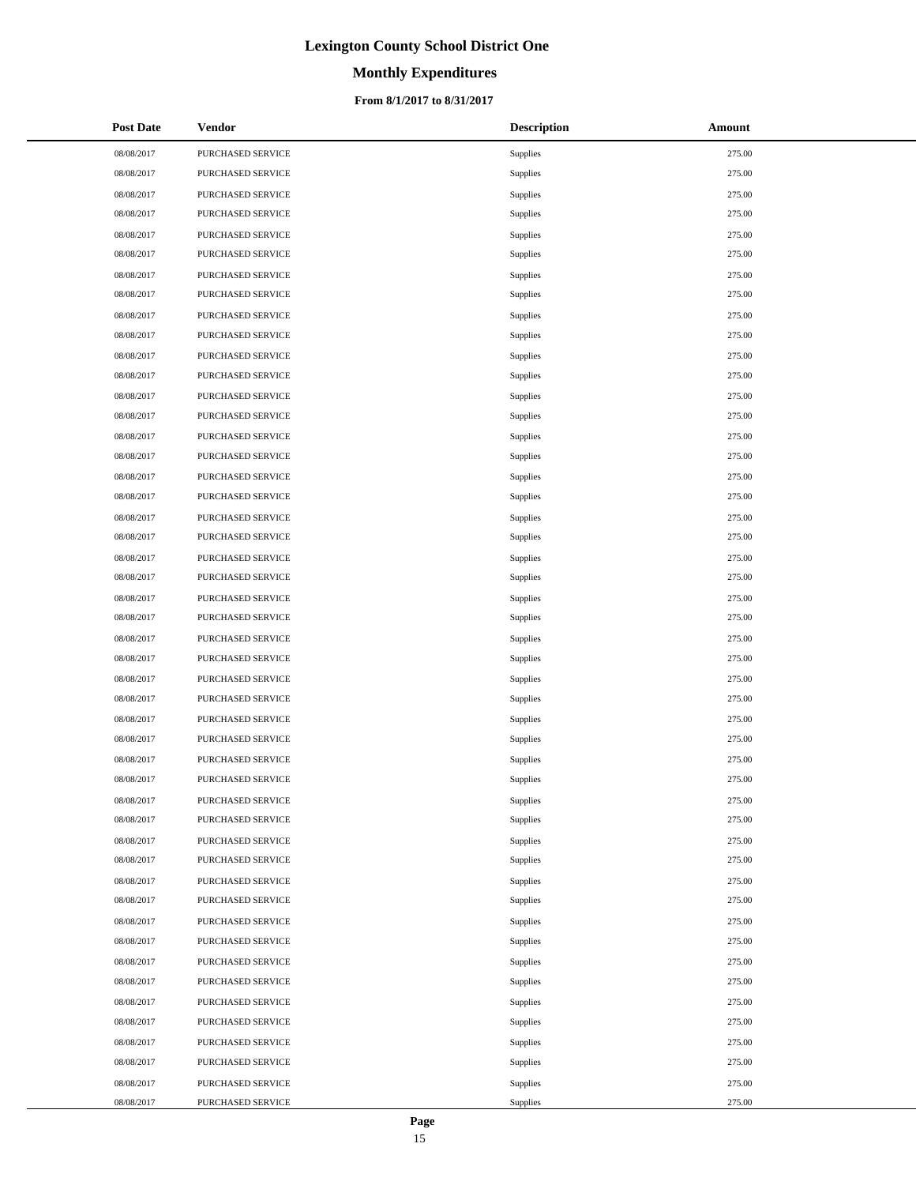# Lexington County School District One

## Monthly Expenditures

### From 8/1/2017 to 8/31/2017

| Post Date | Vendor | Description | Amount |
|---|---|---|---|
| 08/08/2017 | PURCHASED SERVICE | Supplies | 275.00 |
| 08/08/2017 | PURCHASED SERVICE | Supplies | 275.00 |
| 08/08/2017 | PURCHASED SERVICE | Supplies | 275.00 |
| 08/08/2017 | PURCHASED SERVICE | Supplies | 275.00 |
| 08/08/2017 | PURCHASED SERVICE | Supplies | 275.00 |
| 08/08/2017 | PURCHASED SERVICE | Supplies | 275.00 |
| 08/08/2017 | PURCHASED SERVICE | Supplies | 275.00 |
| 08/08/2017 | PURCHASED SERVICE | Supplies | 275.00 |
| 08/08/2017 | PURCHASED SERVICE | Supplies | 275.00 |
| 08/08/2017 | PURCHASED SERVICE | Supplies | 275.00 |
| 08/08/2017 | PURCHASED SERVICE | Supplies | 275.00 |
| 08/08/2017 | PURCHASED SERVICE | Supplies | 275.00 |
| 08/08/2017 | PURCHASED SERVICE | Supplies | 275.00 |
| 08/08/2017 | PURCHASED SERVICE | Supplies | 275.00 |
| 08/08/2017 | PURCHASED SERVICE | Supplies | 275.00 |
| 08/08/2017 | PURCHASED SERVICE | Supplies | 275.00 |
| 08/08/2017 | PURCHASED SERVICE | Supplies | 275.00 |
| 08/08/2017 | PURCHASED SERVICE | Supplies | 275.00 |
| 08/08/2017 | PURCHASED SERVICE | Supplies | 275.00 |
| 08/08/2017 | PURCHASED SERVICE | Supplies | 275.00 |
| 08/08/2017 | PURCHASED SERVICE | Supplies | 275.00 |
| 08/08/2017 | PURCHASED SERVICE | Supplies | 275.00 |
| 08/08/2017 | PURCHASED SERVICE | Supplies | 275.00 |
| 08/08/2017 | PURCHASED SERVICE | Supplies | 275.00 |
| 08/08/2017 | PURCHASED SERVICE | Supplies | 275.00 |
| 08/08/2017 | PURCHASED SERVICE | Supplies | 275.00 |
| 08/08/2017 | PURCHASED SERVICE | Supplies | 275.00 |
| 08/08/2017 | PURCHASED SERVICE | Supplies | 275.00 |
| 08/08/2017 | PURCHASED SERVICE | Supplies | 275.00 |
| 08/08/2017 | PURCHASED SERVICE | Supplies | 275.00 |
| 08/08/2017 | PURCHASED SERVICE | Supplies | 275.00 |
| 08/08/2017 | PURCHASED SERVICE | Supplies | 275.00 |
| 08/08/2017 | PURCHASED SERVICE | Supplies | 275.00 |
| 08/08/2017 | PURCHASED SERVICE | Supplies | 275.00 |
| 08/08/2017 | PURCHASED SERVICE | Supplies | 275.00 |
| 08/08/2017 | PURCHASED SERVICE | Supplies | 275.00 |
| 08/08/2017 | PURCHASED SERVICE | Supplies | 275.00 |
| 08/08/2017 | PURCHASED SERVICE | Supplies | 275.00 |
| 08/08/2017 | PURCHASED SERVICE | Supplies | 275.00 |
| 08/08/2017 | PURCHASED SERVICE | Supplies | 275.00 |
| 08/08/2017 | PURCHASED SERVICE | Supplies | 275.00 |
| 08/08/2017 | PURCHASED SERVICE | Supplies | 275.00 |
| 08/08/2017 | PURCHASED SERVICE | Supplies | 275.00 |
| 08/08/2017 | PURCHASED SERVICE | Supplies | 275.00 |
| 08/08/2017 | PURCHASED SERVICE | Supplies | 275.00 |
| 08/08/2017 | PURCHASED SERVICE | Supplies | 275.00 |
| 08/08/2017 | PURCHASED SERVICE | Supplies | 275.00 |
| 08/08/2017 | PURCHASED SERVICE | Supplies | 275.00 |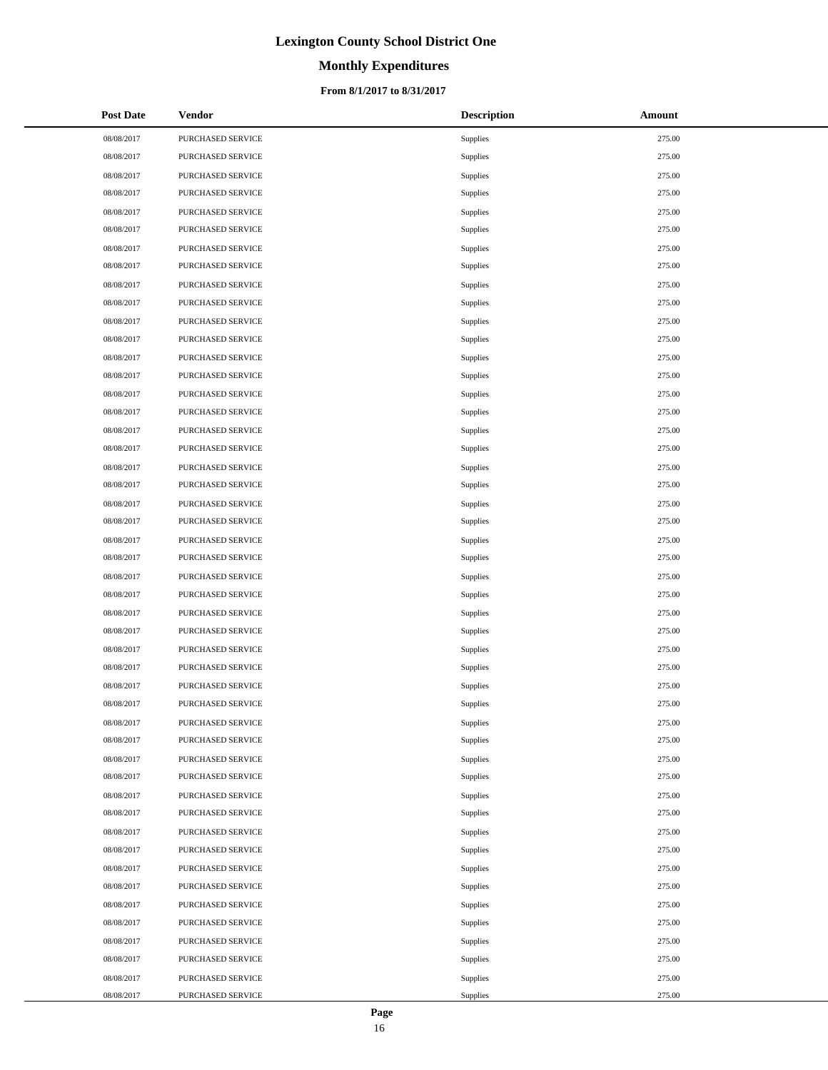# Lexington County School District One

## Monthly Expenditures

### From 8/1/2017 to 8/31/2017

| Post Date | Vendor | Description | Amount |
|---|---|---|---|
| 08/08/2017 | PURCHASED SERVICE | Supplies | 275.00 |
| 08/08/2017 | PURCHASED SERVICE | Supplies | 275.00 |
| 08/08/2017 | PURCHASED SERVICE | Supplies | 275.00 |
| 08/08/2017 | PURCHASED SERVICE | Supplies | 275.00 |
| 08/08/2017 | PURCHASED SERVICE | Supplies | 275.00 |
| 08/08/2017 | PURCHASED SERVICE | Supplies | 275.00 |
| 08/08/2017 | PURCHASED SERVICE | Supplies | 275.00 |
| 08/08/2017 | PURCHASED SERVICE | Supplies | 275.00 |
| 08/08/2017 | PURCHASED SERVICE | Supplies | 275.00 |
| 08/08/2017 | PURCHASED SERVICE | Supplies | 275.00 |
| 08/08/2017 | PURCHASED SERVICE | Supplies | 275.00 |
| 08/08/2017 | PURCHASED SERVICE | Supplies | 275.00 |
| 08/08/2017 | PURCHASED SERVICE | Supplies | 275.00 |
| 08/08/2017 | PURCHASED SERVICE | Supplies | 275.00 |
| 08/08/2017 | PURCHASED SERVICE | Supplies | 275.00 |
| 08/08/2017 | PURCHASED SERVICE | Supplies | 275.00 |
| 08/08/2017 | PURCHASED SERVICE | Supplies | 275.00 |
| 08/08/2017 | PURCHASED SERVICE | Supplies | 275.00 |
| 08/08/2017 | PURCHASED SERVICE | Supplies | 275.00 |
| 08/08/2017 | PURCHASED SERVICE | Supplies | 275.00 |
| 08/08/2017 | PURCHASED SERVICE | Supplies | 275.00 |
| 08/08/2017 | PURCHASED SERVICE | Supplies | 275.00 |
| 08/08/2017 | PURCHASED SERVICE | Supplies | 275.00 |
| 08/08/2017 | PURCHASED SERVICE | Supplies | 275.00 |
| 08/08/2017 | PURCHASED SERVICE | Supplies | 275.00 |
| 08/08/2017 | PURCHASED SERVICE | Supplies | 275.00 |
| 08/08/2017 | PURCHASED SERVICE | Supplies | 275.00 |
| 08/08/2017 | PURCHASED SERVICE | Supplies | 275.00 |
| 08/08/2017 | PURCHASED SERVICE | Supplies | 275.00 |
| 08/08/2017 | PURCHASED SERVICE | Supplies | 275.00 |
| 08/08/2017 | PURCHASED SERVICE | Supplies | 275.00 |
| 08/08/2017 | PURCHASED SERVICE | Supplies | 275.00 |
| 08/08/2017 | PURCHASED SERVICE | Supplies | 275.00 |
| 08/08/2017 | PURCHASED SERVICE | Supplies | 275.00 |
| 08/08/2017 | PURCHASED SERVICE | Supplies | 275.00 |
| 08/08/2017 | PURCHASED SERVICE | Supplies | 275.00 |
| 08/08/2017 | PURCHASED SERVICE | Supplies | 275.00 |
| 08/08/2017 | PURCHASED SERVICE | Supplies | 275.00 |
| 08/08/2017 | PURCHASED SERVICE | Supplies | 275.00 |
| 08/08/2017 | PURCHASED SERVICE | Supplies | 275.00 |
| 08/08/2017 | PURCHASED SERVICE | Supplies | 275.00 |
| 08/08/2017 | PURCHASED SERVICE | Supplies | 275.00 |
| 08/08/2017 | PURCHASED SERVICE | Supplies | 275.00 |
| 08/08/2017 | PURCHASED SERVICE | Supplies | 275.00 |
| 08/08/2017 | PURCHASED SERVICE | Supplies | 275.00 |
| 08/08/2017 | PURCHASED SERVICE | Supplies | 275.00 |
| 08/08/2017 | PURCHASED SERVICE | Supplies | 275.00 |
| 08/08/2017 | PURCHASED SERVICE | Supplies | 275.00 |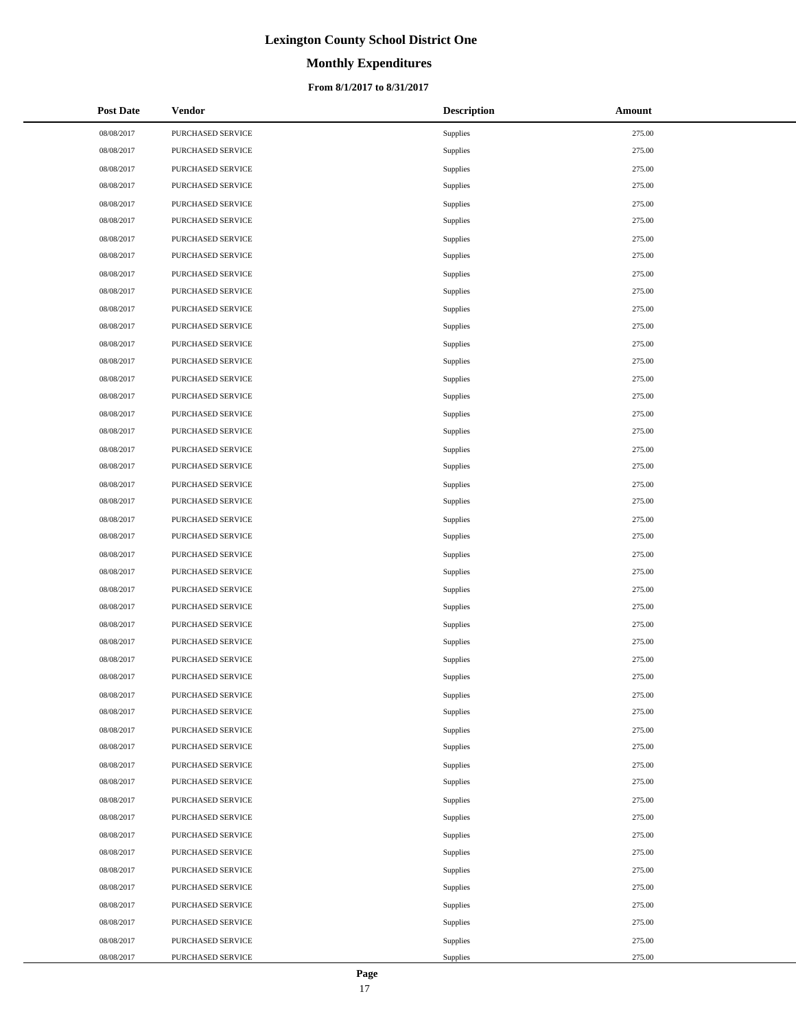# Lexington County School District One

## Monthly Expenditures

### From 8/1/2017 to 8/31/2017

| Post Date | Vendor | Description | Amount |
|---|---|---|---|
| 08/08/2017 | PURCHASED SERVICE | Supplies | 275.00 |
| 08/08/2017 | PURCHASED SERVICE | Supplies | 275.00 |
| 08/08/2017 | PURCHASED SERVICE | Supplies | 275.00 |
| 08/08/2017 | PURCHASED SERVICE | Supplies | 275.00 |
| 08/08/2017 | PURCHASED SERVICE | Supplies | 275.00 |
| 08/08/2017 | PURCHASED SERVICE | Supplies | 275.00 |
| 08/08/2017 | PURCHASED SERVICE | Supplies | 275.00 |
| 08/08/2017 | PURCHASED SERVICE | Supplies | 275.00 |
| 08/08/2017 | PURCHASED SERVICE | Supplies | 275.00 |
| 08/08/2017 | PURCHASED SERVICE | Supplies | 275.00 |
| 08/08/2017 | PURCHASED SERVICE | Supplies | 275.00 |
| 08/08/2017 | PURCHASED SERVICE | Supplies | 275.00 |
| 08/08/2017 | PURCHASED SERVICE | Supplies | 275.00 |
| 08/08/2017 | PURCHASED SERVICE | Supplies | 275.00 |
| 08/08/2017 | PURCHASED SERVICE | Supplies | 275.00 |
| 08/08/2017 | PURCHASED SERVICE | Supplies | 275.00 |
| 08/08/2017 | PURCHASED SERVICE | Supplies | 275.00 |
| 08/08/2017 | PURCHASED SERVICE | Supplies | 275.00 |
| 08/08/2017 | PURCHASED SERVICE | Supplies | 275.00 |
| 08/08/2017 | PURCHASED SERVICE | Supplies | 275.00 |
| 08/08/2017 | PURCHASED SERVICE | Supplies | 275.00 |
| 08/08/2017 | PURCHASED SERVICE | Supplies | 275.00 |
| 08/08/2017 | PURCHASED SERVICE | Supplies | 275.00 |
| 08/08/2017 | PURCHASED SERVICE | Supplies | 275.00 |
| 08/08/2017 | PURCHASED SERVICE | Supplies | 275.00 |
| 08/08/2017 | PURCHASED SERVICE | Supplies | 275.00 |
| 08/08/2017 | PURCHASED SERVICE | Supplies | 275.00 |
| 08/08/2017 | PURCHASED SERVICE | Supplies | 275.00 |
| 08/08/2017 | PURCHASED SERVICE | Supplies | 275.00 |
| 08/08/2017 | PURCHASED SERVICE | Supplies | 275.00 |
| 08/08/2017 | PURCHASED SERVICE | Supplies | 275.00 |
| 08/08/2017 | PURCHASED SERVICE | Supplies | 275.00 |
| 08/08/2017 | PURCHASED SERVICE | Supplies | 275.00 |
| 08/08/2017 | PURCHASED SERVICE | Supplies | 275.00 |
| 08/08/2017 | PURCHASED SERVICE | Supplies | 275.00 |
| 08/08/2017 | PURCHASED SERVICE | Supplies | 275.00 |
| 08/08/2017 | PURCHASED SERVICE | Supplies | 275.00 |
| 08/08/2017 | PURCHASED SERVICE | Supplies | 275.00 |
| 08/08/2017 | PURCHASED SERVICE | Supplies | 275.00 |
| 08/08/2017 | PURCHASED SERVICE | Supplies | 275.00 |
| 08/08/2017 | PURCHASED SERVICE | Supplies | 275.00 |
| 08/08/2017 | PURCHASED SERVICE | Supplies | 275.00 |
| 08/08/2017 | PURCHASED SERVICE | Supplies | 275.00 |
| 08/08/2017 | PURCHASED SERVICE | Supplies | 275.00 |
| 08/08/2017 | PURCHASED SERVICE | Supplies | 275.00 |
| 08/08/2017 | PURCHASED SERVICE | Supplies | 275.00 |
| 08/08/2017 | PURCHASED SERVICE | Supplies | 275.00 |
| 08/08/2017 | PURCHASED SERVICE | Supplies | 275.00 |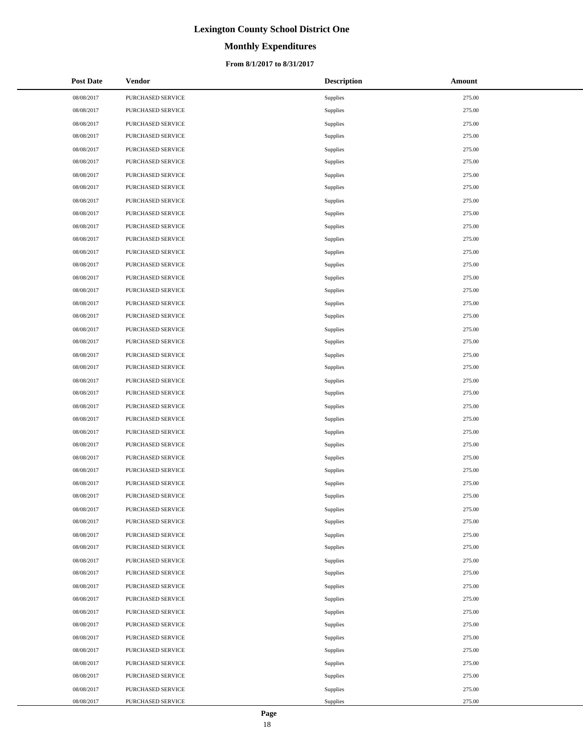# Lexington County School District One

## Monthly Expenditures

### From 8/1/2017 to 8/31/2017

| Post Date | Vendor | Description | Amount |
|---|---|---|---|
| 08/08/2017 | PURCHASED SERVICE | Supplies | 275.00 |
| 08/08/2017 | PURCHASED SERVICE | Supplies | 275.00 |
| 08/08/2017 | PURCHASED SERVICE | Supplies | 275.00 |
| 08/08/2017 | PURCHASED SERVICE | Supplies | 275.00 |
| 08/08/2017 | PURCHASED SERVICE | Supplies | 275.00 |
| 08/08/2017 | PURCHASED SERVICE | Supplies | 275.00 |
| 08/08/2017 | PURCHASED SERVICE | Supplies | 275.00 |
| 08/08/2017 | PURCHASED SERVICE | Supplies | 275.00 |
| 08/08/2017 | PURCHASED SERVICE | Supplies | 275.00 |
| 08/08/2017 | PURCHASED SERVICE | Supplies | 275.00 |
| 08/08/2017 | PURCHASED SERVICE | Supplies | 275.00 |
| 08/08/2017 | PURCHASED SERVICE | Supplies | 275.00 |
| 08/08/2017 | PURCHASED SERVICE | Supplies | 275.00 |
| 08/08/2017 | PURCHASED SERVICE | Supplies | 275.00 |
| 08/08/2017 | PURCHASED SERVICE | Supplies | 275.00 |
| 08/08/2017 | PURCHASED SERVICE | Supplies | 275.00 |
| 08/08/2017 | PURCHASED SERVICE | Supplies | 275.00 |
| 08/08/2017 | PURCHASED SERVICE | Supplies | 275.00 |
| 08/08/2017 | PURCHASED SERVICE | Supplies | 275.00 |
| 08/08/2017 | PURCHASED SERVICE | Supplies | 275.00 |
| 08/08/2017 | PURCHASED SERVICE | Supplies | 275.00 |
| 08/08/2017 | PURCHASED SERVICE | Supplies | 275.00 |
| 08/08/2017 | PURCHASED SERVICE | Supplies | 275.00 |
| 08/08/2017 | PURCHASED SERVICE | Supplies | 275.00 |
| 08/08/2017 | PURCHASED SERVICE | Supplies | 275.00 |
| 08/08/2017 | PURCHASED SERVICE | Supplies | 275.00 |
| 08/08/2017 | PURCHASED SERVICE | Supplies | 275.00 |
| 08/08/2017 | PURCHASED SERVICE | Supplies | 275.00 |
| 08/08/2017 | PURCHASED SERVICE | Supplies | 275.00 |
| 08/08/2017 | PURCHASED SERVICE | Supplies | 275.00 |
| 08/08/2017 | PURCHASED SERVICE | Supplies | 275.00 |
| 08/08/2017 | PURCHASED SERVICE | Supplies | 275.00 |
| 08/08/2017 | PURCHASED SERVICE | Supplies | 275.00 |
| 08/08/2017 | PURCHASED SERVICE | Supplies | 275.00 |
| 08/08/2017 | PURCHASED SERVICE | Supplies | 275.00 |
| 08/08/2017 | PURCHASED SERVICE | Supplies | 275.00 |
| 08/08/2017 | PURCHASED SERVICE | Supplies | 275.00 |
| 08/08/2017 | PURCHASED SERVICE | Supplies | 275.00 |
| 08/08/2017 | PURCHASED SERVICE | Supplies | 275.00 |
| 08/08/2017 | PURCHASED SERVICE | Supplies | 275.00 |
| 08/08/2017 | PURCHASED SERVICE | Supplies | 275.00 |
| 08/08/2017 | PURCHASED SERVICE | Supplies | 275.00 |
| 08/08/2017 | PURCHASED SERVICE | Supplies | 275.00 |
| 08/08/2017 | PURCHASED SERVICE | Supplies | 275.00 |
| 08/08/2017 | PURCHASED SERVICE | Supplies | 275.00 |
| 08/08/2017 | PURCHASED SERVICE | Supplies | 275.00 |
| 08/08/2017 | PURCHASED SERVICE | Supplies | 275.00 |
| 08/08/2017 | PURCHASED SERVICE | Supplies | 275.00 |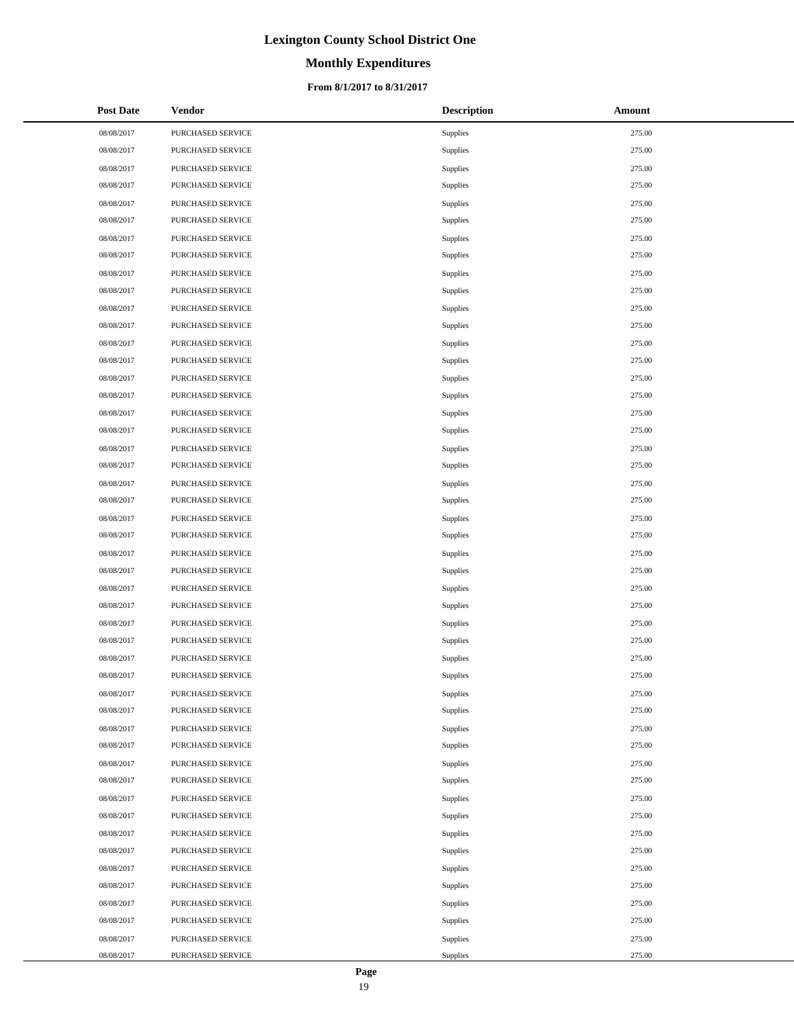# Lexington County School District One

## Monthly Expenditures

### From 8/1/2017 to 8/31/2017

| Post Date | Vendor | Description | Amount |
|---|---|---|---|
| 08/08/2017 | PURCHASED SERVICE | Supplies | 275.00 |
| 08/08/2017 | PURCHASED SERVICE | Supplies | 275.00 |
| 08/08/2017 | PURCHASED SERVICE | Supplies | 275.00 |
| 08/08/2017 | PURCHASED SERVICE | Supplies | 275.00 |
| 08/08/2017 | PURCHASED SERVICE | Supplies | 275.00 |
| 08/08/2017 | PURCHASED SERVICE | Supplies | 275.00 |
| 08/08/2017 | PURCHASED SERVICE | Supplies | 275.00 |
| 08/08/2017 | PURCHASED SERVICE | Supplies | 275.00 |
| 08/08/2017 | PURCHASED SERVICE | Supplies | 275.00 |
| 08/08/2017 | PURCHASED SERVICE | Supplies | 275.00 |
| 08/08/2017 | PURCHASED SERVICE | Supplies | 275.00 |
| 08/08/2017 | PURCHASED SERVICE | Supplies | 275.00 |
| 08/08/2017 | PURCHASED SERVICE | Supplies | 275.00 |
| 08/08/2017 | PURCHASED SERVICE | Supplies | 275.00 |
| 08/08/2017 | PURCHASED SERVICE | Supplies | 275.00 |
| 08/08/2017 | PURCHASED SERVICE | Supplies | 275.00 |
| 08/08/2017 | PURCHASED SERVICE | Supplies | 275.00 |
| 08/08/2017 | PURCHASED SERVICE | Supplies | 275.00 |
| 08/08/2017 | PURCHASED SERVICE | Supplies | 275.00 |
| 08/08/2017 | PURCHASED SERVICE | Supplies | 275.00 |
| 08/08/2017 | PURCHASED SERVICE | Supplies | 275.00 |
| 08/08/2017 | PURCHASED SERVICE | Supplies | 275.00 |
| 08/08/2017 | PURCHASED SERVICE | Supplies | 275.00 |
| 08/08/2017 | PURCHASED SERVICE | Supplies | 275.00 |
| 08/08/2017 | PURCHASED SERVICE | Supplies | 275.00 |
| 08/08/2017 | PURCHASED SERVICE | Supplies | 275.00 |
| 08/08/2017 | PURCHASED SERVICE | Supplies | 275.00 |
| 08/08/2017 | PURCHASED SERVICE | Supplies | 275.00 |
| 08/08/2017 | PURCHASED SERVICE | Supplies | 275.00 |
| 08/08/2017 | PURCHASED SERVICE | Supplies | 275.00 |
| 08/08/2017 | PURCHASED SERVICE | Supplies | 275.00 |
| 08/08/2017 | PURCHASED SERVICE | Supplies | 275.00 |
| 08/08/2017 | PURCHASED SERVICE | Supplies | 275.00 |
| 08/08/2017 | PURCHASED SERVICE | Supplies | 275.00 |
| 08/08/2017 | PURCHASED SERVICE | Supplies | 275.00 |
| 08/08/2017 | PURCHASED SERVICE | Supplies | 275.00 |
| 08/08/2017 | PURCHASED SERVICE | Supplies | 275.00 |
| 08/08/2017 | PURCHASED SERVICE | Supplies | 275.00 |
| 08/08/2017 | PURCHASED SERVICE | Supplies | 275.00 |
| 08/08/2017 | PURCHASED SERVICE | Supplies | 275.00 |
| 08/08/2017 | PURCHASED SERVICE | Supplies | 275.00 |
| 08/08/2017 | PURCHASED SERVICE | Supplies | 275.00 |
| 08/08/2017 | PURCHASED SERVICE | Supplies | 275.00 |
| 08/08/2017 | PURCHASED SERVICE | Supplies | 275.00 |
| 08/08/2017 | PURCHASED SERVICE | Supplies | 275.00 |
| 08/08/2017 | PURCHASED SERVICE | Supplies | 275.00 |
| 08/08/2017 | PURCHASED SERVICE | Supplies | 275.00 |
| 08/08/2017 | PURCHASED SERVICE | Supplies | 275.00 |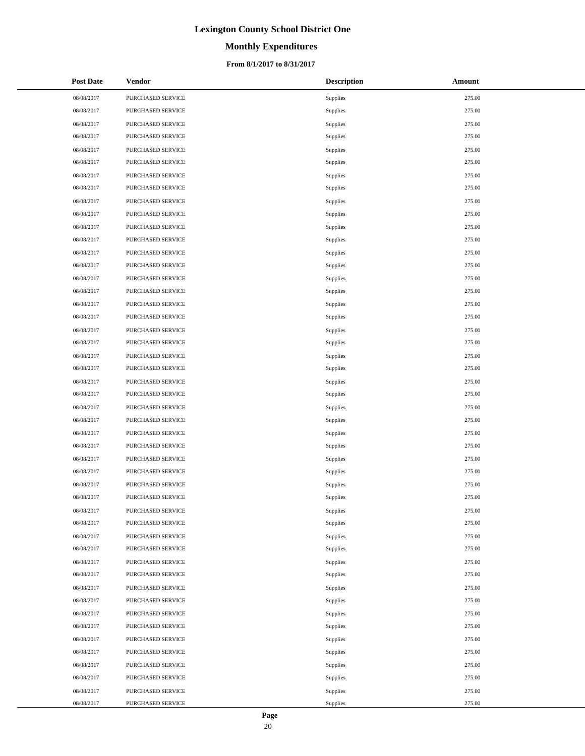# Lexington County School District One

## Monthly Expenditures

### From 8/1/2017 to 8/31/2017

| Post Date | Vendor | Description | Amount |
|---|---|---|---|
| 08/08/2017 | PURCHASED SERVICE | Supplies | 275.00 |
| 08/08/2017 | PURCHASED SERVICE | Supplies | 275.00 |
| 08/08/2017 | PURCHASED SERVICE | Supplies | 275.00 |
| 08/08/2017 | PURCHASED SERVICE | Supplies | 275.00 |
| 08/08/2017 | PURCHASED SERVICE | Supplies | 275.00 |
| 08/08/2017 | PURCHASED SERVICE | Supplies | 275.00 |
| 08/08/2017 | PURCHASED SERVICE | Supplies | 275.00 |
| 08/08/2017 | PURCHASED SERVICE | Supplies | 275.00 |
| 08/08/2017 | PURCHASED SERVICE | Supplies | 275.00 |
| 08/08/2017 | PURCHASED SERVICE | Supplies | 275.00 |
| 08/08/2017 | PURCHASED SERVICE | Supplies | 275.00 |
| 08/08/2017 | PURCHASED SERVICE | Supplies | 275.00 |
| 08/08/2017 | PURCHASED SERVICE | Supplies | 275.00 |
| 08/08/2017 | PURCHASED SERVICE | Supplies | 275.00 |
| 08/08/2017 | PURCHASED SERVICE | Supplies | 275.00 |
| 08/08/2017 | PURCHASED SERVICE | Supplies | 275.00 |
| 08/08/2017 | PURCHASED SERVICE | Supplies | 275.00 |
| 08/08/2017 | PURCHASED SERVICE | Supplies | 275.00 |
| 08/08/2017 | PURCHASED SERVICE | Supplies | 275.00 |
| 08/08/2017 | PURCHASED SERVICE | Supplies | 275.00 |
| 08/08/2017 | PURCHASED SERVICE | Supplies | 275.00 |
| 08/08/2017 | PURCHASED SERVICE | Supplies | 275.00 |
| 08/08/2017 | PURCHASED SERVICE | Supplies | 275.00 |
| 08/08/2017 | PURCHASED SERVICE | Supplies | 275.00 |
| 08/08/2017 | PURCHASED SERVICE | Supplies | 275.00 |
| 08/08/2017 | PURCHASED SERVICE | Supplies | 275.00 |
| 08/08/2017 | PURCHASED SERVICE | Supplies | 275.00 |
| 08/08/2017 | PURCHASED SERVICE | Supplies | 275.00 |
| 08/08/2017 | PURCHASED SERVICE | Supplies | 275.00 |
| 08/08/2017 | PURCHASED SERVICE | Supplies | 275.00 |
| 08/08/2017 | PURCHASED SERVICE | Supplies | 275.00 |
| 08/08/2017 | PURCHASED SERVICE | Supplies | 275.00 |
| 08/08/2017 | PURCHASED SERVICE | Supplies | 275.00 |
| 08/08/2017 | PURCHASED SERVICE | Supplies | 275.00 |
| 08/08/2017 | PURCHASED SERVICE | Supplies | 275.00 |
| 08/08/2017 | PURCHASED SERVICE | Supplies | 275.00 |
| 08/08/2017 | PURCHASED SERVICE | Supplies | 275.00 |
| 08/08/2017 | PURCHASED SERVICE | Supplies | 275.00 |
| 08/08/2017 | PURCHASED SERVICE | Supplies | 275.00 |
| 08/08/2017 | PURCHASED SERVICE | Supplies | 275.00 |
| 08/08/2017 | PURCHASED SERVICE | Supplies | 275.00 |
| 08/08/2017 | PURCHASED SERVICE | Supplies | 275.00 |
| 08/08/2017 | PURCHASED SERVICE | Supplies | 275.00 |
| 08/08/2017 | PURCHASED SERVICE | Supplies | 275.00 |
| 08/08/2017 | PURCHASED SERVICE | Supplies | 275.00 |
| 08/08/2017 | PURCHASED SERVICE | Supplies | 275.00 |
| 08/08/2017 | PURCHASED SERVICE | Supplies | 275.00 |
| 08/08/2017 | PURCHASED SERVICE | Supplies | 275.00 |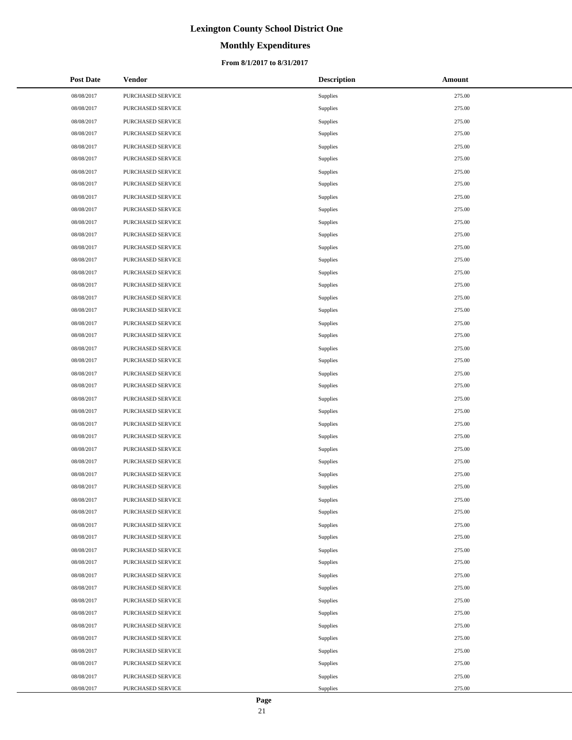# Lexington County School District One

## Monthly Expenditures

### From 8/1/2017 to 8/31/2017

| Post Date | Vendor | Description | Amount |
|---|---|---|---|
| 08/08/2017 | PURCHASED SERVICE | Supplies | 275.00 |
| 08/08/2017 | PURCHASED SERVICE | Supplies | 275.00 |
| 08/08/2017 | PURCHASED SERVICE | Supplies | 275.00 |
| 08/08/2017 | PURCHASED SERVICE | Supplies | 275.00 |
| 08/08/2017 | PURCHASED SERVICE | Supplies | 275.00 |
| 08/08/2017 | PURCHASED SERVICE | Supplies | 275.00 |
| 08/08/2017 | PURCHASED SERVICE | Supplies | 275.00 |
| 08/08/2017 | PURCHASED SERVICE | Supplies | 275.00 |
| 08/08/2017 | PURCHASED SERVICE | Supplies | 275.00 |
| 08/08/2017 | PURCHASED SERVICE | Supplies | 275.00 |
| 08/08/2017 | PURCHASED SERVICE | Supplies | 275.00 |
| 08/08/2017 | PURCHASED SERVICE | Supplies | 275.00 |
| 08/08/2017 | PURCHASED SERVICE | Supplies | 275.00 |
| 08/08/2017 | PURCHASED SERVICE | Supplies | 275.00 |
| 08/08/2017 | PURCHASED SERVICE | Supplies | 275.00 |
| 08/08/2017 | PURCHASED SERVICE | Supplies | 275.00 |
| 08/08/2017 | PURCHASED SERVICE | Supplies | 275.00 |
| 08/08/2017 | PURCHASED SERVICE | Supplies | 275.00 |
| 08/08/2017 | PURCHASED SERVICE | Supplies | 275.00 |
| 08/08/2017 | PURCHASED SERVICE | Supplies | 275.00 |
| 08/08/2017 | PURCHASED SERVICE | Supplies | 275.00 |
| 08/08/2017 | PURCHASED SERVICE | Supplies | 275.00 |
| 08/08/2017 | PURCHASED SERVICE | Supplies | 275.00 |
| 08/08/2017 | PURCHASED SERVICE | Supplies | 275.00 |
| 08/08/2017 | PURCHASED SERVICE | Supplies | 275.00 |
| 08/08/2017 | PURCHASED SERVICE | Supplies | 275.00 |
| 08/08/2017 | PURCHASED SERVICE | Supplies | 275.00 |
| 08/08/2017 | PURCHASED SERVICE | Supplies | 275.00 |
| 08/08/2017 | PURCHASED SERVICE | Supplies | 275.00 |
| 08/08/2017 | PURCHASED SERVICE | Supplies | 275.00 |
| 08/08/2017 | PURCHASED SERVICE | Supplies | 275.00 |
| 08/08/2017 | PURCHASED SERVICE | Supplies | 275.00 |
| 08/08/2017 | PURCHASED SERVICE | Supplies | 275.00 |
| 08/08/2017 | PURCHASED SERVICE | Supplies | 275.00 |
| 08/08/2017 | PURCHASED SERVICE | Supplies | 275.00 |
| 08/08/2017 | PURCHASED SERVICE | Supplies | 275.00 |
| 08/08/2017 | PURCHASED SERVICE | Supplies | 275.00 |
| 08/08/2017 | PURCHASED SERVICE | Supplies | 275.00 |
| 08/08/2017 | PURCHASED SERVICE | Supplies | 275.00 |
| 08/08/2017 | PURCHASED SERVICE | Supplies | 275.00 |
| 08/08/2017 | PURCHASED SERVICE | Supplies | 275.00 |
| 08/08/2017 | PURCHASED SERVICE | Supplies | 275.00 |
| 08/08/2017 | PURCHASED SERVICE | Supplies | 275.00 |
| 08/08/2017 | PURCHASED SERVICE | Supplies | 275.00 |
| 08/08/2017 | PURCHASED SERVICE | Supplies | 275.00 |
| 08/08/2017 | PURCHASED SERVICE | Supplies | 275.00 |
| 08/08/2017 | PURCHASED SERVICE | Supplies | 275.00 |
| 08/08/2017 | PURCHASED SERVICE | Supplies | 275.00 |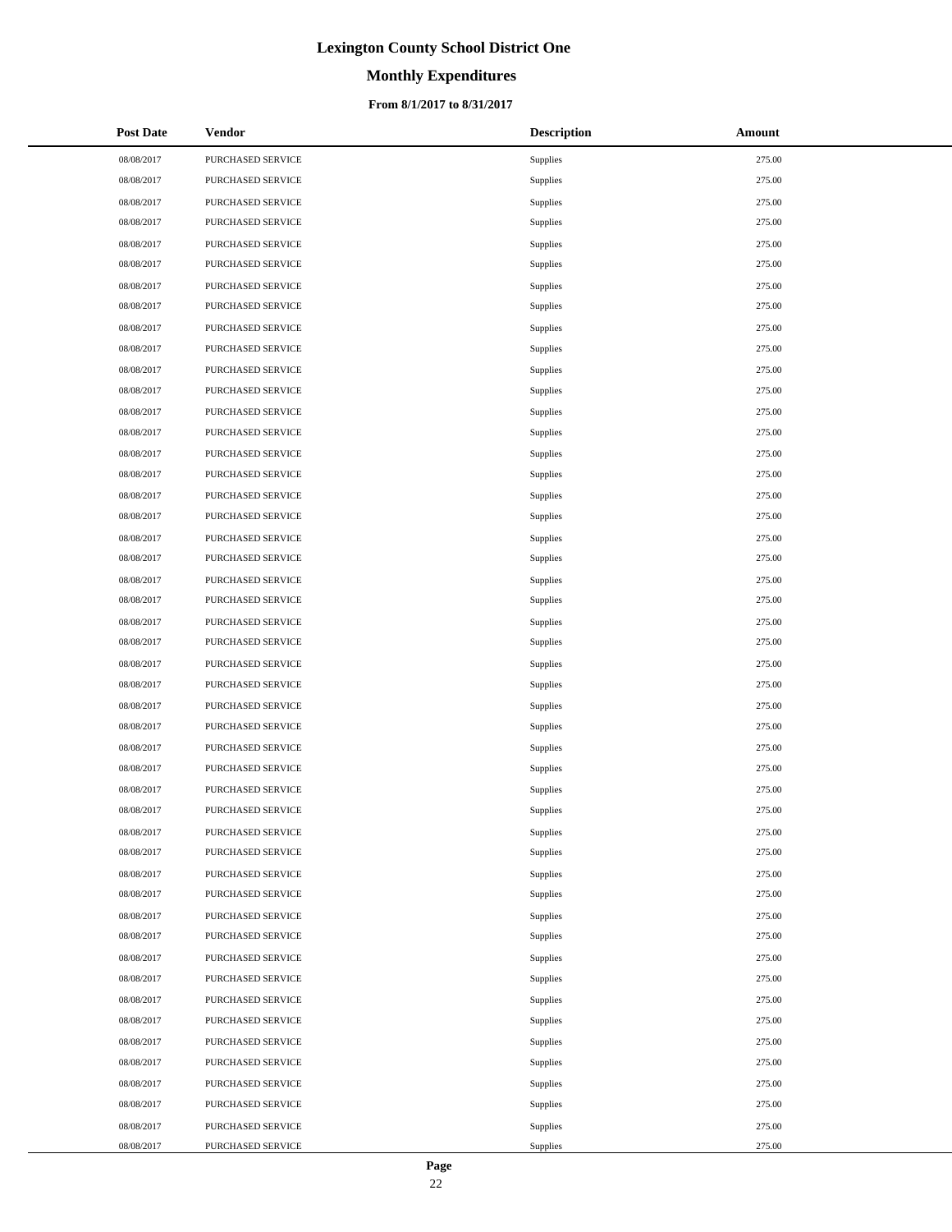# Lexington County School District One

## Monthly Expenditures

### From 8/1/2017 to 8/31/2017

| Post Date | Vendor | Description | Amount |
|---|---|---|---|
| 08/08/2017 | PURCHASED SERVICE | Supplies | 275.00 |
| 08/08/2017 | PURCHASED SERVICE | Supplies | 275.00 |
| 08/08/2017 | PURCHASED SERVICE | Supplies | 275.00 |
| 08/08/2017 | PURCHASED SERVICE | Supplies | 275.00 |
| 08/08/2017 | PURCHASED SERVICE | Supplies | 275.00 |
| 08/08/2017 | PURCHASED SERVICE | Supplies | 275.00 |
| 08/08/2017 | PURCHASED SERVICE | Supplies | 275.00 |
| 08/08/2017 | PURCHASED SERVICE | Supplies | 275.00 |
| 08/08/2017 | PURCHASED SERVICE | Supplies | 275.00 |
| 08/08/2017 | PURCHASED SERVICE | Supplies | 275.00 |
| 08/08/2017 | PURCHASED SERVICE | Supplies | 275.00 |
| 08/08/2017 | PURCHASED SERVICE | Supplies | 275.00 |
| 08/08/2017 | PURCHASED SERVICE | Supplies | 275.00 |
| 08/08/2017 | PURCHASED SERVICE | Supplies | 275.00 |
| 08/08/2017 | PURCHASED SERVICE | Supplies | 275.00 |
| 08/08/2017 | PURCHASED SERVICE | Supplies | 275.00 |
| 08/08/2017 | PURCHASED SERVICE | Supplies | 275.00 |
| 08/08/2017 | PURCHASED SERVICE | Supplies | 275.00 |
| 08/08/2017 | PURCHASED SERVICE | Supplies | 275.00 |
| 08/08/2017 | PURCHASED SERVICE | Supplies | 275.00 |
| 08/08/2017 | PURCHASED SERVICE | Supplies | 275.00 |
| 08/08/2017 | PURCHASED SERVICE | Supplies | 275.00 |
| 08/08/2017 | PURCHASED SERVICE | Supplies | 275.00 |
| 08/08/2017 | PURCHASED SERVICE | Supplies | 275.00 |
| 08/08/2017 | PURCHASED SERVICE | Supplies | 275.00 |
| 08/08/2017 | PURCHASED SERVICE | Supplies | 275.00 |
| 08/08/2017 | PURCHASED SERVICE | Supplies | 275.00 |
| 08/08/2017 | PURCHASED SERVICE | Supplies | 275.00 |
| 08/08/2017 | PURCHASED SERVICE | Supplies | 275.00 |
| 08/08/2017 | PURCHASED SERVICE | Supplies | 275.00 |
| 08/08/2017 | PURCHASED SERVICE | Supplies | 275.00 |
| 08/08/2017 | PURCHASED SERVICE | Supplies | 275.00 |
| 08/08/2017 | PURCHASED SERVICE | Supplies | 275.00 |
| 08/08/2017 | PURCHASED SERVICE | Supplies | 275.00 |
| 08/08/2017 | PURCHASED SERVICE | Supplies | 275.00 |
| 08/08/2017 | PURCHASED SERVICE | Supplies | 275.00 |
| 08/08/2017 | PURCHASED SERVICE | Supplies | 275.00 |
| 08/08/2017 | PURCHASED SERVICE | Supplies | 275.00 |
| 08/08/2017 | PURCHASED SERVICE | Supplies | 275.00 |
| 08/08/2017 | PURCHASED SERVICE | Supplies | 275.00 |
| 08/08/2017 | PURCHASED SERVICE | Supplies | 275.00 |
| 08/08/2017 | PURCHASED SERVICE | Supplies | 275.00 |
| 08/08/2017 | PURCHASED SERVICE | Supplies | 275.00 |
| 08/08/2017 | PURCHASED SERVICE | Supplies | 275.00 |
| 08/08/2017 | PURCHASED SERVICE | Supplies | 275.00 |
| 08/08/2017 | PURCHASED SERVICE | Supplies | 275.00 |
| 08/08/2017 | PURCHASED SERVICE | Supplies | 275.00 |
| 08/08/2017 | PURCHASED SERVICE | Supplies | 275.00 |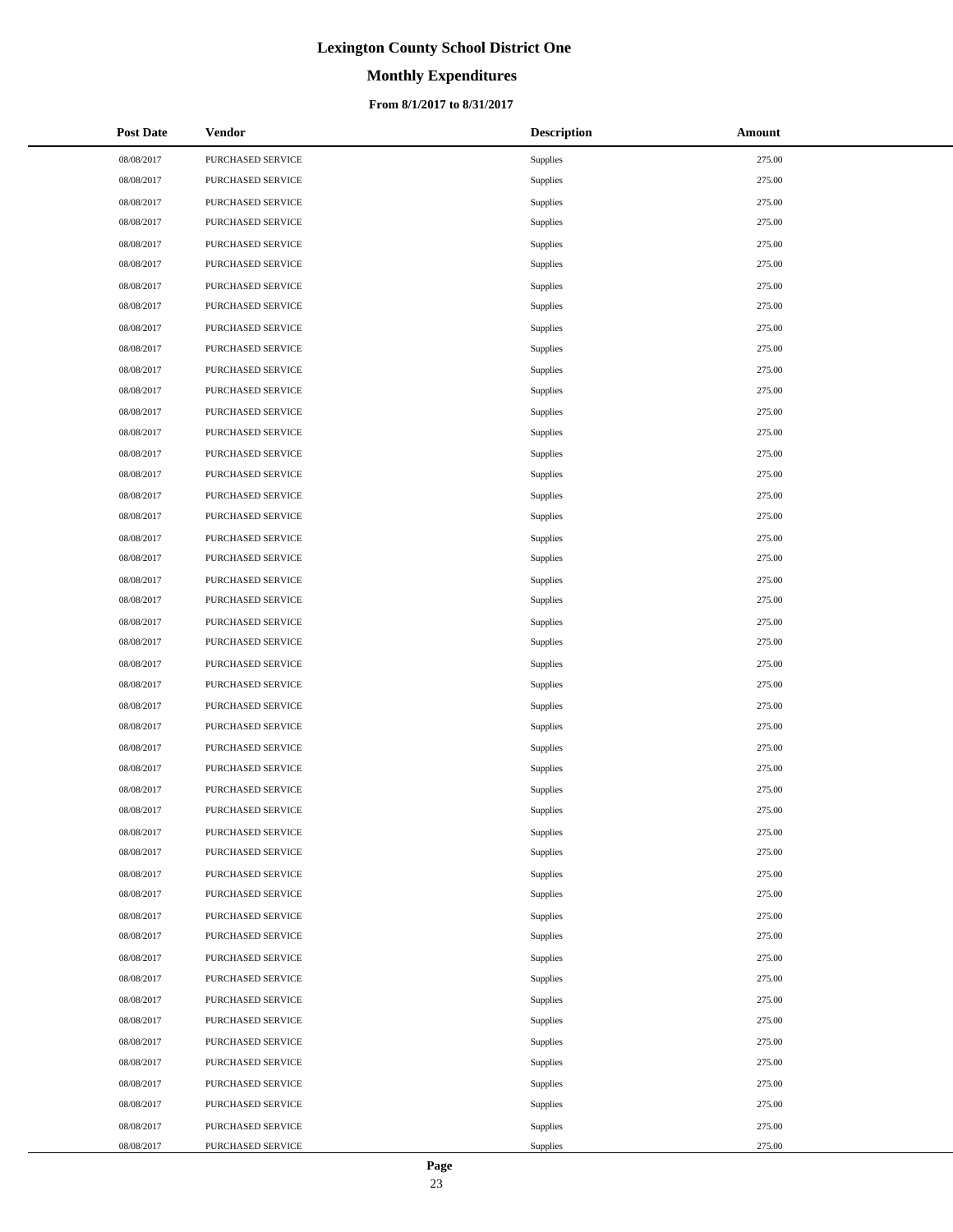# Lexington County School District One

## Monthly Expenditures

### From 8/1/2017 to 8/31/2017

| Post Date | Vendor | Description | Amount |
|---|---|---|---|
| 08/08/2017 | PURCHASED SERVICE | Supplies | 275.00 |
| 08/08/2017 | PURCHASED SERVICE | Supplies | 275.00 |
| 08/08/2017 | PURCHASED SERVICE | Supplies | 275.00 |
| 08/08/2017 | PURCHASED SERVICE | Supplies | 275.00 |
| 08/08/2017 | PURCHASED SERVICE | Supplies | 275.00 |
| 08/08/2017 | PURCHASED SERVICE | Supplies | 275.00 |
| 08/08/2017 | PURCHASED SERVICE | Supplies | 275.00 |
| 08/08/2017 | PURCHASED SERVICE | Supplies | 275.00 |
| 08/08/2017 | PURCHASED SERVICE | Supplies | 275.00 |
| 08/08/2017 | PURCHASED SERVICE | Supplies | 275.00 |
| 08/08/2017 | PURCHASED SERVICE | Supplies | 275.00 |
| 08/08/2017 | PURCHASED SERVICE | Supplies | 275.00 |
| 08/08/2017 | PURCHASED SERVICE | Supplies | 275.00 |
| 08/08/2017 | PURCHASED SERVICE | Supplies | 275.00 |
| 08/08/2017 | PURCHASED SERVICE | Supplies | 275.00 |
| 08/08/2017 | PURCHASED SERVICE | Supplies | 275.00 |
| 08/08/2017 | PURCHASED SERVICE | Supplies | 275.00 |
| 08/08/2017 | PURCHASED SERVICE | Supplies | 275.00 |
| 08/08/2017 | PURCHASED SERVICE | Supplies | 275.00 |
| 08/08/2017 | PURCHASED SERVICE | Supplies | 275.00 |
| 08/08/2017 | PURCHASED SERVICE | Supplies | 275.00 |
| 08/08/2017 | PURCHASED SERVICE | Supplies | 275.00 |
| 08/08/2017 | PURCHASED SERVICE | Supplies | 275.00 |
| 08/08/2017 | PURCHASED SERVICE | Supplies | 275.00 |
| 08/08/2017 | PURCHASED SERVICE | Supplies | 275.00 |
| 08/08/2017 | PURCHASED SERVICE | Supplies | 275.00 |
| 08/08/2017 | PURCHASED SERVICE | Supplies | 275.00 |
| 08/08/2017 | PURCHASED SERVICE | Supplies | 275.00 |
| 08/08/2017 | PURCHASED SERVICE | Supplies | 275.00 |
| 08/08/2017 | PURCHASED SERVICE | Supplies | 275.00 |
| 08/08/2017 | PURCHASED SERVICE | Supplies | 275.00 |
| 08/08/2017 | PURCHASED SERVICE | Supplies | 275.00 |
| 08/08/2017 | PURCHASED SERVICE | Supplies | 275.00 |
| 08/08/2017 | PURCHASED SERVICE | Supplies | 275.00 |
| 08/08/2017 | PURCHASED SERVICE | Supplies | 275.00 |
| 08/08/2017 | PURCHASED SERVICE | Supplies | 275.00 |
| 08/08/2017 | PURCHASED SERVICE | Supplies | 275.00 |
| 08/08/2017 | PURCHASED SERVICE | Supplies | 275.00 |
| 08/08/2017 | PURCHASED SERVICE | Supplies | 275.00 |
| 08/08/2017 | PURCHASED SERVICE | Supplies | 275.00 |
| 08/08/2017 | PURCHASED SERVICE | Supplies | 275.00 |
| 08/08/2017 | PURCHASED SERVICE | Supplies | 275.00 |
| 08/08/2017 | PURCHASED SERVICE | Supplies | 275.00 |
| 08/08/2017 | PURCHASED SERVICE | Supplies | 275.00 |
| 08/08/2017 | PURCHASED SERVICE | Supplies | 275.00 |
| 08/08/2017 | PURCHASED SERVICE | Supplies | 275.00 |
| 08/08/2017 | PURCHASED SERVICE | Supplies | 275.00 |
| 08/08/2017 | PURCHASED SERVICE | Supplies | 275.00 |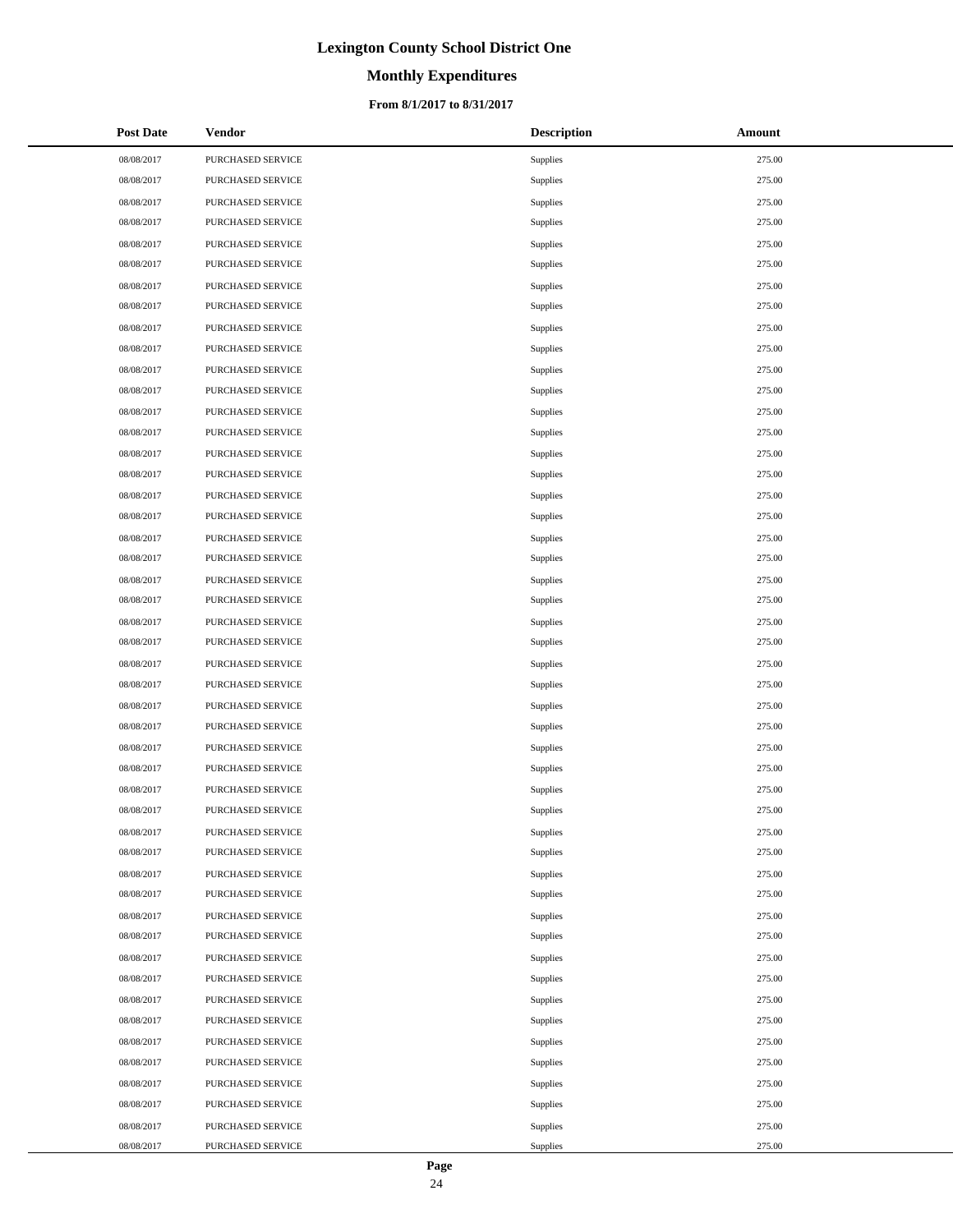| Post Date | Vendor | Description | Amount |
|---|---|---|---|
| 08/08/2017 | PURCHASED SERVICE | Supplies | 275.00 |
| 08/08/2017 | PURCHASED SERVICE | Supplies | 275.00 |
| 08/08/2017 | PURCHASED SERVICE | Supplies | 275.00 |
| 08/08/2017 | PURCHASED SERVICE | Supplies | 275.00 |
| 08/08/2017 | PURCHASED SERVICE | Supplies | 275.00 |
| 08/08/2017 | PURCHASED SERVICE | Supplies | 275.00 |
| 08/08/2017 | PURCHASED SERVICE | Supplies | 275.00 |
| 08/08/2017 | PURCHASED SERVICE | Supplies | 275.00 |
| 08/08/2017 | PURCHASED SERVICE | Supplies | 275.00 |
| 08/08/2017 | PURCHASED SERVICE | Supplies | 275.00 |
| 08/08/2017 | PURCHASED SERVICE | Supplies | 275.00 |
| 08/08/2017 | PURCHASED SERVICE | Supplies | 275.00 |
| 08/08/2017 | PURCHASED SERVICE | Supplies | 275.00 |
| 08/08/2017 | PURCHASED SERVICE | Supplies | 275.00 |
| 08/08/2017 | PURCHASED SERVICE | Supplies | 275.00 |
| 08/08/2017 | PURCHASED SERVICE | Supplies | 275.00 |
| 08/08/2017 | PURCHASED SERVICE | Supplies | 275.00 |
| 08/08/2017 | PURCHASED SERVICE | Supplies | 275.00 |
| 08/08/2017 | PURCHASED SERVICE | Supplies | 275.00 |
| 08/08/2017 | PURCHASED SERVICE | Supplies | 275.00 |
| 08/08/2017 | PURCHASED SERVICE | Supplies | 275.00 |
| 08/08/2017 | PURCHASED SERVICE | Supplies | 275.00 |
| 08/08/2017 | PURCHASED SERVICE | Supplies | 275.00 |
| 08/08/2017 | PURCHASED SERVICE | Supplies | 275.00 |
| 08/08/2017 | PURCHASED SERVICE | Supplies | 275.00 |
| 08/08/2017 | PURCHASED SERVICE | Supplies | 275.00 |
| 08/08/2017 | PURCHASED SERVICE | Supplies | 275.00 |
| 08/08/2017 | PURCHASED SERVICE | Supplies | 275.00 |
| 08/08/2017 | PURCHASED SERVICE | Supplies | 275.00 |
| 08/08/2017 | PURCHASED SERVICE | Supplies | 275.00 |
| 08/08/2017 | PURCHASED SERVICE | Supplies | 275.00 |
| 08/08/2017 | PURCHASED SERVICE | Supplies | 275.00 |
| 08/08/2017 | PURCHASED SERVICE | Supplies | 275.00 |
| 08/08/2017 | PURCHASED SERVICE | Supplies | 275.00 |
| 08/08/2017 | PURCHASED SERVICE | Supplies | 275.00 |
| 08/08/2017 | PURCHASED SERVICE | Supplies | 275.00 |
| 08/08/2017 | PURCHASED SERVICE | Supplies | 275.00 |
| 08/08/2017 | PURCHASED SERVICE | Supplies | 275.00 |
| 08/08/2017 | PURCHASED SERVICE | Supplies | 275.00 |
| 08/08/2017 | PURCHASED SERVICE | Supplies | 275.00 |
| 08/08/2017 | PURCHASED SERVICE | Supplies | 275.00 |
| 08/08/2017 | PURCHASED SERVICE | Supplies | 275.00 |
| 08/08/2017 | PURCHASED SERVICE | Supplies | 275.00 |
| 08/08/2017 | PURCHASED SERVICE | Supplies | 275.00 |
| 08/08/2017 | PURCHASED SERVICE | Supplies | 275.00 |
| 08/08/2017 | PURCHASED SERVICE | Supplies | 275.00 |
| 08/08/2017 | PURCHASED SERVICE | Supplies | 275.00 |
| 08/08/2017 | PURCHASED SERVICE | Supplies | 275.00 |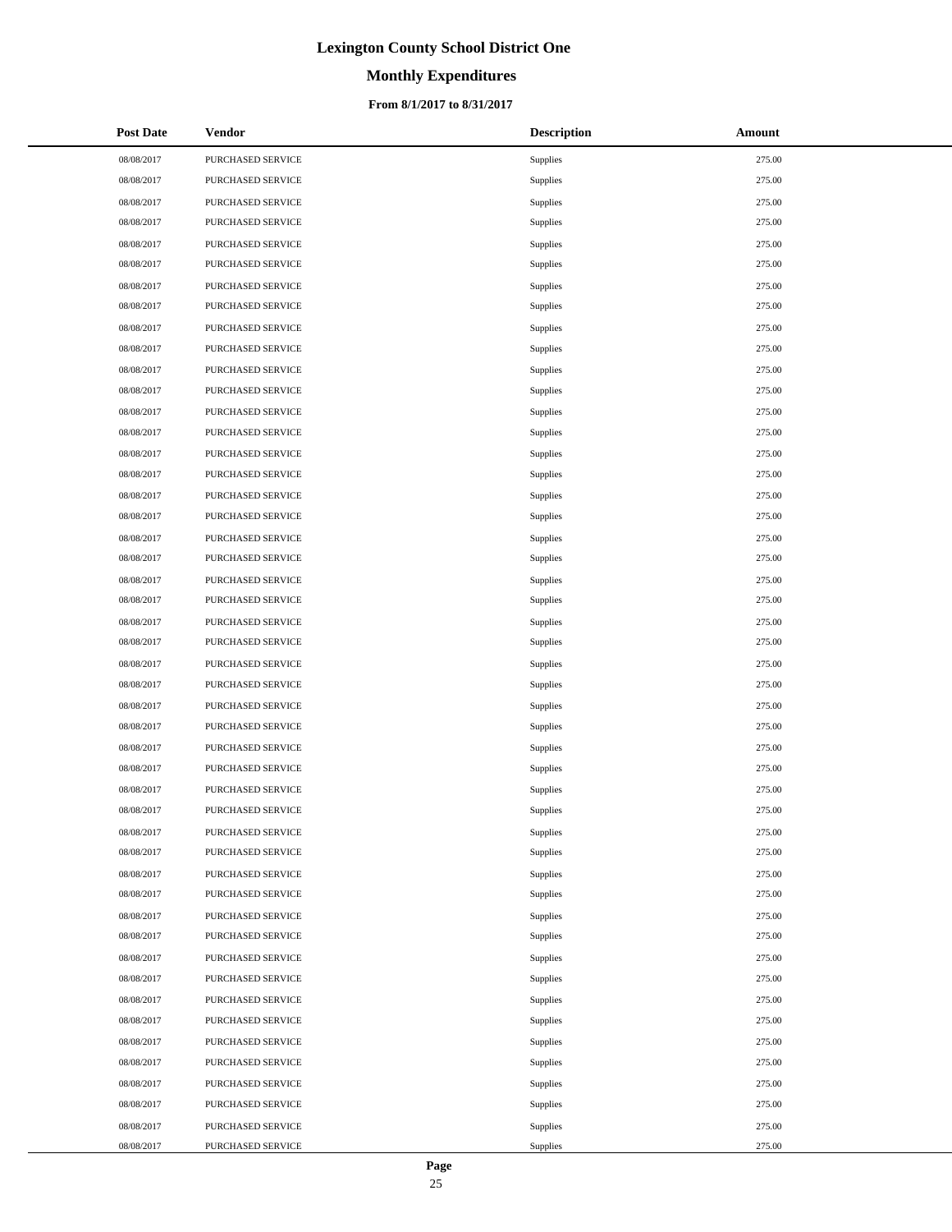# Lexington County School District One

## Monthly Expenditures

### From 8/1/2017 to 8/31/2017

| Post Date | Vendor | Description | Amount |
|---|---|---|---|
| 08/08/2017 | PURCHASED SERVICE | Supplies | 275.00 |
| 08/08/2017 | PURCHASED SERVICE | Supplies | 275.00 |
| 08/08/2017 | PURCHASED SERVICE | Supplies | 275.00 |
| 08/08/2017 | PURCHASED SERVICE | Supplies | 275.00 |
| 08/08/2017 | PURCHASED SERVICE | Supplies | 275.00 |
| 08/08/2017 | PURCHASED SERVICE | Supplies | 275.00 |
| 08/08/2017 | PURCHASED SERVICE | Supplies | 275.00 |
| 08/08/2017 | PURCHASED SERVICE | Supplies | 275.00 |
| 08/08/2017 | PURCHASED SERVICE | Supplies | 275.00 |
| 08/08/2017 | PURCHASED SERVICE | Supplies | 275.00 |
| 08/08/2017 | PURCHASED SERVICE | Supplies | 275.00 |
| 08/08/2017 | PURCHASED SERVICE | Supplies | 275.00 |
| 08/08/2017 | PURCHASED SERVICE | Supplies | 275.00 |
| 08/08/2017 | PURCHASED SERVICE | Supplies | 275.00 |
| 08/08/2017 | PURCHASED SERVICE | Supplies | 275.00 |
| 08/08/2017 | PURCHASED SERVICE | Supplies | 275.00 |
| 08/08/2017 | PURCHASED SERVICE | Supplies | 275.00 |
| 08/08/2017 | PURCHASED SERVICE | Supplies | 275.00 |
| 08/08/2017 | PURCHASED SERVICE | Supplies | 275.00 |
| 08/08/2017 | PURCHASED SERVICE | Supplies | 275.00 |
| 08/08/2017 | PURCHASED SERVICE | Supplies | 275.00 |
| 08/08/2017 | PURCHASED SERVICE | Supplies | 275.00 |
| 08/08/2017 | PURCHASED SERVICE | Supplies | 275.00 |
| 08/08/2017 | PURCHASED SERVICE | Supplies | 275.00 |
| 08/08/2017 | PURCHASED SERVICE | Supplies | 275.00 |
| 08/08/2017 | PURCHASED SERVICE | Supplies | 275.00 |
| 08/08/2017 | PURCHASED SERVICE | Supplies | 275.00 |
| 08/08/2017 | PURCHASED SERVICE | Supplies | 275.00 |
| 08/08/2017 | PURCHASED SERVICE | Supplies | 275.00 |
| 08/08/2017 | PURCHASED SERVICE | Supplies | 275.00 |
| 08/08/2017 | PURCHASED SERVICE | Supplies | 275.00 |
| 08/08/2017 | PURCHASED SERVICE | Supplies | 275.00 |
| 08/08/2017 | PURCHASED SERVICE | Supplies | 275.00 |
| 08/08/2017 | PURCHASED SERVICE | Supplies | 275.00 |
| 08/08/2017 | PURCHASED SERVICE | Supplies | 275.00 |
| 08/08/2017 | PURCHASED SERVICE | Supplies | 275.00 |
| 08/08/2017 | PURCHASED SERVICE | Supplies | 275.00 |
| 08/08/2017 | PURCHASED SERVICE | Supplies | 275.00 |
| 08/08/2017 | PURCHASED SERVICE | Supplies | 275.00 |
| 08/08/2017 | PURCHASED SERVICE | Supplies | 275.00 |
| 08/08/2017 | PURCHASED SERVICE | Supplies | 275.00 |
| 08/08/2017 | PURCHASED SERVICE | Supplies | 275.00 |
| 08/08/2017 | PURCHASED SERVICE | Supplies | 275.00 |
| 08/08/2017 | PURCHASED SERVICE | Supplies | 275.00 |
| 08/08/2017 | PURCHASED SERVICE | Supplies | 275.00 |
| 08/08/2017 | PURCHASED SERVICE | Supplies | 275.00 |
| 08/08/2017 | PURCHASED SERVICE | Supplies | 275.00 |
| 08/08/2017 | PURCHASED SERVICE | Supplies | 275.00 |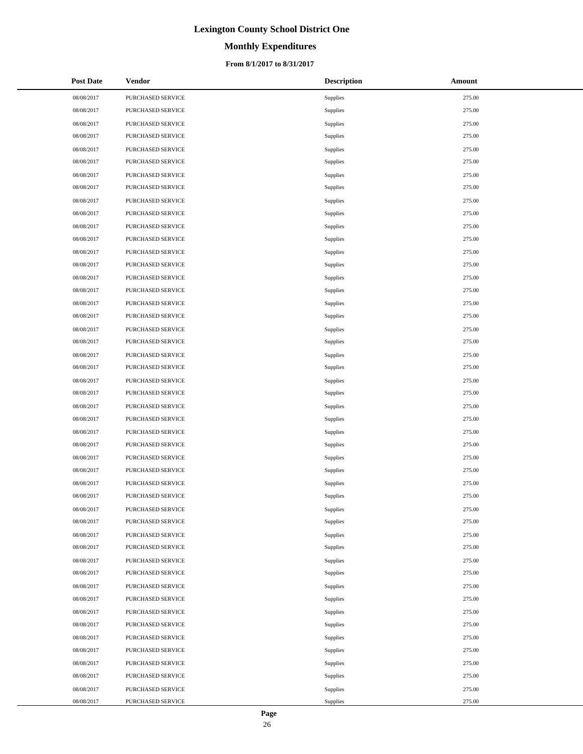# Lexington County School District One

## Monthly Expenditures

### From 8/1/2017 to 8/31/2017

| Post Date | Vendor | Description | Amount |
|---|---|---|---|
| 08/08/2017 | PURCHASED SERVICE | Supplies | 275.00 |
| 08/08/2017 | PURCHASED SERVICE | Supplies | 275.00 |
| 08/08/2017 | PURCHASED SERVICE | Supplies | 275.00 |
| 08/08/2017 | PURCHASED SERVICE | Supplies | 275.00 |
| 08/08/2017 | PURCHASED SERVICE | Supplies | 275.00 |
| 08/08/2017 | PURCHASED SERVICE | Supplies | 275.00 |
| 08/08/2017 | PURCHASED SERVICE | Supplies | 275.00 |
| 08/08/2017 | PURCHASED SERVICE | Supplies | 275.00 |
| 08/08/2017 | PURCHASED SERVICE | Supplies | 275.00 |
| 08/08/2017 | PURCHASED SERVICE | Supplies | 275.00 |
| 08/08/2017 | PURCHASED SERVICE | Supplies | 275.00 |
| 08/08/2017 | PURCHASED SERVICE | Supplies | 275.00 |
| 08/08/2017 | PURCHASED SERVICE | Supplies | 275.00 |
| 08/08/2017 | PURCHASED SERVICE | Supplies | 275.00 |
| 08/08/2017 | PURCHASED SERVICE | Supplies | 275.00 |
| 08/08/2017 | PURCHASED SERVICE | Supplies | 275.00 |
| 08/08/2017 | PURCHASED SERVICE | Supplies | 275.00 |
| 08/08/2017 | PURCHASED SERVICE | Supplies | 275.00 |
| 08/08/2017 | PURCHASED SERVICE | Supplies | 275.00 |
| 08/08/2017 | PURCHASED SERVICE | Supplies | 275.00 |
| 08/08/2017 | PURCHASED SERVICE | Supplies | 275.00 |
| 08/08/2017 | PURCHASED SERVICE | Supplies | 275.00 |
| 08/08/2017 | PURCHASED SERVICE | Supplies | 275.00 |
| 08/08/2017 | PURCHASED SERVICE | Supplies | 275.00 |
| 08/08/2017 | PURCHASED SERVICE | Supplies | 275.00 |
| 08/08/2017 | PURCHASED SERVICE | Supplies | 275.00 |
| 08/08/2017 | PURCHASED SERVICE | Supplies | 275.00 |
| 08/08/2017 | PURCHASED SERVICE | Supplies | 275.00 |
| 08/08/2017 | PURCHASED SERVICE | Supplies | 275.00 |
| 08/08/2017 | PURCHASED SERVICE | Supplies | 275.00 |
| 08/08/2017 | PURCHASED SERVICE | Supplies | 275.00 |
| 08/08/2017 | PURCHASED SERVICE | Supplies | 275.00 |
| 08/08/2017 | PURCHASED SERVICE | Supplies | 275.00 |
| 08/08/2017 | PURCHASED SERVICE | Supplies | 275.00 |
| 08/08/2017 | PURCHASED SERVICE | Supplies | 275.00 |
| 08/08/2017 | PURCHASED SERVICE | Supplies | 275.00 |
| 08/08/2017 | PURCHASED SERVICE | Supplies | 275.00 |
| 08/08/2017 | PURCHASED SERVICE | Supplies | 275.00 |
| 08/08/2017 | PURCHASED SERVICE | Supplies | 275.00 |
| 08/08/2017 | PURCHASED SERVICE | Supplies | 275.00 |
| 08/08/2017 | PURCHASED SERVICE | Supplies | 275.00 |
| 08/08/2017 | PURCHASED SERVICE | Supplies | 275.00 |
| 08/08/2017 | PURCHASED SERVICE | Supplies | 275.00 |
| 08/08/2017 | PURCHASED SERVICE | Supplies | 275.00 |
| 08/08/2017 | PURCHASED SERVICE | Supplies | 275.00 |
| 08/08/2017 | PURCHASED SERVICE | Supplies | 275.00 |
| 08/08/2017 | PURCHASED SERVICE | Supplies | 275.00 |
| 08/08/2017 | PURCHASED SERVICE | Supplies | 275.00 |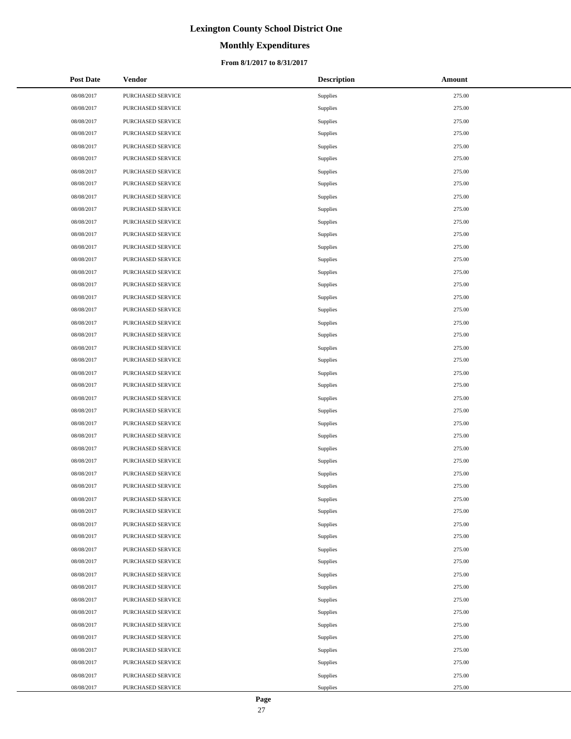# Lexington County School District One

## Monthly Expenditures

### From 8/1/2017 to 8/31/2017

| Post Date | Vendor | Description | Amount |
|---|---|---|---|
| 08/08/2017 | PURCHASED SERVICE | Supplies | 275.00 |
| 08/08/2017 | PURCHASED SERVICE | Supplies | 275.00 |
| 08/08/2017 | PURCHASED SERVICE | Supplies | 275.00 |
| 08/08/2017 | PURCHASED SERVICE | Supplies | 275.00 |
| 08/08/2017 | PURCHASED SERVICE | Supplies | 275.00 |
| 08/08/2017 | PURCHASED SERVICE | Supplies | 275.00 |
| 08/08/2017 | PURCHASED SERVICE | Supplies | 275.00 |
| 08/08/2017 | PURCHASED SERVICE | Supplies | 275.00 |
| 08/08/2017 | PURCHASED SERVICE | Supplies | 275.00 |
| 08/08/2017 | PURCHASED SERVICE | Supplies | 275.00 |
| 08/08/2017 | PURCHASED SERVICE | Supplies | 275.00 |
| 08/08/2017 | PURCHASED SERVICE | Supplies | 275.00 |
| 08/08/2017 | PURCHASED SERVICE | Supplies | 275.00 |
| 08/08/2017 | PURCHASED SERVICE | Supplies | 275.00 |
| 08/08/2017 | PURCHASED SERVICE | Supplies | 275.00 |
| 08/08/2017 | PURCHASED SERVICE | Supplies | 275.00 |
| 08/08/2017 | PURCHASED SERVICE | Supplies | 275.00 |
| 08/08/2017 | PURCHASED SERVICE | Supplies | 275.00 |
| 08/08/2017 | PURCHASED SERVICE | Supplies | 275.00 |
| 08/08/2017 | PURCHASED SERVICE | Supplies | 275.00 |
| 08/08/2017 | PURCHASED SERVICE | Supplies | 275.00 |
| 08/08/2017 | PURCHASED SERVICE | Supplies | 275.00 |
| 08/08/2017 | PURCHASED SERVICE | Supplies | 275.00 |
| 08/08/2017 | PURCHASED SERVICE | Supplies | 275.00 |
| 08/08/2017 | PURCHASED SERVICE | Supplies | 275.00 |
| 08/08/2017 | PURCHASED SERVICE | Supplies | 275.00 |
| 08/08/2017 | PURCHASED SERVICE | Supplies | 275.00 |
| 08/08/2017 | PURCHASED SERVICE | Supplies | 275.00 |
| 08/08/2017 | PURCHASED SERVICE | Supplies | 275.00 |
| 08/08/2017 | PURCHASED SERVICE | Supplies | 275.00 |
| 08/08/2017 | PURCHASED SERVICE | Supplies | 275.00 |
| 08/08/2017 | PURCHASED SERVICE | Supplies | 275.00 |
| 08/08/2017 | PURCHASED SERVICE | Supplies | 275.00 |
| 08/08/2017 | PURCHASED SERVICE | Supplies | 275.00 |
| 08/08/2017 | PURCHASED SERVICE | Supplies | 275.00 |
| 08/08/2017 | PURCHASED SERVICE | Supplies | 275.00 |
| 08/08/2017 | PURCHASED SERVICE | Supplies | 275.00 |
| 08/08/2017 | PURCHASED SERVICE | Supplies | 275.00 |
| 08/08/2017 | PURCHASED SERVICE | Supplies | 275.00 |
| 08/08/2017 | PURCHASED SERVICE | Supplies | 275.00 |
| 08/08/2017 | PURCHASED SERVICE | Supplies | 275.00 |
| 08/08/2017 | PURCHASED SERVICE | Supplies | 275.00 |
| 08/08/2017 | PURCHASED SERVICE | Supplies | 275.00 |
| 08/08/2017 | PURCHASED SERVICE | Supplies | 275.00 |
| 08/08/2017 | PURCHASED SERVICE | Supplies | 275.00 |
| 08/08/2017 | PURCHASED SERVICE | Supplies | 275.00 |
| 08/08/2017 | PURCHASED SERVICE | Supplies | 275.00 |
| 08/08/2017 | PURCHASED SERVICE | Supplies | 275.00 |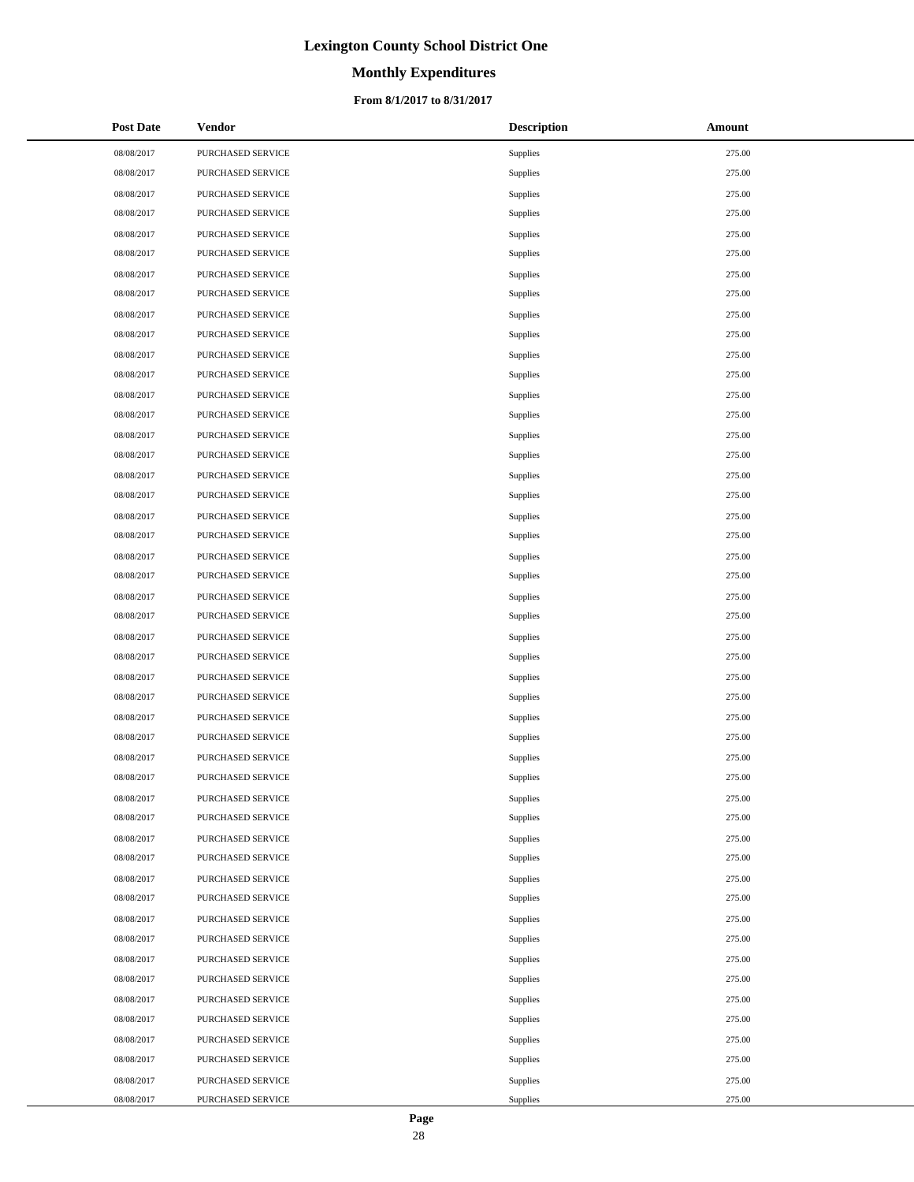# Lexington County School District One

## Monthly Expenditures

### From 8/1/2017 to 8/31/2017

| Post Date | Vendor | Description | Amount |
|---|---|---|---|
| 08/08/2017 | PURCHASED SERVICE | Supplies | 275.00 |
| 08/08/2017 | PURCHASED SERVICE | Supplies | 275.00 |
| 08/08/2017 | PURCHASED SERVICE | Supplies | 275.00 |
| 08/08/2017 | PURCHASED SERVICE | Supplies | 275.00 |
| 08/08/2017 | PURCHASED SERVICE | Supplies | 275.00 |
| 08/08/2017 | PURCHASED SERVICE | Supplies | 275.00 |
| 08/08/2017 | PURCHASED SERVICE | Supplies | 275.00 |
| 08/08/2017 | PURCHASED SERVICE | Supplies | 275.00 |
| 08/08/2017 | PURCHASED SERVICE | Supplies | 275.00 |
| 08/08/2017 | PURCHASED SERVICE | Supplies | 275.00 |
| 08/08/2017 | PURCHASED SERVICE | Supplies | 275.00 |
| 08/08/2017 | PURCHASED SERVICE | Supplies | 275.00 |
| 08/08/2017 | PURCHASED SERVICE | Supplies | 275.00 |
| 08/08/2017 | PURCHASED SERVICE | Supplies | 275.00 |
| 08/08/2017 | PURCHASED SERVICE | Supplies | 275.00 |
| 08/08/2017 | PURCHASED SERVICE | Supplies | 275.00 |
| 08/08/2017 | PURCHASED SERVICE | Supplies | 275.00 |
| 08/08/2017 | PURCHASED SERVICE | Supplies | 275.00 |
| 08/08/2017 | PURCHASED SERVICE | Supplies | 275.00 |
| 08/08/2017 | PURCHASED SERVICE | Supplies | 275.00 |
| 08/08/2017 | PURCHASED SERVICE | Supplies | 275.00 |
| 08/08/2017 | PURCHASED SERVICE | Supplies | 275.00 |
| 08/08/2017 | PURCHASED SERVICE | Supplies | 275.00 |
| 08/08/2017 | PURCHASED SERVICE | Supplies | 275.00 |
| 08/08/2017 | PURCHASED SERVICE | Supplies | 275.00 |
| 08/08/2017 | PURCHASED SERVICE | Supplies | 275.00 |
| 08/08/2017 | PURCHASED SERVICE | Supplies | 275.00 |
| 08/08/2017 | PURCHASED SERVICE | Supplies | 275.00 |
| 08/08/2017 | PURCHASED SERVICE | Supplies | 275.00 |
| 08/08/2017 | PURCHASED SERVICE | Supplies | 275.00 |
| 08/08/2017 | PURCHASED SERVICE | Supplies | 275.00 |
| 08/08/2017 | PURCHASED SERVICE | Supplies | 275.00 |
| 08/08/2017 | PURCHASED SERVICE | Supplies | 275.00 |
| 08/08/2017 | PURCHASED SERVICE | Supplies | 275.00 |
| 08/08/2017 | PURCHASED SERVICE | Supplies | 275.00 |
| 08/08/2017 | PURCHASED SERVICE | Supplies | 275.00 |
| 08/08/2017 | PURCHASED SERVICE | Supplies | 275.00 |
| 08/08/2017 | PURCHASED SERVICE | Supplies | 275.00 |
| 08/08/2017 | PURCHASED SERVICE | Supplies | 275.00 |
| 08/08/2017 | PURCHASED SERVICE | Supplies | 275.00 |
| 08/08/2017 | PURCHASED SERVICE | Supplies | 275.00 |
| 08/08/2017 | PURCHASED SERVICE | Supplies | 275.00 |
| 08/08/2017 | PURCHASED SERVICE | Supplies | 275.00 |
| 08/08/2017 | PURCHASED SERVICE | Supplies | 275.00 |
| 08/08/2017 | PURCHASED SERVICE | Supplies | 275.00 |
| 08/08/2017 | PURCHASED SERVICE | Supplies | 275.00 |
| 08/08/2017 | PURCHASED SERVICE | Supplies | 275.00 |
| 08/08/2017 | PURCHASED SERVICE | Supplies | 275.00 |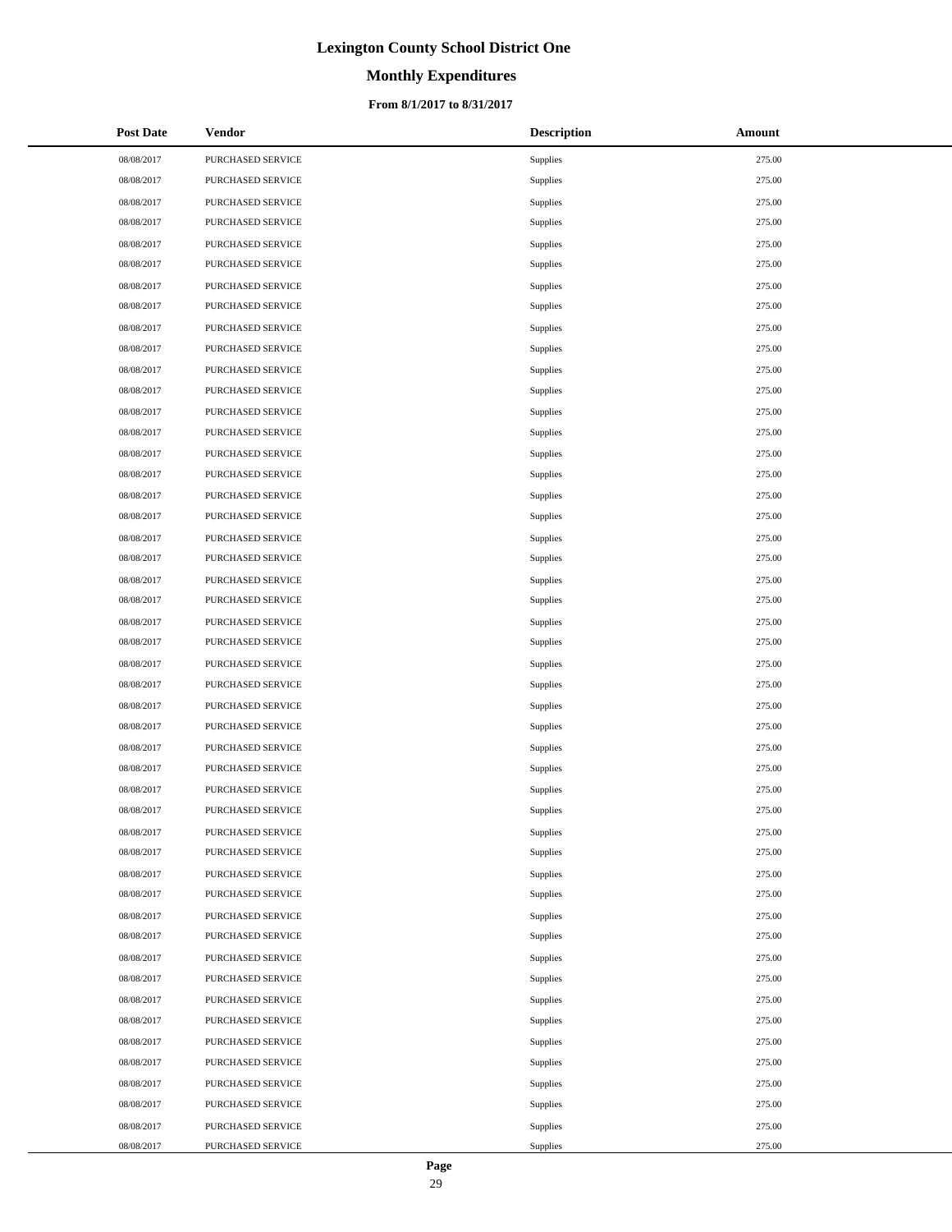# Lexington County School District One

## Monthly Expenditures

### From 8/1/2017 to 8/31/2017

| Post Date | Vendor | Description | Amount |
|---|---|---|---|
| 08/08/2017 | PURCHASED SERVICE | Supplies | 275.00 |
| 08/08/2017 | PURCHASED SERVICE | Supplies | 275.00 |
| 08/08/2017 | PURCHASED SERVICE | Supplies | 275.00 |
| 08/08/2017 | PURCHASED SERVICE | Supplies | 275.00 |
| 08/08/2017 | PURCHASED SERVICE | Supplies | 275.00 |
| 08/08/2017 | PURCHASED SERVICE | Supplies | 275.00 |
| 08/08/2017 | PURCHASED SERVICE | Supplies | 275.00 |
| 08/08/2017 | PURCHASED SERVICE | Supplies | 275.00 |
| 08/08/2017 | PURCHASED SERVICE | Supplies | 275.00 |
| 08/08/2017 | PURCHASED SERVICE | Supplies | 275.00 |
| 08/08/2017 | PURCHASED SERVICE | Supplies | 275.00 |
| 08/08/2017 | PURCHASED SERVICE | Supplies | 275.00 |
| 08/08/2017 | PURCHASED SERVICE | Supplies | 275.00 |
| 08/08/2017 | PURCHASED SERVICE | Supplies | 275.00 |
| 08/08/2017 | PURCHASED SERVICE | Supplies | 275.00 |
| 08/08/2017 | PURCHASED SERVICE | Supplies | 275.00 |
| 08/08/2017 | PURCHASED SERVICE | Supplies | 275.00 |
| 08/08/2017 | PURCHASED SERVICE | Supplies | 275.00 |
| 08/08/2017 | PURCHASED SERVICE | Supplies | 275.00 |
| 08/08/2017 | PURCHASED SERVICE | Supplies | 275.00 |
| 08/08/2017 | PURCHASED SERVICE | Supplies | 275.00 |
| 08/08/2017 | PURCHASED SERVICE | Supplies | 275.00 |
| 08/08/2017 | PURCHASED SERVICE | Supplies | 275.00 |
| 08/08/2017 | PURCHASED SERVICE | Supplies | 275.00 |
| 08/08/2017 | PURCHASED SERVICE | Supplies | 275.00 |
| 08/08/2017 | PURCHASED SERVICE | Supplies | 275.00 |
| 08/08/2017 | PURCHASED SERVICE | Supplies | 275.00 |
| 08/08/2017 | PURCHASED SERVICE | Supplies | 275.00 |
| 08/08/2017 | PURCHASED SERVICE | Supplies | 275.00 |
| 08/08/2017 | PURCHASED SERVICE | Supplies | 275.00 |
| 08/08/2017 | PURCHASED SERVICE | Supplies | 275.00 |
| 08/08/2017 | PURCHASED SERVICE | Supplies | 275.00 |
| 08/08/2017 | PURCHASED SERVICE | Supplies | 275.00 |
| 08/08/2017 | PURCHASED SERVICE | Supplies | 275.00 |
| 08/08/2017 | PURCHASED SERVICE | Supplies | 275.00 |
| 08/08/2017 | PURCHASED SERVICE | Supplies | 275.00 |
| 08/08/2017 | PURCHASED SERVICE | Supplies | 275.00 |
| 08/08/2017 | PURCHASED SERVICE | Supplies | 275.00 |
| 08/08/2017 | PURCHASED SERVICE | Supplies | 275.00 |
| 08/08/2017 | PURCHASED SERVICE | Supplies | 275.00 |
| 08/08/2017 | PURCHASED SERVICE | Supplies | 275.00 |
| 08/08/2017 | PURCHASED SERVICE | Supplies | 275.00 |
| 08/08/2017 | PURCHASED SERVICE | Supplies | 275.00 |
| 08/08/2017 | PURCHASED SERVICE | Supplies | 275.00 |
| 08/08/2017 | PURCHASED SERVICE | Supplies | 275.00 |
| 08/08/2017 | PURCHASED SERVICE | Supplies | 275.00 |
| 08/08/2017 | PURCHASED SERVICE | Supplies | 275.00 |
| 08/08/2017 | PURCHASED SERVICE | Supplies | 275.00 |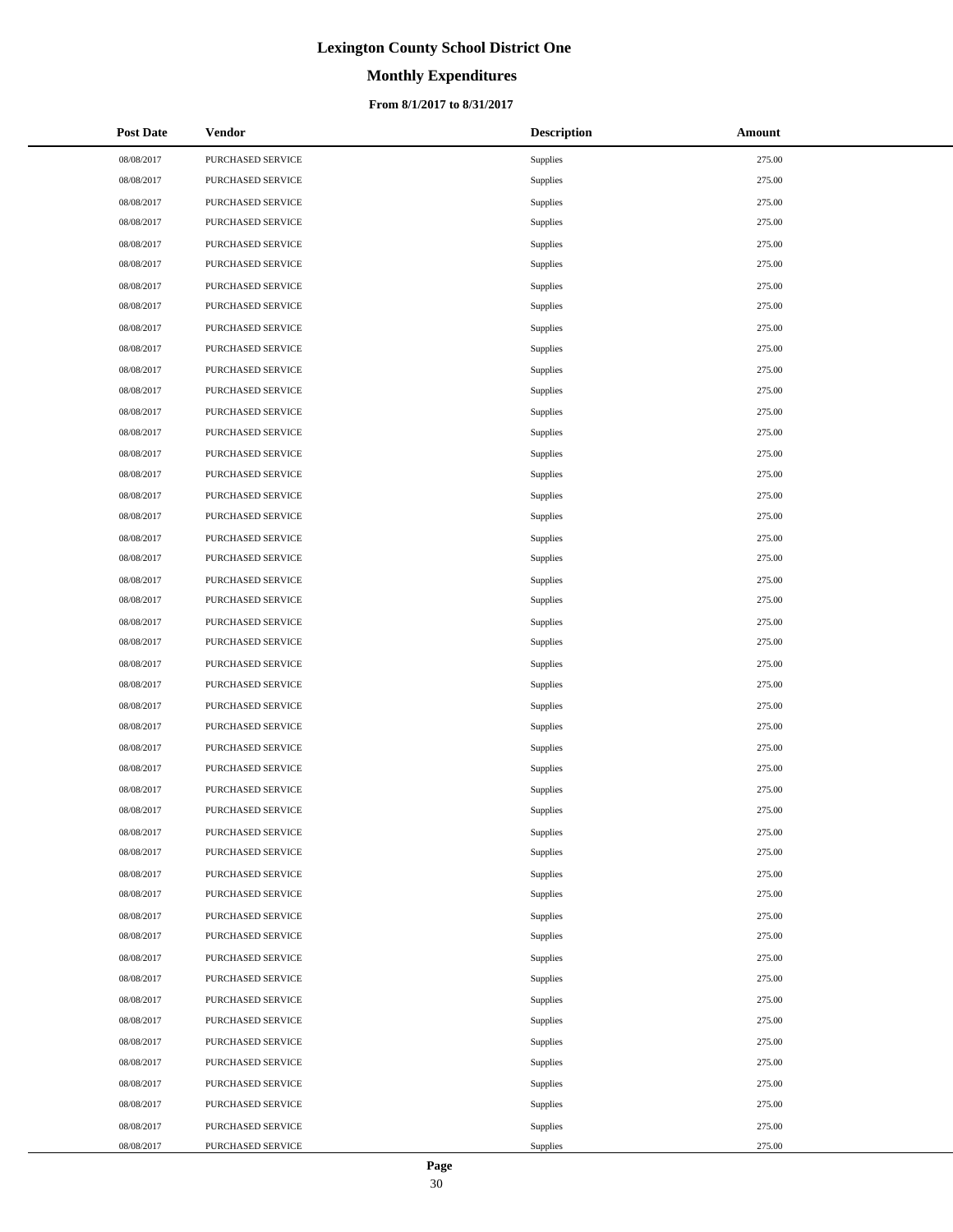# Lexington County School District One

## Monthly Expenditures

### From 8/1/2017 to 8/31/2017

| Post Date | Vendor | Description | Amount |
| --- | --- | --- | --- |
| 08/08/2017 | PURCHASED SERVICE | Supplies | 275.00 |
| 08/08/2017 | PURCHASED SERVICE | Supplies | 275.00 |
| 08/08/2017 | PURCHASED SERVICE | Supplies | 275.00 |
| 08/08/2017 | PURCHASED SERVICE | Supplies | 275.00 |
| 08/08/2017 | PURCHASED SERVICE | Supplies | 275.00 |
| 08/08/2017 | PURCHASED SERVICE | Supplies | 275.00 |
| 08/08/2017 | PURCHASED SERVICE | Supplies | 275.00 |
| 08/08/2017 | PURCHASED SERVICE | Supplies | 275.00 |
| 08/08/2017 | PURCHASED SERVICE | Supplies | 275.00 |
| 08/08/2017 | PURCHASED SERVICE | Supplies | 275.00 |
| 08/08/2017 | PURCHASED SERVICE | Supplies | 275.00 |
| 08/08/2017 | PURCHASED SERVICE | Supplies | 275.00 |
| 08/08/2017 | PURCHASED SERVICE | Supplies | 275.00 |
| 08/08/2017 | PURCHASED SERVICE | Supplies | 275.00 |
| 08/08/2017 | PURCHASED SERVICE | Supplies | 275.00 |
| 08/08/2017 | PURCHASED SERVICE | Supplies | 275.00 |
| 08/08/2017 | PURCHASED SERVICE | Supplies | 275.00 |
| 08/08/2017 | PURCHASED SERVICE | Supplies | 275.00 |
| 08/08/2017 | PURCHASED SERVICE | Supplies | 275.00 |
| 08/08/2017 | PURCHASED SERVICE | Supplies | 275.00 |
| 08/08/2017 | PURCHASED SERVICE | Supplies | 275.00 |
| 08/08/2017 | PURCHASED SERVICE | Supplies | 275.00 |
| 08/08/2017 | PURCHASED SERVICE | Supplies | 275.00 |
| 08/08/2017 | PURCHASED SERVICE | Supplies | 275.00 |
| 08/08/2017 | PURCHASED SERVICE | Supplies | 275.00 |
| 08/08/2017 | PURCHASED SERVICE | Supplies | 275.00 |
| 08/08/2017 | PURCHASED SERVICE | Supplies | 275.00 |
| 08/08/2017 | PURCHASED SERVICE | Supplies | 275.00 |
| 08/08/2017 | PURCHASED SERVICE | Supplies | 275.00 |
| 08/08/2017 | PURCHASED SERVICE | Supplies | 275.00 |
| 08/08/2017 | PURCHASED SERVICE | Supplies | 275.00 |
| 08/08/2017 | PURCHASED SERVICE | Supplies | 275.00 |
| 08/08/2017 | PURCHASED SERVICE | Supplies | 275.00 |
| 08/08/2017 | PURCHASED SERVICE | Supplies | 275.00 |
| 08/08/2017 | PURCHASED SERVICE | Supplies | 275.00 |
| 08/08/2017 | PURCHASED SERVICE | Supplies | 275.00 |
| 08/08/2017 | PURCHASED SERVICE | Supplies | 275.00 |
| 08/08/2017 | PURCHASED SERVICE | Supplies | 275.00 |
| 08/08/2017 | PURCHASED SERVICE | Supplies | 275.00 |
| 08/08/2017 | PURCHASED SERVICE | Supplies | 275.00 |
| 08/08/2017 | PURCHASED SERVICE | Supplies | 275.00 |
| 08/08/2017 | PURCHASED SERVICE | Supplies | 275.00 |
| 08/08/2017 | PURCHASED SERVICE | Supplies | 275.00 |
| 08/08/2017 | PURCHASED SERVICE | Supplies | 275.00 |
| 08/08/2017 | PURCHASED SERVICE | Supplies | 275.00 |
| 08/08/2017 | PURCHASED SERVICE | Supplies | 275.00 |
| 08/08/2017 | PURCHASED SERVICE | Supplies | 275.00 |
| 08/08/2017 | PURCHASED SERVICE | Supplies | 275.00 |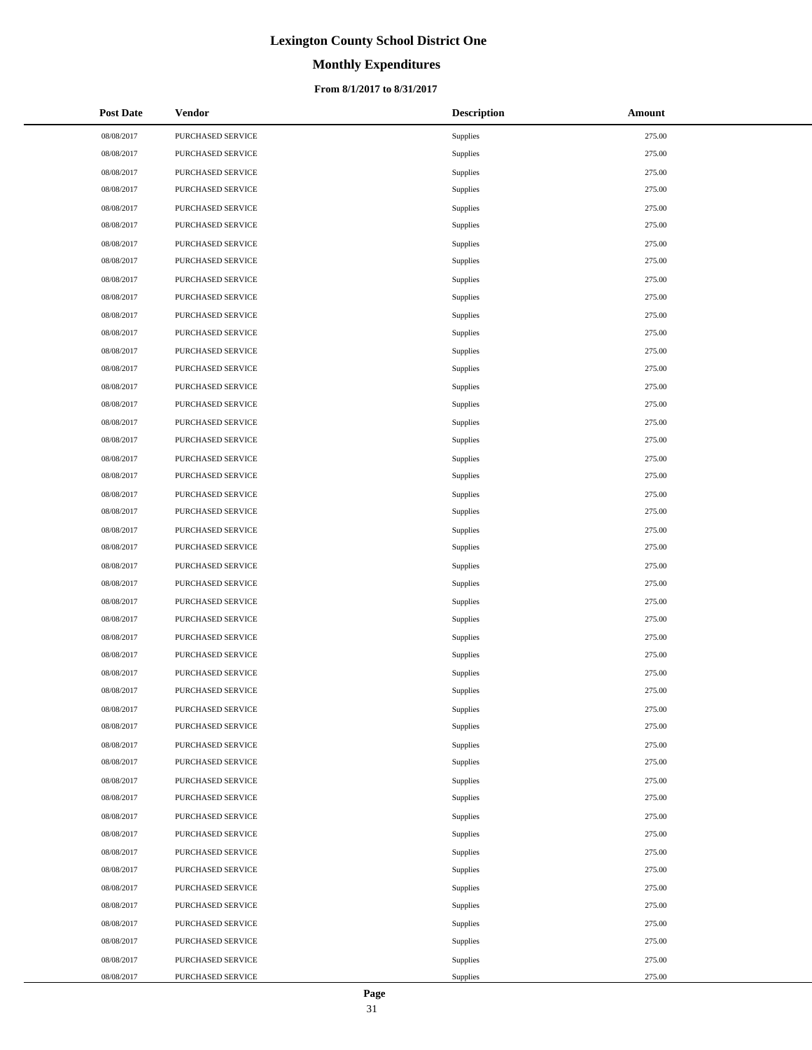# Lexington County School District One

## Monthly Expenditures

### From 8/1/2017 to 8/31/2017

| Post Date | Vendor | Description | Amount |
|---|---|---|---|
| 08/08/2017 | PURCHASED SERVICE | Supplies | 275.00 |
| 08/08/2017 | PURCHASED SERVICE | Supplies | 275.00 |
| 08/08/2017 | PURCHASED SERVICE | Supplies | 275.00 |
| 08/08/2017 | PURCHASED SERVICE | Supplies | 275.00 |
| 08/08/2017 | PURCHASED SERVICE | Supplies | 275.00 |
| 08/08/2017 | PURCHASED SERVICE | Supplies | 275.00 |
| 08/08/2017 | PURCHASED SERVICE | Supplies | 275.00 |
| 08/08/2017 | PURCHASED SERVICE | Supplies | 275.00 |
| 08/08/2017 | PURCHASED SERVICE | Supplies | 275.00 |
| 08/08/2017 | PURCHASED SERVICE | Supplies | 275.00 |
| 08/08/2017 | PURCHASED SERVICE | Supplies | 275.00 |
| 08/08/2017 | PURCHASED SERVICE | Supplies | 275.00 |
| 08/08/2017 | PURCHASED SERVICE | Supplies | 275.00 |
| 08/08/2017 | PURCHASED SERVICE | Supplies | 275.00 |
| 08/08/2017 | PURCHASED SERVICE | Supplies | 275.00 |
| 08/08/2017 | PURCHASED SERVICE | Supplies | 275.00 |
| 08/08/2017 | PURCHASED SERVICE | Supplies | 275.00 |
| 08/08/2017 | PURCHASED SERVICE | Supplies | 275.00 |
| 08/08/2017 | PURCHASED SERVICE | Supplies | 275.00 |
| 08/08/2017 | PURCHASED SERVICE | Supplies | 275.00 |
| 08/08/2017 | PURCHASED SERVICE | Supplies | 275.00 |
| 08/08/2017 | PURCHASED SERVICE | Supplies | 275.00 |
| 08/08/2017 | PURCHASED SERVICE | Supplies | 275.00 |
| 08/08/2017 | PURCHASED SERVICE | Supplies | 275.00 |
| 08/08/2017 | PURCHASED SERVICE | Supplies | 275.00 |
| 08/08/2017 | PURCHASED SERVICE | Supplies | 275.00 |
| 08/08/2017 | PURCHASED SERVICE | Supplies | 275.00 |
| 08/08/2017 | PURCHASED SERVICE | Supplies | 275.00 |
| 08/08/2017 | PURCHASED SERVICE | Supplies | 275.00 |
| 08/08/2017 | PURCHASED SERVICE | Supplies | 275.00 |
| 08/08/2017 | PURCHASED SERVICE | Supplies | 275.00 |
| 08/08/2017 | PURCHASED SERVICE | Supplies | 275.00 |
| 08/08/2017 | PURCHASED SERVICE | Supplies | 275.00 |
| 08/08/2017 | PURCHASED SERVICE | Supplies | 275.00 |
| 08/08/2017 | PURCHASED SERVICE | Supplies | 275.00 |
| 08/08/2017 | PURCHASED SERVICE | Supplies | 275.00 |
| 08/08/2017 | PURCHASED SERVICE | Supplies | 275.00 |
| 08/08/2017 | PURCHASED SERVICE | Supplies | 275.00 |
| 08/08/2017 | PURCHASED SERVICE | Supplies | 275.00 |
| 08/08/2017 | PURCHASED SERVICE | Supplies | 275.00 |
| 08/08/2017 | PURCHASED SERVICE | Supplies | 275.00 |
| 08/08/2017 | PURCHASED SERVICE | Supplies | 275.00 |
| 08/08/2017 | PURCHASED SERVICE | Supplies | 275.00 |
| 08/08/2017 | PURCHASED SERVICE | Supplies | 275.00 |
| 08/08/2017 | PURCHASED SERVICE | Supplies | 275.00 |
| 08/08/2017 | PURCHASED SERVICE | Supplies | 275.00 |
| 08/08/2017 | PURCHASED SERVICE | Supplies | 275.00 |
| 08/08/2017 | PURCHASED SERVICE | Supplies | 275.00 |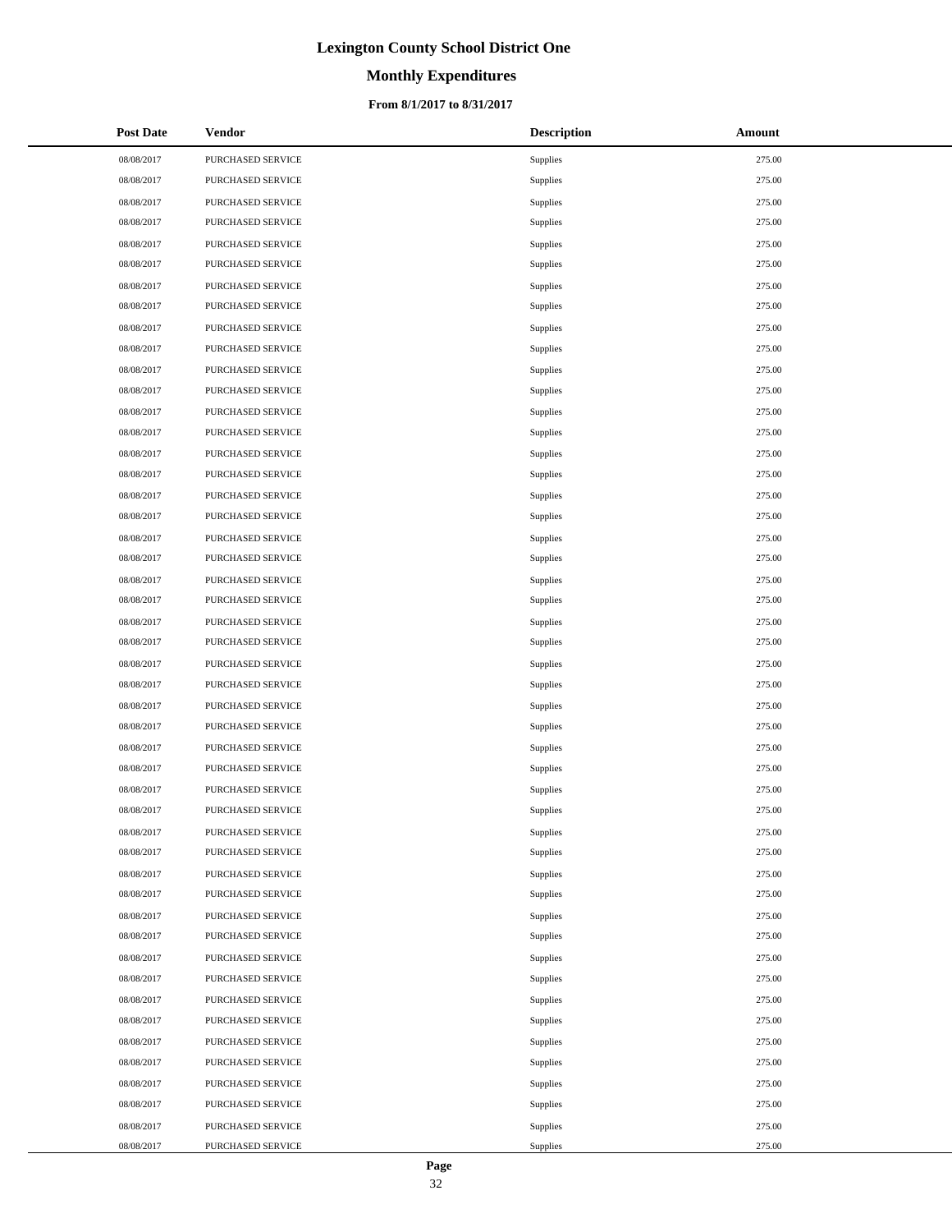# Lexington County School District One

## Monthly Expenditures

### From 8/1/2017 to 8/31/2017

| Post Date | Vendor | Description | Amount |
| --- | --- | --- | --- |
| 08/08/2017 | PURCHASED SERVICE | Supplies | 275.00 |
| 08/08/2017 | PURCHASED SERVICE | Supplies | 275.00 |
| 08/08/2017 | PURCHASED SERVICE | Supplies | 275.00 |
| 08/08/2017 | PURCHASED SERVICE | Supplies | 275.00 |
| 08/08/2017 | PURCHASED SERVICE | Supplies | 275.00 |
| 08/08/2017 | PURCHASED SERVICE | Supplies | 275.00 |
| 08/08/2017 | PURCHASED SERVICE | Supplies | 275.00 |
| 08/08/2017 | PURCHASED SERVICE | Supplies | 275.00 |
| 08/08/2017 | PURCHASED SERVICE | Supplies | 275.00 |
| 08/08/2017 | PURCHASED SERVICE | Supplies | 275.00 |
| 08/08/2017 | PURCHASED SERVICE | Supplies | 275.00 |
| 08/08/2017 | PURCHASED SERVICE | Supplies | 275.00 |
| 08/08/2017 | PURCHASED SERVICE | Supplies | 275.00 |
| 08/08/2017 | PURCHASED SERVICE | Supplies | 275.00 |
| 08/08/2017 | PURCHASED SERVICE | Supplies | 275.00 |
| 08/08/2017 | PURCHASED SERVICE | Supplies | 275.00 |
| 08/08/2017 | PURCHASED SERVICE | Supplies | 275.00 |
| 08/08/2017 | PURCHASED SERVICE | Supplies | 275.00 |
| 08/08/2017 | PURCHASED SERVICE | Supplies | 275.00 |
| 08/08/2017 | PURCHASED SERVICE | Supplies | 275.00 |
| 08/08/2017 | PURCHASED SERVICE | Supplies | 275.00 |
| 08/08/2017 | PURCHASED SERVICE | Supplies | 275.00 |
| 08/08/2017 | PURCHASED SERVICE | Supplies | 275.00 |
| 08/08/2017 | PURCHASED SERVICE | Supplies | 275.00 |
| 08/08/2017 | PURCHASED SERVICE | Supplies | 275.00 |
| 08/08/2017 | PURCHASED SERVICE | Supplies | 275.00 |
| 08/08/2017 | PURCHASED SERVICE | Supplies | 275.00 |
| 08/08/2017 | PURCHASED SERVICE | Supplies | 275.00 |
| 08/08/2017 | PURCHASED SERVICE | Supplies | 275.00 |
| 08/08/2017 | PURCHASED SERVICE | Supplies | 275.00 |
| 08/08/2017 | PURCHASED SERVICE | Supplies | 275.00 |
| 08/08/2017 | PURCHASED SERVICE | Supplies | 275.00 |
| 08/08/2017 | PURCHASED SERVICE | Supplies | 275.00 |
| 08/08/2017 | PURCHASED SERVICE | Supplies | 275.00 |
| 08/08/2017 | PURCHASED SERVICE | Supplies | 275.00 |
| 08/08/2017 | PURCHASED SERVICE | Supplies | 275.00 |
| 08/08/2017 | PURCHASED SERVICE | Supplies | 275.00 |
| 08/08/2017 | PURCHASED SERVICE | Supplies | 275.00 |
| 08/08/2017 | PURCHASED SERVICE | Supplies | 275.00 |
| 08/08/2017 | PURCHASED SERVICE | Supplies | 275.00 |
| 08/08/2017 | PURCHASED SERVICE | Supplies | 275.00 |
| 08/08/2017 | PURCHASED SERVICE | Supplies | 275.00 |
| 08/08/2017 | PURCHASED SERVICE | Supplies | 275.00 |
| 08/08/2017 | PURCHASED SERVICE | Supplies | 275.00 |
| 08/08/2017 | PURCHASED SERVICE | Supplies | 275.00 |
| 08/08/2017 | PURCHASED SERVICE | Supplies | 275.00 |
| 08/08/2017 | PURCHASED SERVICE | Supplies | 275.00 |
| 08/08/2017 | PURCHASED SERVICE | Supplies | 275.00 |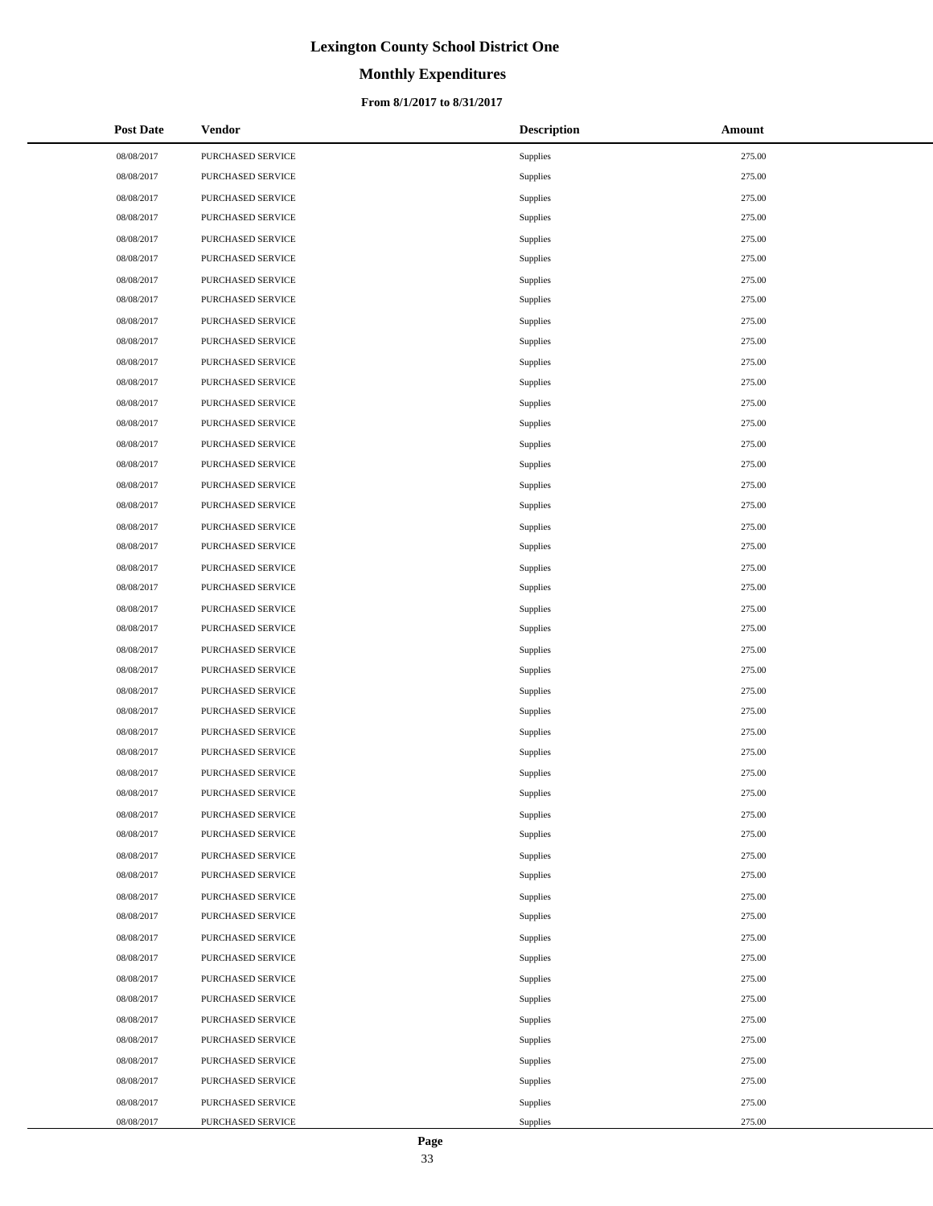# Lexington County School District One

## Monthly Expenditures

### From 8/1/2017 to 8/31/2017

| Post Date | Vendor | Description | Amount |
|---|---|---|---|
| 08/08/2017 | PURCHASED SERVICE | Supplies | 275.00 |
| 08/08/2017 | PURCHASED SERVICE | Supplies | 275.00 |
| 08/08/2017 | PURCHASED SERVICE | Supplies | 275.00 |
| 08/08/2017 | PURCHASED SERVICE | Supplies | 275.00 |
| 08/08/2017 | PURCHASED SERVICE | Supplies | 275.00 |
| 08/08/2017 | PURCHASED SERVICE | Supplies | 275.00 |
| 08/08/2017 | PURCHASED SERVICE | Supplies | 275.00 |
| 08/08/2017 | PURCHASED SERVICE | Supplies | 275.00 |
| 08/08/2017 | PURCHASED SERVICE | Supplies | 275.00 |
| 08/08/2017 | PURCHASED SERVICE | Supplies | 275.00 |
| 08/08/2017 | PURCHASED SERVICE | Supplies | 275.00 |
| 08/08/2017 | PURCHASED SERVICE | Supplies | 275.00 |
| 08/08/2017 | PURCHASED SERVICE | Supplies | 275.00 |
| 08/08/2017 | PURCHASED SERVICE | Supplies | 275.00 |
| 08/08/2017 | PURCHASED SERVICE | Supplies | 275.00 |
| 08/08/2017 | PURCHASED SERVICE | Supplies | 275.00 |
| 08/08/2017 | PURCHASED SERVICE | Supplies | 275.00 |
| 08/08/2017 | PURCHASED SERVICE | Supplies | 275.00 |
| 08/08/2017 | PURCHASED SERVICE | Supplies | 275.00 |
| 08/08/2017 | PURCHASED SERVICE | Supplies | 275.00 |
| 08/08/2017 | PURCHASED SERVICE | Supplies | 275.00 |
| 08/08/2017 | PURCHASED SERVICE | Supplies | 275.00 |
| 08/08/2017 | PURCHASED SERVICE | Supplies | 275.00 |
| 08/08/2017 | PURCHASED SERVICE | Supplies | 275.00 |
| 08/08/2017 | PURCHASED SERVICE | Supplies | 275.00 |
| 08/08/2017 | PURCHASED SERVICE | Supplies | 275.00 |
| 08/08/2017 | PURCHASED SERVICE | Supplies | 275.00 |
| 08/08/2017 | PURCHASED SERVICE | Supplies | 275.00 |
| 08/08/2017 | PURCHASED SERVICE | Supplies | 275.00 |
| 08/08/2017 | PURCHASED SERVICE | Supplies | 275.00 |
| 08/08/2017 | PURCHASED SERVICE | Supplies | 275.00 |
| 08/08/2017 | PURCHASED SERVICE | Supplies | 275.00 |
| 08/08/2017 | PURCHASED SERVICE | Supplies | 275.00 |
| 08/08/2017 | PURCHASED SERVICE | Supplies | 275.00 |
| 08/08/2017 | PURCHASED SERVICE | Supplies | 275.00 |
| 08/08/2017 | PURCHASED SERVICE | Supplies | 275.00 |
| 08/08/2017 | PURCHASED SERVICE | Supplies | 275.00 |
| 08/08/2017 | PURCHASED SERVICE | Supplies | 275.00 |
| 08/08/2017 | PURCHASED SERVICE | Supplies | 275.00 |
| 08/08/2017 | PURCHASED SERVICE | Supplies | 275.00 |
| 08/08/2017 | PURCHASED SERVICE | Supplies | 275.00 |
| 08/08/2017 | PURCHASED SERVICE | Supplies | 275.00 |
| 08/08/2017 | PURCHASED SERVICE | Supplies | 275.00 |
| 08/08/2017 | PURCHASED SERVICE | Supplies | 275.00 |
| 08/08/2017 | PURCHASED SERVICE | Supplies | 275.00 |
| 08/08/2017 | PURCHASED SERVICE | Supplies | 275.00 |
| 08/08/2017 | PURCHASED SERVICE | Supplies | 275.00 |
| 08/08/2017 | PURCHASED SERVICE | Supplies | 275.00 |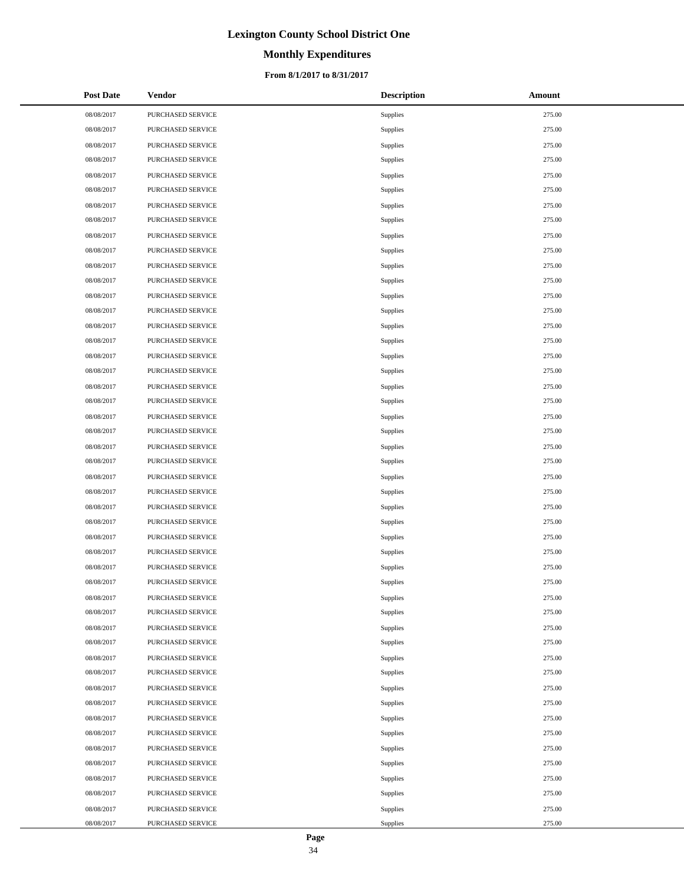# Lexington County School District One

## Monthly Expenditures

### From 8/1/2017 to 8/31/2017

| Post Date | Vendor | Description | Amount |
|---|---|---|---|
| 08/08/2017 | PURCHASED SERVICE | Supplies | 275.00 |
| 08/08/2017 | PURCHASED SERVICE | Supplies | 275.00 |
| 08/08/2017 | PURCHASED SERVICE | Supplies | 275.00 |
| 08/08/2017 | PURCHASED SERVICE | Supplies | 275.00 |
| 08/08/2017 | PURCHASED SERVICE | Supplies | 275.00 |
| 08/08/2017 | PURCHASED SERVICE | Supplies | 275.00 |
| 08/08/2017 | PURCHASED SERVICE | Supplies | 275.00 |
| 08/08/2017 | PURCHASED SERVICE | Supplies | 275.00 |
| 08/08/2017 | PURCHASED SERVICE | Supplies | 275.00 |
| 08/08/2017 | PURCHASED SERVICE | Supplies | 275.00 |
| 08/08/2017 | PURCHASED SERVICE | Supplies | 275.00 |
| 08/08/2017 | PURCHASED SERVICE | Supplies | 275.00 |
| 08/08/2017 | PURCHASED SERVICE | Supplies | 275.00 |
| 08/08/2017 | PURCHASED SERVICE | Supplies | 275.00 |
| 08/08/2017 | PURCHASED SERVICE | Supplies | 275.00 |
| 08/08/2017 | PURCHASED SERVICE | Supplies | 275.00 |
| 08/08/2017 | PURCHASED SERVICE | Supplies | 275.00 |
| 08/08/2017 | PURCHASED SERVICE | Supplies | 275.00 |
| 08/08/2017 | PURCHASED SERVICE | Supplies | 275.00 |
| 08/08/2017 | PURCHASED SERVICE | Supplies | 275.00 |
| 08/08/2017 | PURCHASED SERVICE | Supplies | 275.00 |
| 08/08/2017 | PURCHASED SERVICE | Supplies | 275.00 |
| 08/08/2017 | PURCHASED SERVICE | Supplies | 275.00 |
| 08/08/2017 | PURCHASED SERVICE | Supplies | 275.00 |
| 08/08/2017 | PURCHASED SERVICE | Supplies | 275.00 |
| 08/08/2017 | PURCHASED SERVICE | Supplies | 275.00 |
| 08/08/2017 | PURCHASED SERVICE | Supplies | 275.00 |
| 08/08/2017 | PURCHASED SERVICE | Supplies | 275.00 |
| 08/08/2017 | PURCHASED SERVICE | Supplies | 275.00 |
| 08/08/2017 | PURCHASED SERVICE | Supplies | 275.00 |
| 08/08/2017 | PURCHASED SERVICE | Supplies | 275.00 |
| 08/08/2017 | PURCHASED SERVICE | Supplies | 275.00 |
| 08/08/2017 | PURCHASED SERVICE | Supplies | 275.00 |
| 08/08/2017 | PURCHASED SERVICE | Supplies | 275.00 |
| 08/08/2017 | PURCHASED SERVICE | Supplies | 275.00 |
| 08/08/2017 | PURCHASED SERVICE | Supplies | 275.00 |
| 08/08/2017 | PURCHASED SERVICE | Supplies | 275.00 |
| 08/08/2017 | PURCHASED SERVICE | Supplies | 275.00 |
| 08/08/2017 | PURCHASED SERVICE | Supplies | 275.00 |
| 08/08/2017 | PURCHASED SERVICE | Supplies | 275.00 |
| 08/08/2017 | PURCHASED SERVICE | Supplies | 275.00 |
| 08/08/2017 | PURCHASED SERVICE | Supplies | 275.00 |
| 08/08/2017 | PURCHASED SERVICE | Supplies | 275.00 |
| 08/08/2017 | PURCHASED SERVICE | Supplies | 275.00 |
| 08/08/2017 | PURCHASED SERVICE | Supplies | 275.00 |
| 08/08/2017 | PURCHASED SERVICE | Supplies | 275.00 |
| 08/08/2017 | PURCHASED SERVICE | Supplies | 275.00 |
| 08/08/2017 | PURCHASED SERVICE | Supplies | 275.00 |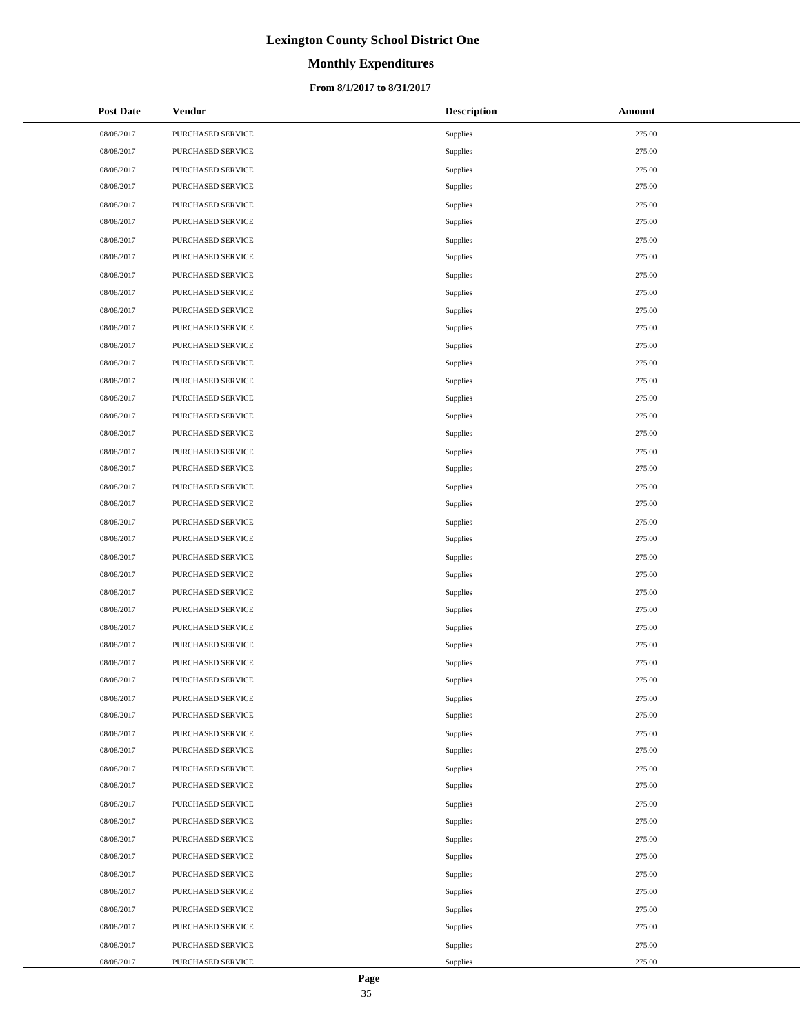# Lexington County School District One

## Monthly Expenditures

### From 8/1/2017 to 8/31/2017

| Post Date | Vendor | Description | Amount |
|---|---|---|---|
| 08/08/2017 | PURCHASED SERVICE | Supplies | 275.00 |
| 08/08/2017 | PURCHASED SERVICE | Supplies | 275.00 |
| 08/08/2017 | PURCHASED SERVICE | Supplies | 275.00 |
| 08/08/2017 | PURCHASED SERVICE | Supplies | 275.00 |
| 08/08/2017 | PURCHASED SERVICE | Supplies | 275.00 |
| 08/08/2017 | PURCHASED SERVICE | Supplies | 275.00 |
| 08/08/2017 | PURCHASED SERVICE | Supplies | 275.00 |
| 08/08/2017 | PURCHASED SERVICE | Supplies | 275.00 |
| 08/08/2017 | PURCHASED SERVICE | Supplies | 275.00 |
| 08/08/2017 | PURCHASED SERVICE | Supplies | 275.00 |
| 08/08/2017 | PURCHASED SERVICE | Supplies | 275.00 |
| 08/08/2017 | PURCHASED SERVICE | Supplies | 275.00 |
| 08/08/2017 | PURCHASED SERVICE | Supplies | 275.00 |
| 08/08/2017 | PURCHASED SERVICE | Supplies | 275.00 |
| 08/08/2017 | PURCHASED SERVICE | Supplies | 275.00 |
| 08/08/2017 | PURCHASED SERVICE | Supplies | 275.00 |
| 08/08/2017 | PURCHASED SERVICE | Supplies | 275.00 |
| 08/08/2017 | PURCHASED SERVICE | Supplies | 275.00 |
| 08/08/2017 | PURCHASED SERVICE | Supplies | 275.00 |
| 08/08/2017 | PURCHASED SERVICE | Supplies | 275.00 |
| 08/08/2017 | PURCHASED SERVICE | Supplies | 275.00 |
| 08/08/2017 | PURCHASED SERVICE | Supplies | 275.00 |
| 08/08/2017 | PURCHASED SERVICE | Supplies | 275.00 |
| 08/08/2017 | PURCHASED SERVICE | Supplies | 275.00 |
| 08/08/2017 | PURCHASED SERVICE | Supplies | 275.00 |
| 08/08/2017 | PURCHASED SERVICE | Supplies | 275.00 |
| 08/08/2017 | PURCHASED SERVICE | Supplies | 275.00 |
| 08/08/2017 | PURCHASED SERVICE | Supplies | 275.00 |
| 08/08/2017 | PURCHASED SERVICE | Supplies | 275.00 |
| 08/08/2017 | PURCHASED SERVICE | Supplies | 275.00 |
| 08/08/2017 | PURCHASED SERVICE | Supplies | 275.00 |
| 08/08/2017 | PURCHASED SERVICE | Supplies | 275.00 |
| 08/08/2017 | PURCHASED SERVICE | Supplies | 275.00 |
| 08/08/2017 | PURCHASED SERVICE | Supplies | 275.00 |
| 08/08/2017 | PURCHASED SERVICE | Supplies | 275.00 |
| 08/08/2017 | PURCHASED SERVICE | Supplies | 275.00 |
| 08/08/2017 | PURCHASED SERVICE | Supplies | 275.00 |
| 08/08/2017 | PURCHASED SERVICE | Supplies | 275.00 |
| 08/08/2017 | PURCHASED SERVICE | Supplies | 275.00 |
| 08/08/2017 | PURCHASED SERVICE | Supplies | 275.00 |
| 08/08/2017 | PURCHASED SERVICE | Supplies | 275.00 |
| 08/08/2017 | PURCHASED SERVICE | Supplies | 275.00 |
| 08/08/2017 | PURCHASED SERVICE | Supplies | 275.00 |
| 08/08/2017 | PURCHASED SERVICE | Supplies | 275.00 |
| 08/08/2017 | PURCHASED SERVICE | Supplies | 275.00 |
| 08/08/2017 | PURCHASED SERVICE | Supplies | 275.00 |
| 08/08/2017 | PURCHASED SERVICE | Supplies | 275.00 |
| 08/08/2017 | PURCHASED SERVICE | Supplies | 275.00 |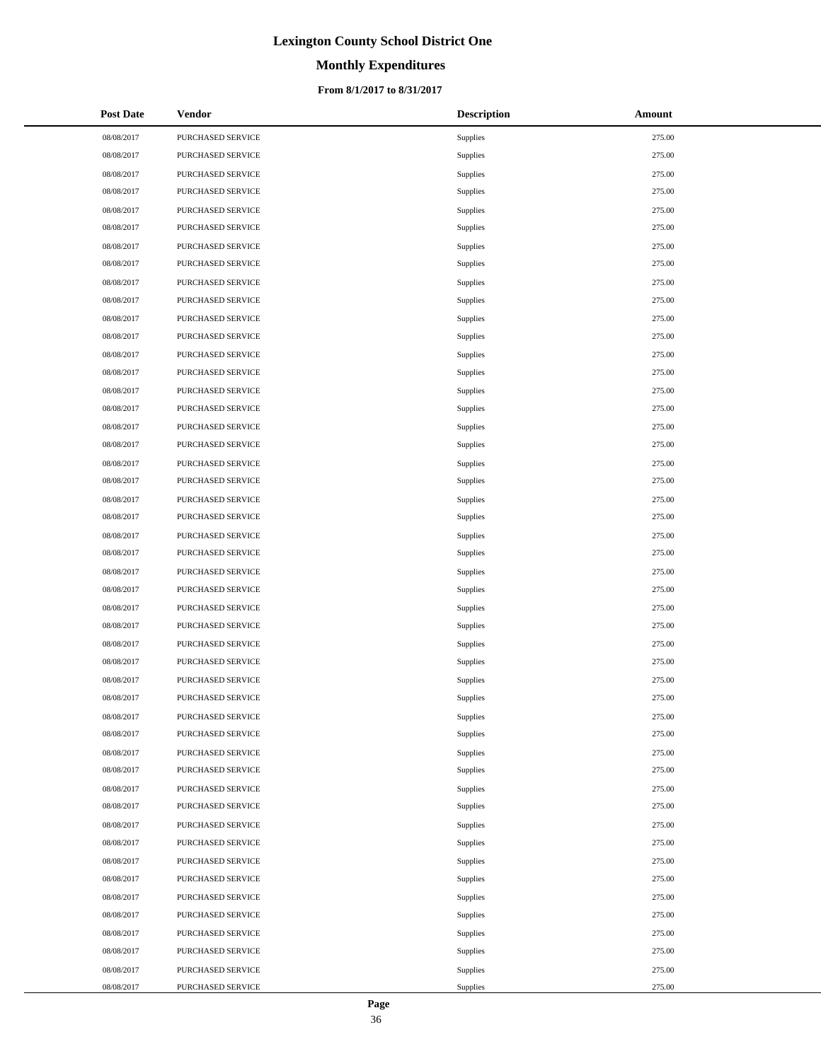# Lexington County School District One

## Monthly Expenditures

### From 8/1/2017 to 8/31/2017

| Post Date | Vendor | Description | Amount |
|---|---|---|---|
| 08/08/2017 | PURCHASED SERVICE | Supplies | 275.00 |
| 08/08/2017 | PURCHASED SERVICE | Supplies | 275.00 |
| 08/08/2017 | PURCHASED SERVICE | Supplies | 275.00 |
| 08/08/2017 | PURCHASED SERVICE | Supplies | 275.00 |
| 08/08/2017 | PURCHASED SERVICE | Supplies | 275.00 |
| 08/08/2017 | PURCHASED SERVICE | Supplies | 275.00 |
| 08/08/2017 | PURCHASED SERVICE | Supplies | 275.00 |
| 08/08/2017 | PURCHASED SERVICE | Supplies | 275.00 |
| 08/08/2017 | PURCHASED SERVICE | Supplies | 275.00 |
| 08/08/2017 | PURCHASED SERVICE | Supplies | 275.00 |
| 08/08/2017 | PURCHASED SERVICE | Supplies | 275.00 |
| 08/08/2017 | PURCHASED SERVICE | Supplies | 275.00 |
| 08/08/2017 | PURCHASED SERVICE | Supplies | 275.00 |
| 08/08/2017 | PURCHASED SERVICE | Supplies | 275.00 |
| 08/08/2017 | PURCHASED SERVICE | Supplies | 275.00 |
| 08/08/2017 | PURCHASED SERVICE | Supplies | 275.00 |
| 08/08/2017 | PURCHASED SERVICE | Supplies | 275.00 |
| 08/08/2017 | PURCHASED SERVICE | Supplies | 275.00 |
| 08/08/2017 | PURCHASED SERVICE | Supplies | 275.00 |
| 08/08/2017 | PURCHASED SERVICE | Supplies | 275.00 |
| 08/08/2017 | PURCHASED SERVICE | Supplies | 275.00 |
| 08/08/2017 | PURCHASED SERVICE | Supplies | 275.00 |
| 08/08/2017 | PURCHASED SERVICE | Supplies | 275.00 |
| 08/08/2017 | PURCHASED SERVICE | Supplies | 275.00 |
| 08/08/2017 | PURCHASED SERVICE | Supplies | 275.00 |
| 08/08/2017 | PURCHASED SERVICE | Supplies | 275.00 |
| 08/08/2017 | PURCHASED SERVICE | Supplies | 275.00 |
| 08/08/2017 | PURCHASED SERVICE | Supplies | 275.00 |
| 08/08/2017 | PURCHASED SERVICE | Supplies | 275.00 |
| 08/08/2017 | PURCHASED SERVICE | Supplies | 275.00 |
| 08/08/2017 | PURCHASED SERVICE | Supplies | 275.00 |
| 08/08/2017 | PURCHASED SERVICE | Supplies | 275.00 |
| 08/08/2017 | PURCHASED SERVICE | Supplies | 275.00 |
| 08/08/2017 | PURCHASED SERVICE | Supplies | 275.00 |
| 08/08/2017 | PURCHASED SERVICE | Supplies | 275.00 |
| 08/08/2017 | PURCHASED SERVICE | Supplies | 275.00 |
| 08/08/2017 | PURCHASED SERVICE | Supplies | 275.00 |
| 08/08/2017 | PURCHASED SERVICE | Supplies | 275.00 |
| 08/08/2017 | PURCHASED SERVICE | Supplies | 275.00 |
| 08/08/2017 | PURCHASED SERVICE | Supplies | 275.00 |
| 08/08/2017 | PURCHASED SERVICE | Supplies | 275.00 |
| 08/08/2017 | PURCHASED SERVICE | Supplies | 275.00 |
| 08/08/2017 | PURCHASED SERVICE | Supplies | 275.00 |
| 08/08/2017 | PURCHASED SERVICE | Supplies | 275.00 |
| 08/08/2017 | PURCHASED SERVICE | Supplies | 275.00 |
| 08/08/2017 | PURCHASED SERVICE | Supplies | 275.00 |
| 08/08/2017 | PURCHASED SERVICE | Supplies | 275.00 |
| 08/08/2017 | PURCHASED SERVICE | Supplies | 275.00 |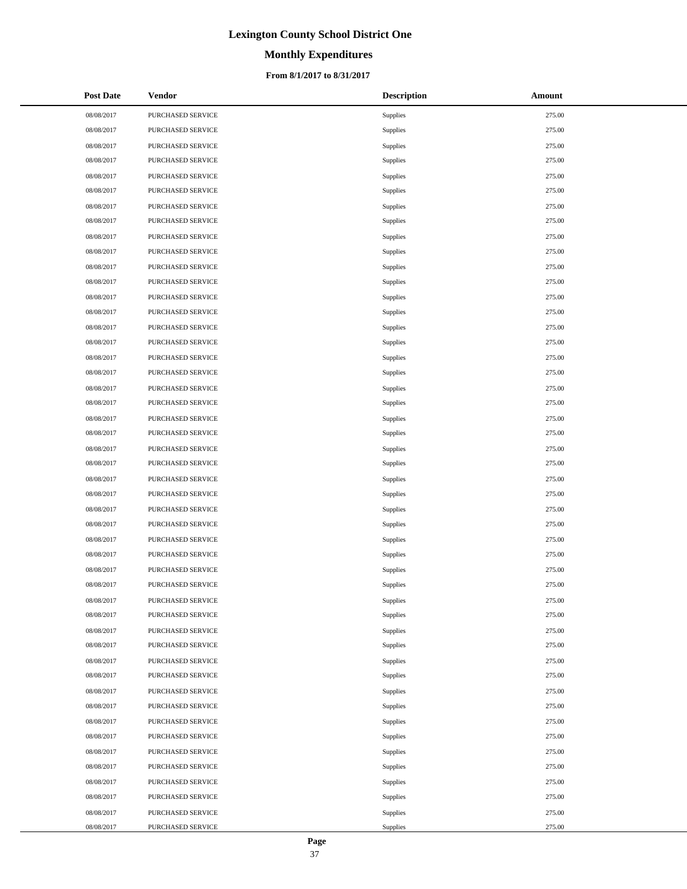# Lexington County School District One

## Monthly Expenditures

### From 8/1/2017 to 8/31/2017

| Post Date | Vendor | Description | Amount |
|---|---|---|---|
| 08/08/2017 | PURCHASED SERVICE | Supplies | 275.00 |
| 08/08/2017 | PURCHASED SERVICE | Supplies | 275.00 |
| 08/08/2017 | PURCHASED SERVICE | Supplies | 275.00 |
| 08/08/2017 | PURCHASED SERVICE | Supplies | 275.00 |
| 08/08/2017 | PURCHASED SERVICE | Supplies | 275.00 |
| 08/08/2017 | PURCHASED SERVICE | Supplies | 275.00 |
| 08/08/2017 | PURCHASED SERVICE | Supplies | 275.00 |
| 08/08/2017 | PURCHASED SERVICE | Supplies | 275.00 |
| 08/08/2017 | PURCHASED SERVICE | Supplies | 275.00 |
| 08/08/2017 | PURCHASED SERVICE | Supplies | 275.00 |
| 08/08/2017 | PURCHASED SERVICE | Supplies | 275.00 |
| 08/08/2017 | PURCHASED SERVICE | Supplies | 275.00 |
| 08/08/2017 | PURCHASED SERVICE | Supplies | 275.00 |
| 08/08/2017 | PURCHASED SERVICE | Supplies | 275.00 |
| 08/08/2017 | PURCHASED SERVICE | Supplies | 275.00 |
| 08/08/2017 | PURCHASED SERVICE | Supplies | 275.00 |
| 08/08/2017 | PURCHASED SERVICE | Supplies | 275.00 |
| 08/08/2017 | PURCHASED SERVICE | Supplies | 275.00 |
| 08/08/2017 | PURCHASED SERVICE | Supplies | 275.00 |
| 08/08/2017 | PURCHASED SERVICE | Supplies | 275.00 |
| 08/08/2017 | PURCHASED SERVICE | Supplies | 275.00 |
| 08/08/2017 | PURCHASED SERVICE | Supplies | 275.00 |
| 08/08/2017 | PURCHASED SERVICE | Supplies | 275.00 |
| 08/08/2017 | PURCHASED SERVICE | Supplies | 275.00 |
| 08/08/2017 | PURCHASED SERVICE | Supplies | 275.00 |
| 08/08/2017 | PURCHASED SERVICE | Supplies | 275.00 |
| 08/08/2017 | PURCHASED SERVICE | Supplies | 275.00 |
| 08/08/2017 | PURCHASED SERVICE | Supplies | 275.00 |
| 08/08/2017 | PURCHASED SERVICE | Supplies | 275.00 |
| 08/08/2017 | PURCHASED SERVICE | Supplies | 275.00 |
| 08/08/2017 | PURCHASED SERVICE | Supplies | 275.00 |
| 08/08/2017 | PURCHASED SERVICE | Supplies | 275.00 |
| 08/08/2017 | PURCHASED SERVICE | Supplies | 275.00 |
| 08/08/2017 | PURCHASED SERVICE | Supplies | 275.00 |
| 08/08/2017 | PURCHASED SERVICE | Supplies | 275.00 |
| 08/08/2017 | PURCHASED SERVICE | Supplies | 275.00 |
| 08/08/2017 | PURCHASED SERVICE | Supplies | 275.00 |
| 08/08/2017 | PURCHASED SERVICE | Supplies | 275.00 |
| 08/08/2017 | PURCHASED SERVICE | Supplies | 275.00 |
| 08/08/2017 | PURCHASED SERVICE | Supplies | 275.00 |
| 08/08/2017 | PURCHASED SERVICE | Supplies | 275.00 |
| 08/08/2017 | PURCHASED SERVICE | Supplies | 275.00 |
| 08/08/2017 | PURCHASED SERVICE | Supplies | 275.00 |
| 08/08/2017 | PURCHASED SERVICE | Supplies | 275.00 |
| 08/08/2017 | PURCHASED SERVICE | Supplies | 275.00 |
| 08/08/2017 | PURCHASED SERVICE | Supplies | 275.00 |
| 08/08/2017 | PURCHASED SERVICE | Supplies | 275.00 |
| 08/08/2017 | PURCHASED SERVICE | Supplies | 275.00 |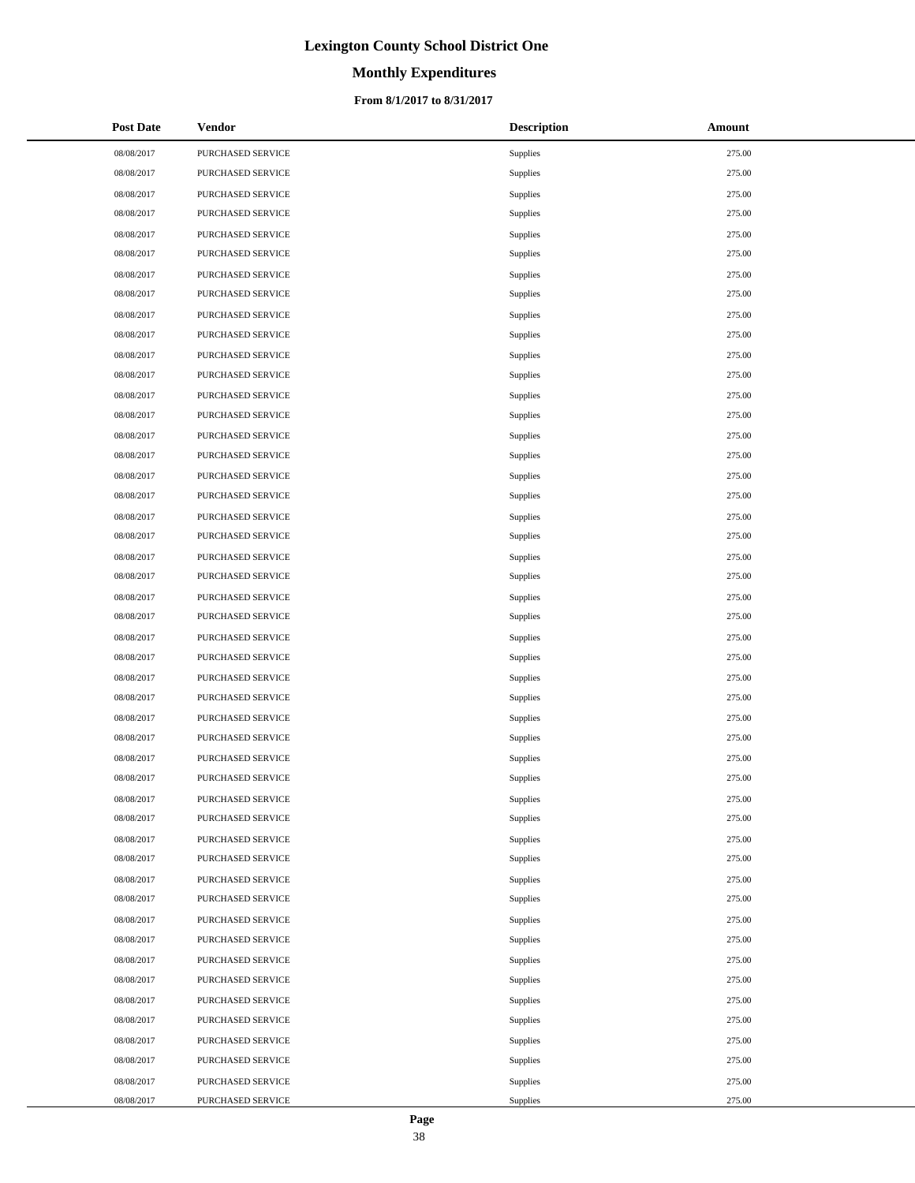# Lexington County School District One

## Monthly Expenditures

### From 8/1/2017 to 8/31/2017

| Post Date | Vendor | Description | Amount |
|---|---|---|---|
| 08/08/2017 | PURCHASED SERVICE | Supplies | 275.00 |
| 08/08/2017 | PURCHASED SERVICE | Supplies | 275.00 |
| 08/08/2017 | PURCHASED SERVICE | Supplies | 275.00 |
| 08/08/2017 | PURCHASED SERVICE | Supplies | 275.00 |
| 08/08/2017 | PURCHASED SERVICE | Supplies | 275.00 |
| 08/08/2017 | PURCHASED SERVICE | Supplies | 275.00 |
| 08/08/2017 | PURCHASED SERVICE | Supplies | 275.00 |
| 08/08/2017 | PURCHASED SERVICE | Supplies | 275.00 |
| 08/08/2017 | PURCHASED SERVICE | Supplies | 275.00 |
| 08/08/2017 | PURCHASED SERVICE | Supplies | 275.00 |
| 08/08/2017 | PURCHASED SERVICE | Supplies | 275.00 |
| 08/08/2017 | PURCHASED SERVICE | Supplies | 275.00 |
| 08/08/2017 | PURCHASED SERVICE | Supplies | 275.00 |
| 08/08/2017 | PURCHASED SERVICE | Supplies | 275.00 |
| 08/08/2017 | PURCHASED SERVICE | Supplies | 275.00 |
| 08/08/2017 | PURCHASED SERVICE | Supplies | 275.00 |
| 08/08/2017 | PURCHASED SERVICE | Supplies | 275.00 |
| 08/08/2017 | PURCHASED SERVICE | Supplies | 275.00 |
| 08/08/2017 | PURCHASED SERVICE | Supplies | 275.00 |
| 08/08/2017 | PURCHASED SERVICE | Supplies | 275.00 |
| 08/08/2017 | PURCHASED SERVICE | Supplies | 275.00 |
| 08/08/2017 | PURCHASED SERVICE | Supplies | 275.00 |
| 08/08/2017 | PURCHASED SERVICE | Supplies | 275.00 |
| 08/08/2017 | PURCHASED SERVICE | Supplies | 275.00 |
| 08/08/2017 | PURCHASED SERVICE | Supplies | 275.00 |
| 08/08/2017 | PURCHASED SERVICE | Supplies | 275.00 |
| 08/08/2017 | PURCHASED SERVICE | Supplies | 275.00 |
| 08/08/2017 | PURCHASED SERVICE | Supplies | 275.00 |
| 08/08/2017 | PURCHASED SERVICE | Supplies | 275.00 |
| 08/08/2017 | PURCHASED SERVICE | Supplies | 275.00 |
| 08/08/2017 | PURCHASED SERVICE | Supplies | 275.00 |
| 08/08/2017 | PURCHASED SERVICE | Supplies | 275.00 |
| 08/08/2017 | PURCHASED SERVICE | Supplies | 275.00 |
| 08/08/2017 | PURCHASED SERVICE | Supplies | 275.00 |
| 08/08/2017 | PURCHASED SERVICE | Supplies | 275.00 |
| 08/08/2017 | PURCHASED SERVICE | Supplies | 275.00 |
| 08/08/2017 | PURCHASED SERVICE | Supplies | 275.00 |
| 08/08/2017 | PURCHASED SERVICE | Supplies | 275.00 |
| 08/08/2017 | PURCHASED SERVICE | Supplies | 275.00 |
| 08/08/2017 | PURCHASED SERVICE | Supplies | 275.00 |
| 08/08/2017 | PURCHASED SERVICE | Supplies | 275.00 |
| 08/08/2017 | PURCHASED SERVICE | Supplies | 275.00 |
| 08/08/2017 | PURCHASED SERVICE | Supplies | 275.00 |
| 08/08/2017 | PURCHASED SERVICE | Supplies | 275.00 |
| 08/08/2017 | PURCHASED SERVICE | Supplies | 275.00 |
| 08/08/2017 | PURCHASED SERVICE | Supplies | 275.00 |
| 08/08/2017 | PURCHASED SERVICE | Supplies | 275.00 |
| 08/08/2017 | PURCHASED SERVICE | Supplies | 275.00 |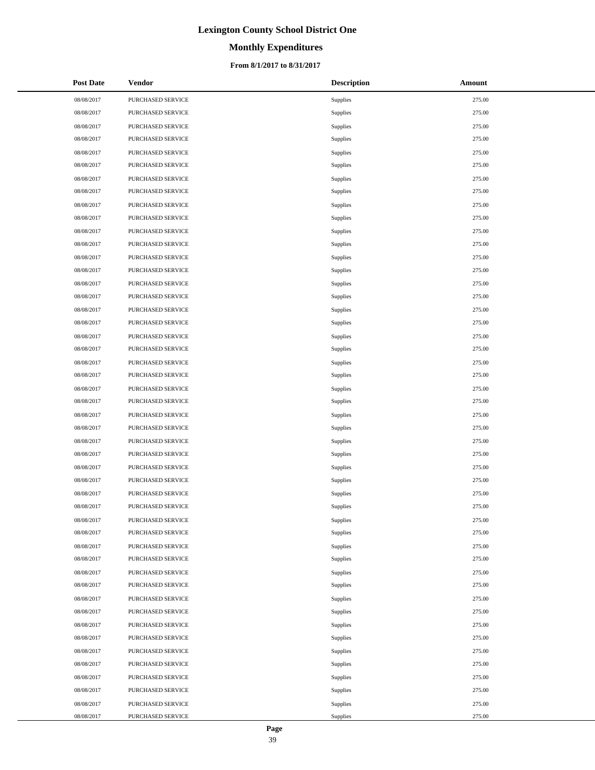# Lexington County School District One

## Monthly Expenditures

### From 8/1/2017 to 8/31/2017

| Post Date | Vendor | Description | Amount |
|---|---|---|---|
| 08/08/2017 | PURCHASED SERVICE | Supplies | 275.00 |
| 08/08/2017 | PURCHASED SERVICE | Supplies | 275.00 |
| 08/08/2017 | PURCHASED SERVICE | Supplies | 275.00 |
| 08/08/2017 | PURCHASED SERVICE | Supplies | 275.00 |
| 08/08/2017 | PURCHASED SERVICE | Supplies | 275.00 |
| 08/08/2017 | PURCHASED SERVICE | Supplies | 275.00 |
| 08/08/2017 | PURCHASED SERVICE | Supplies | 275.00 |
| 08/08/2017 | PURCHASED SERVICE | Supplies | 275.00 |
| 08/08/2017 | PURCHASED SERVICE | Supplies | 275.00 |
| 08/08/2017 | PURCHASED SERVICE | Supplies | 275.00 |
| 08/08/2017 | PURCHASED SERVICE | Supplies | 275.00 |
| 08/08/2017 | PURCHASED SERVICE | Supplies | 275.00 |
| 08/08/2017 | PURCHASED SERVICE | Supplies | 275.00 |
| 08/08/2017 | PURCHASED SERVICE | Supplies | 275.00 |
| 08/08/2017 | PURCHASED SERVICE | Supplies | 275.00 |
| 08/08/2017 | PURCHASED SERVICE | Supplies | 275.00 |
| 08/08/2017 | PURCHASED SERVICE | Supplies | 275.00 |
| 08/08/2017 | PURCHASED SERVICE | Supplies | 275.00 |
| 08/08/2017 | PURCHASED SERVICE | Supplies | 275.00 |
| 08/08/2017 | PURCHASED SERVICE | Supplies | 275.00 |
| 08/08/2017 | PURCHASED SERVICE | Supplies | 275.00 |
| 08/08/2017 | PURCHASED SERVICE | Supplies | 275.00 |
| 08/08/2017 | PURCHASED SERVICE | Supplies | 275.00 |
| 08/08/2017 | PURCHASED SERVICE | Supplies | 275.00 |
| 08/08/2017 | PURCHASED SERVICE | Supplies | 275.00 |
| 08/08/2017 | PURCHASED SERVICE | Supplies | 275.00 |
| 08/08/2017 | PURCHASED SERVICE | Supplies | 275.00 |
| 08/08/2017 | PURCHASED SERVICE | Supplies | 275.00 |
| 08/08/2017 | PURCHASED SERVICE | Supplies | 275.00 |
| 08/08/2017 | PURCHASED SERVICE | Supplies | 275.00 |
| 08/08/2017 | PURCHASED SERVICE | Supplies | 275.00 |
| 08/08/2017 | PURCHASED SERVICE | Supplies | 275.00 |
| 08/08/2017 | PURCHASED SERVICE | Supplies | 275.00 |
| 08/08/2017 | PURCHASED SERVICE | Supplies | 275.00 |
| 08/08/2017 | PURCHASED SERVICE | Supplies | 275.00 |
| 08/08/2017 | PURCHASED SERVICE | Supplies | 275.00 |
| 08/08/2017 | PURCHASED SERVICE | Supplies | 275.00 |
| 08/08/2017 | PURCHASED SERVICE | Supplies | 275.00 |
| 08/08/2017 | PURCHASED SERVICE | Supplies | 275.00 |
| 08/08/2017 | PURCHASED SERVICE | Supplies | 275.00 |
| 08/08/2017 | PURCHASED SERVICE | Supplies | 275.00 |
| 08/08/2017 | PURCHASED SERVICE | Supplies | 275.00 |
| 08/08/2017 | PURCHASED SERVICE | Supplies | 275.00 |
| 08/08/2017 | PURCHASED SERVICE | Supplies | 275.00 |
| 08/08/2017 | PURCHASED SERVICE | Supplies | 275.00 |
| 08/08/2017 | PURCHASED SERVICE | Supplies | 275.00 |
| 08/08/2017 | PURCHASED SERVICE | Supplies | 275.00 |
| 08/08/2017 | PURCHASED SERVICE | Supplies | 275.00 |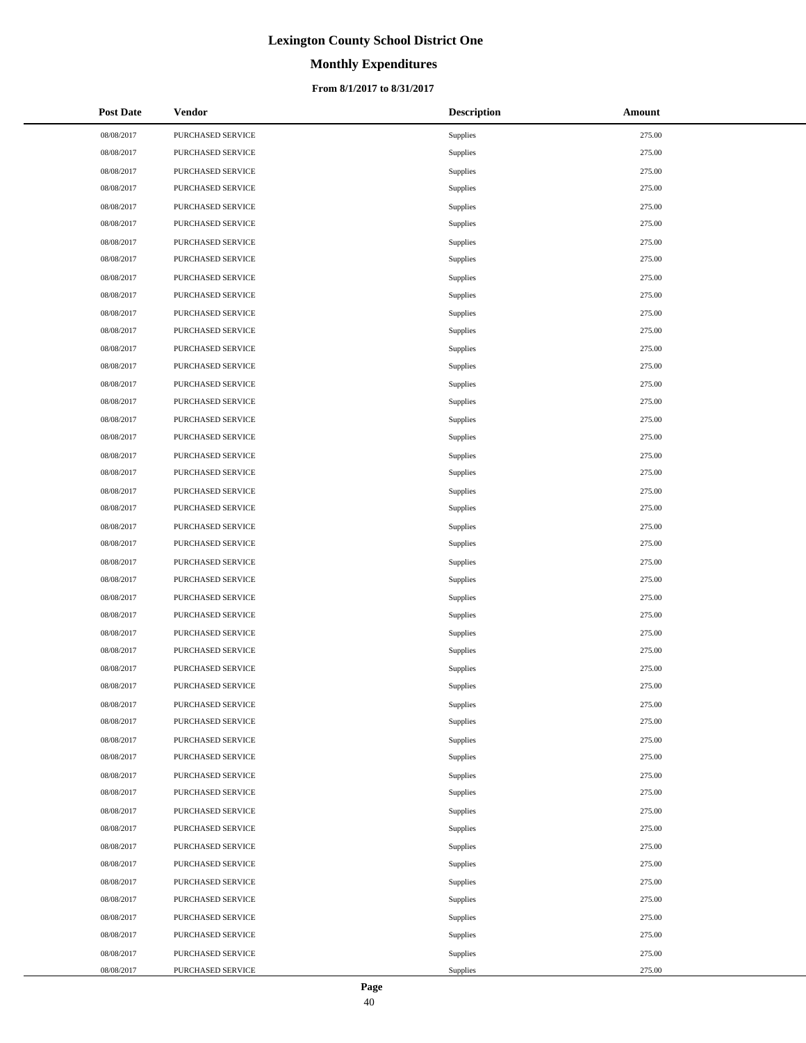# Lexington County School District One

## Monthly Expenditures

### From 8/1/2017 to 8/31/2017

| Post Date | Vendor | Description | Amount |
|---|---|---|---|
| 08/08/2017 | PURCHASED SERVICE | Supplies | 275.00 |
| 08/08/2017 | PURCHASED SERVICE | Supplies | 275.00 |
| 08/08/2017 | PURCHASED SERVICE | Supplies | 275.00 |
| 08/08/2017 | PURCHASED SERVICE | Supplies | 275.00 |
| 08/08/2017 | PURCHASED SERVICE | Supplies | 275.00 |
| 08/08/2017 | PURCHASED SERVICE | Supplies | 275.00 |
| 08/08/2017 | PURCHASED SERVICE | Supplies | 275.00 |
| 08/08/2017 | PURCHASED SERVICE | Supplies | 275.00 |
| 08/08/2017 | PURCHASED SERVICE | Supplies | 275.00 |
| 08/08/2017 | PURCHASED SERVICE | Supplies | 275.00 |
| 08/08/2017 | PURCHASED SERVICE | Supplies | 275.00 |
| 08/08/2017 | PURCHASED SERVICE | Supplies | 275.00 |
| 08/08/2017 | PURCHASED SERVICE | Supplies | 275.00 |
| 08/08/2017 | PURCHASED SERVICE | Supplies | 275.00 |
| 08/08/2017 | PURCHASED SERVICE | Supplies | 275.00 |
| 08/08/2017 | PURCHASED SERVICE | Supplies | 275.00 |
| 08/08/2017 | PURCHASED SERVICE | Supplies | 275.00 |
| 08/08/2017 | PURCHASED SERVICE | Supplies | 275.00 |
| 08/08/2017 | PURCHASED SERVICE | Supplies | 275.00 |
| 08/08/2017 | PURCHASED SERVICE | Supplies | 275.00 |
| 08/08/2017 | PURCHASED SERVICE | Supplies | 275.00 |
| 08/08/2017 | PURCHASED SERVICE | Supplies | 275.00 |
| 08/08/2017 | PURCHASED SERVICE | Supplies | 275.00 |
| 08/08/2017 | PURCHASED SERVICE | Supplies | 275.00 |
| 08/08/2017 | PURCHASED SERVICE | Supplies | 275.00 |
| 08/08/2017 | PURCHASED SERVICE | Supplies | 275.00 |
| 08/08/2017 | PURCHASED SERVICE | Supplies | 275.00 |
| 08/08/2017 | PURCHASED SERVICE | Supplies | 275.00 |
| 08/08/2017 | PURCHASED SERVICE | Supplies | 275.00 |
| 08/08/2017 | PURCHASED SERVICE | Supplies | 275.00 |
| 08/08/2017 | PURCHASED SERVICE | Supplies | 275.00 |
| 08/08/2017 | PURCHASED SERVICE | Supplies | 275.00 |
| 08/08/2017 | PURCHASED SERVICE | Supplies | 275.00 |
| 08/08/2017 | PURCHASED SERVICE | Supplies | 275.00 |
| 08/08/2017 | PURCHASED SERVICE | Supplies | 275.00 |
| 08/08/2017 | PURCHASED SERVICE | Supplies | 275.00 |
| 08/08/2017 | PURCHASED SERVICE | Supplies | 275.00 |
| 08/08/2017 | PURCHASED SERVICE | Supplies | 275.00 |
| 08/08/2017 | PURCHASED SERVICE | Supplies | 275.00 |
| 08/08/2017 | PURCHASED SERVICE | Supplies | 275.00 |
| 08/08/2017 | PURCHASED SERVICE | Supplies | 275.00 |
| 08/08/2017 | PURCHASED SERVICE | Supplies | 275.00 |
| 08/08/2017 | PURCHASED SERVICE | Supplies | 275.00 |
| 08/08/2017 | PURCHASED SERVICE | Supplies | 275.00 |
| 08/08/2017 | PURCHASED SERVICE | Supplies | 275.00 |
| 08/08/2017 | PURCHASED SERVICE | Supplies | 275.00 |
| 08/08/2017 | PURCHASED SERVICE | Supplies | 275.00 |
| 08/08/2017 | PURCHASED SERVICE | Supplies | 275.00 |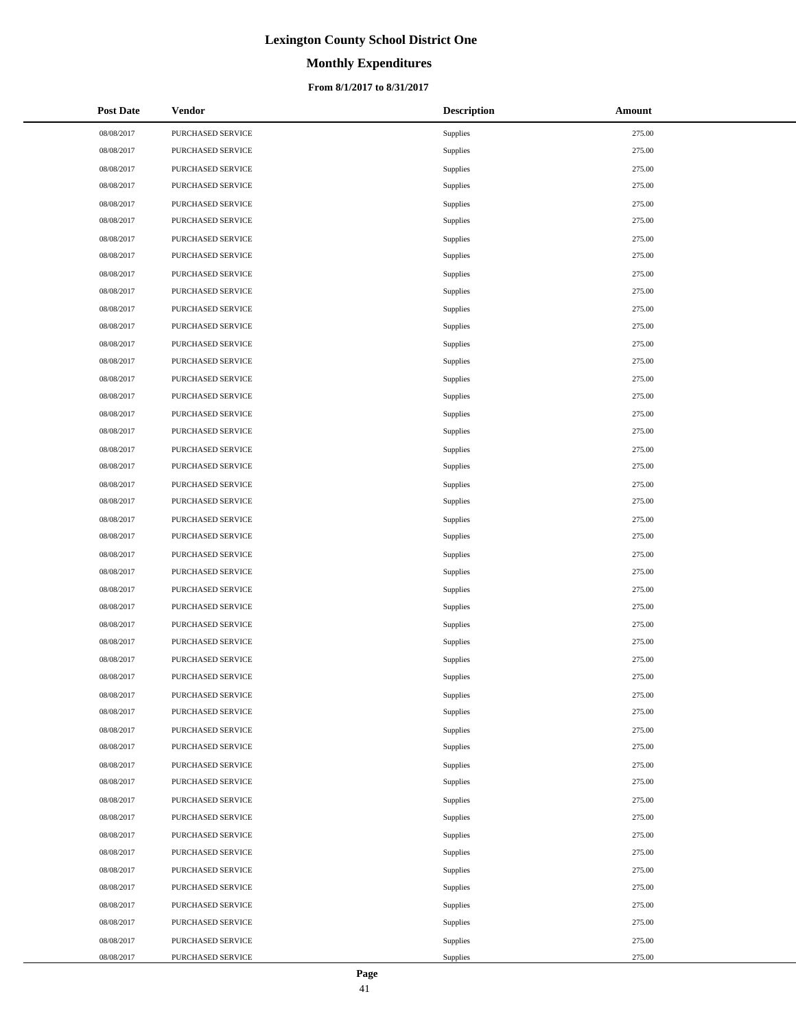# Lexington County School District One

## Monthly Expenditures

### From 8/1/2017 to 8/31/2017

| Post Date | Vendor | Description | Amount |
|---|---|---|---|
| 08/08/2017 | PURCHASED SERVICE | Supplies | 275.00 |
| 08/08/2017 | PURCHASED SERVICE | Supplies | 275.00 |
| 08/08/2017 | PURCHASED SERVICE | Supplies | 275.00 |
| 08/08/2017 | PURCHASED SERVICE | Supplies | 275.00 |
| 08/08/2017 | PURCHASED SERVICE | Supplies | 275.00 |
| 08/08/2017 | PURCHASED SERVICE | Supplies | 275.00 |
| 08/08/2017 | PURCHASED SERVICE | Supplies | 275.00 |
| 08/08/2017 | PURCHASED SERVICE | Supplies | 275.00 |
| 08/08/2017 | PURCHASED SERVICE | Supplies | 275.00 |
| 08/08/2017 | PURCHASED SERVICE | Supplies | 275.00 |
| 08/08/2017 | PURCHASED SERVICE | Supplies | 275.00 |
| 08/08/2017 | PURCHASED SERVICE | Supplies | 275.00 |
| 08/08/2017 | PURCHASED SERVICE | Supplies | 275.00 |
| 08/08/2017 | PURCHASED SERVICE | Supplies | 275.00 |
| 08/08/2017 | PURCHASED SERVICE | Supplies | 275.00 |
| 08/08/2017 | PURCHASED SERVICE | Supplies | 275.00 |
| 08/08/2017 | PURCHASED SERVICE | Supplies | 275.00 |
| 08/08/2017 | PURCHASED SERVICE | Supplies | 275.00 |
| 08/08/2017 | PURCHASED SERVICE | Supplies | 275.00 |
| 08/08/2017 | PURCHASED SERVICE | Supplies | 275.00 |
| 08/08/2017 | PURCHASED SERVICE | Supplies | 275.00 |
| 08/08/2017 | PURCHASED SERVICE | Supplies | 275.00 |
| 08/08/2017 | PURCHASED SERVICE | Supplies | 275.00 |
| 08/08/2017 | PURCHASED SERVICE | Supplies | 275.00 |
| 08/08/2017 | PURCHASED SERVICE | Supplies | 275.00 |
| 08/08/2017 | PURCHASED SERVICE | Supplies | 275.00 |
| 08/08/2017 | PURCHASED SERVICE | Supplies | 275.00 |
| 08/08/2017 | PURCHASED SERVICE | Supplies | 275.00 |
| 08/08/2017 | PURCHASED SERVICE | Supplies | 275.00 |
| 08/08/2017 | PURCHASED SERVICE | Supplies | 275.00 |
| 08/08/2017 | PURCHASED SERVICE | Supplies | 275.00 |
| 08/08/2017 | PURCHASED SERVICE | Supplies | 275.00 |
| 08/08/2017 | PURCHASED SERVICE | Supplies | 275.00 |
| 08/08/2017 | PURCHASED SERVICE | Supplies | 275.00 |
| 08/08/2017 | PURCHASED SERVICE | Supplies | 275.00 |
| 08/08/2017 | PURCHASED SERVICE | Supplies | 275.00 |
| 08/08/2017 | PURCHASED SERVICE | Supplies | 275.00 |
| 08/08/2017 | PURCHASED SERVICE | Supplies | 275.00 |
| 08/08/2017 | PURCHASED SERVICE | Supplies | 275.00 |
| 08/08/2017 | PURCHASED SERVICE | Supplies | 275.00 |
| 08/08/2017 | PURCHASED SERVICE | Supplies | 275.00 |
| 08/08/2017 | PURCHASED SERVICE | Supplies | 275.00 |
| 08/08/2017 | PURCHASED SERVICE | Supplies | 275.00 |
| 08/08/2017 | PURCHASED SERVICE | Supplies | 275.00 |
| 08/08/2017 | PURCHASED SERVICE | Supplies | 275.00 |
| 08/08/2017 | PURCHASED SERVICE | Supplies | 275.00 |
| 08/08/2017 | PURCHASED SERVICE | Supplies | 275.00 |
| 08/08/2017 | PURCHASED SERVICE | Supplies | 275.00 |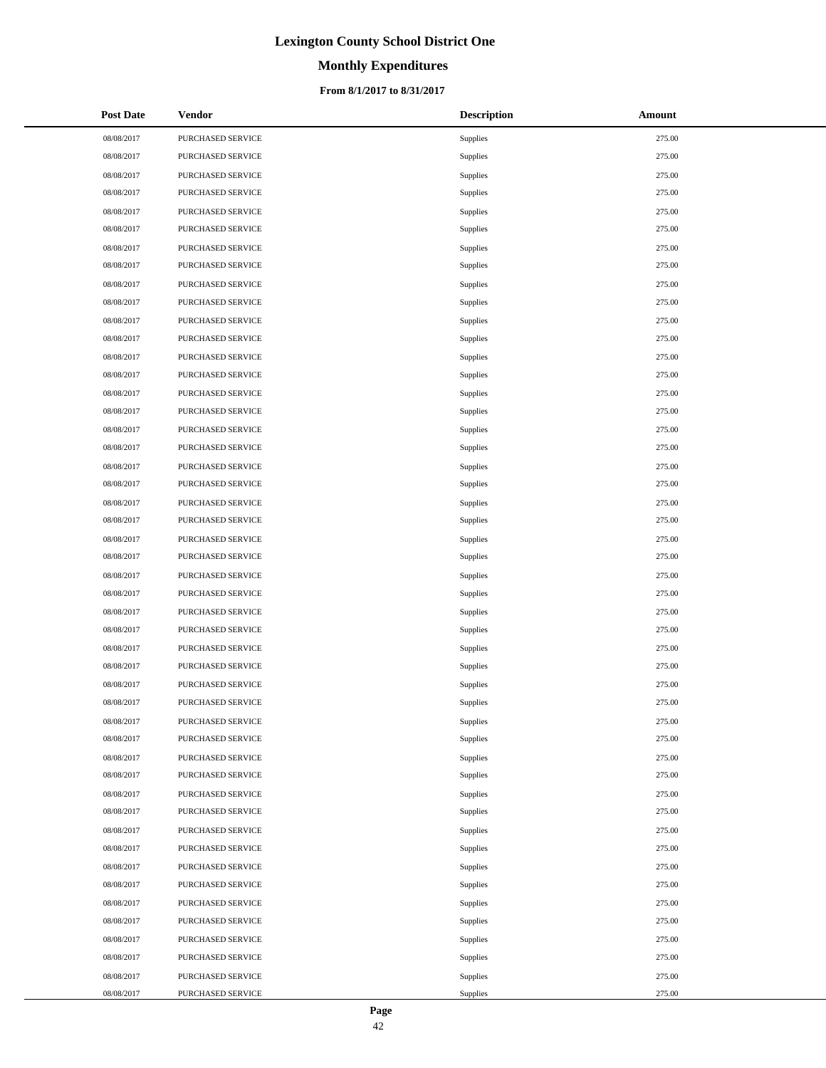# Lexington County School District One

## Monthly Expenditures

### From 8/1/2017 to 8/31/2017

| Post Date | Vendor | Description | Amount |
|---|---|---|---|
| 08/08/2017 | PURCHASED SERVICE | Supplies | 275.00 |
| 08/08/2017 | PURCHASED SERVICE | Supplies | 275.00 |
| 08/08/2017 | PURCHASED SERVICE | Supplies | 275.00 |
| 08/08/2017 | PURCHASED SERVICE | Supplies | 275.00 |
| 08/08/2017 | PURCHASED SERVICE | Supplies | 275.00 |
| 08/08/2017 | PURCHASED SERVICE | Supplies | 275.00 |
| 08/08/2017 | PURCHASED SERVICE | Supplies | 275.00 |
| 08/08/2017 | PURCHASED SERVICE | Supplies | 275.00 |
| 08/08/2017 | PURCHASED SERVICE | Supplies | 275.00 |
| 08/08/2017 | PURCHASED SERVICE | Supplies | 275.00 |
| 08/08/2017 | PURCHASED SERVICE | Supplies | 275.00 |
| 08/08/2017 | PURCHASED SERVICE | Supplies | 275.00 |
| 08/08/2017 | PURCHASED SERVICE | Supplies | 275.00 |
| 08/08/2017 | PURCHASED SERVICE | Supplies | 275.00 |
| 08/08/2017 | PURCHASED SERVICE | Supplies | 275.00 |
| 08/08/2017 | PURCHASED SERVICE | Supplies | 275.00 |
| 08/08/2017 | PURCHASED SERVICE | Supplies | 275.00 |
| 08/08/2017 | PURCHASED SERVICE | Supplies | 275.00 |
| 08/08/2017 | PURCHASED SERVICE | Supplies | 275.00 |
| 08/08/2017 | PURCHASED SERVICE | Supplies | 275.00 |
| 08/08/2017 | PURCHASED SERVICE | Supplies | 275.00 |
| 08/08/2017 | PURCHASED SERVICE | Supplies | 275.00 |
| 08/08/2017 | PURCHASED SERVICE | Supplies | 275.00 |
| 08/08/2017 | PURCHASED SERVICE | Supplies | 275.00 |
| 08/08/2017 | PURCHASED SERVICE | Supplies | 275.00 |
| 08/08/2017 | PURCHASED SERVICE | Supplies | 275.00 |
| 08/08/2017 | PURCHASED SERVICE | Supplies | 275.00 |
| 08/08/2017 | PURCHASED SERVICE | Supplies | 275.00 |
| 08/08/2017 | PURCHASED SERVICE | Supplies | 275.00 |
| 08/08/2017 | PURCHASED SERVICE | Supplies | 275.00 |
| 08/08/2017 | PURCHASED SERVICE | Supplies | 275.00 |
| 08/08/2017 | PURCHASED SERVICE | Supplies | 275.00 |
| 08/08/2017 | PURCHASED SERVICE | Supplies | 275.00 |
| 08/08/2017 | PURCHASED SERVICE | Supplies | 275.00 |
| 08/08/2017 | PURCHASED SERVICE | Supplies | 275.00 |
| 08/08/2017 | PURCHASED SERVICE | Supplies | 275.00 |
| 08/08/2017 | PURCHASED SERVICE | Supplies | 275.00 |
| 08/08/2017 | PURCHASED SERVICE | Supplies | 275.00 |
| 08/08/2017 | PURCHASED SERVICE | Supplies | 275.00 |
| 08/08/2017 | PURCHASED SERVICE | Supplies | 275.00 |
| 08/08/2017 | PURCHASED SERVICE | Supplies | 275.00 |
| 08/08/2017 | PURCHASED SERVICE | Supplies | 275.00 |
| 08/08/2017 | PURCHASED SERVICE | Supplies | 275.00 |
| 08/08/2017 | PURCHASED SERVICE | Supplies | 275.00 |
| 08/08/2017 | PURCHASED SERVICE | Supplies | 275.00 |
| 08/08/2017 | PURCHASED SERVICE | Supplies | 275.00 |
| 08/08/2017 | PURCHASED SERVICE | Supplies | 275.00 |
| 08/08/2017 | PURCHASED SERVICE | Supplies | 275.00 |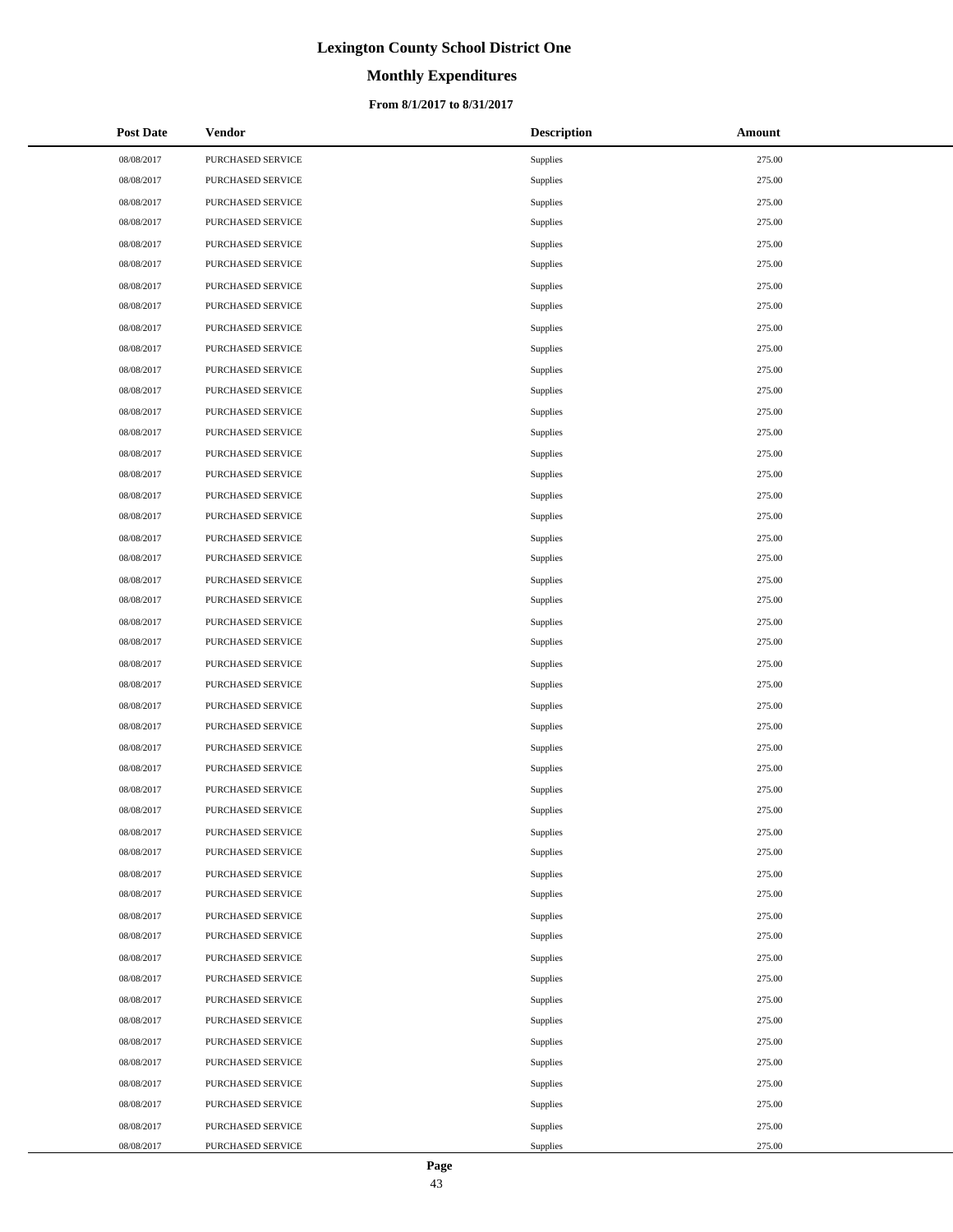# Lexington County School District One

## Monthly Expenditures

### From 8/1/2017 to 8/31/2017

| Post Date | Vendor | Description | Amount |
|---|---|---|---|
| 08/08/2017 | PURCHASED SERVICE | Supplies | 275.00 |
| 08/08/2017 | PURCHASED SERVICE | Supplies | 275.00 |
| 08/08/2017 | PURCHASED SERVICE | Supplies | 275.00 |
| 08/08/2017 | PURCHASED SERVICE | Supplies | 275.00 |
| 08/08/2017 | PURCHASED SERVICE | Supplies | 275.00 |
| 08/08/2017 | PURCHASED SERVICE | Supplies | 275.00 |
| 08/08/2017 | PURCHASED SERVICE | Supplies | 275.00 |
| 08/08/2017 | PURCHASED SERVICE | Supplies | 275.00 |
| 08/08/2017 | PURCHASED SERVICE | Supplies | 275.00 |
| 08/08/2017 | PURCHASED SERVICE | Supplies | 275.00 |
| 08/08/2017 | PURCHASED SERVICE | Supplies | 275.00 |
| 08/08/2017 | PURCHASED SERVICE | Supplies | 275.00 |
| 08/08/2017 | PURCHASED SERVICE | Supplies | 275.00 |
| 08/08/2017 | PURCHASED SERVICE | Supplies | 275.00 |
| 08/08/2017 | PURCHASED SERVICE | Supplies | 275.00 |
| 08/08/2017 | PURCHASED SERVICE | Supplies | 275.00 |
| 08/08/2017 | PURCHASED SERVICE | Supplies | 275.00 |
| 08/08/2017 | PURCHASED SERVICE | Supplies | 275.00 |
| 08/08/2017 | PURCHASED SERVICE | Supplies | 275.00 |
| 08/08/2017 | PURCHASED SERVICE | Supplies | 275.00 |
| 08/08/2017 | PURCHASED SERVICE | Supplies | 275.00 |
| 08/08/2017 | PURCHASED SERVICE | Supplies | 275.00 |
| 08/08/2017 | PURCHASED SERVICE | Supplies | 275.00 |
| 08/08/2017 | PURCHASED SERVICE | Supplies | 275.00 |
| 08/08/2017 | PURCHASED SERVICE | Supplies | 275.00 |
| 08/08/2017 | PURCHASED SERVICE | Supplies | 275.00 |
| 08/08/2017 | PURCHASED SERVICE | Supplies | 275.00 |
| 08/08/2017 | PURCHASED SERVICE | Supplies | 275.00 |
| 08/08/2017 | PURCHASED SERVICE | Supplies | 275.00 |
| 08/08/2017 | PURCHASED SERVICE | Supplies | 275.00 |
| 08/08/2017 | PURCHASED SERVICE | Supplies | 275.00 |
| 08/08/2017 | PURCHASED SERVICE | Supplies | 275.00 |
| 08/08/2017 | PURCHASED SERVICE | Supplies | 275.00 |
| 08/08/2017 | PURCHASED SERVICE | Supplies | 275.00 |
| 08/08/2017 | PURCHASED SERVICE | Supplies | 275.00 |
| 08/08/2017 | PURCHASED SERVICE | Supplies | 275.00 |
| 08/08/2017 | PURCHASED SERVICE | Supplies | 275.00 |
| 08/08/2017 | PURCHASED SERVICE | Supplies | 275.00 |
| 08/08/2017 | PURCHASED SERVICE | Supplies | 275.00 |
| 08/08/2017 | PURCHASED SERVICE | Supplies | 275.00 |
| 08/08/2017 | PURCHASED SERVICE | Supplies | 275.00 |
| 08/08/2017 | PURCHASED SERVICE | Supplies | 275.00 |
| 08/08/2017 | PURCHASED SERVICE | Supplies | 275.00 |
| 08/08/2017 | PURCHASED SERVICE | Supplies | 275.00 |
| 08/08/2017 | PURCHASED SERVICE | Supplies | 275.00 |
| 08/08/2017 | PURCHASED SERVICE | Supplies | 275.00 |
| 08/08/2017 | PURCHASED SERVICE | Supplies | 275.00 |
| 08/08/2017 | PURCHASED SERVICE | Supplies | 275.00 |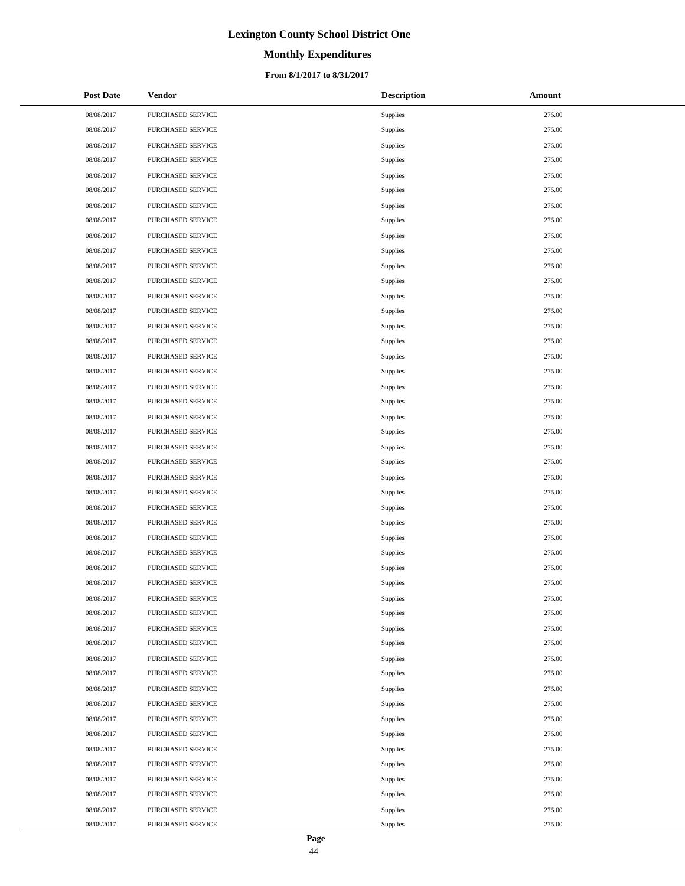# Lexington County School District One

## Monthly Expenditures

### From 8/1/2017 to 8/31/2017

| Post Date | Vendor | Description | Amount |
|---|---|---|---|
| 08/08/2017 | PURCHASED SERVICE | Supplies | 275.00 |
| 08/08/2017 | PURCHASED SERVICE | Supplies | 275.00 |
| 08/08/2017 | PURCHASED SERVICE | Supplies | 275.00 |
| 08/08/2017 | PURCHASED SERVICE | Supplies | 275.00 |
| 08/08/2017 | PURCHASED SERVICE | Supplies | 275.00 |
| 08/08/2017 | PURCHASED SERVICE | Supplies | 275.00 |
| 08/08/2017 | PURCHASED SERVICE | Supplies | 275.00 |
| 08/08/2017 | PURCHASED SERVICE | Supplies | 275.00 |
| 08/08/2017 | PURCHASED SERVICE | Supplies | 275.00 |
| 08/08/2017 | PURCHASED SERVICE | Supplies | 275.00 |
| 08/08/2017 | PURCHASED SERVICE | Supplies | 275.00 |
| 08/08/2017 | PURCHASED SERVICE | Supplies | 275.00 |
| 08/08/2017 | PURCHASED SERVICE | Supplies | 275.00 |
| 08/08/2017 | PURCHASED SERVICE | Supplies | 275.00 |
| 08/08/2017 | PURCHASED SERVICE | Supplies | 275.00 |
| 08/08/2017 | PURCHASED SERVICE | Supplies | 275.00 |
| 08/08/2017 | PURCHASED SERVICE | Supplies | 275.00 |
| 08/08/2017 | PURCHASED SERVICE | Supplies | 275.00 |
| 08/08/2017 | PURCHASED SERVICE | Supplies | 275.00 |
| 08/08/2017 | PURCHASED SERVICE | Supplies | 275.00 |
| 08/08/2017 | PURCHASED SERVICE | Supplies | 275.00 |
| 08/08/2017 | PURCHASED SERVICE | Supplies | 275.00 |
| 08/08/2017 | PURCHASED SERVICE | Supplies | 275.00 |
| 08/08/2017 | PURCHASED SERVICE | Supplies | 275.00 |
| 08/08/2017 | PURCHASED SERVICE | Supplies | 275.00 |
| 08/08/2017 | PURCHASED SERVICE | Supplies | 275.00 |
| 08/08/2017 | PURCHASED SERVICE | Supplies | 275.00 |
| 08/08/2017 | PURCHASED SERVICE | Supplies | 275.00 |
| 08/08/2017 | PURCHASED SERVICE | Supplies | 275.00 |
| 08/08/2017 | PURCHASED SERVICE | Supplies | 275.00 |
| 08/08/2017 | PURCHASED SERVICE | Supplies | 275.00 |
| 08/08/2017 | PURCHASED SERVICE | Supplies | 275.00 |
| 08/08/2017 | PURCHASED SERVICE | Supplies | 275.00 |
| 08/08/2017 | PURCHASED SERVICE | Supplies | 275.00 |
| 08/08/2017 | PURCHASED SERVICE | Supplies | 275.00 |
| 08/08/2017 | PURCHASED SERVICE | Supplies | 275.00 |
| 08/08/2017 | PURCHASED SERVICE | Supplies | 275.00 |
| 08/08/2017 | PURCHASED SERVICE | Supplies | 275.00 |
| 08/08/2017 | PURCHASED SERVICE | Supplies | 275.00 |
| 08/08/2017 | PURCHASED SERVICE | Supplies | 275.00 |
| 08/08/2017 | PURCHASED SERVICE | Supplies | 275.00 |
| 08/08/2017 | PURCHASED SERVICE | Supplies | 275.00 |
| 08/08/2017 | PURCHASED SERVICE | Supplies | 275.00 |
| 08/08/2017 | PURCHASED SERVICE | Supplies | 275.00 |
| 08/08/2017 | PURCHASED SERVICE | Supplies | 275.00 |
| 08/08/2017 | PURCHASED SERVICE | Supplies | 275.00 |
| 08/08/2017 | PURCHASED SERVICE | Supplies | 275.00 |
| 08/08/2017 | PURCHASED SERVICE | Supplies | 275.00 |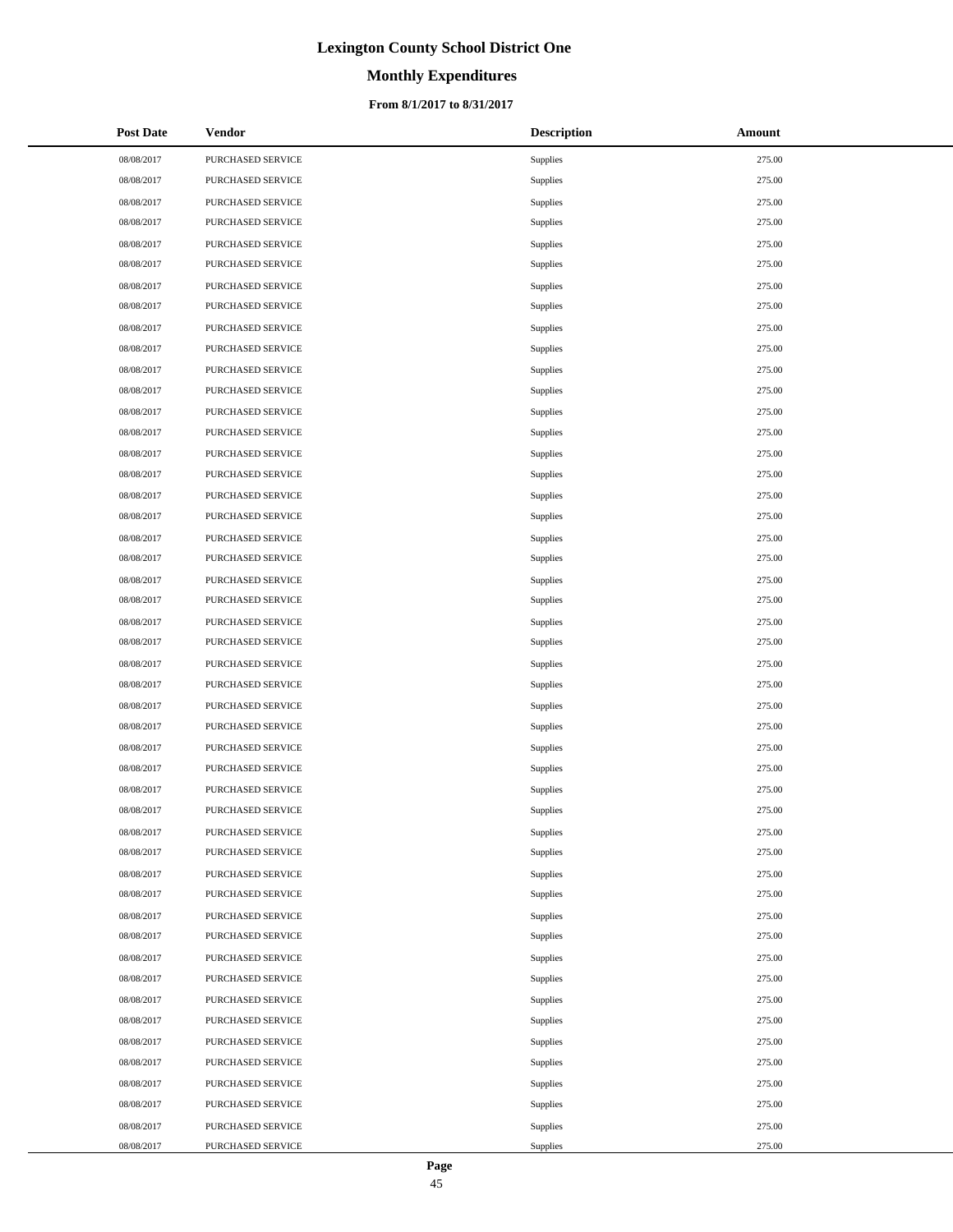# Lexington County School District One

## Monthly Expenditures

### From 8/1/2017 to 8/31/2017

| Post Date | Vendor | Description | Amount |
|---|---|---|---|
| 08/08/2017 | PURCHASED SERVICE | Supplies | 275.00 |
| 08/08/2017 | PURCHASED SERVICE | Supplies | 275.00 |
| 08/08/2017 | PURCHASED SERVICE | Supplies | 275.00 |
| 08/08/2017 | PURCHASED SERVICE | Supplies | 275.00 |
| 08/08/2017 | PURCHASED SERVICE | Supplies | 275.00 |
| 08/08/2017 | PURCHASED SERVICE | Supplies | 275.00 |
| 08/08/2017 | PURCHASED SERVICE | Supplies | 275.00 |
| 08/08/2017 | PURCHASED SERVICE | Supplies | 275.00 |
| 08/08/2017 | PURCHASED SERVICE | Supplies | 275.00 |
| 08/08/2017 | PURCHASED SERVICE | Supplies | 275.00 |
| 08/08/2017 | PURCHASED SERVICE | Supplies | 275.00 |
| 08/08/2017 | PURCHASED SERVICE | Supplies | 275.00 |
| 08/08/2017 | PURCHASED SERVICE | Supplies | 275.00 |
| 08/08/2017 | PURCHASED SERVICE | Supplies | 275.00 |
| 08/08/2017 | PURCHASED SERVICE | Supplies | 275.00 |
| 08/08/2017 | PURCHASED SERVICE | Supplies | 275.00 |
| 08/08/2017 | PURCHASED SERVICE | Supplies | 275.00 |
| 08/08/2017 | PURCHASED SERVICE | Supplies | 275.00 |
| 08/08/2017 | PURCHASED SERVICE | Supplies | 275.00 |
| 08/08/2017 | PURCHASED SERVICE | Supplies | 275.00 |
| 08/08/2017 | PURCHASED SERVICE | Supplies | 275.00 |
| 08/08/2017 | PURCHASED SERVICE | Supplies | 275.00 |
| 08/08/2017 | PURCHASED SERVICE | Supplies | 275.00 |
| 08/08/2017 | PURCHASED SERVICE | Supplies | 275.00 |
| 08/08/2017 | PURCHASED SERVICE | Supplies | 275.00 |
| 08/08/2017 | PURCHASED SERVICE | Supplies | 275.00 |
| 08/08/2017 | PURCHASED SERVICE | Supplies | 275.00 |
| 08/08/2017 | PURCHASED SERVICE | Supplies | 275.00 |
| 08/08/2017 | PURCHASED SERVICE | Supplies | 275.00 |
| 08/08/2017 | PURCHASED SERVICE | Supplies | 275.00 |
| 08/08/2017 | PURCHASED SERVICE | Supplies | 275.00 |
| 08/08/2017 | PURCHASED SERVICE | Supplies | 275.00 |
| 08/08/2017 | PURCHASED SERVICE | Supplies | 275.00 |
| 08/08/2017 | PURCHASED SERVICE | Supplies | 275.00 |
| 08/08/2017 | PURCHASED SERVICE | Supplies | 275.00 |
| 08/08/2017 | PURCHASED SERVICE | Supplies | 275.00 |
| 08/08/2017 | PURCHASED SERVICE | Supplies | 275.00 |
| 08/08/2017 | PURCHASED SERVICE | Supplies | 275.00 |
| 08/08/2017 | PURCHASED SERVICE | Supplies | 275.00 |
| 08/08/2017 | PURCHASED SERVICE | Supplies | 275.00 |
| 08/08/2017 | PURCHASED SERVICE | Supplies | 275.00 |
| 08/08/2017 | PURCHASED SERVICE | Supplies | 275.00 |
| 08/08/2017 | PURCHASED SERVICE | Supplies | 275.00 |
| 08/08/2017 | PURCHASED SERVICE | Supplies | 275.00 |
| 08/08/2017 | PURCHASED SERVICE | Supplies | 275.00 |
| 08/08/2017 | PURCHASED SERVICE | Supplies | 275.00 |
| 08/08/2017 | PURCHASED SERVICE | Supplies | 275.00 |
| 08/08/2017 | PURCHASED SERVICE | Supplies | 275.00 |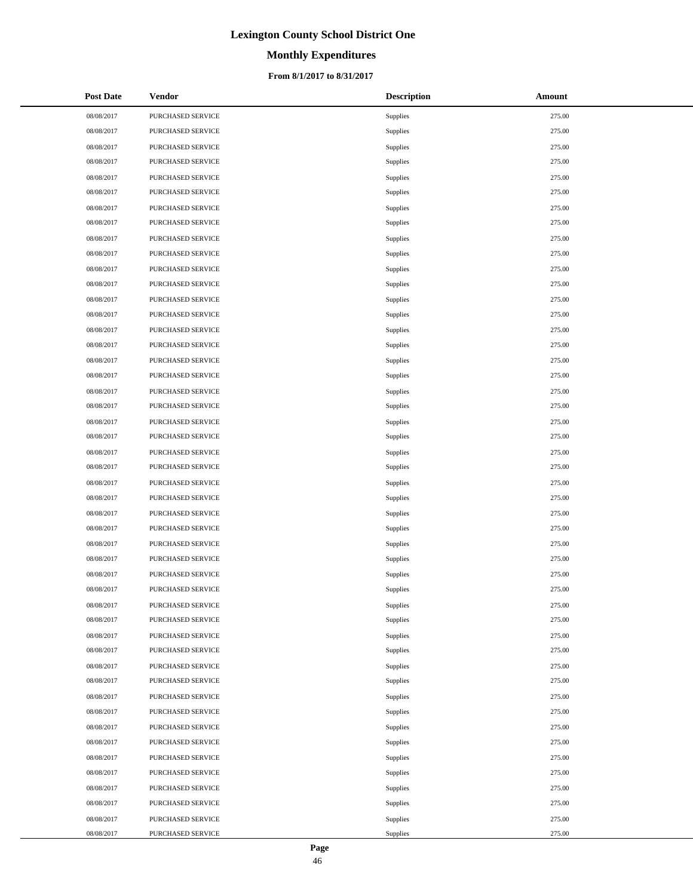# Lexington County School District One

## Monthly Expenditures

### From 8/1/2017 to 8/31/2017

| Post Date | Vendor | Description | Amount |
|---|---|---|---|
| 08/08/2017 | PURCHASED SERVICE | Supplies | 275.00 |
| 08/08/2017 | PURCHASED SERVICE | Supplies | 275.00 |
| 08/08/2017 | PURCHASED SERVICE | Supplies | 275.00 |
| 08/08/2017 | PURCHASED SERVICE | Supplies | 275.00 |
| 08/08/2017 | PURCHASED SERVICE | Supplies | 275.00 |
| 08/08/2017 | PURCHASED SERVICE | Supplies | 275.00 |
| 08/08/2017 | PURCHASED SERVICE | Supplies | 275.00 |
| 08/08/2017 | PURCHASED SERVICE | Supplies | 275.00 |
| 08/08/2017 | PURCHASED SERVICE | Supplies | 275.00 |
| 08/08/2017 | PURCHASED SERVICE | Supplies | 275.00 |
| 08/08/2017 | PURCHASED SERVICE | Supplies | 275.00 |
| 08/08/2017 | PURCHASED SERVICE | Supplies | 275.00 |
| 08/08/2017 | PURCHASED SERVICE | Supplies | 275.00 |
| 08/08/2017 | PURCHASED SERVICE | Supplies | 275.00 |
| 08/08/2017 | PURCHASED SERVICE | Supplies | 275.00 |
| 08/08/2017 | PURCHASED SERVICE | Supplies | 275.00 |
| 08/08/2017 | PURCHASED SERVICE | Supplies | 275.00 |
| 08/08/2017 | PURCHASED SERVICE | Supplies | 275.00 |
| 08/08/2017 | PURCHASED SERVICE | Supplies | 275.00 |
| 08/08/2017 | PURCHASED SERVICE | Supplies | 275.00 |
| 08/08/2017 | PURCHASED SERVICE | Supplies | 275.00 |
| 08/08/2017 | PURCHASED SERVICE | Supplies | 275.00 |
| 08/08/2017 | PURCHASED SERVICE | Supplies | 275.00 |
| 08/08/2017 | PURCHASED SERVICE | Supplies | 275.00 |
| 08/08/2017 | PURCHASED SERVICE | Supplies | 275.00 |
| 08/08/2017 | PURCHASED SERVICE | Supplies | 275.00 |
| 08/08/2017 | PURCHASED SERVICE | Supplies | 275.00 |
| 08/08/2017 | PURCHASED SERVICE | Supplies | 275.00 |
| 08/08/2017 | PURCHASED SERVICE | Supplies | 275.00 |
| 08/08/2017 | PURCHASED SERVICE | Supplies | 275.00 |
| 08/08/2017 | PURCHASED SERVICE | Supplies | 275.00 |
| 08/08/2017 | PURCHASED SERVICE | Supplies | 275.00 |
| 08/08/2017 | PURCHASED SERVICE | Supplies | 275.00 |
| 08/08/2017 | PURCHASED SERVICE | Supplies | 275.00 |
| 08/08/2017 | PURCHASED SERVICE | Supplies | 275.00 |
| 08/08/2017 | PURCHASED SERVICE | Supplies | 275.00 |
| 08/08/2017 | PURCHASED SERVICE | Supplies | 275.00 |
| 08/08/2017 | PURCHASED SERVICE | Supplies | 275.00 |
| 08/08/2017 | PURCHASED SERVICE | Supplies | 275.00 |
| 08/08/2017 | PURCHASED SERVICE | Supplies | 275.00 |
| 08/08/2017 | PURCHASED SERVICE | Supplies | 275.00 |
| 08/08/2017 | PURCHASED SERVICE | Supplies | 275.00 |
| 08/08/2017 | PURCHASED SERVICE | Supplies | 275.00 |
| 08/08/2017 | PURCHASED SERVICE | Supplies | 275.00 |
| 08/08/2017 | PURCHASED SERVICE | Supplies | 275.00 |
| 08/08/2017 | PURCHASED SERVICE | Supplies | 275.00 |
| 08/08/2017 | PURCHASED SERVICE | Supplies | 275.00 |
| 08/08/2017 | PURCHASED SERVICE | Supplies | 275.00 |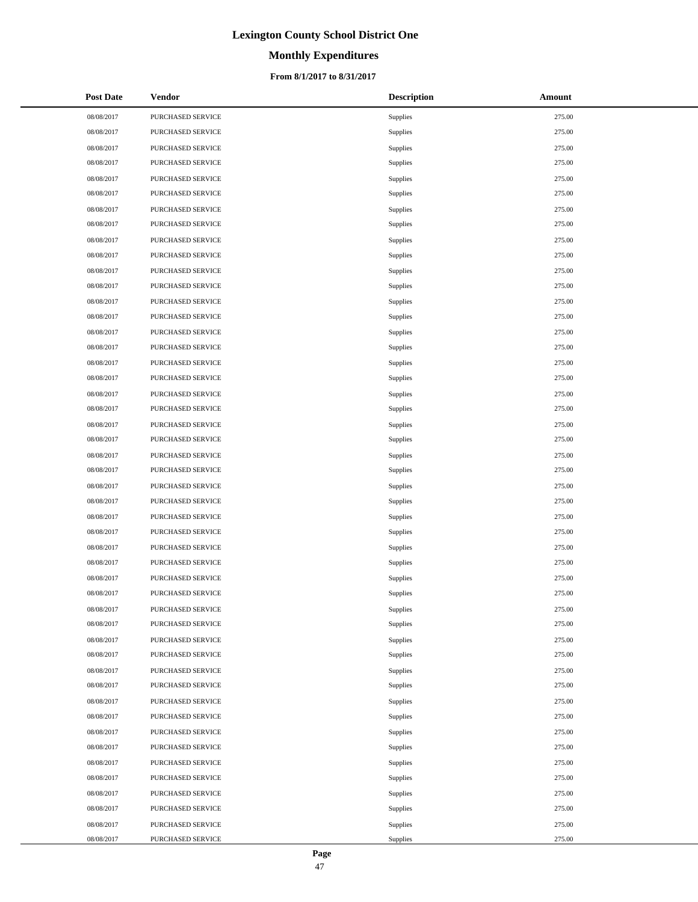# Lexington County School District One

## Monthly Expenditures

### From 8/1/2017 to 8/31/2017

| Post Date | Vendor | Description | Amount |
|---|---|---|---|
| 08/08/2017 | PURCHASED SERVICE | Supplies | 275.00 |
| 08/08/2017 | PURCHASED SERVICE | Supplies | 275.00 |
| 08/08/2017 | PURCHASED SERVICE | Supplies | 275.00 |
| 08/08/2017 | PURCHASED SERVICE | Supplies | 275.00 |
| 08/08/2017 | PURCHASED SERVICE | Supplies | 275.00 |
| 08/08/2017 | PURCHASED SERVICE | Supplies | 275.00 |
| 08/08/2017 | PURCHASED SERVICE | Supplies | 275.00 |
| 08/08/2017 | PURCHASED SERVICE | Supplies | 275.00 |
| 08/08/2017 | PURCHASED SERVICE | Supplies | 275.00 |
| 08/08/2017 | PURCHASED SERVICE | Supplies | 275.00 |
| 08/08/2017 | PURCHASED SERVICE | Supplies | 275.00 |
| 08/08/2017 | PURCHASED SERVICE | Supplies | 275.00 |
| 08/08/2017 | PURCHASED SERVICE | Supplies | 275.00 |
| 08/08/2017 | PURCHASED SERVICE | Supplies | 275.00 |
| 08/08/2017 | PURCHASED SERVICE | Supplies | 275.00 |
| 08/08/2017 | PURCHASED SERVICE | Supplies | 275.00 |
| 08/08/2017 | PURCHASED SERVICE | Supplies | 275.00 |
| 08/08/2017 | PURCHASED SERVICE | Supplies | 275.00 |
| 08/08/2017 | PURCHASED SERVICE | Supplies | 275.00 |
| 08/08/2017 | PURCHASED SERVICE | Supplies | 275.00 |
| 08/08/2017 | PURCHASED SERVICE | Supplies | 275.00 |
| 08/08/2017 | PURCHASED SERVICE | Supplies | 275.00 |
| 08/08/2017 | PURCHASED SERVICE | Supplies | 275.00 |
| 08/08/2017 | PURCHASED SERVICE | Supplies | 275.00 |
| 08/08/2017 | PURCHASED SERVICE | Supplies | 275.00 |
| 08/08/2017 | PURCHASED SERVICE | Supplies | 275.00 |
| 08/08/2017 | PURCHASED SERVICE | Supplies | 275.00 |
| 08/08/2017 | PURCHASED SERVICE | Supplies | 275.00 |
| 08/08/2017 | PURCHASED SERVICE | Supplies | 275.00 |
| 08/08/2017 | PURCHASED SERVICE | Supplies | 275.00 |
| 08/08/2017 | PURCHASED SERVICE | Supplies | 275.00 |
| 08/08/2017 | PURCHASED SERVICE | Supplies | 275.00 |
| 08/08/2017 | PURCHASED SERVICE | Supplies | 275.00 |
| 08/08/2017 | PURCHASED SERVICE | Supplies | 275.00 |
| 08/08/2017 | PURCHASED SERVICE | Supplies | 275.00 |
| 08/08/2017 | PURCHASED SERVICE | Supplies | 275.00 |
| 08/08/2017 | PURCHASED SERVICE | Supplies | 275.00 |
| 08/08/2017 | PURCHASED SERVICE | Supplies | 275.00 |
| 08/08/2017 | PURCHASED SERVICE | Supplies | 275.00 |
| 08/08/2017 | PURCHASED SERVICE | Supplies | 275.00 |
| 08/08/2017 | PURCHASED SERVICE | Supplies | 275.00 |
| 08/08/2017 | PURCHASED SERVICE | Supplies | 275.00 |
| 08/08/2017 | PURCHASED SERVICE | Supplies | 275.00 |
| 08/08/2017 | PURCHASED SERVICE | Supplies | 275.00 |
| 08/08/2017 | PURCHASED SERVICE | Supplies | 275.00 |
| 08/08/2017 | PURCHASED SERVICE | Supplies | 275.00 |
| 08/08/2017 | PURCHASED SERVICE | Supplies | 275.00 |
| 08/08/2017 | PURCHASED SERVICE | Supplies | 275.00 |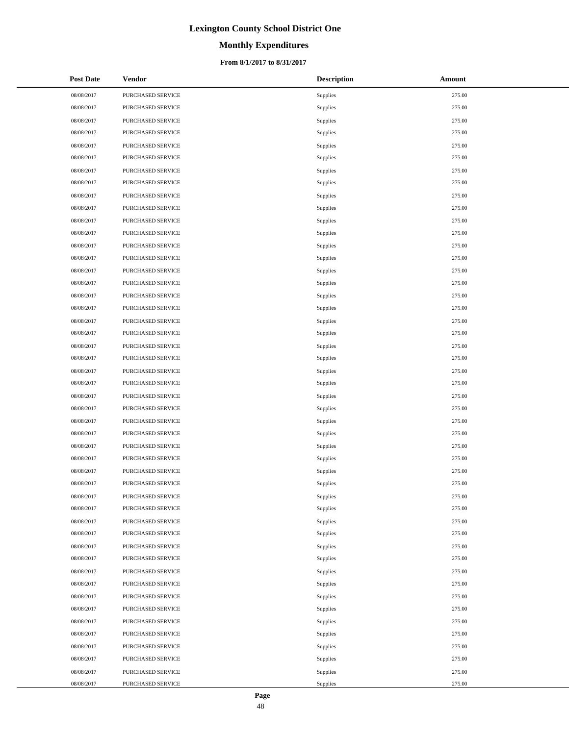# Lexington County School District One

## Monthly Expenditures

### From 8/1/2017 to 8/31/2017

| Post Date | Vendor | Description | Amount |
|---|---|---|---|
| 08/08/2017 | PURCHASED SERVICE | Supplies | 275.00 |
| 08/08/2017 | PURCHASED SERVICE | Supplies | 275.00 |
| 08/08/2017 | PURCHASED SERVICE | Supplies | 275.00 |
| 08/08/2017 | PURCHASED SERVICE | Supplies | 275.00 |
| 08/08/2017 | PURCHASED SERVICE | Supplies | 275.00 |
| 08/08/2017 | PURCHASED SERVICE | Supplies | 275.00 |
| 08/08/2017 | PURCHASED SERVICE | Supplies | 275.00 |
| 08/08/2017 | PURCHASED SERVICE | Supplies | 275.00 |
| 08/08/2017 | PURCHASED SERVICE | Supplies | 275.00 |
| 08/08/2017 | PURCHASED SERVICE | Supplies | 275.00 |
| 08/08/2017 | PURCHASED SERVICE | Supplies | 275.00 |
| 08/08/2017 | PURCHASED SERVICE | Supplies | 275.00 |
| 08/08/2017 | PURCHASED SERVICE | Supplies | 275.00 |
| 08/08/2017 | PURCHASED SERVICE | Supplies | 275.00 |
| 08/08/2017 | PURCHASED SERVICE | Supplies | 275.00 |
| 08/08/2017 | PURCHASED SERVICE | Supplies | 275.00 |
| 08/08/2017 | PURCHASED SERVICE | Supplies | 275.00 |
| 08/08/2017 | PURCHASED SERVICE | Supplies | 275.00 |
| 08/08/2017 | PURCHASED SERVICE | Supplies | 275.00 |
| 08/08/2017 | PURCHASED SERVICE | Supplies | 275.00 |
| 08/08/2017 | PURCHASED SERVICE | Supplies | 275.00 |
| 08/08/2017 | PURCHASED SERVICE | Supplies | 275.00 |
| 08/08/2017 | PURCHASED SERVICE | Supplies | 275.00 |
| 08/08/2017 | PURCHASED SERVICE | Supplies | 275.00 |
| 08/08/2017 | PURCHASED SERVICE | Supplies | 275.00 |
| 08/08/2017 | PURCHASED SERVICE | Supplies | 275.00 |
| 08/08/2017 | PURCHASED SERVICE | Supplies | 275.00 |
| 08/08/2017 | PURCHASED SERVICE | Supplies | 275.00 |
| 08/08/2017 | PURCHASED SERVICE | Supplies | 275.00 |
| 08/08/2017 | PURCHASED SERVICE | Supplies | 275.00 |
| 08/08/2017 | PURCHASED SERVICE | Supplies | 275.00 |
| 08/08/2017 | PURCHASED SERVICE | Supplies | 275.00 |
| 08/08/2017 | PURCHASED SERVICE | Supplies | 275.00 |
| 08/08/2017 | PURCHASED SERVICE | Supplies | 275.00 |
| 08/08/2017 | PURCHASED SERVICE | Supplies | 275.00 |
| 08/08/2017 | PURCHASED SERVICE | Supplies | 275.00 |
| 08/08/2017 | PURCHASED SERVICE | Supplies | 275.00 |
| 08/08/2017 | PURCHASED SERVICE | Supplies | 275.00 |
| 08/08/2017 | PURCHASED SERVICE | Supplies | 275.00 |
| 08/08/2017 | PURCHASED SERVICE | Supplies | 275.00 |
| 08/08/2017 | PURCHASED SERVICE | Supplies | 275.00 |
| 08/08/2017 | PURCHASED SERVICE | Supplies | 275.00 |
| 08/08/2017 | PURCHASED SERVICE | Supplies | 275.00 |
| 08/08/2017 | PURCHASED SERVICE | Supplies | 275.00 |
| 08/08/2017 | PURCHASED SERVICE | Supplies | 275.00 |
| 08/08/2017 | PURCHASED SERVICE | Supplies | 275.00 |
| 08/08/2017 | PURCHASED SERVICE | Supplies | 275.00 |
| 08/08/2017 | PURCHASED SERVICE | Supplies | 275.00 |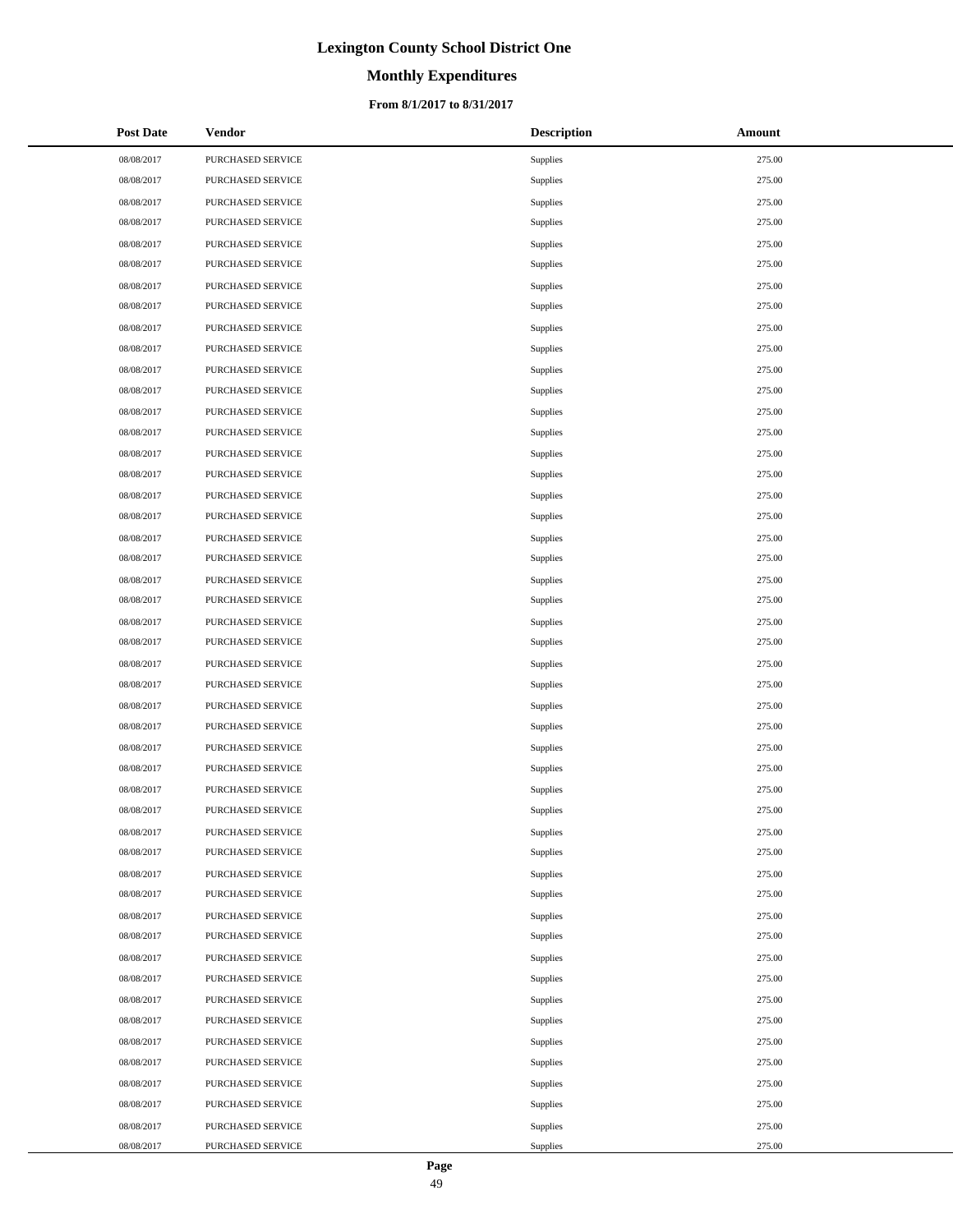# Lexington County School District One

## Monthly Expenditures

### From 8/1/2017 to 8/31/2017

| Post Date | Vendor | Description | Amount |
|---|---|---|---|
| 08/08/2017 | PURCHASED SERVICE | Supplies | 275.00 |
| 08/08/2017 | PURCHASED SERVICE | Supplies | 275.00 |
| 08/08/2017 | PURCHASED SERVICE | Supplies | 275.00 |
| 08/08/2017 | PURCHASED SERVICE | Supplies | 275.00 |
| 08/08/2017 | PURCHASED SERVICE | Supplies | 275.00 |
| 08/08/2017 | PURCHASED SERVICE | Supplies | 275.00 |
| 08/08/2017 | PURCHASED SERVICE | Supplies | 275.00 |
| 08/08/2017 | PURCHASED SERVICE | Supplies | 275.00 |
| 08/08/2017 | PURCHASED SERVICE | Supplies | 275.00 |
| 08/08/2017 | PURCHASED SERVICE | Supplies | 275.00 |
| 08/08/2017 | PURCHASED SERVICE | Supplies | 275.00 |
| 08/08/2017 | PURCHASED SERVICE | Supplies | 275.00 |
| 08/08/2017 | PURCHASED SERVICE | Supplies | 275.00 |
| 08/08/2017 | PURCHASED SERVICE | Supplies | 275.00 |
| 08/08/2017 | PURCHASED SERVICE | Supplies | 275.00 |
| 08/08/2017 | PURCHASED SERVICE | Supplies | 275.00 |
| 08/08/2017 | PURCHASED SERVICE | Supplies | 275.00 |
| 08/08/2017 | PURCHASED SERVICE | Supplies | 275.00 |
| 08/08/2017 | PURCHASED SERVICE | Supplies | 275.00 |
| 08/08/2017 | PURCHASED SERVICE | Supplies | 275.00 |
| 08/08/2017 | PURCHASED SERVICE | Supplies | 275.00 |
| 08/08/2017 | PURCHASED SERVICE | Supplies | 275.00 |
| 08/08/2017 | PURCHASED SERVICE | Supplies | 275.00 |
| 08/08/2017 | PURCHASED SERVICE | Supplies | 275.00 |
| 08/08/2017 | PURCHASED SERVICE | Supplies | 275.00 |
| 08/08/2017 | PURCHASED SERVICE | Supplies | 275.00 |
| 08/08/2017 | PURCHASED SERVICE | Supplies | 275.00 |
| 08/08/2017 | PURCHASED SERVICE | Supplies | 275.00 |
| 08/08/2017 | PURCHASED SERVICE | Supplies | 275.00 |
| 08/08/2017 | PURCHASED SERVICE | Supplies | 275.00 |
| 08/08/2017 | PURCHASED SERVICE | Supplies | 275.00 |
| 08/08/2017 | PURCHASED SERVICE | Supplies | 275.00 |
| 08/08/2017 | PURCHASED SERVICE | Supplies | 275.00 |
| 08/08/2017 | PURCHASED SERVICE | Supplies | 275.00 |
| 08/08/2017 | PURCHASED SERVICE | Supplies | 275.00 |
| 08/08/2017 | PURCHASED SERVICE | Supplies | 275.00 |
| 08/08/2017 | PURCHASED SERVICE | Supplies | 275.00 |
| 08/08/2017 | PURCHASED SERVICE | Supplies | 275.00 |
| 08/08/2017 | PURCHASED SERVICE | Supplies | 275.00 |
| 08/08/2017 | PURCHASED SERVICE | Supplies | 275.00 |
| 08/08/2017 | PURCHASED SERVICE | Supplies | 275.00 |
| 08/08/2017 | PURCHASED SERVICE | Supplies | 275.00 |
| 08/08/2017 | PURCHASED SERVICE | Supplies | 275.00 |
| 08/08/2017 | PURCHASED SERVICE | Supplies | 275.00 |
| 08/08/2017 | PURCHASED SERVICE | Supplies | 275.00 |
| 08/08/2017 | PURCHASED SERVICE | Supplies | 275.00 |
| 08/08/2017 | PURCHASED SERVICE | Supplies | 275.00 |
| 08/08/2017 | PURCHASED SERVICE | Supplies | 275.00 |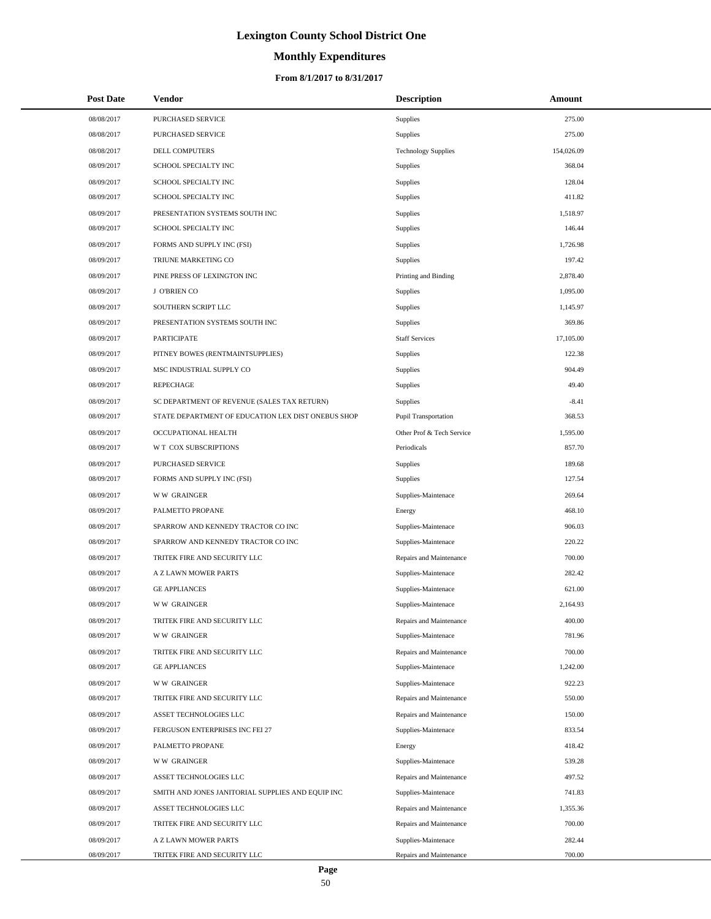# Lexington County School District One

## Monthly Expenditures

### From 8/1/2017 to 8/31/2017

| Post Date | Vendor | Description | Amount |
|---|---|---|---|
| 08/08/2017 | PURCHASED SERVICE | Supplies | 275.00 |
| 08/08/2017 | PURCHASED SERVICE | Supplies | 275.00 |
| 08/08/2017 | DELL COMPUTERS | Technology Supplies | 154,026.09 |
| 08/09/2017 | SCHOOL SPECIALTY INC | Supplies | 368.04 |
| 08/09/2017 | SCHOOL SPECIALTY INC | Supplies | 128.04 |
| 08/09/2017 | SCHOOL SPECIALTY INC | Supplies | 411.82 |
| 08/09/2017 | PRESENTATION SYSTEMS SOUTH INC | Supplies | 1,518.97 |
| 08/09/2017 | SCHOOL SPECIALTY INC | Supplies | 146.44 |
| 08/09/2017 | FORMS AND SUPPLY INC (FSI) | Supplies | 1,726.98 |
| 08/09/2017 | TRIUNE MARKETING CO | Supplies | 197.42 |
| 08/09/2017 | PINE PRESS OF LEXINGTON INC | Printing and Binding | 2,878.40 |
| 08/09/2017 | J O'BRIEN CO | Supplies | 1,095.00 |
| 08/09/2017 | SOUTHERN SCRIPT LLC | Supplies | 1,145.97 |
| 08/09/2017 | PRESENTATION SYSTEMS SOUTH INC | Supplies | 369.86 |
| 08/09/2017 | PARTICIPATE | Staff Services | 17,105.00 |
| 08/09/2017 | PITNEY BOWES (RENTMAINTSUPPLIES) | Supplies | 122.38 |
| 08/09/2017 | MSC INDUSTRIAL SUPPLY CO | Supplies | 904.49 |
| 08/09/2017 | REPECHAGE | Supplies | 49.40 |
| 08/09/2017 | SC DEPARTMENT OF REVENUE (SALES TAX RETURN) | Supplies | -8.41 |
| 08/09/2017 | STATE DEPARTMENT OF EDUCATION LEX DIST ONEBUS SHOP | Pupil Transportation | 368.53 |
| 08/09/2017 | OCCUPATIONAL HEALTH | Other Prof & Tech Service | 1,595.00 |
| 08/09/2017 | W T COX SUBSCRIPTIONS | Periodicals | 857.70 |
| 08/09/2017 | PURCHASED SERVICE | Supplies | 189.68 |
| 08/09/2017 | FORMS AND SUPPLY INC (FSI) | Supplies | 127.54 |
| 08/09/2017 | W W GRAINGER | Supplies-Maintenace | 269.64 |
| 08/09/2017 | PALMETTO PROPANE | Energy | 468.10 |
| 08/09/2017 | SPARROW AND KENNEDY TRACTOR CO INC | Supplies-Maintenace | 906.03 |
| 08/09/2017 | SPARROW AND KENNEDY TRACTOR CO INC | Supplies-Maintenace | 220.22 |
| 08/09/2017 | TRITEK FIRE AND SECURITY LLC | Repairs and Maintenance | 700.00 |
| 08/09/2017 | A Z LAWN MOWER PARTS | Supplies-Maintenace | 282.42 |
| 08/09/2017 | GE APPLIANCES | Supplies-Maintenace | 621.00 |
| 08/09/2017 | W W GRAINGER | Supplies-Maintenace | 2,164.93 |
| 08/09/2017 | TRITEK FIRE AND SECURITY LLC | Repairs and Maintenance | 400.00 |
| 08/09/2017 | W W GRAINGER | Supplies-Maintenace | 781.96 |
| 08/09/2017 | TRITEK FIRE AND SECURITY LLC | Repairs and Maintenance | 700.00 |
| 08/09/2017 | GE APPLIANCES | Supplies-Maintenace | 1,242.00 |
| 08/09/2017 | W W GRAINGER | Supplies-Maintenace | 922.23 |
| 08/09/2017 | TRITEK FIRE AND SECURITY LLC | Repairs and Maintenance | 550.00 |
| 08/09/2017 | ASSET TECHNOLOGIES LLC | Repairs and Maintenance | 150.00 |
| 08/09/2017 | FERGUSON ENTERPRISES INC FEI 27 | Supplies-Maintenace | 833.54 |
| 08/09/2017 | PALMETTO PROPANE | Energy | 418.42 |
| 08/09/2017 | W W GRAINGER | Supplies-Maintenace | 539.28 |
| 08/09/2017 | ASSET TECHNOLOGIES LLC | Repairs and Maintenance | 497.52 |
| 08/09/2017 | SMITH AND JONES JANITORIAL SUPPLIES AND EQUIP INC | Supplies-Maintenace | 741.83 |
| 08/09/2017 | ASSET TECHNOLOGIES LLC | Repairs and Maintenance | 1,355.36 |
| 08/09/2017 | TRITEK FIRE AND SECURITY LLC | Repairs and Maintenance | 700.00 |
| 08/09/2017 | A Z LAWN MOWER PARTS | Supplies-Maintenace | 282.44 |
| 08/09/2017 | TRITEK FIRE AND SECURITY LLC | Repairs and Maintenance | 700.00 |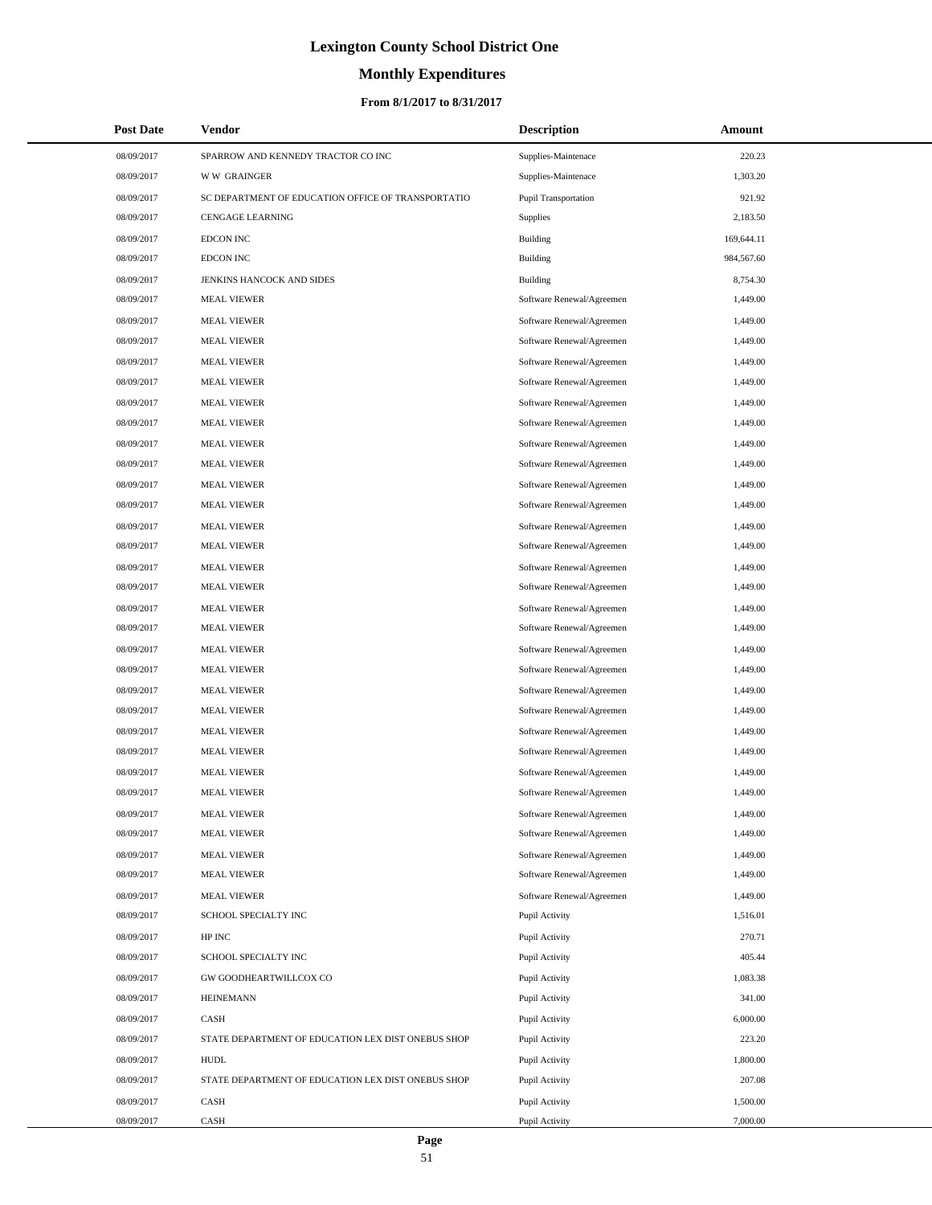# Lexington County School District One

## Monthly Expenditures

### From 8/1/2017 to 8/31/2017

| Post Date | Vendor | Description | Amount |
|---|---|---|---|
| 08/09/2017 | SPARROW AND KENNEDY TRACTOR CO INC | Supplies-Maintenace | 220.23 |
| 08/09/2017 | W W GRAINGER | Supplies-Maintenace | 1,303.20 |
| 08/09/2017 | SC DEPARTMENT OF EDUCATION OFFICE OF TRANSPORTATIO | Pupil Transportation | 921.92 |
| 08/09/2017 | CENGAGE LEARNING | Supplies | 2,183.50 |
| 08/09/2017 | EDCON INC | Building | 169,644.11 |
| 08/09/2017 | EDCON INC | Building | 984,567.60 |
| 08/09/2017 | JENKINS HANCOCK AND SIDES | Building | 8,754.30 |
| 08/09/2017 | MEAL VIEWER | Software Renewal/Agreemen | 1,449.00 |
| 08/09/2017 | MEAL VIEWER | Software Renewal/Agreemen | 1,449.00 |
| 08/09/2017 | MEAL VIEWER | Software Renewal/Agreemen | 1,449.00 |
| 08/09/2017 | MEAL VIEWER | Software Renewal/Agreemen | 1,449.00 |
| 08/09/2017 | MEAL VIEWER | Software Renewal/Agreemen | 1,449.00 |
| 08/09/2017 | MEAL VIEWER | Software Renewal/Agreemen | 1,449.00 |
| 08/09/2017 | MEAL VIEWER | Software Renewal/Agreemen | 1,449.00 |
| 08/09/2017 | MEAL VIEWER | Software Renewal/Agreemen | 1,449.00 |
| 08/09/2017 | MEAL VIEWER | Software Renewal/Agreemen | 1,449.00 |
| 08/09/2017 | MEAL VIEWER | Software Renewal/Agreemen | 1,449.00 |
| 08/09/2017 | MEAL VIEWER | Software Renewal/Agreemen | 1,449.00 |
| 08/09/2017 | MEAL VIEWER | Software Renewal/Agreemen | 1,449.00 |
| 08/09/2017 | MEAL VIEWER | Software Renewal/Agreemen | 1,449.00 |
| 08/09/2017 | MEAL VIEWER | Software Renewal/Agreemen | 1,449.00 |
| 08/09/2017 | MEAL VIEWER | Software Renewal/Agreemen | 1,449.00 |
| 08/09/2017 | MEAL VIEWER | Software Renewal/Agreemen | 1,449.00 |
| 08/09/2017 | MEAL VIEWER | Software Renewal/Agreemen | 1,449.00 |
| 08/09/2017 | MEAL VIEWER | Software Renewal/Agreemen | 1,449.00 |
| 08/09/2017 | MEAL VIEWER | Software Renewal/Agreemen | 1,449.00 |
| 08/09/2017 | MEAL VIEWER | Software Renewal/Agreemen | 1,449.00 |
| 08/09/2017 | MEAL VIEWER | Software Renewal/Agreemen | 1,449.00 |
| 08/09/2017 | MEAL VIEWER | Software Renewal/Agreemen | 1,449.00 |
| 08/09/2017 | MEAL VIEWER | Software Renewal/Agreemen | 1,449.00 |
| 08/09/2017 | MEAL VIEWER | Software Renewal/Agreemen | 1,449.00 |
| 08/09/2017 | MEAL VIEWER | Software Renewal/Agreemen | 1,449.00 |
| 08/09/2017 | MEAL VIEWER | Software Renewal/Agreemen | 1,449.00 |
| 08/09/2017 | MEAL VIEWER | Software Renewal/Agreemen | 1,449.00 |
| 08/09/2017 | MEAL VIEWER | Software Renewal/Agreemen | 1,449.00 |
| 08/09/2017 | MEAL VIEWER | Software Renewal/Agreemen | 1,449.00 |
| 08/09/2017 | SCHOOL SPECIALTY INC | Pupil Activity | 1,516.01 |
| 08/09/2017 | HP INC | Pupil Activity | 270.71 |
| 08/09/2017 | SCHOOL SPECIALTY INC | Pupil Activity | 405.44 |
| 08/09/2017 | GW GOODHEARTWILLCOX CO | Pupil Activity | 1,083.38 |
| 08/09/2017 | HEINEMANN | Pupil Activity | 341.00 |
| 08/09/2017 | CASH | Pupil Activity | 6,000.00 |
| 08/09/2017 | STATE DEPARTMENT OF EDUCATION LEX DIST ONEBUS SHOP | Pupil Activity | 223.20 |
| 08/09/2017 | HUDL | Pupil Activity | 1,800.00 |
| 08/09/2017 | STATE DEPARTMENT OF EDUCATION LEX DIST ONEBUS SHOP | Pupil Activity | 207.08 |
| 08/09/2017 | CASH | Pupil Activity | 1,500.00 |
| 08/09/2017 | CASH | Pupil Activity | 7,000.00 |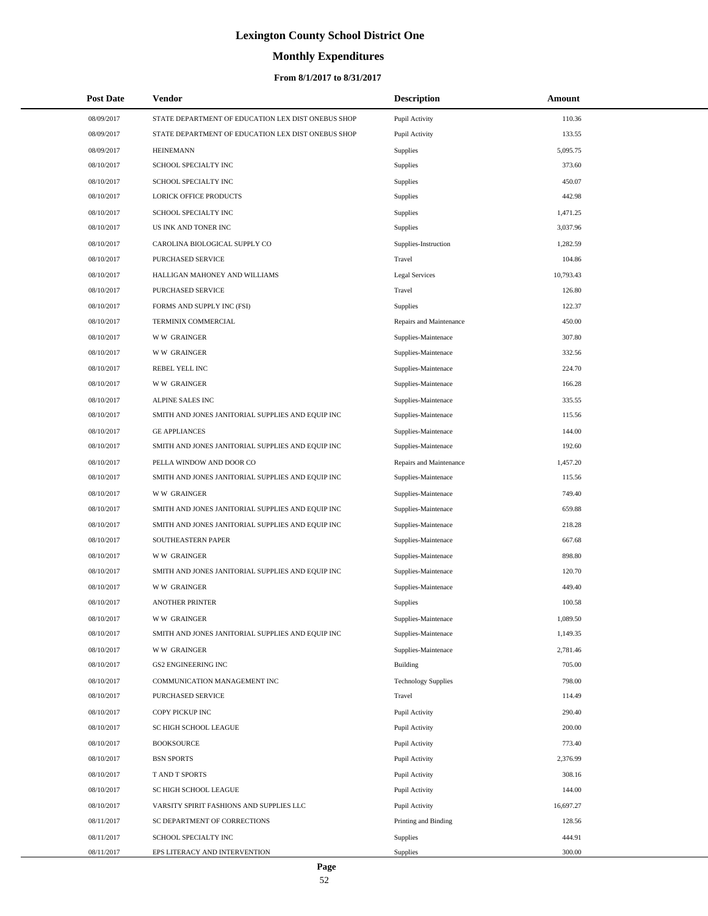# Lexington County School District One

## Monthly Expenditures

### From 8/1/2017 to 8/31/2017

| Post Date | Vendor | Description | Amount |
|---|---|---|---|
| 08/09/2017 | STATE DEPARTMENT OF EDUCATION LEX DIST ONEBUS SHOP | Pupil Activity | 110.36 |
| 08/09/2017 | STATE DEPARTMENT OF EDUCATION LEX DIST ONEBUS SHOP | Pupil Activity | 133.55 |
| 08/09/2017 | HEINEMANN | Supplies | 5,095.75 |
| 08/10/2017 | SCHOOL SPECIALTY INC | Supplies | 373.60 |
| 08/10/2017 | SCHOOL SPECIALTY INC | Supplies | 450.07 |
| 08/10/2017 | LORICK OFFICE PRODUCTS | Supplies | 442.98 |
| 08/10/2017 | SCHOOL SPECIALTY INC | Supplies | 1,471.25 |
| 08/10/2017 | US INK AND TONER INC | Supplies | 3,037.96 |
| 08/10/2017 | CAROLINA BIOLOGICAL SUPPLY CO | Supplies-Instruction | 1,282.59 |
| 08/10/2017 | PURCHASED SERVICE | Travel | 104.86 |
| 08/10/2017 | HALLIGAN MAHONEY AND WILLIAMS | Legal Services | 10,793.43 |
| 08/10/2017 | PURCHASED SERVICE | Travel | 126.80 |
| 08/10/2017 | FORMS AND SUPPLY INC (FSI) | Supplies | 122.37 |
| 08/10/2017 | TERMINIX COMMERCIAL | Repairs and Maintenance | 450.00 |
| 08/10/2017 | W W GRAINGER | Supplies-Maintenace | 307.80 |
| 08/10/2017 | W W GRAINGER | Supplies-Maintenace | 332.56 |
| 08/10/2017 | REBEL YELL INC | Supplies-Maintenace | 224.70 |
| 08/10/2017 | W W GRAINGER | Supplies-Maintenace | 166.28 |
| 08/10/2017 | ALPINE SALES INC | Supplies-Maintenace | 335.55 |
| 08/10/2017 | SMITH AND JONES JANITORIAL SUPPLIES AND EQUIP INC | Supplies-Maintenace | 115.56 |
| 08/10/2017 | GE APPLIANCES | Supplies-Maintenace | 144.00 |
| 08/10/2017 | SMITH AND JONES JANITORIAL SUPPLIES AND EQUIP INC | Supplies-Maintenace | 192.60 |
| 08/10/2017 | PELLA WINDOW AND DOOR CO | Repairs and Maintenance | 1,457.20 |
| 08/10/2017 | SMITH AND JONES JANITORIAL SUPPLIES AND EQUIP INC | Supplies-Maintenace | 115.56 |
| 08/10/2017 | W W GRAINGER | Supplies-Maintenace | 749.40 |
| 08/10/2017 | SMITH AND JONES JANITORIAL SUPPLIES AND EQUIP INC | Supplies-Maintenace | 659.88 |
| 08/10/2017 | SMITH AND JONES JANITORIAL SUPPLIES AND EQUIP INC | Supplies-Maintenace | 218.28 |
| 08/10/2017 | SOUTHEASTERN PAPER | Supplies-Maintenace | 667.68 |
| 08/10/2017 | W W GRAINGER | Supplies-Maintenace | 898.80 |
| 08/10/2017 | SMITH AND JONES JANITORIAL SUPPLIES AND EQUIP INC | Supplies-Maintenace | 120.70 |
| 08/10/2017 | W W GRAINGER | Supplies-Maintenace | 449.40 |
| 08/10/2017 | ANOTHER PRINTER | Supplies | 100.58 |
| 08/10/2017 | W W GRAINGER | Supplies-Maintenace | 1,089.50 |
| 08/10/2017 | SMITH AND JONES JANITORIAL SUPPLIES AND EQUIP INC | Supplies-Maintenace | 1,149.35 |
| 08/10/2017 | W W GRAINGER | Supplies-Maintenace | 2,781.46 |
| 08/10/2017 | GS2 ENGINEERING INC | Building | 705.00 |
| 08/10/2017 | COMMUNICATION MANAGEMENT INC | Technology Supplies | 798.00 |
| 08/10/2017 | PURCHASED SERVICE | Travel | 114.49 |
| 08/10/2017 | COPY PICKUP INC | Pupil Activity | 290.40 |
| 08/10/2017 | SC HIGH SCHOOL LEAGUE | Pupil Activity | 200.00 |
| 08/10/2017 | BOOKSOURCE | Pupil Activity | 773.40 |
| 08/10/2017 | BSN SPORTS | Pupil Activity | 2,376.99 |
| 08/10/2017 | T AND T SPORTS | Pupil Activity | 308.16 |
| 08/10/2017 | SC HIGH SCHOOL LEAGUE | Pupil Activity | 144.00 |
| 08/10/2017 | VARSITY SPIRIT FASHIONS AND SUPPLIES LLC | Pupil Activity | 16,697.27 |
| 08/11/2017 | SC DEPARTMENT OF CORRECTIONS | Printing and Binding | 128.56 |
| 08/11/2017 | SCHOOL SPECIALTY INC | Supplies | 444.91 |
| 08/11/2017 | EPS LITERACY AND INTERVENTION | Supplies | 300.00 |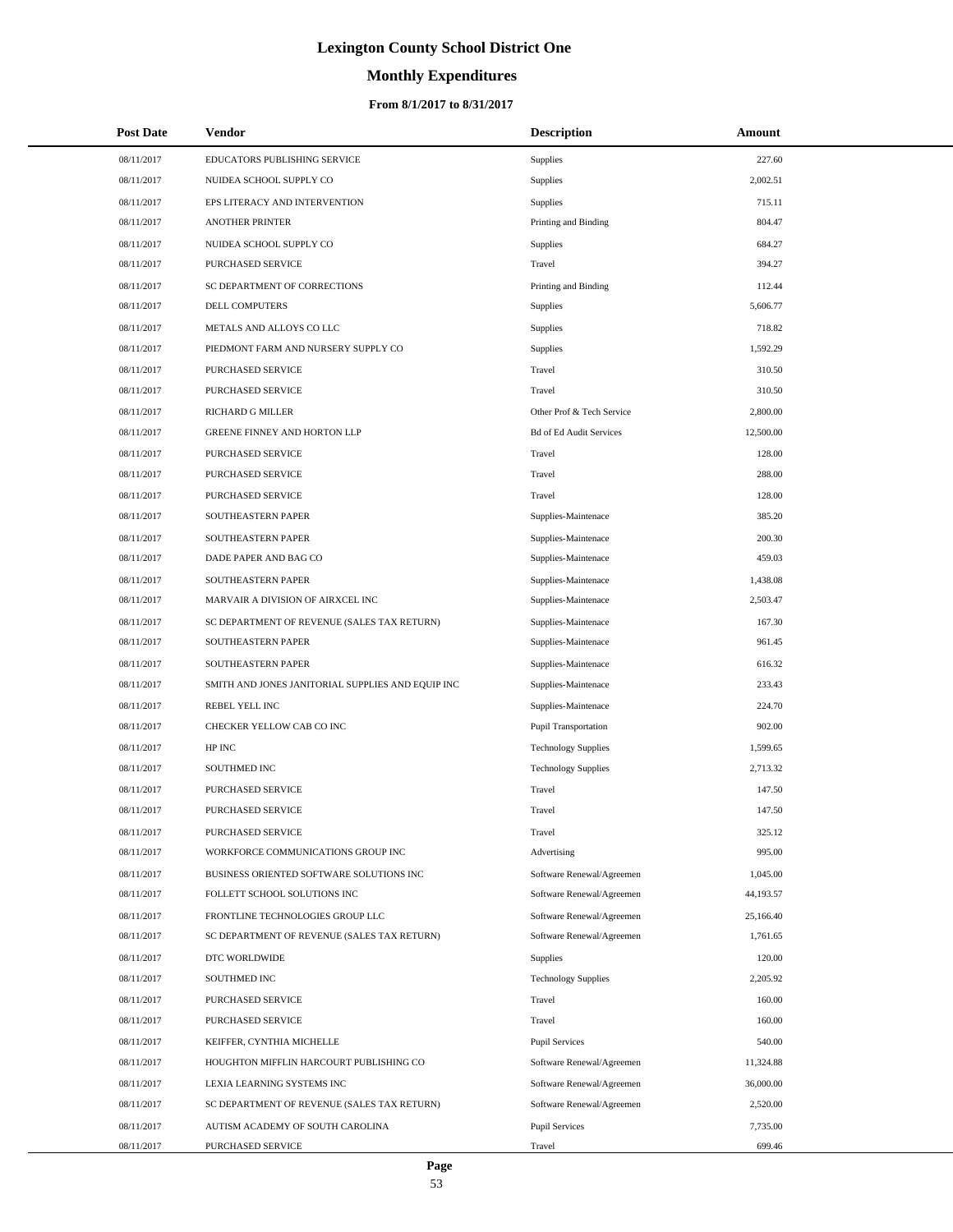# Lexington County School District One

## Monthly Expenditures

### From 8/1/2017 to 8/31/2017

| Post Date | Vendor | Description | Amount |
|---|---|---|---|
| 08/11/2017 | EDUCATORS PUBLISHING SERVICE | Supplies | 227.60 |
| 08/11/2017 | NUIDEA SCHOOL SUPPLY CO | Supplies | 2,002.51 |
| 08/11/2017 | EPS LITERACY AND INTERVENTION | Supplies | 715.11 |
| 08/11/2017 | ANOTHER PRINTER | Printing and Binding | 804.47 |
| 08/11/2017 | NUIDEA SCHOOL SUPPLY CO | Supplies | 684.27 |
| 08/11/2017 | PURCHASED SERVICE | Travel | 394.27 |
| 08/11/2017 | SC DEPARTMENT OF CORRECTIONS | Printing and Binding | 112.44 |
| 08/11/2017 | DELL COMPUTERS | Supplies | 5,606.77 |
| 08/11/2017 | METALS AND ALLOYS CO LLC | Supplies | 718.82 |
| 08/11/2017 | PIEDMONT FARM AND NURSERY SUPPLY CO | Supplies | 1,592.29 |
| 08/11/2017 | PURCHASED SERVICE | Travel | 310.50 |
| 08/11/2017 | PURCHASED SERVICE | Travel | 310.50 |
| 08/11/2017 | RICHARD G MILLER | Other Prof & Tech Service | 2,800.00 |
| 08/11/2017 | GREENE FINNEY AND HORTON LLP | Bd of Ed Audit Services | 12,500.00 |
| 08/11/2017 | PURCHASED SERVICE | Travel | 128.00 |
| 08/11/2017 | PURCHASED SERVICE | Travel | 288.00 |
| 08/11/2017 | PURCHASED SERVICE | Travel | 128.00 |
| 08/11/2017 | SOUTHEASTERN PAPER | Supplies-Maintenace | 385.20 |
| 08/11/2017 | SOUTHEASTERN PAPER | Supplies-Maintenace | 200.30 |
| 08/11/2017 | DADE PAPER AND BAG CO | Supplies-Maintenace | 459.03 |
| 08/11/2017 | SOUTHEASTERN PAPER | Supplies-Maintenace | 1,438.08 |
| 08/11/2017 | MARVAIR A DIVISION OF AIRXCEL INC | Supplies-Maintenace | 2,503.47 |
| 08/11/2017 | SC DEPARTMENT OF REVENUE (SALES TAX RETURN) | Supplies-Maintenace | 167.30 |
| 08/11/2017 | SOUTHEASTERN PAPER | Supplies-Maintenace | 961.45 |
| 08/11/2017 | SOUTHEASTERN PAPER | Supplies-Maintenace | 616.32 |
| 08/11/2017 | SMITH AND JONES JANITORIAL SUPPLIES AND EQUIP INC | Supplies-Maintenace | 233.43 |
| 08/11/2017 | REBEL YELL INC | Supplies-Maintenace | 224.70 |
| 08/11/2017 | CHECKER YELLOW CAB CO INC | Pupil Transportation | 902.00 |
| 08/11/2017 | HP INC | Technology Supplies | 1,599.65 |
| 08/11/2017 | SOUTHMED INC | Technology Supplies | 2,713.32 |
| 08/11/2017 | PURCHASED SERVICE | Travel | 147.50 |
| 08/11/2017 | PURCHASED SERVICE | Travel | 147.50 |
| 08/11/2017 | PURCHASED SERVICE | Travel | 325.12 |
| 08/11/2017 | WORKFORCE COMMUNICATIONS GROUP INC | Advertising | 995.00 |
| 08/11/2017 | BUSINESS ORIENTED SOFTWARE SOLUTIONS INC | Software Renewal/Agreemen | 1,045.00 |
| 08/11/2017 | FOLLETT SCHOOL SOLUTIONS INC | Software Renewal/Agreemen | 44,193.57 |
| 08/11/2017 | FRONTLINE TECHNOLOGIES GROUP LLC | Software Renewal/Agreemen | 25,166.40 |
| 08/11/2017 | SC DEPARTMENT OF REVENUE (SALES TAX RETURN) | Software Renewal/Agreemen | 1,761.65 |
| 08/11/2017 | DTC WORLDWIDE | Supplies | 120.00 |
| 08/11/2017 | SOUTHMED INC | Technology Supplies | 2,205.92 |
| 08/11/2017 | PURCHASED SERVICE | Travel | 160.00 |
| 08/11/2017 | PURCHASED SERVICE | Travel | 160.00 |
| 08/11/2017 | KEIFFER, CYNTHIA MICHELLE | Pupil Services | 540.00 |
| 08/11/2017 | HOUGHTON MIFFLIN HARCOURT PUBLISHING CO | Software Renewal/Agreemen | 11,324.88 |
| 08/11/2017 | LEXIA LEARNING SYSTEMS INC | Software Renewal/Agreemen | 36,000.00 |
| 08/11/2017 | SC DEPARTMENT OF REVENUE (SALES TAX RETURN) | Software Renewal/Agreemen | 2,520.00 |
| 08/11/2017 | AUTISM ACADEMY OF SOUTH CAROLINA | Pupil Services | 7,735.00 |
| 08/11/2017 | PURCHASED SERVICE | Travel | 699.46 |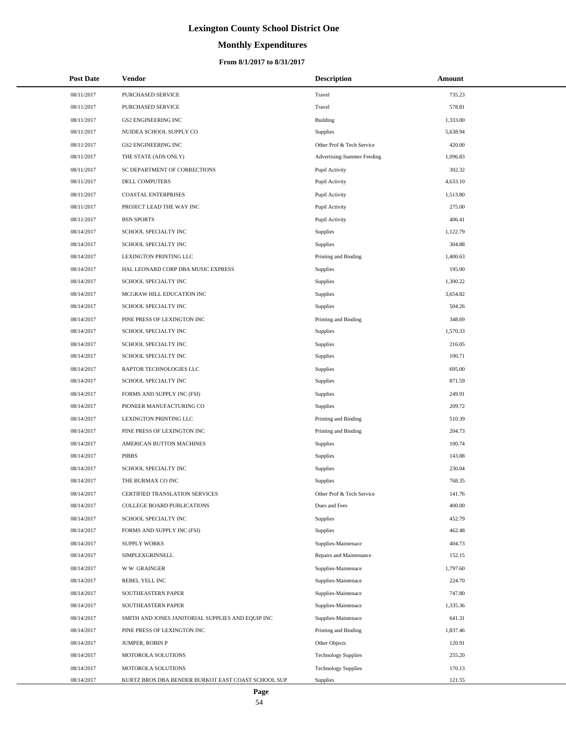# Lexington County School District One

## Monthly Expenditures

### From 8/1/2017 to 8/31/2017

| Post Date | Vendor | Description | Amount |
|---|---|---|---|
| 08/11/2017 | PURCHASED SERVICE | Travel | 735.23 |
| 08/11/2017 | PURCHASED SERVICE | Travel | 578.81 |
| 08/11/2017 | GS2 ENGINEERING INC | Building | 1,333.00 |
| 08/11/2017 | NUIDEA SCHOOL SUPPLY CO | Supplies | 5,638.94 |
| 08/11/2017 | GS2 ENGINEERING INC | Other Prof & Tech Service | 420.00 |
| 08/11/2017 | THE STATE (ADS ONLY) | Advertising-Summer Feeding | 1,096.83 |
| 08/11/2017 | SC DEPARTMENT OF CORRECTIONS | Pupil Activity | 302.32 |
| 08/11/2017 | DELL COMPUTERS | Pupil Activity | 4,633.10 |
| 08/11/2017 | COASTAL ENTERPRISES | Pupil Activity | 1,513.80 |
| 08/11/2017 | PROJECT LEAD THE WAY INC | Pupil Activity | 275.00 |
| 08/11/2017 | BSN SPORTS | Pupil Activity | 406.41 |
| 08/14/2017 | SCHOOL SPECIALTY INC | Supplies | 1,122.79 |
| 08/14/2017 | SCHOOL SPECIALTY INC | Supplies | 304.88 |
| 08/14/2017 | LEXINGTON PRINTING LLC | Printing and Binding | 1,400.63 |
| 08/14/2017 | HAL LEONARD CORP DBA MUSIC EXPRESS | Supplies | 195.00 |
| 08/14/2017 | SCHOOL SPECIALTY INC | Supplies | 1,300.22 |
| 08/14/2017 | MCGRAW HILL EDUCATION INC | Supplies | 3,654.82 |
| 08/14/2017 | SCHOOL SPECIALTY INC | Supplies | 504.26 |
| 08/14/2017 | PINE PRESS OF LEXINGTON INC | Printing and Binding | 348.69 |
| 08/14/2017 | SCHOOL SPECIALTY INC | Supplies | 1,570.33 |
| 08/14/2017 | SCHOOL SPECIALTY INC | Supplies | 216.05 |
| 08/14/2017 | SCHOOL SPECIALTY INC | Supplies | 100.71 |
| 08/14/2017 | RAPTOR TECHNOLOGIES LLC | Supplies | 695.00 |
| 08/14/2017 | SCHOOL SPECIALTY INC | Supplies | 871.59 |
| 08/14/2017 | FORMS AND SUPPLY INC (FSI) | Supplies | 249.91 |
| 08/14/2017 | PIONEER MANUFACTURING CO | Supplies | 209.72 |
| 08/14/2017 | LEXINGTON PRINTING LLC | Printing and Binding | 510.39 |
| 08/14/2017 | PINE PRESS OF LEXINGTON INC | Printing and Binding | 204.73 |
| 08/14/2017 | AMERICAN BUTTON MACHINES | Supplies | 100.74 |
| 08/14/2017 | PIBBS | Supplies | 143.88 |
| 08/14/2017 | SCHOOL SPECIALTY INC | Supplies | 230.04 |
| 08/14/2017 | THE BURMAX CO INC | Supplies | 768.35 |
| 08/14/2017 | CERTIFIED TRANSLATION SERVICES | Other Prof & Tech Service | 141.76 |
| 08/14/2017 | COLLEGE BOARD PUBLICATIONS | Dues and Fees | 400.00 |
| 08/14/2017 | SCHOOL SPECIALTY INC | Supplies | 452.79 |
| 08/14/2017 | FORMS AND SUPPLY INC (FSI) | Supplies | 462.48 |
| 08/14/2017 | SUPPLY WORKS | Supplies-Maintenace | 404.73 |
| 08/14/2017 | SIMPLEXGRINNELL | Repairs and Maintenance | 152.15 |
| 08/14/2017 | W W GRAINGER | Supplies-Maintenace | 1,797.60 |
| 08/14/2017 | REBEL YELL INC | Supplies-Maintenace | 224.70 |
| 08/14/2017 | SOUTHEASTERN PAPER | Supplies-Maintenace | 747.80 |
| 08/14/2017 | SOUTHEASTERN PAPER | Supplies-Maintenace | 1,335.36 |
| 08/14/2017 | SMITH AND JONES JANITORIAL SUPPLIES AND EQUIP INC | Supplies-Maintenace | 641.31 |
| 08/14/2017 | PINE PRESS OF LEXINGTON INC | Printing and Binding | 1,837.46 |
| 08/14/2017 | JUMPER, ROBIN P | Other Objects | 120.91 |
| 08/14/2017 | MOTOROLA SOLUTIONS | Technology Supplies | 255.20 |
| 08/14/2017 | MOTOROLA SOLUTIONS | Technology Supplies | 170.13 |
| 08/14/2017 | KURTZ BROS DBA BENDER BURKOT EAST COAST SCHOOL SUP | Supplies | 121.55 |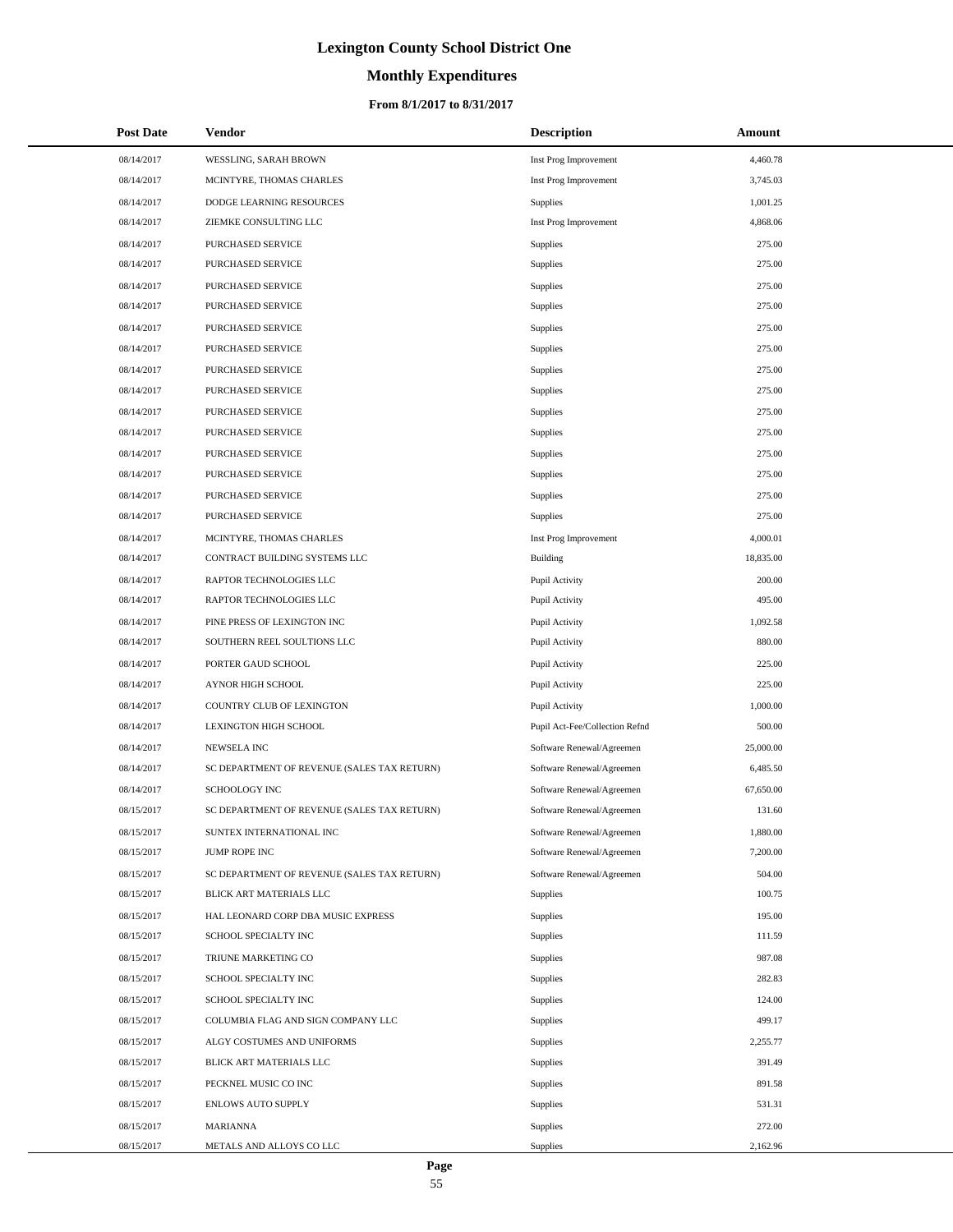# Lexington County School District One

## Monthly Expenditures

### From 8/1/2017 to 8/31/2017

| Post Date | Vendor | Description | Amount |
|---|---|---|---|
| 08/14/2017 | WESSLING, SARAH BROWN | Inst Prog Improvement | 4,460.78 |
| 08/14/2017 | MCINTYRE, THOMAS CHARLES | Inst Prog Improvement | 3,745.03 |
| 08/14/2017 | DODGE LEARNING RESOURCES | Supplies | 1,001.25 |
| 08/14/2017 | ZIEMKE CONSULTING LLC | Inst Prog Improvement | 4,868.06 |
| 08/14/2017 | PURCHASED SERVICE | Supplies | 275.00 |
| 08/14/2017 | PURCHASED SERVICE | Supplies | 275.00 |
| 08/14/2017 | PURCHASED SERVICE | Supplies | 275.00 |
| 08/14/2017 | PURCHASED SERVICE | Supplies | 275.00 |
| 08/14/2017 | PURCHASED SERVICE | Supplies | 275.00 |
| 08/14/2017 | PURCHASED SERVICE | Supplies | 275.00 |
| 08/14/2017 | PURCHASED SERVICE | Supplies | 275.00 |
| 08/14/2017 | PURCHASED SERVICE | Supplies | 275.00 |
| 08/14/2017 | PURCHASED SERVICE | Supplies | 275.00 |
| 08/14/2017 | PURCHASED SERVICE | Supplies | 275.00 |
| 08/14/2017 | PURCHASED SERVICE | Supplies | 275.00 |
| 08/14/2017 | PURCHASED SERVICE | Supplies | 275.00 |
| 08/14/2017 | PURCHASED SERVICE | Supplies | 275.00 |
| 08/14/2017 | PURCHASED SERVICE | Supplies | 275.00 |
| 08/14/2017 | MCINTYRE, THOMAS CHARLES | Inst Prog Improvement | 4,000.01 |
| 08/14/2017 | CONTRACT BUILDING SYSTEMS LLC | Building | 18,835.00 |
| 08/14/2017 | RAPTOR TECHNOLOGIES LLC | Pupil Activity | 200.00 |
| 08/14/2017 | RAPTOR TECHNOLOGIES LLC | Pupil Activity | 495.00 |
| 08/14/2017 | PINE PRESS OF LEXINGTON INC | Pupil Activity | 1,092.58 |
| 08/14/2017 | SOUTHERN REEL SOULTIONS LLC | Pupil Activity | 880.00 |
| 08/14/2017 | PORTER GAUD SCHOOL | Pupil Activity | 225.00 |
| 08/14/2017 | AYNOR HIGH SCHOOL | Pupil Activity | 225.00 |
| 08/14/2017 | COUNTRY CLUB OF LEXINGTON | Pupil Activity | 1,000.00 |
| 08/14/2017 | LEXINGTON HIGH SCHOOL | Pupil Act-Fee/Collection Refnd | 500.00 |
| 08/14/2017 | NEWSELA INC | Software Renewal/Agreemen | 25,000.00 |
| 08/14/2017 | SC DEPARTMENT OF REVENUE (SALES TAX RETURN) | Software Renewal/Agreemen | 6,485.50 |
| 08/14/2017 | SCHOOLOGY INC | Software Renewal/Agreemen | 67,650.00 |
| 08/15/2017 | SC DEPARTMENT OF REVENUE (SALES TAX RETURN) | Software Renewal/Agreemen | 131.60 |
| 08/15/2017 | SUNTEX INTERNATIONAL INC | Software Renewal/Agreemen | 1,880.00 |
| 08/15/2017 | JUMP ROPE INC | Software Renewal/Agreemen | 7,200.00 |
| 08/15/2017 | SC DEPARTMENT OF REVENUE (SALES TAX RETURN) | Software Renewal/Agreemen | 504.00 |
| 08/15/2017 | BLICK ART MATERIALS LLC | Supplies | 100.75 |
| 08/15/2017 | HAL LEONARD CORP DBA MUSIC EXPRESS | Supplies | 195.00 |
| 08/15/2017 | SCHOOL SPECIALTY INC | Supplies | 111.59 |
| 08/15/2017 | TRIUNE MARKETING CO | Supplies | 987.08 |
| 08/15/2017 | SCHOOL SPECIALTY INC | Supplies | 282.83 |
| 08/15/2017 | SCHOOL SPECIALTY INC | Supplies | 124.00 |
| 08/15/2017 | COLUMBIA FLAG AND SIGN COMPANY LLC | Supplies | 499.17 |
| 08/15/2017 | ALGY COSTUMES AND UNIFORMS | Supplies | 2,255.77 |
| 08/15/2017 | BLICK ART MATERIALS LLC | Supplies | 391.49 |
| 08/15/2017 | PECKNEL MUSIC CO INC | Supplies | 891.58 |
| 08/15/2017 | ENLOWS AUTO SUPPLY | Supplies | 531.31 |
| 08/15/2017 | MARIANNA | Supplies | 272.00 |
| 08/15/2017 | METALS AND ALLOYS CO LLC | Supplies | 2,162.96 |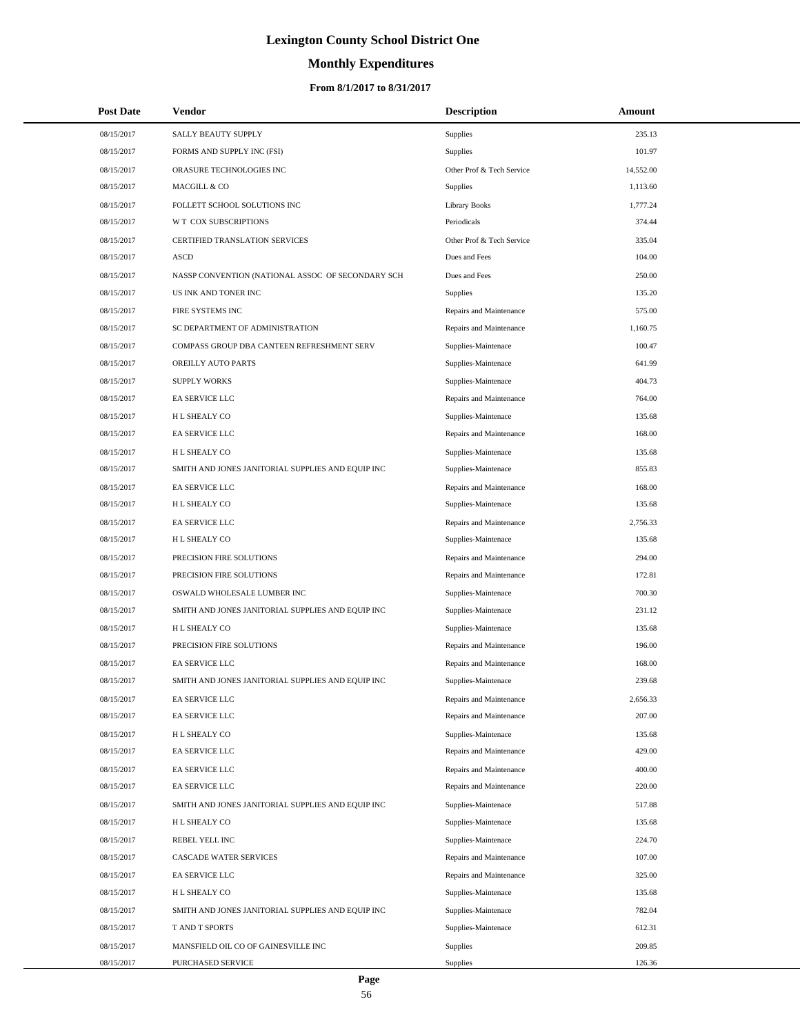# Lexington County School District One

## Monthly Expenditures

### From 8/1/2017 to 8/31/2017

| Post Date | Vendor | Description | Amount |
|---|---|---|---|
| 08/15/2017 | SALLY BEAUTY SUPPLY | Supplies | 235.13 |
| 08/15/2017 | FORMS AND SUPPLY INC (FSI) | Supplies | 101.97 |
| 08/15/2017 | ORASURE TECHNOLOGIES INC | Other Prof & Tech Service | 14,552.00 |
| 08/15/2017 | MACGILL & CO | Supplies | 1,113.60 |
| 08/15/2017 | FOLLETT SCHOOL SOLUTIONS INC | Library Books | 1,777.24 |
| 08/15/2017 | W T COX SUBSCRIPTIONS | Periodicals | 374.44 |
| 08/15/2017 | CERTIFIED TRANSLATION SERVICES | Other Prof & Tech Service | 335.04 |
| 08/15/2017 | ASCD | Dues and Fees | 104.00 |
| 08/15/2017 | NASSP CONVENTION (NATIONAL ASSOC OF SECONDARY SCH | Dues and Fees | 250.00 |
| 08/15/2017 | US INK AND TONER INC | Supplies | 135.20 |
| 08/15/2017 | FIRE SYSTEMS INC | Repairs and Maintenance | 575.00 |
| 08/15/2017 | SC DEPARTMENT OF ADMINISTRATION | Repairs and Maintenance | 1,160.75 |
| 08/15/2017 | COMPASS GROUP DBA CANTEEN REFRESHMENT SERV | Supplies-Maintenace | 100.47 |
| 08/15/2017 | OREILLY AUTO PARTS | Supplies-Maintenace | 641.99 |
| 08/15/2017 | SUPPLY WORKS | Supplies-Maintenace | 404.73 |
| 08/15/2017 | EA SERVICE LLC | Repairs and Maintenance | 764.00 |
| 08/15/2017 | H L SHEALY CO | Supplies-Maintenace | 135.68 |
| 08/15/2017 | EA SERVICE LLC | Repairs and Maintenance | 168.00 |
| 08/15/2017 | H L SHEALY CO | Supplies-Maintenace | 135.68 |
| 08/15/2017 | SMITH AND JONES JANITORIAL SUPPLIES AND EQUIP INC | Supplies-Maintenace | 855.83 |
| 08/15/2017 | EA SERVICE LLC | Repairs and Maintenance | 168.00 |
| 08/15/2017 | H L SHEALY CO | Supplies-Maintenace | 135.68 |
| 08/15/2017 | EA SERVICE LLC | Repairs and Maintenance | 2,756.33 |
| 08/15/2017 | H L SHEALY CO | Supplies-Maintenace | 135.68 |
| 08/15/2017 | PRECISION FIRE SOLUTIONS | Repairs and Maintenance | 294.00 |
| 08/15/2017 | PRECISION FIRE SOLUTIONS | Repairs and Maintenance | 172.81 |
| 08/15/2017 | OSWALD WHOLESALE LUMBER INC | Supplies-Maintenace | 700.30 |
| 08/15/2017 | SMITH AND JONES JANITORIAL SUPPLIES AND EQUIP INC | Supplies-Maintenace | 231.12 |
| 08/15/2017 | H L SHEALY CO | Supplies-Maintenace | 135.68 |
| 08/15/2017 | PRECISION FIRE SOLUTIONS | Repairs and Maintenance | 196.00 |
| 08/15/2017 | EA SERVICE LLC | Repairs and Maintenance | 168.00 |
| 08/15/2017 | SMITH AND JONES JANITORIAL SUPPLIES AND EQUIP INC | Supplies-Maintenace | 239.68 |
| 08/15/2017 | EA SERVICE LLC | Repairs and Maintenance | 2,656.33 |
| 08/15/2017 | EA SERVICE LLC | Repairs and Maintenance | 207.00 |
| 08/15/2017 | H L SHEALY CO | Supplies-Maintenace | 135.68 |
| 08/15/2017 | EA SERVICE LLC | Repairs and Maintenance | 429.00 |
| 08/15/2017 | EA SERVICE LLC | Repairs and Maintenance | 400.00 |
| 08/15/2017 | EA SERVICE LLC | Repairs and Maintenance | 220.00 |
| 08/15/2017 | SMITH AND JONES JANITORIAL SUPPLIES AND EQUIP INC | Supplies-Maintenace | 517.88 |
| 08/15/2017 | H L SHEALY CO | Supplies-Maintenace | 135.68 |
| 08/15/2017 | REBEL YELL INC | Supplies-Maintenace | 224.70 |
| 08/15/2017 | CASCADE WATER SERVICES | Repairs and Maintenance | 107.00 |
| 08/15/2017 | EA SERVICE LLC | Repairs and Maintenance | 325.00 |
| 08/15/2017 | H L SHEALY CO | Supplies-Maintenace | 135.68 |
| 08/15/2017 | SMITH AND JONES JANITORIAL SUPPLIES AND EQUIP INC | Supplies-Maintenace | 782.04 |
| 08/15/2017 | T AND T SPORTS | Supplies-Maintenace | 612.31 |
| 08/15/2017 | MANSFIELD OIL CO OF GAINESVILLE INC | Supplies | 209.85 |
| 08/15/2017 | PURCHASED SERVICE | Supplies | 126.36 |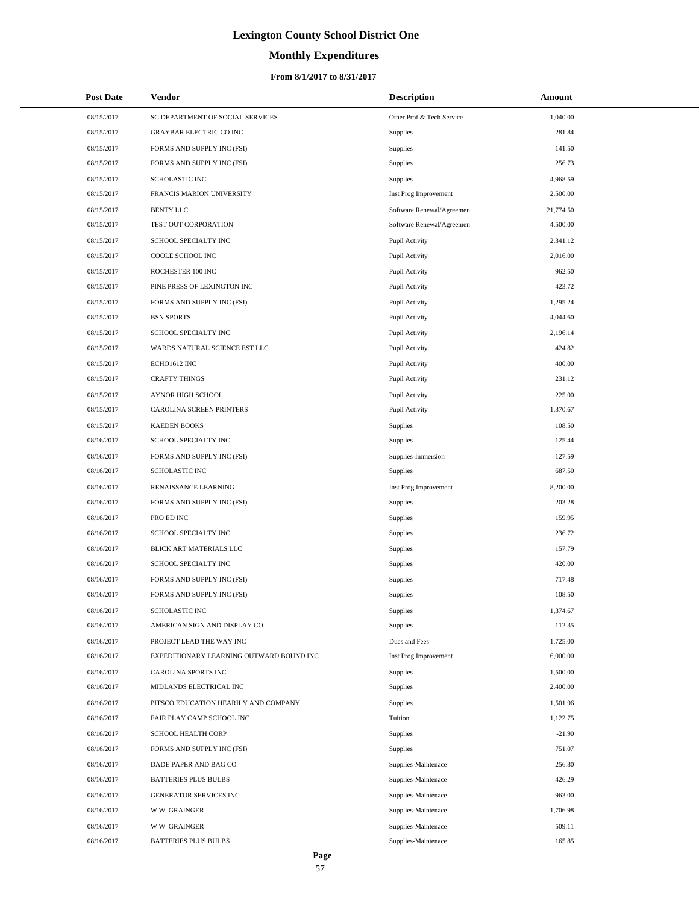# Lexington County School District One

## Monthly Expenditures

### From 8/1/2017 to 8/31/2017

| Post Date | Vendor | Description | Amount |
|---|---|---|---|
| 08/15/2017 | SC DEPARTMENT OF SOCIAL SERVICES | Other Prof & Tech Service | 1,040.00 |
| 08/15/2017 | GRAYBAR ELECTRIC CO INC | Supplies | 281.84 |
| 08/15/2017 | FORMS AND SUPPLY INC (FSI) | Supplies | 141.50 |
| 08/15/2017 | FORMS AND SUPPLY INC (FSI) | Supplies | 256.73 |
| 08/15/2017 | SCHOLASTIC INC | Supplies | 4,968.59 |
| 08/15/2017 | FRANCIS MARION UNIVERSITY | Inst Prog Improvement | 2,500.00 |
| 08/15/2017 | BENTY LLC | Software Renewal/Agreemen | 21,774.50 |
| 08/15/2017 | TEST OUT CORPORATION | Software Renewal/Agreemen | 4,500.00 |
| 08/15/2017 | SCHOOL SPECIALTY INC | Pupil Activity | 2,341.12 |
| 08/15/2017 | COOLE SCHOOL INC | Pupil Activity | 2,016.00 |
| 08/15/2017 | ROCHESTER 100 INC | Pupil Activity | 962.50 |
| 08/15/2017 | PINE PRESS OF LEXINGTON INC | Pupil Activity | 423.72 |
| 08/15/2017 | FORMS AND SUPPLY INC (FSI) | Pupil Activity | 1,295.24 |
| 08/15/2017 | BSN SPORTS | Pupil Activity | 4,044.60 |
| 08/15/2017 | SCHOOL SPECIALTY INC | Pupil Activity | 2,196.14 |
| 08/15/2017 | WARDS NATURAL SCIENCE EST LLC | Pupil Activity | 424.82 |
| 08/15/2017 | ECHO1612 INC | Pupil Activity | 400.00 |
| 08/15/2017 | CRAFTY THINGS | Pupil Activity | 231.12 |
| 08/15/2017 | AYNOR HIGH SCHOOL | Pupil Activity | 225.00 |
| 08/15/2017 | CAROLINA SCREEN PRINTERS | Pupil Activity | 1,370.67 |
| 08/15/2017 | KAEDEN BOOKS | Supplies | 108.50 |
| 08/16/2017 | SCHOOL SPECIALTY INC | Supplies | 125.44 |
| 08/16/2017 | FORMS AND SUPPLY INC (FSI) | Supplies-Immersion | 127.59 |
| 08/16/2017 | SCHOLASTIC INC | Supplies | 687.50 |
| 08/16/2017 | RENAISSANCE LEARNING | Inst Prog Improvement | 8,200.00 |
| 08/16/2017 | FORMS AND SUPPLY INC (FSI) | Supplies | 203.28 |
| 08/16/2017 | PRO ED INC | Supplies | 159.95 |
| 08/16/2017 | SCHOOL SPECIALTY INC | Supplies | 236.72 |
| 08/16/2017 | BLICK ART MATERIALS LLC | Supplies | 157.79 |
| 08/16/2017 | SCHOOL SPECIALTY INC | Supplies | 420.00 |
| 08/16/2017 | FORMS AND SUPPLY INC (FSI) | Supplies | 717.48 |
| 08/16/2017 | FORMS AND SUPPLY INC (FSI) | Supplies | 108.50 |
| 08/16/2017 | SCHOLASTIC INC | Supplies | 1,374.67 |
| 08/16/2017 | AMERICAN SIGN AND DISPLAY CO | Supplies | 112.35 |
| 08/16/2017 | PROJECT LEAD THE WAY INC | Dues and Fees | 1,725.00 |
| 08/16/2017 | EXPEDITIONARY LEARNING OUTWARD BOUND INC | Inst Prog Improvement | 6,000.00 |
| 08/16/2017 | CAROLINA SPORTS INC | Supplies | 1,500.00 |
| 08/16/2017 | MIDLANDS ELECTRICAL INC | Supplies | 2,400.00 |
| 08/16/2017 | PITSCO EDUCATION HEARILY AND COMPANY | Supplies | 1,501.96 |
| 08/16/2017 | FAIR PLAY CAMP SCHOOL INC | Tuition | 1,122.75 |
| 08/16/2017 | SCHOOL HEALTH CORP | Supplies | -21.90 |
| 08/16/2017 | FORMS AND SUPPLY INC (FSI) | Supplies | 751.07 |
| 08/16/2017 | DADE PAPER AND BAG CO | Supplies-Maintenace | 256.80 |
| 08/16/2017 | BATTERIES PLUS BULBS | Supplies-Maintenace | 426.29 |
| 08/16/2017 | GENERATOR SERVICES INC | Supplies-Maintenace | 963.00 |
| 08/16/2017 | W W GRAINGER | Supplies-Maintenace | 1,706.98 |
| 08/16/2017 | W W GRAINGER | Supplies-Maintenace | 509.11 |
| 08/16/2017 | BATTERIES PLUS BULBS | Supplies-Maintenace | 165.85 |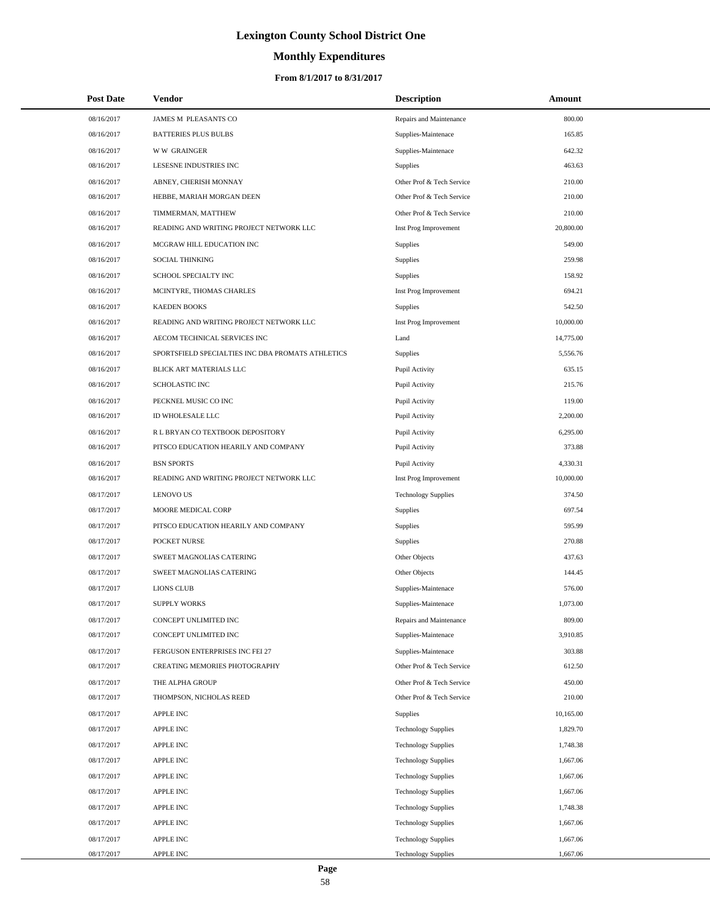# Lexington County School District One

## Monthly Expenditures

### From 8/1/2017 to 8/31/2017

| Post Date | Vendor | Description | Amount |
|---|---|---|---|
| 08/16/2017 | JAMES M PLEASANTS CO | Repairs and Maintenance | 800.00 |
| 08/16/2017 | BATTERIES PLUS BULBS | Supplies-Maintenace | 165.85 |
| 08/16/2017 | W W GRAINGER | Supplies-Maintenace | 642.32 |
| 08/16/2017 | LESESNE INDUSTRIES INC | Supplies | 463.63 |
| 08/16/2017 | ABNEY, CHERISH MONNAY | Other Prof & Tech Service | 210.00 |
| 08/16/2017 | HEBBE, MARIAH MORGAN DEEN | Other Prof & Tech Service | 210.00 |
| 08/16/2017 | TIMMERMAN, MATTHEW | Other Prof & Tech Service | 210.00 |
| 08/16/2017 | READING AND WRITING PROJECT NETWORK LLC | Inst Prog Improvement | 20,800.00 |
| 08/16/2017 | MCGRAW HILL EDUCATION INC | Supplies | 549.00 |
| 08/16/2017 | SOCIAL THINKING | Supplies | 259.98 |
| 08/16/2017 | SCHOOL SPECIALTY INC | Supplies | 158.92 |
| 08/16/2017 | MCINTYRE, THOMAS CHARLES | Inst Prog Improvement | 694.21 |
| 08/16/2017 | KAEDEN BOOKS | Supplies | 542.50 |
| 08/16/2017 | READING AND WRITING PROJECT NETWORK LLC | Inst Prog Improvement | 10,000.00 |
| 08/16/2017 | AECOM TECHNICAL SERVICES INC | Land | 14,775.00 |
| 08/16/2017 | SPORTSFIELD SPECIALTIES INC DBA PROMATS ATHLETICS | Supplies | 5,556.76 |
| 08/16/2017 | BLICK ART MATERIALS LLC | Pupil Activity | 635.15 |
| 08/16/2017 | SCHOLASTIC INC | Pupil Activity | 215.76 |
| 08/16/2017 | PECKNEL MUSIC CO INC | Pupil Activity | 119.00 |
| 08/16/2017 | ID WHOLESALE LLC | Pupil Activity | 2,200.00 |
| 08/16/2017 | R L BRYAN CO TEXTBOOK DEPOSITORY | Pupil Activity | 6,295.00 |
| 08/16/2017 | PITSCO EDUCATION HEARILY AND COMPANY | Pupil Activity | 373.88 |
| 08/16/2017 | BSN SPORTS | Pupil Activity | 4,330.31 |
| 08/16/2017 | READING AND WRITING PROJECT NETWORK LLC | Inst Prog Improvement | 10,000.00 |
| 08/17/2017 | LENOVO US | Technology Supplies | 374.50 |
| 08/17/2017 | MOORE MEDICAL CORP | Supplies | 697.54 |
| 08/17/2017 | PITSCO EDUCATION HEARILY AND COMPANY | Supplies | 595.99 |
| 08/17/2017 | POCKET NURSE | Supplies | 270.88 |
| 08/17/2017 | SWEET MAGNOLIAS CATERING | Other Objects | 437.63 |
| 08/17/2017 | SWEET MAGNOLIAS CATERING | Other Objects | 144.45 |
| 08/17/2017 | LIONS CLUB | Supplies-Maintenace | 576.00 |
| 08/17/2017 | SUPPLY WORKS | Supplies-Maintenace | 1,073.00 |
| 08/17/2017 | CONCEPT UNLIMITED INC | Repairs and Maintenance | 809.00 |
| 08/17/2017 | CONCEPT UNLIMITED INC | Supplies-Maintenace | 3,910.85 |
| 08/17/2017 | FERGUSON ENTERPRISES INC FEI 27 | Supplies-Maintenace | 303.88 |
| 08/17/2017 | CREATING MEMORIES PHOTOGRAPHY | Other Prof & Tech Service | 612.50 |
| 08/17/2017 | THE ALPHA GROUP | Other Prof & Tech Service | 450.00 |
| 08/17/2017 | THOMPSON, NICHOLAS REED | Other Prof & Tech Service | 210.00 |
| 08/17/2017 | APPLE INC | Supplies | 10,165.00 |
| 08/17/2017 | APPLE INC | Technology Supplies | 1,829.70 |
| 08/17/2017 | APPLE INC | Technology Supplies | 1,748.38 |
| 08/17/2017 | APPLE INC | Technology Supplies | 1,667.06 |
| 08/17/2017 | APPLE INC | Technology Supplies | 1,667.06 |
| 08/17/2017 | APPLE INC | Technology Supplies | 1,667.06 |
| 08/17/2017 | APPLE INC | Technology Supplies | 1,748.38 |
| 08/17/2017 | APPLE INC | Technology Supplies | 1,667.06 |
| 08/17/2017 | APPLE INC | Technology Supplies | 1,667.06 |
| 08/17/2017 | APPLE INC | Technology Supplies | 1,667.06 |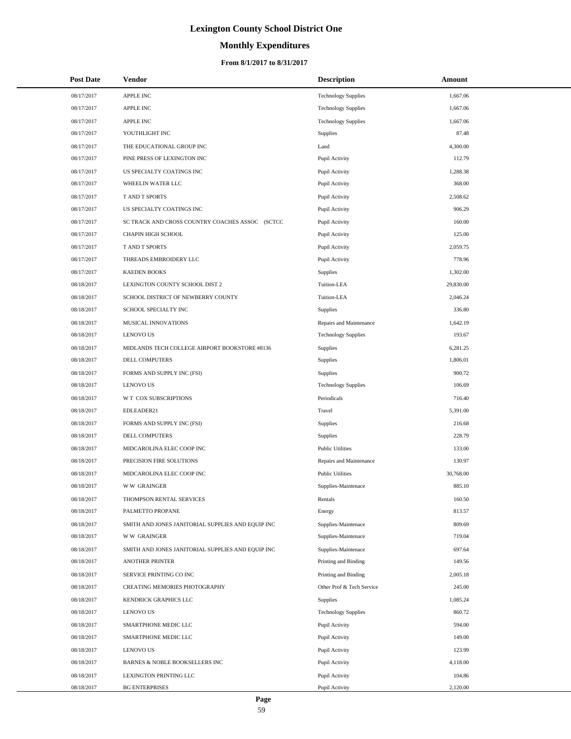# Lexington County School District One

## Monthly Expenditures

### From 8/1/2017 to 8/31/2017

| Post Date | Vendor | Description | Amount |
|---|---|---|---|
| 08/17/2017 | APPLE INC | Technology Supplies | 1,667.06 |
| 08/17/2017 | APPLE INC | Technology Supplies | 1,667.06 |
| 08/17/2017 | APPLE INC | Technology Supplies | 1,667.06 |
| 08/17/2017 | YOUTHLIGHT INC | Supplies | 87.48 |
| 08/17/2017 | THE EDUCATIONAL GROUP INC | Land | 4,300.00 |
| 08/17/2017 | PINE PRESS OF LEXINGTON INC | Pupil Activity | 112.79 |
| 08/17/2017 | US SPECIALTY COATINGS INC | Pupil Activity | 1,288.38 |
| 08/17/2017 | WHEELIN WATER LLC | Pupil Activity | 368.00 |
| 08/17/2017 | T AND T SPORTS | Pupil Activity | 2,508.62 |
| 08/17/2017 | US SPECIALTY COATINGS INC | Pupil Activity | 906.29 |
| 08/17/2017 | SC TRACK AND CROSS COUNTRY COACHES ASSOC (SCTCC | Pupil Activity | 160.00 |
| 08/17/2017 | CHAPIN HIGH SCHOOL | Pupil Activity | 125.00 |
| 08/17/2017 | T AND T SPORTS | Pupil Activity | 2,059.75 |
| 08/17/2017 | THREADS EMBROIDERY LLC | Pupil Activity | 778.96 |
| 08/17/2017 | KAEDEN BOOKS | Supplies | 1,302.00 |
| 08/18/2017 | LEXINGTON COUNTY SCHOOL DIST 2 | Tuition-LEA | 29,830.00 |
| 08/18/2017 | SCHOOL DISTRICT OF NEWBERRY COUNTY | Tuition-LEA | 2,046.24 |
| 08/18/2017 | SCHOOL SPECIALTY INC | Supplies | 336.80 |
| 08/18/2017 | MUSICAL INNOVATIONS | Repairs and Maintenance | 1,642.19 |
| 08/18/2017 | LENOVO US | Technology Supplies | 193.67 |
| 08/18/2017 | MIDLANDS TECH COLLEGE AIRPORT BOOKSTORE #8136 | Supplies | 6,281.25 |
| 08/18/2017 | DELL COMPUTERS | Supplies | 1,806.01 |
| 08/18/2017 | FORMS AND SUPPLY INC (FSI) | Supplies | 900.72 |
| 08/18/2017 | LENOVO US | Technology Supplies | 106.69 |
| 08/18/2017 | W T COX SUBSCRIPTIONS | Periodicals | 716.40 |
| 08/18/2017 | EDLEADER21 | Travel | 5,391.00 |
| 08/18/2017 | FORMS AND SUPPLY INC (FSI) | Supplies | 216.68 |
| 08/18/2017 | DELL COMPUTERS | Supplies | 228.79 |
| 08/18/2017 | MIDCAROLINA ELEC COOP INC | Public Utilities | 133.00 |
| 08/18/2017 | PRECISION FIRE SOLUTIONS | Repairs and Maintenance | 130.97 |
| 08/18/2017 | MIDCAROLINA ELEC COOP INC | Public Utilities | 30,768.00 |
| 08/18/2017 | W W GRAINGER | Supplies-Maintenace | 885.10 |
| 08/18/2017 | THOMPSON RENTAL SERVICES | Rentals | 160.50 |
| 08/18/2017 | PALMETTO PROPANE | Energy | 813.57 |
| 08/18/2017 | SMITH AND JONES JANITORIAL SUPPLIES AND EQUIP INC | Supplies-Maintenace | 809.69 |
| 08/18/2017 | W W GRAINGER | Supplies-Maintenace | 719.04 |
| 08/18/2017 | SMITH AND JONES JANITORIAL SUPPLIES AND EQUIP INC | Supplies-Maintenace | 697.64 |
| 08/18/2017 | ANOTHER PRINTER | Printing and Binding | 149.56 |
| 08/18/2017 | SERVICE PRINTING CO INC | Printing and Binding | 2,005.18 |
| 08/18/2017 | CREATING MEMORIES PHOTOGRAPHY | Other Prof & Tech Service | 245.00 |
| 08/18/2017 | KENDRICK GRAPHICS LLC | Supplies | 1,085.24 |
| 08/18/2017 | LENOVO US | Technology Supplies | 860.72 |
| 08/18/2017 | SMARTPHONE MEDIC LLC | Pupil Activity | 594.00 |
| 08/18/2017 | SMARTPHONE MEDIC LLC | Pupil Activity | 149.00 |
| 08/18/2017 | LENOVO US | Pupil Activity | 123.99 |
| 08/18/2017 | BARNES & NOBLE BOOKSELLERS INC | Pupil Activity | 4,118.00 |
| 08/18/2017 | LEXINGTON PRINTING LLC | Pupil Activity | 104.86 |
| 08/18/2017 | BG ENTERPRISES | Pupil Activity | 2,120.00 |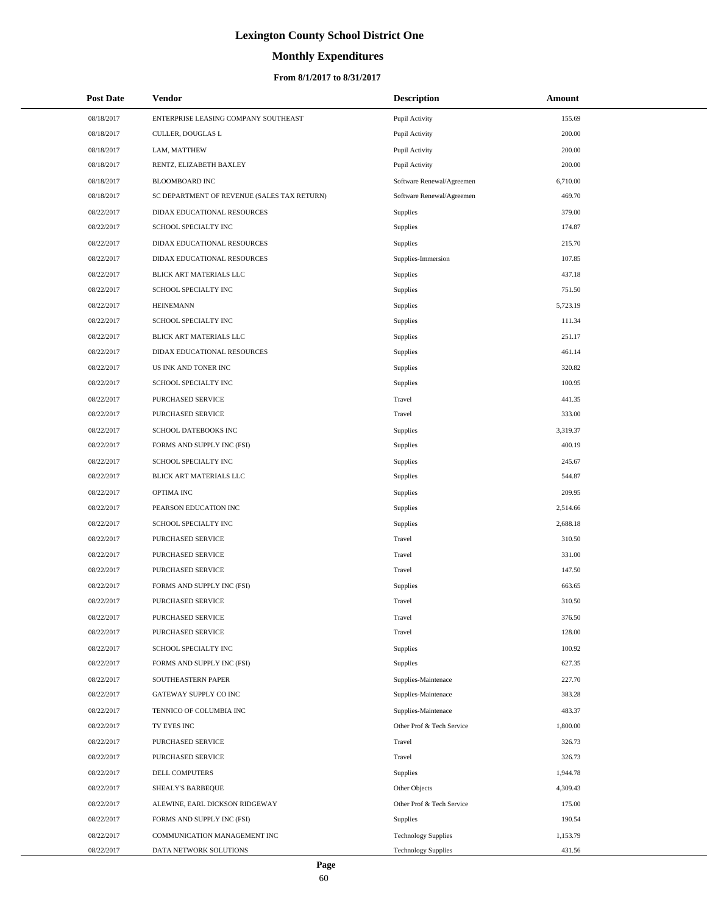# Lexington County School District One

## Monthly Expenditures

### From 8/1/2017 to 8/31/2017

| Post Date | Vendor | Description | Amount |
|---|---|---|---|
| 08/18/2017 | ENTERPRISE LEASING COMPANY SOUTHEAST | Pupil Activity | 155.69 |
| 08/18/2017 | CULLER, DOUGLAS L | Pupil Activity | 200.00 |
| 08/18/2017 | LAM, MATTHEW | Pupil Activity | 200.00 |
| 08/18/2017 | RENTZ, ELIZABETH BAXLEY | Pupil Activity | 200.00 |
| 08/18/2017 | BLOOMBOARD INC | Software Renewal/Agreemen | 6,710.00 |
| 08/18/2017 | SC DEPARTMENT OF REVENUE (SALES TAX RETURN) | Software Renewal/Agreemen | 469.70 |
| 08/22/2017 | DIDAX EDUCATIONAL RESOURCES | Supplies | 379.00 |
| 08/22/2017 | SCHOOL SPECIALTY INC | Supplies | 174.87 |
| 08/22/2017 | DIDAX EDUCATIONAL RESOURCES | Supplies | 215.70 |
| 08/22/2017 | DIDAX EDUCATIONAL RESOURCES | Supplies-Immersion | 107.85 |
| 08/22/2017 | BLICK ART MATERIALS LLC | Supplies | 437.18 |
| 08/22/2017 | SCHOOL SPECIALTY INC | Supplies | 751.50 |
| 08/22/2017 | HEINEMANN | Supplies | 5,723.19 |
| 08/22/2017 | SCHOOL SPECIALTY INC | Supplies | 111.34 |
| 08/22/2017 | BLICK ART MATERIALS LLC | Supplies | 251.17 |
| 08/22/2017 | DIDAX EDUCATIONAL RESOURCES | Supplies | 461.14 |
| 08/22/2017 | US INK AND TONER INC | Supplies | 320.82 |
| 08/22/2017 | SCHOOL SPECIALTY INC | Supplies | 100.95 |
| 08/22/2017 | PURCHASED SERVICE | Travel | 441.35 |
| 08/22/2017 | PURCHASED SERVICE | Travel | 333.00 |
| 08/22/2017 | SCHOOL DATEBOOKS INC | Supplies | 3,319.37 |
| 08/22/2017 | FORMS AND SUPPLY INC (FSI) | Supplies | 400.19 |
| 08/22/2017 | SCHOOL SPECIALTY INC | Supplies | 245.67 |
| 08/22/2017 | BLICK ART MATERIALS LLC | Supplies | 544.87 |
| 08/22/2017 | OPTIMA INC | Supplies | 209.95 |
| 08/22/2017 | PEARSON EDUCATION INC | Supplies | 2,514.66 |
| 08/22/2017 | SCHOOL SPECIALTY INC | Supplies | 2,688.18 |
| 08/22/2017 | PURCHASED SERVICE | Travel | 310.50 |
| 08/22/2017 | PURCHASED SERVICE | Travel | 331.00 |
| 08/22/2017 | PURCHASED SERVICE | Travel | 147.50 |
| 08/22/2017 | FORMS AND SUPPLY INC (FSI) | Supplies | 663.65 |
| 08/22/2017 | PURCHASED SERVICE | Travel | 310.50 |
| 08/22/2017 | PURCHASED SERVICE | Travel | 376.50 |
| 08/22/2017 | PURCHASED SERVICE | Travel | 128.00 |
| 08/22/2017 | SCHOOL SPECIALTY INC | Supplies | 100.92 |
| 08/22/2017 | FORMS AND SUPPLY INC (FSI) | Supplies | 627.35 |
| 08/22/2017 | SOUTHEASTERN PAPER | Supplies-Maintenace | 227.70 |
| 08/22/2017 | GATEWAY SUPPLY CO INC | Supplies-Maintenace | 383.28 |
| 08/22/2017 | TENNICO OF COLUMBIA INC | Supplies-Maintenace | 483.37 |
| 08/22/2017 | TV EYES INC | Other Prof & Tech Service | 1,800.00 |
| 08/22/2017 | PURCHASED SERVICE | Travel | 326.73 |
| 08/22/2017 | PURCHASED SERVICE | Travel | 326.73 |
| 08/22/2017 | DELL COMPUTERS | Supplies | 1,944.78 |
| 08/22/2017 | SHEALY'S BARBEQUE | Other Objects | 4,309.43 |
| 08/22/2017 | ALEWINE, EARL DICKSON RIDGEWAY | Other Prof & Tech Service | 175.00 |
| 08/22/2017 | FORMS AND SUPPLY INC (FSI) | Supplies | 190.54 |
| 08/22/2017 | COMMUNICATION MANAGEMENT INC | Technology Supplies | 1,153.79 |
| 08/22/2017 | DATA NETWORK SOLUTIONS | Technology Supplies | 431.56 |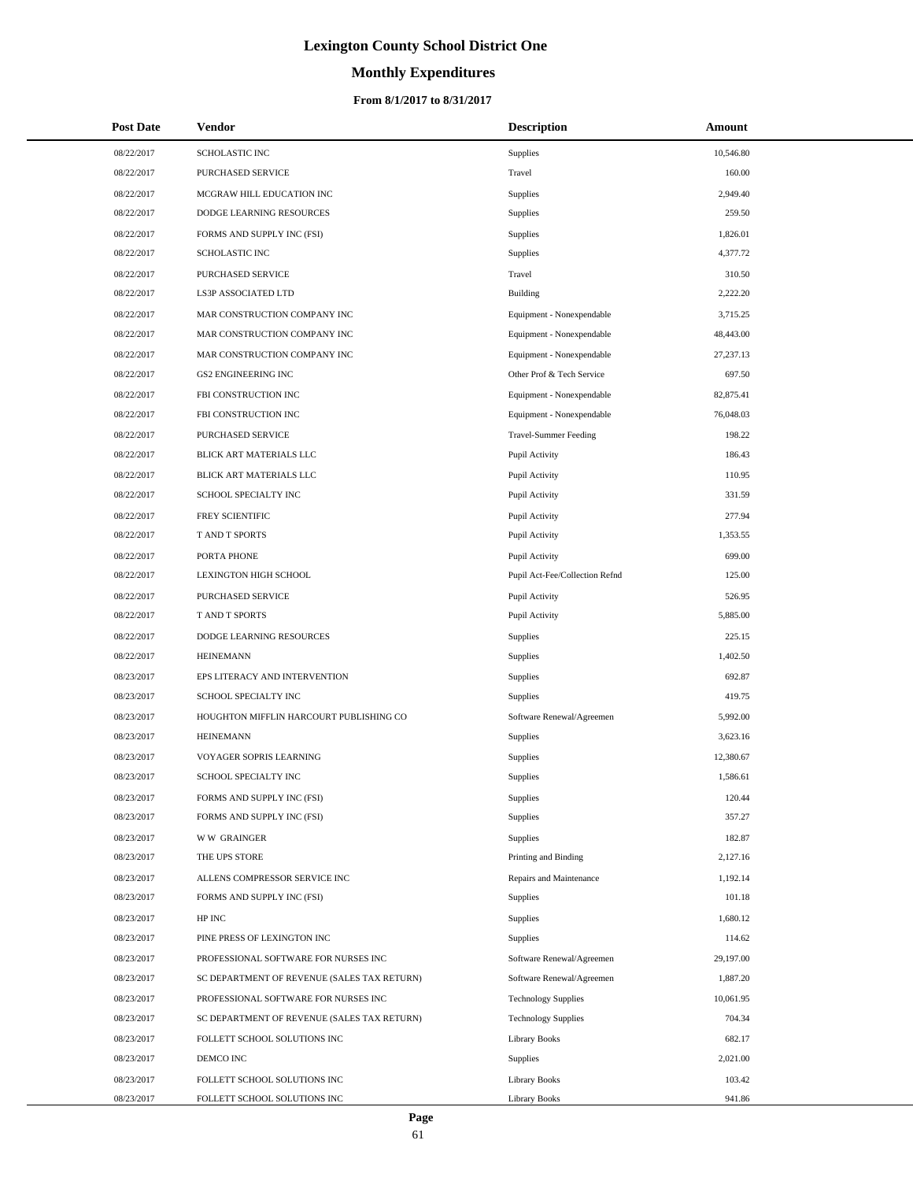# Lexington County School District One

## Monthly Expenditures

### From 8/1/2017 to 8/31/2017

| Post Date | Vendor | Description | Amount |
|---|---|---|---|
| 08/22/2017 | SCHOLASTIC INC | Supplies | 10,546.80 |
| 08/22/2017 | PURCHASED SERVICE | Travel | 160.00 |
| 08/22/2017 | MCGRAW HILL EDUCATION INC | Supplies | 2,949.40 |
| 08/22/2017 | DODGE LEARNING RESOURCES | Supplies | 259.50 |
| 08/22/2017 | FORMS AND SUPPLY INC (FSI) | Supplies | 1,826.01 |
| 08/22/2017 | SCHOLASTIC INC | Supplies | 4,377.72 |
| 08/22/2017 | PURCHASED SERVICE | Travel | 310.50 |
| 08/22/2017 | LS3P ASSOCIATED LTD | Building | 2,222.20 |
| 08/22/2017 | MAR CONSTRUCTION COMPANY INC | Equipment - Nonexpendable | 3,715.25 |
| 08/22/2017 | MAR CONSTRUCTION COMPANY INC | Equipment - Nonexpendable | 48,443.00 |
| 08/22/2017 | MAR CONSTRUCTION COMPANY INC | Equipment - Nonexpendable | 27,237.13 |
| 08/22/2017 | GS2 ENGINEERING INC | Other Prof & Tech Service | 697.50 |
| 08/22/2017 | FBI CONSTRUCTION INC | Equipment - Nonexpendable | 82,875.41 |
| 08/22/2017 | FBI CONSTRUCTION INC | Equipment - Nonexpendable | 76,048.03 |
| 08/22/2017 | PURCHASED SERVICE | Travel-Summer Feeding | 198.22 |
| 08/22/2017 | BLICK ART MATERIALS LLC | Pupil Activity | 186.43 |
| 08/22/2017 | BLICK ART MATERIALS LLC | Pupil Activity | 110.95 |
| 08/22/2017 | SCHOOL SPECIALTY INC | Pupil Activity | 331.59 |
| 08/22/2017 | FREY SCIENTIFIC | Pupil Activity | 277.94 |
| 08/22/2017 | T AND T SPORTS | Pupil Activity | 1,353.55 |
| 08/22/2017 | PORTA PHONE | Pupil Activity | 699.00 |
| 08/22/2017 | LEXINGTON HIGH SCHOOL | Pupil Act-Fee/Collection Refnd | 125.00 |
| 08/22/2017 | PURCHASED SERVICE | Pupil Activity | 526.95 |
| 08/22/2017 | T AND T SPORTS | Pupil Activity | 5,885.00 |
| 08/22/2017 | DODGE LEARNING RESOURCES | Supplies | 225.15 |
| 08/22/2017 | HEINEMANN | Supplies | 1,402.50 |
| 08/23/2017 | EPS LITERACY AND INTERVENTION | Supplies | 692.87 |
| 08/23/2017 | SCHOOL SPECIALTY INC | Supplies | 419.75 |
| 08/23/2017 | HOUGHTON MIFFLIN HARCOURT PUBLISHING CO | Software Renewal/Agreemen | 5,992.00 |
| 08/23/2017 | HEINEMANN | Supplies | 3,623.16 |
| 08/23/2017 | VOYAGER SOPRIS LEARNING | Supplies | 12,380.67 |
| 08/23/2017 | SCHOOL SPECIALTY INC | Supplies | 1,586.61 |
| 08/23/2017 | FORMS AND SUPPLY INC (FSI) | Supplies | 120.44 |
| 08/23/2017 | FORMS AND SUPPLY INC (FSI) | Supplies | 357.27 |
| 08/23/2017 | W W GRAINGER | Supplies | 182.87 |
| 08/23/2017 | THE UPS STORE | Printing and Binding | 2,127.16 |
| 08/23/2017 | ALLENS COMPRESSOR SERVICE INC | Repairs and Maintenance | 1,192.14 |
| 08/23/2017 | FORMS AND SUPPLY INC (FSI) | Supplies | 101.18 |
| 08/23/2017 | HP INC | Supplies | 1,680.12 |
| 08/23/2017 | PINE PRESS OF LEXINGTON INC | Supplies | 114.62 |
| 08/23/2017 | PROFESSIONAL SOFTWARE FOR NURSES INC | Software Renewal/Agreemen | 29,197.00 |
| 08/23/2017 | SC DEPARTMENT OF REVENUE (SALES TAX RETURN) | Software Renewal/Agreemen | 1,887.20 |
| 08/23/2017 | PROFESSIONAL SOFTWARE FOR NURSES INC | Technology Supplies | 10,061.95 |
| 08/23/2017 | SC DEPARTMENT OF REVENUE (SALES TAX RETURN) | Technology Supplies | 704.34 |
| 08/23/2017 | FOLLETT SCHOOL SOLUTIONS INC | Library Books | 682.17 |
| 08/23/2017 | DEMCO INC | Supplies | 2,021.00 |
| 08/23/2017 | FOLLETT SCHOOL SOLUTIONS INC | Library Books | 103.42 |
| 08/23/2017 | FOLLETT SCHOOL SOLUTIONS INC | Library Books | 941.86 |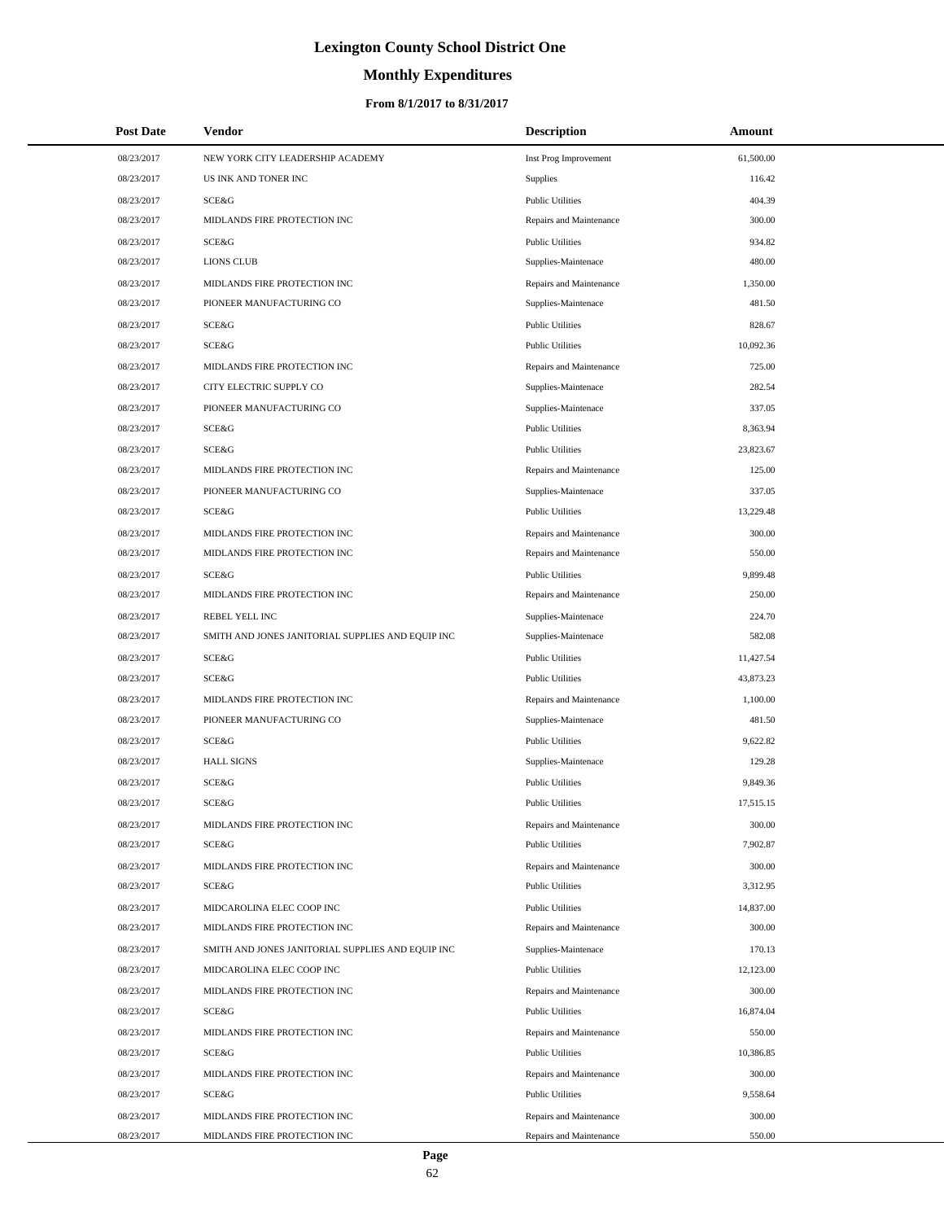# Lexington County School District One

## Monthly Expenditures

### From 8/1/2017 to 8/31/2017

| Post Date | Vendor | Description | Amount |
|---|---|---|---|
| 08/23/2017 | NEW YORK CITY LEADERSHIP ACADEMY | Inst Prog Improvement | 61,500.00 |
| 08/23/2017 | US INK AND TONER INC | Supplies | 116.42 |
| 08/23/2017 | SCE&G | Public Utilities | 404.39 |
| 08/23/2017 | MIDLANDS FIRE PROTECTION INC | Repairs and Maintenance | 300.00 |
| 08/23/2017 | SCE&G | Public Utilities | 934.82 |
| 08/23/2017 | LIONS CLUB | Supplies-Maintenace | 480.00 |
| 08/23/2017 | MIDLANDS FIRE PROTECTION INC | Repairs and Maintenance | 1,350.00 |
| 08/23/2017 | PIONEER MANUFACTURING CO | Supplies-Maintenace | 481.50 |
| 08/23/2017 | SCE&G | Public Utilities | 828.67 |
| 08/23/2017 | SCE&G | Public Utilities | 10,092.36 |
| 08/23/2017 | MIDLANDS FIRE PROTECTION INC | Repairs and Maintenance | 725.00 |
| 08/23/2017 | CITY ELECTRIC SUPPLY CO | Supplies-Maintenace | 282.54 |
| 08/23/2017 | PIONEER MANUFACTURING CO | Supplies-Maintenace | 337.05 |
| 08/23/2017 | SCE&G | Public Utilities | 8,363.94 |
| 08/23/2017 | SCE&G | Public Utilities | 23,823.67 |
| 08/23/2017 | MIDLANDS FIRE PROTECTION INC | Repairs and Maintenance | 125.00 |
| 08/23/2017 | PIONEER MANUFACTURING CO | Supplies-Maintenace | 337.05 |
| 08/23/2017 | SCE&G | Public Utilities | 13,229.48 |
| 08/23/2017 | MIDLANDS FIRE PROTECTION INC | Repairs and Maintenance | 300.00 |
| 08/23/2017 | MIDLANDS FIRE PROTECTION INC | Repairs and Maintenance | 550.00 |
| 08/23/2017 | SCE&G | Public Utilities | 9,899.48 |
| 08/23/2017 | MIDLANDS FIRE PROTECTION INC | Repairs and Maintenance | 250.00 |
| 08/23/2017 | REBEL YELL INC | Supplies-Maintenace | 224.70 |
| 08/23/2017 | SMITH AND JONES JANITORIAL SUPPLIES AND EQUIP INC | Supplies-Maintenace | 582.08 |
| 08/23/2017 | SCE&G | Public Utilities | 11,427.54 |
| 08/23/2017 | SCE&G | Public Utilities | 43,873.23 |
| 08/23/2017 | MIDLANDS FIRE PROTECTION INC | Repairs and Maintenance | 1,100.00 |
| 08/23/2017 | PIONEER MANUFACTURING CO | Supplies-Maintenace | 481.50 |
| 08/23/2017 | SCE&G | Public Utilities | 9,622.82 |
| 08/23/2017 | HALL SIGNS | Supplies-Maintenace | 129.28 |
| 08/23/2017 | SCE&G | Public Utilities | 9,849.36 |
| 08/23/2017 | SCE&G | Public Utilities | 17,515.15 |
| 08/23/2017 | MIDLANDS FIRE PROTECTION INC | Repairs and Maintenance | 300.00 |
| 08/23/2017 | SCE&G | Public Utilities | 7,902.87 |
| 08/23/2017 | MIDLANDS FIRE PROTECTION INC | Repairs and Maintenance | 300.00 |
| 08/23/2017 | SCE&G | Public Utilities | 3,312.95 |
| 08/23/2017 | MIDCAROLINA ELEC COOP INC | Public Utilities | 14,837.00 |
| 08/23/2017 | MIDLANDS FIRE PROTECTION INC | Repairs and Maintenance | 300.00 |
| 08/23/2017 | SMITH AND JONES JANITORIAL SUPPLIES AND EQUIP INC | Supplies-Maintenace | 170.13 |
| 08/23/2017 | MIDCAROLINA ELEC COOP INC | Public Utilities | 12,123.00 |
| 08/23/2017 | MIDLANDS FIRE PROTECTION INC | Repairs and Maintenance | 300.00 |
| 08/23/2017 | SCE&G | Public Utilities | 16,874.04 |
| 08/23/2017 | MIDLANDS FIRE PROTECTION INC | Repairs and Maintenance | 550.00 |
| 08/23/2017 | SCE&G | Public Utilities | 10,386.85 |
| 08/23/2017 | MIDLANDS FIRE PROTECTION INC | Repairs and Maintenance | 300.00 |
| 08/23/2017 | SCE&G | Public Utilities | 9,558.64 |
| 08/23/2017 | MIDLANDS FIRE PROTECTION INC | Repairs and Maintenance | 300.00 |
| 08/23/2017 | MIDLANDS FIRE PROTECTION INC | Repairs and Maintenance | 550.00 |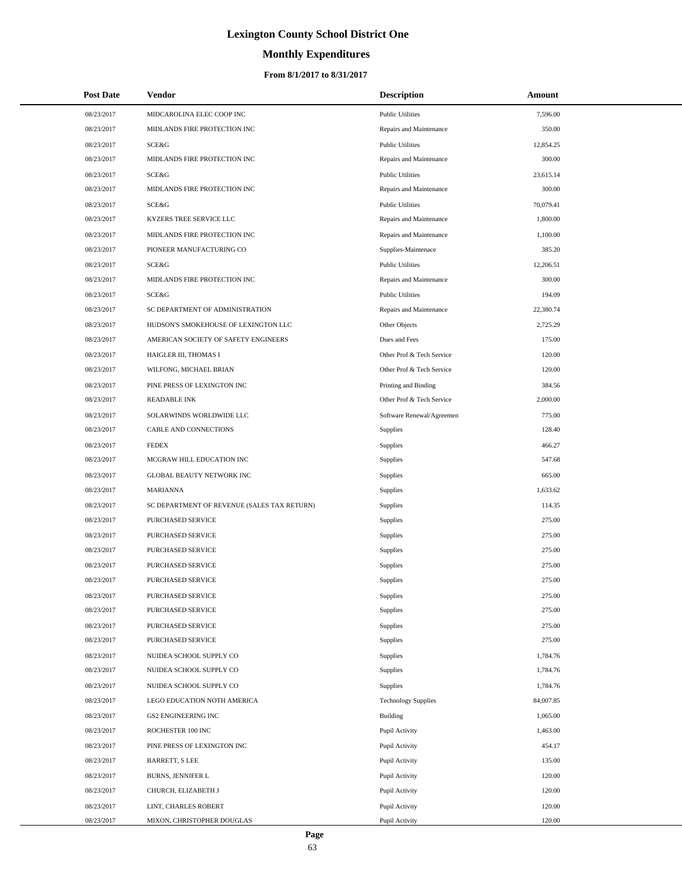# Lexington County School District One

## Monthly Expenditures

### From 8/1/2017 to 8/31/2017

| Post Date | Vendor | Description | Amount |
|---|---|---|---|
| 08/23/2017 | MIDCAROLINA ELEC COOP INC | Public Utilities | 7,596.00 |
| 08/23/2017 | MIDLANDS FIRE PROTECTION INC | Repairs and Maintenance | 350.00 |
| 08/23/2017 | SCE&G | Public Utilities | 12,854.25 |
| 08/23/2017 | MIDLANDS FIRE PROTECTION INC | Repairs and Maintenance | 300.00 |
| 08/23/2017 | SCE&G | Public Utilities | 23,615.14 |
| 08/23/2017 | MIDLANDS FIRE PROTECTION INC | Repairs and Maintenance | 300.00 |
| 08/23/2017 | SCE&G | Public Utilities | 70,079.41 |
| 08/23/2017 | KYZERS TREE SERVICE LLC | Repairs and Maintenance | 1,800.00 |
| 08/23/2017 | MIDLANDS FIRE PROTECTION INC | Repairs and Maintenance | 1,100.00 |
| 08/23/2017 | PIONEER MANUFACTURING CO | Supplies-Maintenace | 385.20 |
| 08/23/2017 | SCE&G | Public Utilities | 12,206.51 |
| 08/23/2017 | MIDLANDS FIRE PROTECTION INC | Repairs and Maintenance | 300.00 |
| 08/23/2017 | SCE&G | Public Utilities | 194.09 |
| 08/23/2017 | SC DEPARTMENT OF ADMINISTRATION | Repairs and Maintenance | 22,380.74 |
| 08/23/2017 | HUDSON'S SMOKEHOUSE OF LEXINGTON LLC | Other Objects | 2,725.29 |
| 08/23/2017 | AMERICAN SOCIETY OF SAFETY ENGINEERS | Dues and Fees | 175.00 |
| 08/23/2017 | HAIGLER III, THOMAS I | Other Prof & Tech Service | 120.00 |
| 08/23/2017 | WILFONG, MICHAEL BRIAN | Other Prof & Tech Service | 120.00 |
| 08/23/2017 | PINE PRESS OF LEXINGTON INC | Printing and Binding | 384.56 |
| 08/23/2017 | READABLE INK | Other Prof & Tech Service | 2,000.00 |
| 08/23/2017 | SOLARWINDS WORLDWIDE LLC | Software Renewal/Agreemen | 775.00 |
| 08/23/2017 | CABLE AND CONNECTIONS | Supplies | 128.40 |
| 08/23/2017 | FEDEX | Supplies | 466.27 |
| 08/23/2017 | MCGRAW HILL EDUCATION INC | Supplies | 547.68 |
| 08/23/2017 | GLOBAL BEAUTY NETWORK INC | Supplies | 665.00 |
| 08/23/2017 | MARIANNA | Supplies | 1,633.62 |
| 08/23/2017 | SC DEPARTMENT OF REVENUE (SALES TAX RETURN) | Supplies | 114.35 |
| 08/23/2017 | PURCHASED SERVICE | Supplies | 275.00 |
| 08/23/2017 | PURCHASED SERVICE | Supplies | 275.00 |
| 08/23/2017 | PURCHASED SERVICE | Supplies | 275.00 |
| 08/23/2017 | PURCHASED SERVICE | Supplies | 275.00 |
| 08/23/2017 | PURCHASED SERVICE | Supplies | 275.00 |
| 08/23/2017 | PURCHASED SERVICE | Supplies | 275.00 |
| 08/23/2017 | PURCHASED SERVICE | Supplies | 275.00 |
| 08/23/2017 | PURCHASED SERVICE | Supplies | 275.00 |
| 08/23/2017 | PURCHASED SERVICE | Supplies | 275.00 |
| 08/23/2017 | NUIDEA SCHOOL SUPPLY CO | Supplies | 1,784.76 |
| 08/23/2017 | NUIDEA SCHOOL SUPPLY CO | Supplies | 1,784.76 |
| 08/23/2017 | NUIDEA SCHOOL SUPPLY CO | Supplies | 1,784.76 |
| 08/23/2017 | LEGO EDUCATION NOTH AMERICA | Technology Supplies | 84,007.85 |
| 08/23/2017 | GS2 ENGINEERING INC | Building | 1,065.00 |
| 08/23/2017 | ROCHESTER 100 INC | Pupil Activity | 1,463.00 |
| 08/23/2017 | PINE PRESS OF LEXINGTON INC | Pupil Activity | 454.17 |
| 08/23/2017 | BARRETT, S LEE | Pupil Activity | 135.00 |
| 08/23/2017 | BURNS, JENNIFER L | Pupil Activity | 120.00 |
| 08/23/2017 | CHURCH, ELIZABETH J | Pupil Activity | 120.00 |
| 08/23/2017 | LINT, CHARLES ROBERT | Pupil Activity | 120.00 |
| 08/23/2017 | MIXON, CHRISTOPHER DOUGLAS | Pupil Activity | 120.00 |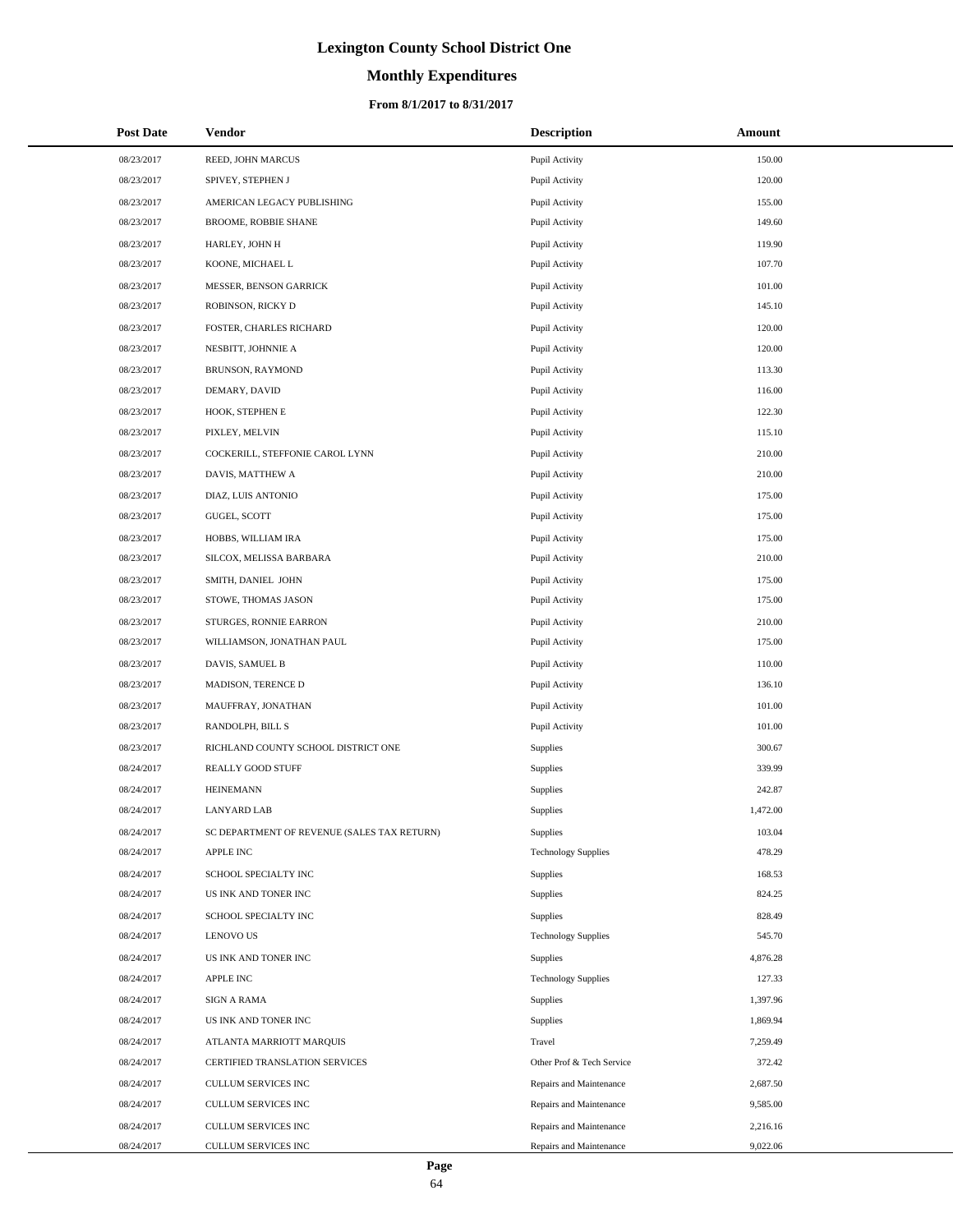# Lexington County School District One

## Monthly Expenditures

### From 8/1/2017 to 8/31/2017

| Post Date | Vendor | Description | Amount |
|---|---|---|---|
| 08/23/2017 | REED, JOHN MARCUS | Pupil Activity | 150.00 |
| 08/23/2017 | SPIVEY, STEPHEN J | Pupil Activity | 120.00 |
| 08/23/2017 | AMERICAN LEGACY PUBLISHING | Pupil Activity | 155.00 |
| 08/23/2017 | BROOME, ROBBIE SHANE | Pupil Activity | 149.60 |
| 08/23/2017 | HARLEY, JOHN H | Pupil Activity | 119.90 |
| 08/23/2017 | KOONE, MICHAEL L | Pupil Activity | 107.70 |
| 08/23/2017 | MESSER, BENSON GARRICK | Pupil Activity | 101.00 |
| 08/23/2017 | ROBINSON, RICKY D | Pupil Activity | 145.10 |
| 08/23/2017 | FOSTER, CHARLES RICHARD | Pupil Activity | 120.00 |
| 08/23/2017 | NESBITT, JOHNNIE A | Pupil Activity | 120.00 |
| 08/23/2017 | BRUNSON, RAYMOND | Pupil Activity | 113.30 |
| 08/23/2017 | DEMARY, DAVID | Pupil Activity | 116.00 |
| 08/23/2017 | HOOK, STEPHEN E | Pupil Activity | 122.30 |
| 08/23/2017 | PIXLEY, MELVIN | Pupil Activity | 115.10 |
| 08/23/2017 | COCKERILL, STEFFONIE CAROL LYNN | Pupil Activity | 210.00 |
| 08/23/2017 | DAVIS, MATTHEW A | Pupil Activity | 210.00 |
| 08/23/2017 | DIAZ, LUIS ANTONIO | Pupil Activity | 175.00 |
| 08/23/2017 | GUGEL, SCOTT | Pupil Activity | 175.00 |
| 08/23/2017 | HOBBS, WILLIAM IRA | Pupil Activity | 175.00 |
| 08/23/2017 | SILCOX, MELISSA BARBARA | Pupil Activity | 210.00 |
| 08/23/2017 | SMITH, DANIEL JOHN | Pupil Activity | 175.00 |
| 08/23/2017 | STOWE, THOMAS JASON | Pupil Activity | 175.00 |
| 08/23/2017 | STURGES, RONNIE EARRON | Pupil Activity | 210.00 |
| 08/23/2017 | WILLIAMSON, JONATHAN PAUL | Pupil Activity | 175.00 |
| 08/23/2017 | DAVIS, SAMUEL B | Pupil Activity | 110.00 |
| 08/23/2017 | MADISON, TERENCE D | Pupil Activity | 136.10 |
| 08/23/2017 | MAUFFRAY, JONATHAN | Pupil Activity | 101.00 |
| 08/23/2017 | RANDOLPH, BILL S | Pupil Activity | 101.00 |
| 08/23/2017 | RICHLAND COUNTY SCHOOL DISTRICT ONE | Supplies | 300.67 |
| 08/24/2017 | REALLY GOOD STUFF | Supplies | 339.99 |
| 08/24/2017 | HEINEMANN | Supplies | 242.87 |
| 08/24/2017 | LANYARD LAB | Supplies | 1,472.00 |
| 08/24/2017 | SC DEPARTMENT OF REVENUE (SALES TAX RETURN) | Supplies | 103.04 |
| 08/24/2017 | APPLE INC | Technology Supplies | 478.29 |
| 08/24/2017 | SCHOOL SPECIALTY INC | Supplies | 168.53 |
| 08/24/2017 | US INK AND TONER INC | Supplies | 824.25 |
| 08/24/2017 | SCHOOL SPECIALTY INC | Supplies | 828.49 |
| 08/24/2017 | LENOVO US | Technology Supplies | 545.70 |
| 08/24/2017 | US INK AND TONER INC | Supplies | 4,876.28 |
| 08/24/2017 | APPLE INC | Technology Supplies | 127.33 |
| 08/24/2017 | SIGN A RAMA | Supplies | 1,397.96 |
| 08/24/2017 | US INK AND TONER INC | Supplies | 1,869.94 |
| 08/24/2017 | ATLANTA MARRIOTT MARQUIS | Travel | 7,259.49 |
| 08/24/2017 | CERTIFIED TRANSLATION SERVICES | Other Prof & Tech Service | 372.42 |
| 08/24/2017 | CULLUM SERVICES INC | Repairs and Maintenance | 2,687.50 |
| 08/24/2017 | CULLUM SERVICES INC | Repairs and Maintenance | 9,585.00 |
| 08/24/2017 | CULLUM SERVICES INC | Repairs and Maintenance | 2,216.16 |
| 08/24/2017 | CULLUM SERVICES INC | Repairs and Maintenance | 9,022.06 |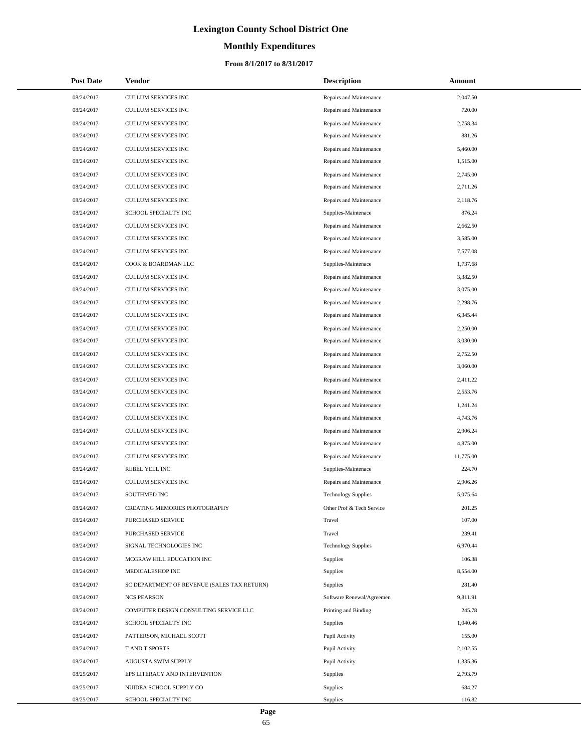# Lexington County School District One

## Monthly Expenditures

### From 8/1/2017 to 8/31/2017

| Post Date | Vendor | Description | Amount |
|---|---|---|---|
| 08/24/2017 | CULLUM SERVICES INC | Repairs and Maintenance | 2,047.50 |
| 08/24/2017 | CULLUM SERVICES INC | Repairs and Maintenance | 720.00 |
| 08/24/2017 | CULLUM SERVICES INC | Repairs and Maintenance | 2,758.34 |
| 08/24/2017 | CULLUM SERVICES INC | Repairs and Maintenance | 881.26 |
| 08/24/2017 | CULLUM SERVICES INC | Repairs and Maintenance | 5,460.00 |
| 08/24/2017 | CULLUM SERVICES INC | Repairs and Maintenance | 1,515.00 |
| 08/24/2017 | CULLUM SERVICES INC | Repairs and Maintenance | 2,745.00 |
| 08/24/2017 | CULLUM SERVICES INC | Repairs and Maintenance | 2,711.26 |
| 08/24/2017 | CULLUM SERVICES INC | Repairs and Maintenance | 2,118.76 |
| 08/24/2017 | SCHOOL SPECIALTY INC | Supplies-Maintenace | 876.24 |
| 08/24/2017 | CULLUM SERVICES INC | Repairs and Maintenance | 2,662.50 |
| 08/24/2017 | CULLUM SERVICES INC | Repairs and Maintenance | 3,585.00 |
| 08/24/2017 | CULLUM SERVICES INC | Repairs and Maintenance | 7,577.08 |
| 08/24/2017 | COOK & BOARDMAN LLC | Supplies-Maintenace | 1,737.68 |
| 08/24/2017 | CULLUM SERVICES INC | Repairs and Maintenance | 3,382.50 |
| 08/24/2017 | CULLUM SERVICES INC | Repairs and Maintenance | 3,075.00 |
| 08/24/2017 | CULLUM SERVICES INC | Repairs and Maintenance | 2,298.76 |
| 08/24/2017 | CULLUM SERVICES INC | Repairs and Maintenance | 6,345.44 |
| 08/24/2017 | CULLUM SERVICES INC | Repairs and Maintenance | 2,250.00 |
| 08/24/2017 | CULLUM SERVICES INC | Repairs and Maintenance | 3,030.00 |
| 08/24/2017 | CULLUM SERVICES INC | Repairs and Maintenance | 2,752.50 |
| 08/24/2017 | CULLUM SERVICES INC | Repairs and Maintenance | 3,060.00 |
| 08/24/2017 | CULLUM SERVICES INC | Repairs and Maintenance | 2,411.22 |
| 08/24/2017 | CULLUM SERVICES INC | Repairs and Maintenance | 2,553.76 |
| 08/24/2017 | CULLUM SERVICES INC | Repairs and Maintenance | 1,241.24 |
| 08/24/2017 | CULLUM SERVICES INC | Repairs and Maintenance | 4,743.76 |
| 08/24/2017 | CULLUM SERVICES INC | Repairs and Maintenance | 2,906.24 |
| 08/24/2017 | CULLUM SERVICES INC | Repairs and Maintenance | 4,875.00 |
| 08/24/2017 | CULLUM SERVICES INC | Repairs and Maintenance | 11,775.00 |
| 08/24/2017 | REBEL YELL INC | Supplies-Maintenace | 224.70 |
| 08/24/2017 | CULLUM SERVICES INC | Repairs and Maintenance | 2,906.26 |
| 08/24/2017 | SOUTHMED INC | Technology Supplies | 5,075.64 |
| 08/24/2017 | CREATING MEMORIES PHOTOGRAPHY | Other Prof & Tech Service | 201.25 |
| 08/24/2017 | PURCHASED SERVICE | Travel | 107.00 |
| 08/24/2017 | PURCHASED SERVICE | Travel | 239.41 |
| 08/24/2017 | SIGNAL TECHNOLOGIES INC | Technology Supplies | 6,970.44 |
| 08/24/2017 | MCGRAW HILL EDUCATION INC | Supplies | 106.38 |
| 08/24/2017 | MEDICALESHOP INC | Supplies | 8,554.00 |
| 08/24/2017 | SC DEPARTMENT OF REVENUE (SALES TAX RETURN) | Supplies | 281.40 |
| 08/24/2017 | NCS PEARSON | Software Renewal/Agreemen | 9,811.91 |
| 08/24/2017 | COMPUTER DESIGN CONSULTING SERVICE LLC | Printing and Binding | 245.78 |
| 08/24/2017 | SCHOOL SPECIALTY INC | Supplies | 1,040.46 |
| 08/24/2017 | PATTERSON, MICHAEL SCOTT | Pupil Activity | 155.00 |
| 08/24/2017 | T AND T SPORTS | Pupil Activity | 2,102.55 |
| 08/24/2017 | AUGUSTA SWIM SUPPLY | Pupil Activity | 1,335.36 |
| 08/25/2017 | EPS LITERACY AND INTERVENTION | Supplies | 2,793.79 |
| 08/25/2017 | NUIDEA SCHOOL SUPPLY CO | Supplies | 684.27 |
| 08/25/2017 | SCHOOL SPECIALTY INC | Supplies | 116.82 |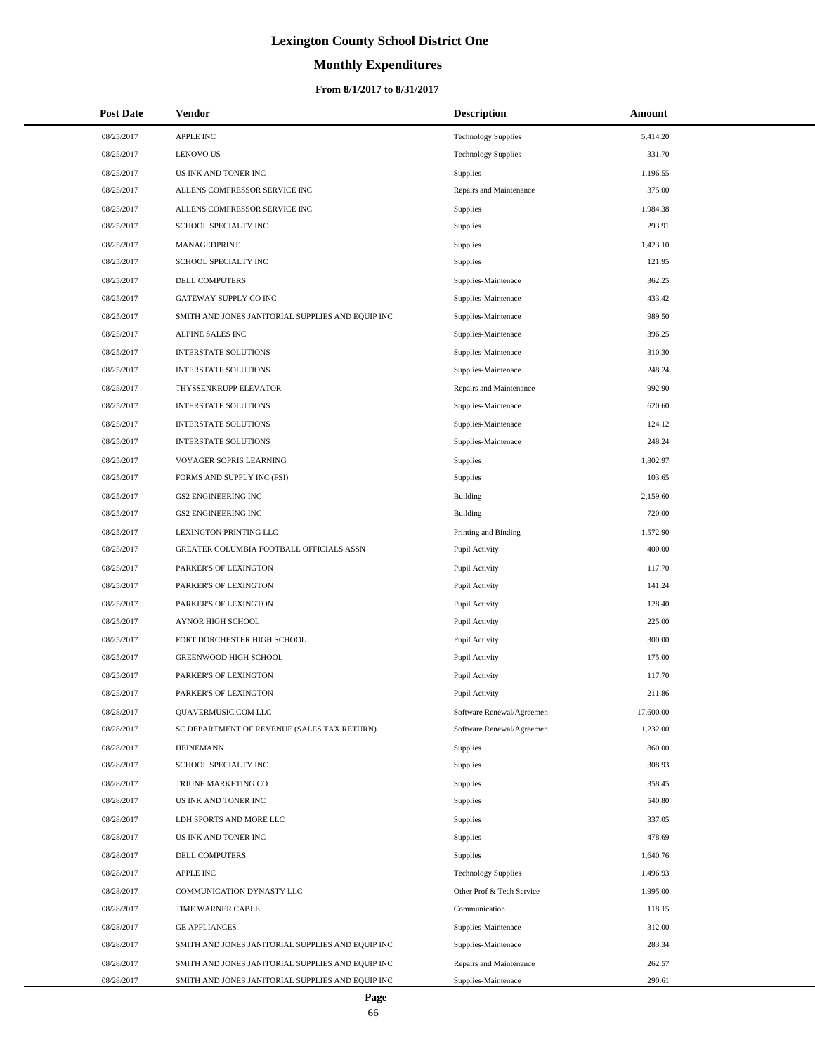# Lexington County School District One

## Monthly Expenditures

### From 8/1/2017 to 8/31/2017

| Post Date | Vendor | Description | Amount |
|---|---|---|---|
| 08/25/2017 | APPLE INC | Technology Supplies | 5,414.20 |
| 08/25/2017 | LENOVO US | Technology Supplies | 331.70 |
| 08/25/2017 | US INK AND TONER INC | Supplies | 1,196.55 |
| 08/25/2017 | ALLENS COMPRESSOR SERVICE INC | Repairs and Maintenance | 375.00 |
| 08/25/2017 | ALLENS COMPRESSOR SERVICE INC | Supplies | 1,984.38 |
| 08/25/2017 | SCHOOL SPECIALTY INC | Supplies | 293.91 |
| 08/25/2017 | MANAGEDPRINT | Supplies | 1,423.10 |
| 08/25/2017 | SCHOOL SPECIALTY INC | Supplies | 121.95 |
| 08/25/2017 | DELL COMPUTERS | Supplies-Maintenace | 362.25 |
| 08/25/2017 | GATEWAY SUPPLY CO INC | Supplies-Maintenace | 433.42 |
| 08/25/2017 | SMITH AND JONES JANITORIAL SUPPLIES AND EQUIP INC | Supplies-Maintenace | 989.50 |
| 08/25/2017 | ALPINE SALES INC | Supplies-Maintenace | 396.25 |
| 08/25/2017 | INTERSTATE SOLUTIONS | Supplies-Maintenace | 310.30 |
| 08/25/2017 | INTERSTATE SOLUTIONS | Supplies-Maintenace | 248.24 |
| 08/25/2017 | THYSSENKRUPP ELEVATOR | Repairs and Maintenance | 992.90 |
| 08/25/2017 | INTERSTATE SOLUTIONS | Supplies-Maintenace | 620.60 |
| 08/25/2017 | INTERSTATE SOLUTIONS | Supplies-Maintenace | 124.12 |
| 08/25/2017 | INTERSTATE SOLUTIONS | Supplies-Maintenace | 248.24 |
| 08/25/2017 | VOYAGER SOPRIS LEARNING | Supplies | 1,802.97 |
| 08/25/2017 | FORMS AND SUPPLY INC (FSI) | Supplies | 103.65 |
| 08/25/2017 | GS2 ENGINEERING INC | Building | 2,159.60 |
| 08/25/2017 | GS2 ENGINEERING INC | Building | 720.00 |
| 08/25/2017 | LEXINGTON PRINTING LLC | Printing and Binding | 1,572.90 |
| 08/25/2017 | GREATER COLUMBIA FOOTBALL OFFICIALS ASSN | Pupil Activity | 400.00 |
| 08/25/2017 | PARKER'S OF LEXINGTON | Pupil Activity | 117.70 |
| 08/25/2017 | PARKER'S OF LEXINGTON | Pupil Activity | 141.24 |
| 08/25/2017 | PARKER'S OF LEXINGTON | Pupil Activity | 128.40 |
| 08/25/2017 | AYNOR HIGH SCHOOL | Pupil Activity | 225.00 |
| 08/25/2017 | FORT DORCHESTER HIGH SCHOOL | Pupil Activity | 300.00 |
| 08/25/2017 | GREENWOOD HIGH SCHOOL | Pupil Activity | 175.00 |
| 08/25/2017 | PARKER'S OF LEXINGTON | Pupil Activity | 117.70 |
| 08/25/2017 | PARKER'S OF LEXINGTON | Pupil Activity | 211.86 |
| 08/28/2017 | QUAVERMUSIC.COM LLC | Software Renewal/Agreemen | 17,600.00 |
| 08/28/2017 | SC DEPARTMENT OF REVENUE (SALES TAX RETURN) | Software Renewal/Agreemen | 1,232.00 |
| 08/28/2017 | HEINEMANN | Supplies | 860.00 |
| 08/28/2017 | SCHOOL SPECIALTY INC | Supplies | 308.93 |
| 08/28/2017 | TRIUNE MARKETING CO | Supplies | 358.45 |
| 08/28/2017 | US INK AND TONER INC | Supplies | 540.80 |
| 08/28/2017 | LDH SPORTS AND MORE LLC | Supplies | 337.05 |
| 08/28/2017 | US INK AND TONER INC | Supplies | 478.69 |
| 08/28/2017 | DELL COMPUTERS | Supplies | 1,640.76 |
| 08/28/2017 | APPLE INC | Technology Supplies | 1,496.93 |
| 08/28/2017 | COMMUNICATION DYNASTY LLC | Other Prof & Tech Service | 1,995.00 |
| 08/28/2017 | TIME WARNER CABLE | Communication | 118.15 |
| 08/28/2017 | GE APPLIANCES | Supplies-Maintenace | 312.00 |
| 08/28/2017 | SMITH AND JONES JANITORIAL SUPPLIES AND EQUIP INC | Supplies-Maintenace | 283.34 |
| 08/28/2017 | SMITH AND JONES JANITORIAL SUPPLIES AND EQUIP INC | Repairs and Maintenance | 262.57 |
| 08/28/2017 | SMITH AND JONES JANITORIAL SUPPLIES AND EQUIP INC | Supplies-Maintenace | 290.61 |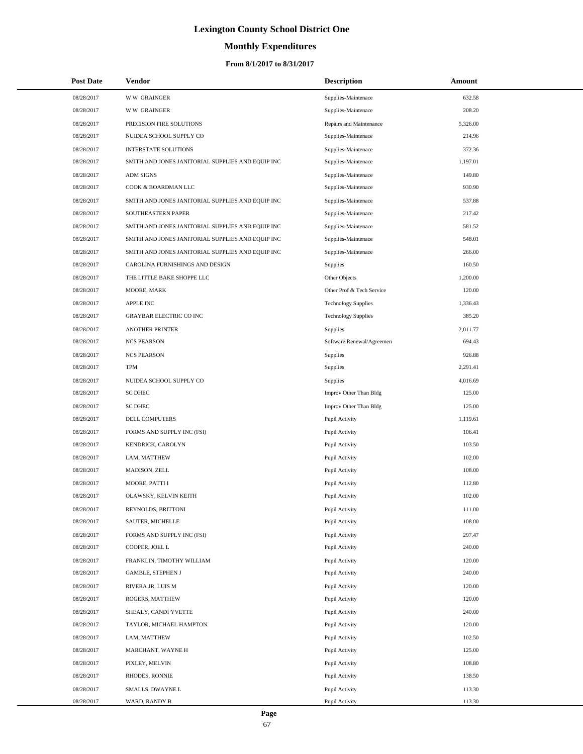# Lexington County School District One

## Monthly Expenditures

### From 8/1/2017 to 8/31/2017

| Post Date | Vendor | Description | Amount |
|---|---|---|---|
| 08/28/2017 | W W GRAINGER | Supplies-Maintenace | 632.58 |
| 08/28/2017 | W W GRAINGER | Supplies-Maintenace | 208.20 |
| 08/28/2017 | PRECISION FIRE SOLUTIONS | Repairs and Maintenance | 5,326.00 |
| 08/28/2017 | NUIDEA SCHOOL SUPPLY CO | Supplies-Maintenace | 214.96 |
| 08/28/2017 | INTERSTATE SOLUTIONS | Supplies-Maintenace | 372.36 |
| 08/28/2017 | SMITH AND JONES JANITORIAL SUPPLIES AND EQUIP INC | Supplies-Maintenace | 1,197.01 |
| 08/28/2017 | ADM SIGNS | Supplies-Maintenace | 149.80 |
| 08/28/2017 | COOK & BOARDMAN LLC | Supplies-Maintenace | 930.90 |
| 08/28/2017 | SMITH AND JONES JANITORIAL SUPPLIES AND EQUIP INC | Supplies-Maintenace | 537.88 |
| 08/28/2017 | SOUTHEASTERN PAPER | Supplies-Maintenace | 217.42 |
| 08/28/2017 | SMITH AND JONES JANITORIAL SUPPLIES AND EQUIP INC | Supplies-Maintenace | 581.52 |
| 08/28/2017 | SMITH AND JONES JANITORIAL SUPPLIES AND EQUIP INC | Supplies-Maintenace | 548.01 |
| 08/28/2017 | SMITH AND JONES JANITORIAL SUPPLIES AND EQUIP INC | Supplies-Maintenace | 266.00 |
| 08/28/2017 | CAROLINA FURNISHINGS AND DESIGN | Supplies | 160.50 |
| 08/28/2017 | THE LITTLE BAKE SHOPPE LLC | Other Objects | 1,200.00 |
| 08/28/2017 | MOORE, MARK | Other Prof & Tech Service | 120.00 |
| 08/28/2017 | APPLE INC | Technology Supplies | 1,336.43 |
| 08/28/2017 | GRAYBAR ELECTRIC CO INC | Technology Supplies | 385.20 |
| 08/28/2017 | ANOTHER PRINTER | Supplies | 2,011.77 |
| 08/28/2017 | NCS PEARSON | Software Renewal/Agreemen | 694.43 |
| 08/28/2017 | NCS PEARSON | Supplies | 926.88 |
| 08/28/2017 | TPM | Supplies | 2,291.41 |
| 08/28/2017 | NUIDEA SCHOOL SUPPLY CO | Supplies | 4,016.69 |
| 08/28/2017 | SC DHEC | Improv Other Than Bldg | 125.00 |
| 08/28/2017 | SC DHEC | Improv Other Than Bldg | 125.00 |
| 08/28/2017 | DELL COMPUTERS | Pupil Activity | 1,119.61 |
| 08/28/2017 | FORMS AND SUPPLY INC (FSI) | Pupil Activity | 106.41 |
| 08/28/2017 | KENDRICK, CAROLYN | Pupil Activity | 103.50 |
| 08/28/2017 | LAM, MATTHEW | Pupil Activity | 102.00 |
| 08/28/2017 | MADISON, ZELL | Pupil Activity | 108.00 |
| 08/28/2017 | MOORE, PATTI I | Pupil Activity | 112.80 |
| 08/28/2017 | OLAWSKY, KELVIN KEITH | Pupil Activity | 102.00 |
| 08/28/2017 | REYNOLDS, BRITTONI | Pupil Activity | 111.00 |
| 08/28/2017 | SAUTER, MICHELLE | Pupil Activity | 108.00 |
| 08/28/2017 | FORMS AND SUPPLY INC (FSI) | Pupil Activity | 297.47 |
| 08/28/2017 | COOPER, JOEL L | Pupil Activity | 240.00 |
| 08/28/2017 | FRANKLIN, TIMOTHY WILLIAM | Pupil Activity | 120.00 |
| 08/28/2017 | GAMBLE, STEPHEN J | Pupil Activity | 240.00 |
| 08/28/2017 | RIVERA JR, LUIS M | Pupil Activity | 120.00 |
| 08/28/2017 | ROGERS, MATTHEW | Pupil Activity | 120.00 |
| 08/28/2017 | SHEALY, CANDI YVETTE | Pupil Activity | 240.00 |
| 08/28/2017 | TAYLOR, MICHAEL HAMPTON | Pupil Activity | 120.00 |
| 08/28/2017 | LAM, MATTHEW | Pupil Activity | 102.50 |
| 08/28/2017 | MARCHANT, WAYNE H | Pupil Activity | 125.00 |
| 08/28/2017 | PIXLEY, MELVIN | Pupil Activity | 108.80 |
| 08/28/2017 | RHODES, RONNIE | Pupil Activity | 138.50 |
| 08/28/2017 | SMALLS, DWAYNE L | Pupil Activity | 113.30 |
| 08/28/2017 | WARD, RANDY B | Pupil Activity | 113.30 |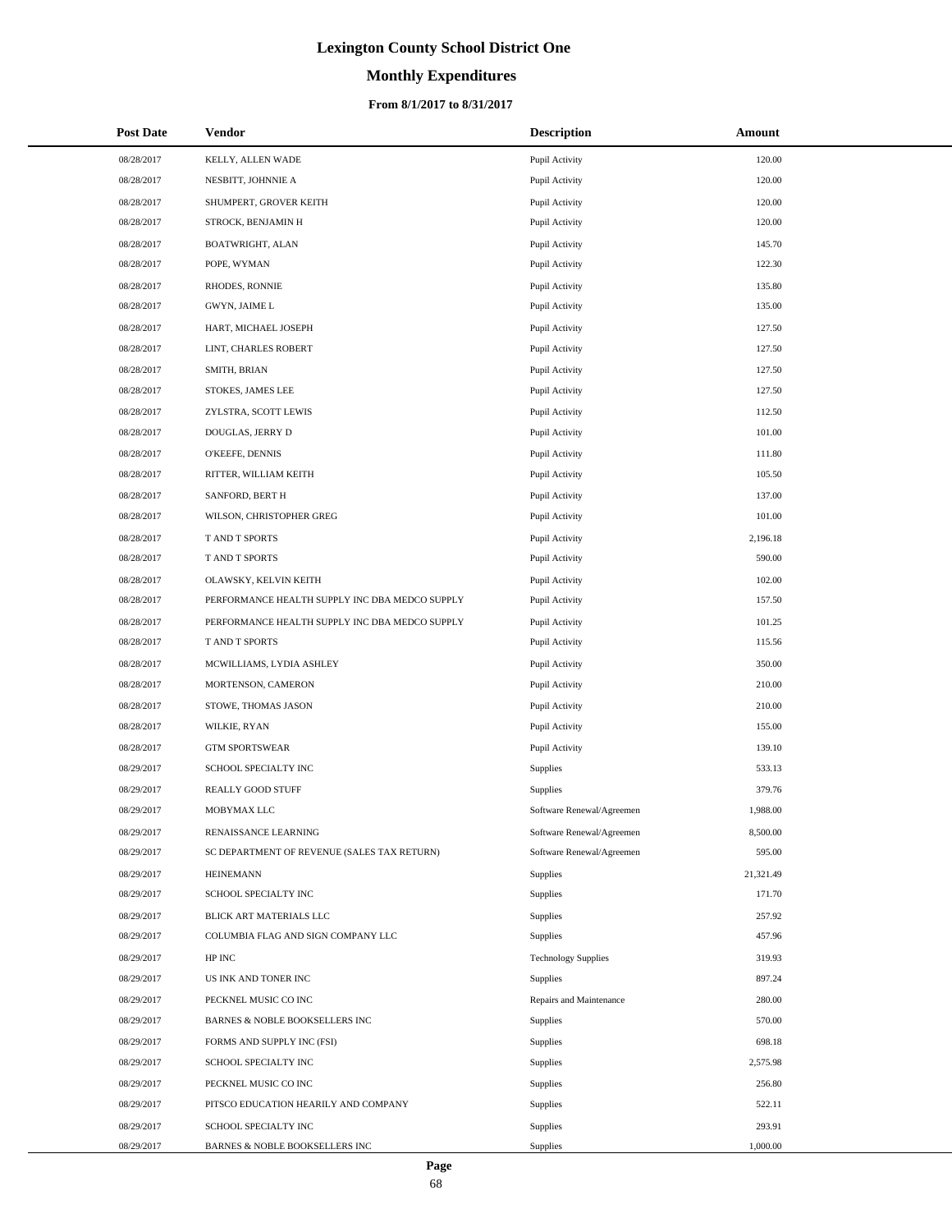# Lexington County School District One

## Monthly Expenditures

### From 8/1/2017 to 8/31/2017

| Post Date | Vendor | Description | Amount |
|---|---|---|---|
| 08/28/2017 | KELLY, ALLEN WADE | Pupil Activity | 120.00 |
| 08/28/2017 | NESBITT, JOHNNIE A | Pupil Activity | 120.00 |
| 08/28/2017 | SHUMPERT, GROVER KEITH | Pupil Activity | 120.00 |
| 08/28/2017 | STROCK, BENJAMIN H | Pupil Activity | 120.00 |
| 08/28/2017 | BOATWRIGHT, ALAN | Pupil Activity | 145.70 |
| 08/28/2017 | POPE, WYMAN | Pupil Activity | 122.30 |
| 08/28/2017 | RHODES, RONNIE | Pupil Activity | 135.80 |
| 08/28/2017 | GWYN, JAIME L | Pupil Activity | 135.00 |
| 08/28/2017 | HART, MICHAEL JOSEPH | Pupil Activity | 127.50 |
| 08/28/2017 | LINT, CHARLES ROBERT | Pupil Activity | 127.50 |
| 08/28/2017 | SMITH, BRIAN | Pupil Activity | 127.50 |
| 08/28/2017 | STOKES, JAMES LEE | Pupil Activity | 127.50 |
| 08/28/2017 | ZYLSTRA, SCOTT LEWIS | Pupil Activity | 112.50 |
| 08/28/2017 | DOUGLAS, JERRY D | Pupil Activity | 101.00 |
| 08/28/2017 | O'KEEFE, DENNIS | Pupil Activity | 111.80 |
| 08/28/2017 | RITTER, WILLIAM KEITH | Pupil Activity | 105.50 |
| 08/28/2017 | SANFORD, BERT H | Pupil Activity | 137.00 |
| 08/28/2017 | WILSON, CHRISTOPHER GREG | Pupil Activity | 101.00 |
| 08/28/2017 | T AND T SPORTS | Pupil Activity | 2,196.18 |
| 08/28/2017 | T AND T SPORTS | Pupil Activity | 590.00 |
| 08/28/2017 | OLAWSKY, KELVIN KEITH | Pupil Activity | 102.00 |
| 08/28/2017 | PERFORMANCE HEALTH SUPPLY INC DBA MEDCO SUPPLY | Pupil Activity | 157.50 |
| 08/28/2017 | PERFORMANCE HEALTH SUPPLY INC DBA MEDCO SUPPLY | Pupil Activity | 101.25 |
| 08/28/2017 | T AND T SPORTS | Pupil Activity | 115.56 |
| 08/28/2017 | MCWILLIAMS, LYDIA ASHLEY | Pupil Activity | 350.00 |
| 08/28/2017 | MORTENSON, CAMERON | Pupil Activity | 210.00 |
| 08/28/2017 | STOWE, THOMAS JASON | Pupil Activity | 210.00 |
| 08/28/2017 | WILKIE, RYAN | Pupil Activity | 155.00 |
| 08/28/2017 | GTM SPORTSWEAR | Pupil Activity | 139.10 |
| 08/29/2017 | SCHOOL SPECIALTY INC | Supplies | 533.13 |
| 08/29/2017 | REALLY GOOD STUFF | Supplies | 379.76 |
| 08/29/2017 | MOBYMAX LLC | Software Renewal/Agreemen | 1,988.00 |
| 08/29/2017 | RENAISSANCE LEARNING | Software Renewal/Agreemen | 8,500.00 |
| 08/29/2017 | SC DEPARTMENT OF REVENUE (SALES TAX RETURN) | Software Renewal/Agreemen | 595.00 |
| 08/29/2017 | HEINEMANN | Supplies | 21,321.49 |
| 08/29/2017 | SCHOOL SPECIALTY INC | Supplies | 171.70 |
| 08/29/2017 | BLICK ART MATERIALS LLC | Supplies | 257.92 |
| 08/29/2017 | COLUMBIA FLAG AND SIGN COMPANY LLC | Supplies | 457.96 |
| 08/29/2017 | HP INC | Technology Supplies | 319.93 |
| 08/29/2017 | US INK AND TONER INC | Supplies | 897.24 |
| 08/29/2017 | PECKNEL MUSIC CO INC | Repairs and Maintenance | 280.00 |
| 08/29/2017 | BARNES & NOBLE BOOKSELLERS INC | Supplies | 570.00 |
| 08/29/2017 | FORMS AND SUPPLY INC (FSI) | Supplies | 698.18 |
| 08/29/2017 | SCHOOL SPECIALTY INC | Supplies | 2,575.98 |
| 08/29/2017 | PECKNEL MUSIC CO INC | Supplies | 256.80 |
| 08/29/2017 | PITSCO EDUCATION HEARILY AND COMPANY | Supplies | 522.11 |
| 08/29/2017 | SCHOOL SPECIALTY INC | Supplies | 293.91 |
| 08/29/2017 | BARNES & NOBLE BOOKSELLERS INC | Supplies | 1,000.00 |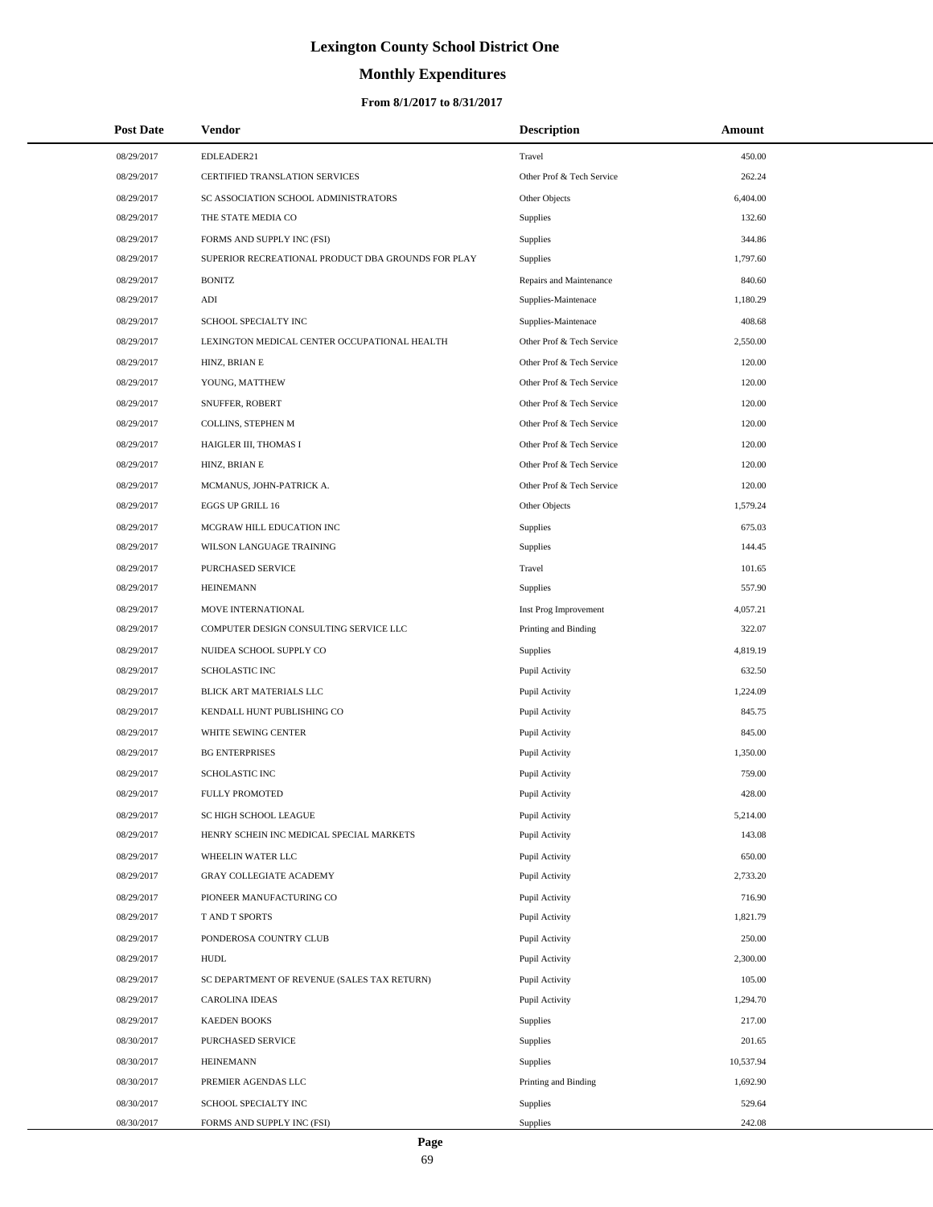# Lexington County School District One

## Monthly Expenditures

### From 8/1/2017 to 8/31/2017

| Post Date | Vendor | Description | Amount |
|---|---|---|---|
| 08/29/2017 | EDLEADER21 | Travel | 450.00 |
| 08/29/2017 | CERTIFIED TRANSLATION SERVICES | Other Prof & Tech Service | 262.24 |
| 08/29/2017 | SC ASSOCIATION SCHOOL ADMINISTRATORS | Other Objects | 6,404.00 |
| 08/29/2017 | THE STATE MEDIA CO | Supplies | 132.60 |
| 08/29/2017 | FORMS AND SUPPLY INC (FSI) | Supplies | 344.86 |
| 08/29/2017 | SUPERIOR RECREATIONAL PRODUCT DBA GROUNDS FOR PLAY | Supplies | 1,797.60 |
| 08/29/2017 | BONITZ | Repairs and Maintenance | 840.60 |
| 08/29/2017 | ADI | Supplies-Maintenace | 1,180.29 |
| 08/29/2017 | SCHOOL SPECIALTY INC | Supplies-Maintenace | 408.68 |
| 08/29/2017 | LEXINGTON MEDICAL CENTER OCCUPATIONAL HEALTH | Other Prof & Tech Service | 2,550.00 |
| 08/29/2017 | HINZ, BRIAN E | Other Prof & Tech Service | 120.00 |
| 08/29/2017 | YOUNG, MATTHEW | Other Prof & Tech Service | 120.00 |
| 08/29/2017 | SNUFFER, ROBERT | Other Prof & Tech Service | 120.00 |
| 08/29/2017 | COLLINS, STEPHEN M | Other Prof & Tech Service | 120.00 |
| 08/29/2017 | HAIGLER III, THOMAS I | Other Prof & Tech Service | 120.00 |
| 08/29/2017 | HINZ, BRIAN E | Other Prof & Tech Service | 120.00 |
| 08/29/2017 | MCMANUS, JOHN-PATRICK A. | Other Prof & Tech Service | 120.00 |
| 08/29/2017 | EGGS UP GRILL 16 | Other Objects | 1,579.24 |
| 08/29/2017 | MCGRAW HILL EDUCATION INC | Supplies | 675.03 |
| 08/29/2017 | WILSON LANGUAGE TRAINING | Supplies | 144.45 |
| 08/29/2017 | PURCHASED SERVICE | Travel | 101.65 |
| 08/29/2017 | HEINEMANN | Supplies | 557.90 |
| 08/29/2017 | MOVE INTERNATIONAL | Inst Prog Improvement | 4,057.21 |
| 08/29/2017 | COMPUTER DESIGN CONSULTING SERVICE LLC | Printing and Binding | 322.07 |
| 08/29/2017 | NUIDEA SCHOOL SUPPLY CO | Supplies | 4,819.19 |
| 08/29/2017 | SCHOLASTIC INC | Pupil Activity | 632.50 |
| 08/29/2017 | BLICK ART MATERIALS LLC | Pupil Activity | 1,224.09 |
| 08/29/2017 | KENDALL HUNT PUBLISHING CO | Pupil Activity | 845.75 |
| 08/29/2017 | WHITE SEWING CENTER | Pupil Activity | 845.00 |
| 08/29/2017 | BG ENTERPRISES | Pupil Activity | 1,350.00 |
| 08/29/2017 | SCHOLASTIC INC | Pupil Activity | 759.00 |
| 08/29/2017 | FULLY PROMOTED | Pupil Activity | 428.00 |
| 08/29/2017 | SC HIGH SCHOOL LEAGUE | Pupil Activity | 5,214.00 |
| 08/29/2017 | HENRY SCHEIN INC MEDICAL SPECIAL MARKETS | Pupil Activity | 143.08 |
| 08/29/2017 | WHEELIN WATER LLC | Pupil Activity | 650.00 |
| 08/29/2017 | GRAY COLLEGIATE ACADEMY | Pupil Activity | 2,733.20 |
| 08/29/2017 | PIONEER MANUFACTURING CO | Pupil Activity | 716.90 |
| 08/29/2017 | T AND T SPORTS | Pupil Activity | 1,821.79 |
| 08/29/2017 | PONDEROSA COUNTRY CLUB | Pupil Activity | 250.00 |
| 08/29/2017 | HUDL | Pupil Activity | 2,300.00 |
| 08/29/2017 | SC DEPARTMENT OF REVENUE (SALES TAX RETURN) | Pupil Activity | 105.00 |
| 08/29/2017 | CAROLINA IDEAS | Pupil Activity | 1,294.70 |
| 08/29/2017 | KAEDEN BOOKS | Supplies | 217.00 |
| 08/30/2017 | PURCHASED SERVICE | Supplies | 201.65 |
| 08/30/2017 | HEINEMANN | Supplies | 10,537.94 |
| 08/30/2017 | PREMIER AGENDAS LLC | Printing and Binding | 1,692.90 |
| 08/30/2017 | SCHOOL SPECIALTY INC | Supplies | 529.64 |
| 08/30/2017 | FORMS AND SUPPLY INC (FSI) | Supplies | 242.08 |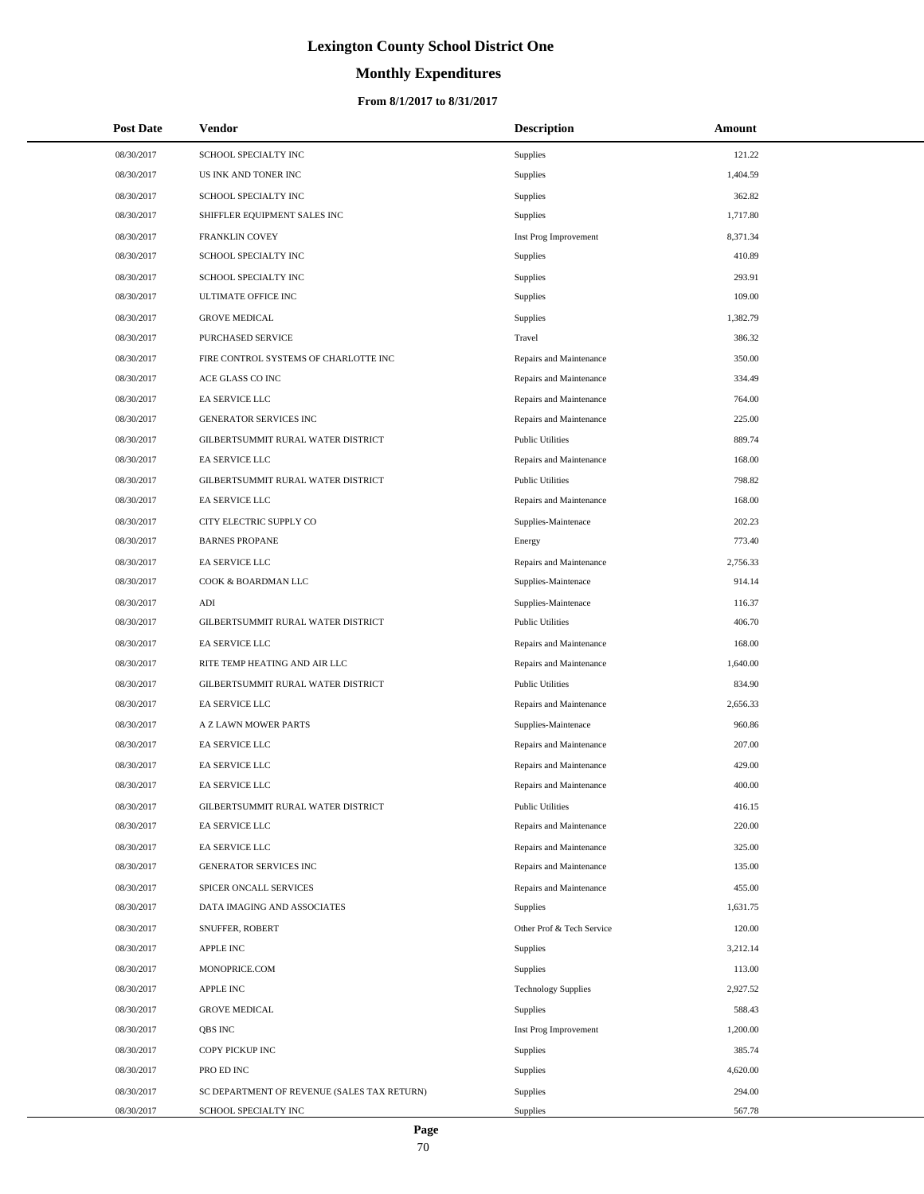# Lexington County School District One

## Monthly Expenditures

### From 8/1/2017 to 8/31/2017

| Post Date | Vendor | Description | Amount |
|---|---|---|---|
| 08/30/2017 | SCHOOL SPECIALTY INC | Supplies | 121.22 |
| 08/30/2017 | US INK AND TONER INC | Supplies | 1,404.59 |
| 08/30/2017 | SCHOOL SPECIALTY INC | Supplies | 362.82 |
| 08/30/2017 | SHIFFLER EQUIPMENT SALES INC | Supplies | 1,717.80 |
| 08/30/2017 | FRANKLIN COVEY | Inst Prog Improvement | 8,371.34 |
| 08/30/2017 | SCHOOL SPECIALTY INC | Supplies | 410.89 |
| 08/30/2017 | SCHOOL SPECIALTY INC | Supplies | 293.91 |
| 08/30/2017 | ULTIMATE OFFICE INC | Supplies | 109.00 |
| 08/30/2017 | GROVE MEDICAL | Supplies | 1,382.79 |
| 08/30/2017 | PURCHASED SERVICE | Travel | 386.32 |
| 08/30/2017 | FIRE CONTROL SYSTEMS OF CHARLOTTE INC | Repairs and Maintenance | 350.00 |
| 08/30/2017 | ACE GLASS CO INC | Repairs and Maintenance | 334.49 |
| 08/30/2017 | EA SERVICE LLC | Repairs and Maintenance | 764.00 |
| 08/30/2017 | GENERATOR SERVICES INC | Repairs and Maintenance | 225.00 |
| 08/30/2017 | GILBERTSUMMIT RURAL WATER DISTRICT | Public Utilities | 889.74 |
| 08/30/2017 | EA SERVICE LLC | Repairs and Maintenance | 168.00 |
| 08/30/2017 | GILBERTSUMMIT RURAL WATER DISTRICT | Public Utilities | 798.82 |
| 08/30/2017 | EA SERVICE LLC | Repairs and Maintenance | 168.00 |
| 08/30/2017 | CITY ELECTRIC SUPPLY CO | Supplies-Maintenace | 202.23 |
| 08/30/2017 | BARNES PROPANE | Energy | 773.40 |
| 08/30/2017 | EA SERVICE LLC | Repairs and Maintenance | 2,756.33 |
| 08/30/2017 | COOK & BOARDMAN LLC | Supplies-Maintenace | 914.14 |
| 08/30/2017 | ADI | Supplies-Maintenace | 116.37 |
| 08/30/2017 | GILBERTSUMMIT RURAL WATER DISTRICT | Public Utilities | 406.70 |
| 08/30/2017 | EA SERVICE LLC | Repairs and Maintenance | 168.00 |
| 08/30/2017 | RITE TEMP HEATING AND AIR LLC | Repairs and Maintenance | 1,640.00 |
| 08/30/2017 | GILBERTSUMMIT RURAL WATER DISTRICT | Public Utilities | 834.90 |
| 08/30/2017 | EA SERVICE LLC | Repairs and Maintenance | 2,656.33 |
| 08/30/2017 | A Z LAWN MOWER PARTS | Supplies-Maintenace | 960.86 |
| 08/30/2017 | EA SERVICE LLC | Repairs and Maintenance | 207.00 |
| 08/30/2017 | EA SERVICE LLC | Repairs and Maintenance | 429.00 |
| 08/30/2017 | EA SERVICE LLC | Repairs and Maintenance | 400.00 |
| 08/30/2017 | GILBERTSUMMIT RURAL WATER DISTRICT | Public Utilities | 416.15 |
| 08/30/2017 | EA SERVICE LLC | Repairs and Maintenance | 220.00 |
| 08/30/2017 | EA SERVICE LLC | Repairs and Maintenance | 325.00 |
| 08/30/2017 | GENERATOR SERVICES INC | Repairs and Maintenance | 135.00 |
| 08/30/2017 | SPICER ONCALL SERVICES | Repairs and Maintenance | 455.00 |
| 08/30/2017 | DATA IMAGING AND ASSOCIATES | Supplies | 1,631.75 |
| 08/30/2017 | SNUFFER, ROBERT | Other Prof & Tech Service | 120.00 |
| 08/30/2017 | APPLE INC | Supplies | 3,212.14 |
| 08/30/2017 | MONOPRICE.COM | Supplies | 113.00 |
| 08/30/2017 | APPLE INC | Technology Supplies | 2,927.52 |
| 08/30/2017 | GROVE MEDICAL | Supplies | 588.43 |
| 08/30/2017 | QBS INC | Inst Prog Improvement | 1,200.00 |
| 08/30/2017 | COPY PICKUP INC | Supplies | 385.74 |
| 08/30/2017 | PRO ED INC | Supplies | 4,620.00 |
| 08/30/2017 | SC DEPARTMENT OF REVENUE (SALES TAX RETURN) | Supplies | 294.00 |
| 08/30/2017 | SCHOOL SPECIALTY INC | Supplies | 567.78 |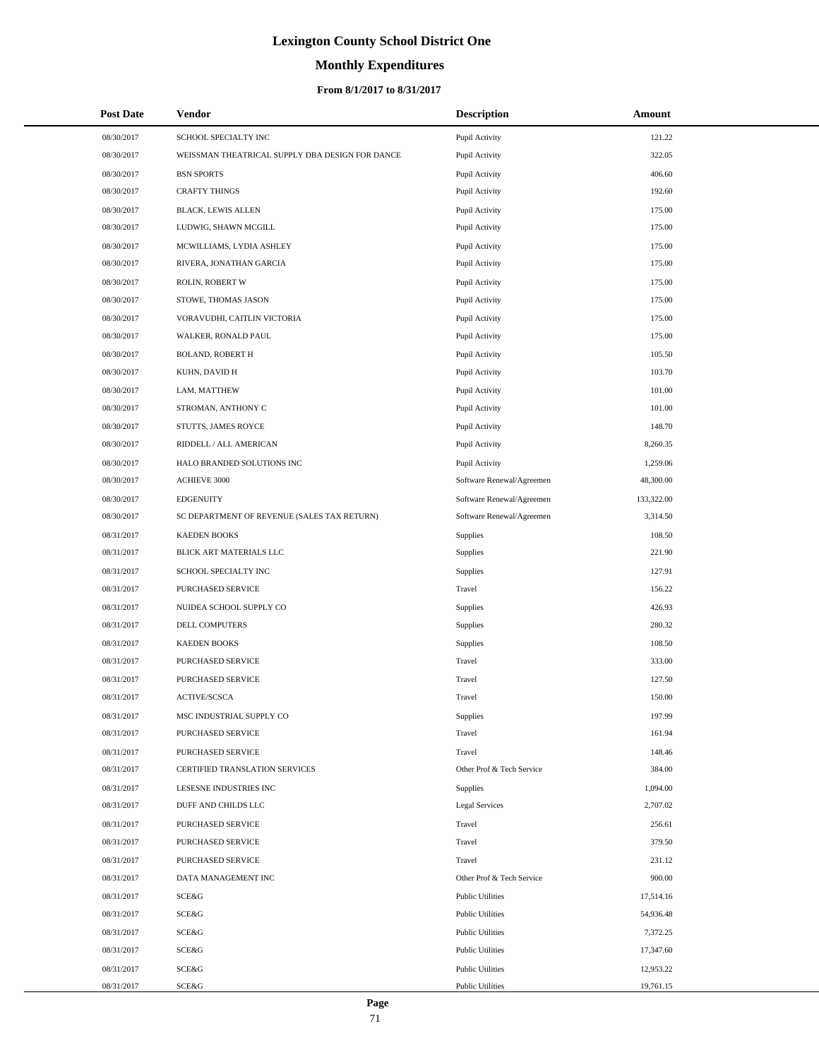# Lexington County School District One

## Monthly Expenditures

### From 8/1/2017 to 8/31/2017

| Post Date | Vendor | Description | Amount |
|---|---|---|---|
| 08/30/2017 | SCHOOL SPECIALTY INC | Pupil Activity | 121.22 |
| 08/30/2017 | WEISSMAN THEATRICAL SUPPLY DBA DESIGN FOR DANCE | Pupil Activity | 322.05 |
| 08/30/2017 | BSN SPORTS | Pupil Activity | 406.60 |
| 08/30/2017 | CRAFTY THINGS | Pupil Activity | 192.60 |
| 08/30/2017 | BLACK, LEWIS ALLEN | Pupil Activity | 175.00 |
| 08/30/2017 | LUDWIG, SHAWN MCGILL | Pupil Activity | 175.00 |
| 08/30/2017 | MCWILLIAMS, LYDIA ASHLEY | Pupil Activity | 175.00 |
| 08/30/2017 | RIVERA, JONATHAN GARCIA | Pupil Activity | 175.00 |
| 08/30/2017 | ROLIN, ROBERT W | Pupil Activity | 175.00 |
| 08/30/2017 | STOWE, THOMAS JASON | Pupil Activity | 175.00 |
| 08/30/2017 | VORAVUDHI, CAITLIN VICTORIA | Pupil Activity | 175.00 |
| 08/30/2017 | WALKER, RONALD PAUL | Pupil Activity | 175.00 |
| 08/30/2017 | BOLAND, ROBERT H | Pupil Activity | 105.50 |
| 08/30/2017 | KUHN, DAVID H | Pupil Activity | 103.70 |
| 08/30/2017 | LAM, MATTHEW | Pupil Activity | 101.00 |
| 08/30/2017 | STROMAN, ANTHONY C | Pupil Activity | 101.00 |
| 08/30/2017 | STUTTS, JAMES ROYCE | Pupil Activity | 148.70 |
| 08/30/2017 | RIDDELL / ALL AMERICAN | Pupil Activity | 8,260.35 |
| 08/30/2017 | HALO BRANDED SOLUTIONS INC | Pupil Activity | 1,259.06 |
| 08/30/2017 | ACHIEVE 3000 | Software Renewal/Agreemen | 48,300.00 |
| 08/30/2017 | EDGENUITY | Software Renewal/Agreemen | 133,322.00 |
| 08/30/2017 | SC DEPARTMENT OF REVENUE (SALES TAX RETURN) | Software Renewal/Agreemen | 3,314.50 |
| 08/31/2017 | KAEDEN BOOKS | Supplies | 108.50 |
| 08/31/2017 | BLICK ART MATERIALS LLC | Supplies | 221.90 |
| 08/31/2017 | SCHOOL SPECIALTY INC | Supplies | 127.91 |
| 08/31/2017 | PURCHASED SERVICE | Travel | 156.22 |
| 08/31/2017 | NUIDEA SCHOOL SUPPLY CO | Supplies | 426.93 |
| 08/31/2017 | DELL COMPUTERS | Supplies | 280.32 |
| 08/31/2017 | KAEDEN BOOKS | Supplies | 108.50 |
| 08/31/2017 | PURCHASED SERVICE | Travel | 333.00 |
| 08/31/2017 | PURCHASED SERVICE | Travel | 127.50 |
| 08/31/2017 | ACTIVE/SCSCA | Travel | 150.00 |
| 08/31/2017 | MSC INDUSTRIAL SUPPLY CO | Supplies | 197.99 |
| 08/31/2017 | PURCHASED SERVICE | Travel | 161.94 |
| 08/31/2017 | PURCHASED SERVICE | Travel | 148.46 |
| 08/31/2017 | CERTIFIED TRANSLATION SERVICES | Other Prof & Tech Service | 384.00 |
| 08/31/2017 | LESESNE INDUSTRIES INC | Supplies | 1,094.00 |
| 08/31/2017 | DUFF AND CHILDS LLC | Legal Services | 2,707.02 |
| 08/31/2017 | PURCHASED SERVICE | Travel | 256.61 |
| 08/31/2017 | PURCHASED SERVICE | Travel | 379.50 |
| 08/31/2017 | PURCHASED SERVICE | Travel | 231.12 |
| 08/31/2017 | DATA MANAGEMENT INC | Other Prof & Tech Service | 900.00 |
| 08/31/2017 | SCE&G | Public Utilities | 17,514.16 |
| 08/31/2017 | SCE&G | Public Utilities | 54,936.48 |
| 08/31/2017 | SCE&G | Public Utilities | 7,372.25 |
| 08/31/2017 | SCE&G | Public Utilities | 17,347.60 |
| 08/31/2017 | SCE&G | Public Utilities | 12,953.22 |
| 08/31/2017 | SCE&G | Public Utilities | 19,761.15 |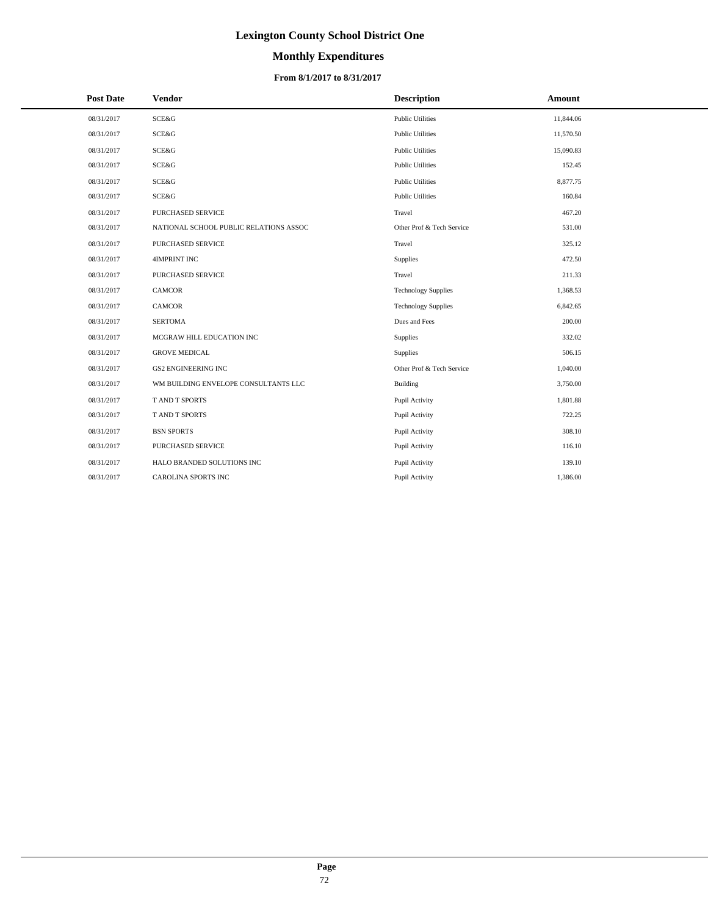# Lexington County School District One

## Monthly Expenditures

### From 8/1/2017 to 8/31/2017

| Post Date | Vendor | Description | Amount |
|---|---|---|---|
| 08/31/2017 | SCE&G | Public Utilities | 11,844.06 |
| 08/31/2017 | SCE&G | Public Utilities | 11,570.50 |
| 08/31/2017 | SCE&G | Public Utilities | 15,090.83 |
| 08/31/2017 | SCE&G | Public Utilities | 152.45 |
| 08/31/2017 | SCE&G | Public Utilities | 8,877.75 |
| 08/31/2017 | SCE&G | Public Utilities | 160.84 |
| 08/31/2017 | PURCHASED SERVICE | Travel | 467.20 |
| 08/31/2017 | NATIONAL SCHOOL PUBLIC RELATIONS ASSOC | Other Prof & Tech Service | 531.00 |
| 08/31/2017 | PURCHASED SERVICE | Travel | 325.12 |
| 08/31/2017 | 4IMPRINT INC | Supplies | 472.50 |
| 08/31/2017 | PURCHASED SERVICE | Travel | 211.33 |
| 08/31/2017 | CAMCOR | Technology Supplies | 1,368.53 |
| 08/31/2017 | CAMCOR | Technology Supplies | 6,842.65 |
| 08/31/2017 | SERTOMA | Dues and Fees | 200.00 |
| 08/31/2017 | MCGRAW HILL EDUCATION INC | Supplies | 332.02 |
| 08/31/2017 | GROVE MEDICAL | Supplies | 506.15 |
| 08/31/2017 | GS2 ENGINEERING INC | Other Prof & Tech Service | 1,040.00 |
| 08/31/2017 | WM BUILDING ENVELOPE CONSULTANTS LLC | Building | 3,750.00 |
| 08/31/2017 | T AND T SPORTS | Pupil Activity | 1,801.88 |
| 08/31/2017 | T AND T SPORTS | Pupil Activity | 722.25 |
| 08/31/2017 | BSN SPORTS | Pupil Activity | 308.10 |
| 08/31/2017 | PURCHASED SERVICE | Pupil Activity | 116.10 |
| 08/31/2017 | HALO BRANDED SOLUTIONS INC | Pupil Activity | 139.10 |
| 08/31/2017 | CAROLINA SPORTS INC | Pupil Activity | 1,386.00 |